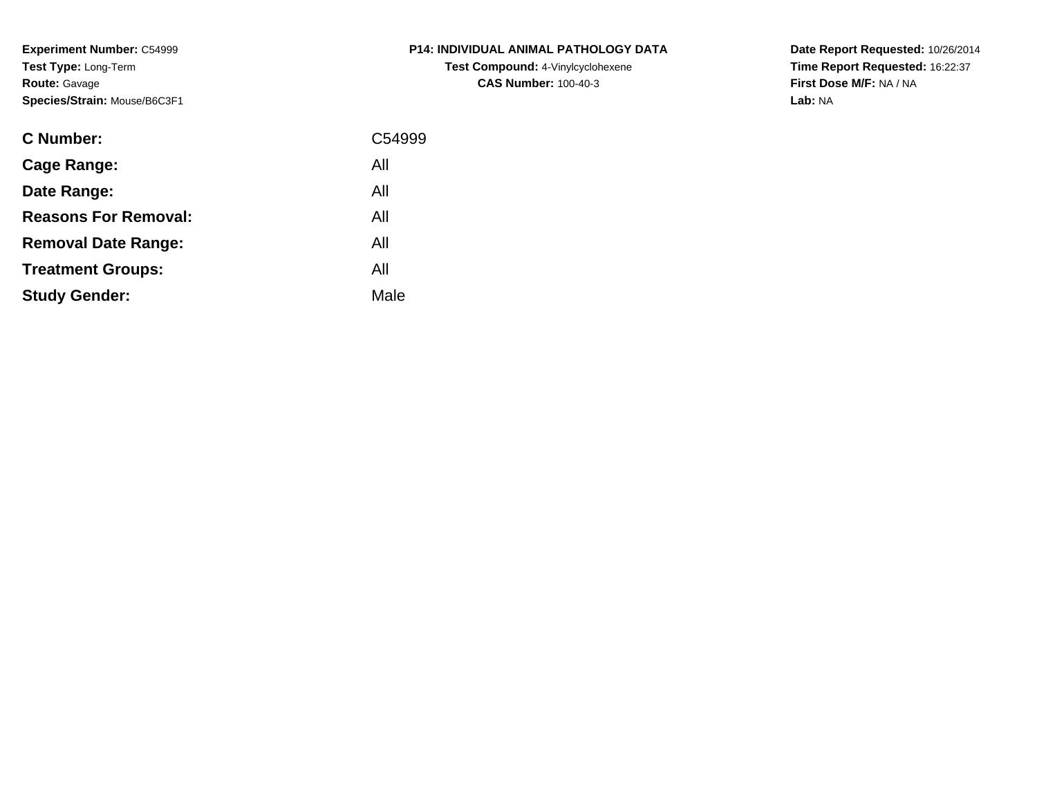**Experiment Number:** C54999
**Test Type:** Long-Term
**Route:** Gavage
**Species/Strain:** Mouse/B6C3F1

**P14: INDIVIDUAL ANIMAL PATHOLOGY DATA**
**Test Compound:** 4-Vinylcyclohexene
**CAS Number:** 100-40-3

**Date Report Requested:** 10/26/2014
**Time Report Requested:** 16:22:37
**First Dose M/F:** NA / NA
**Lab:** NA

| | |
|---|---|
| **C Number:** | C54999 |
| **Cage Range:** | All |
| **Date Range:** | All |
| **Reasons For Removal:** | All |
| **Removal Date Range:** | All |
| **Treatment Groups:** | All |
| **Study Gender:** | Male |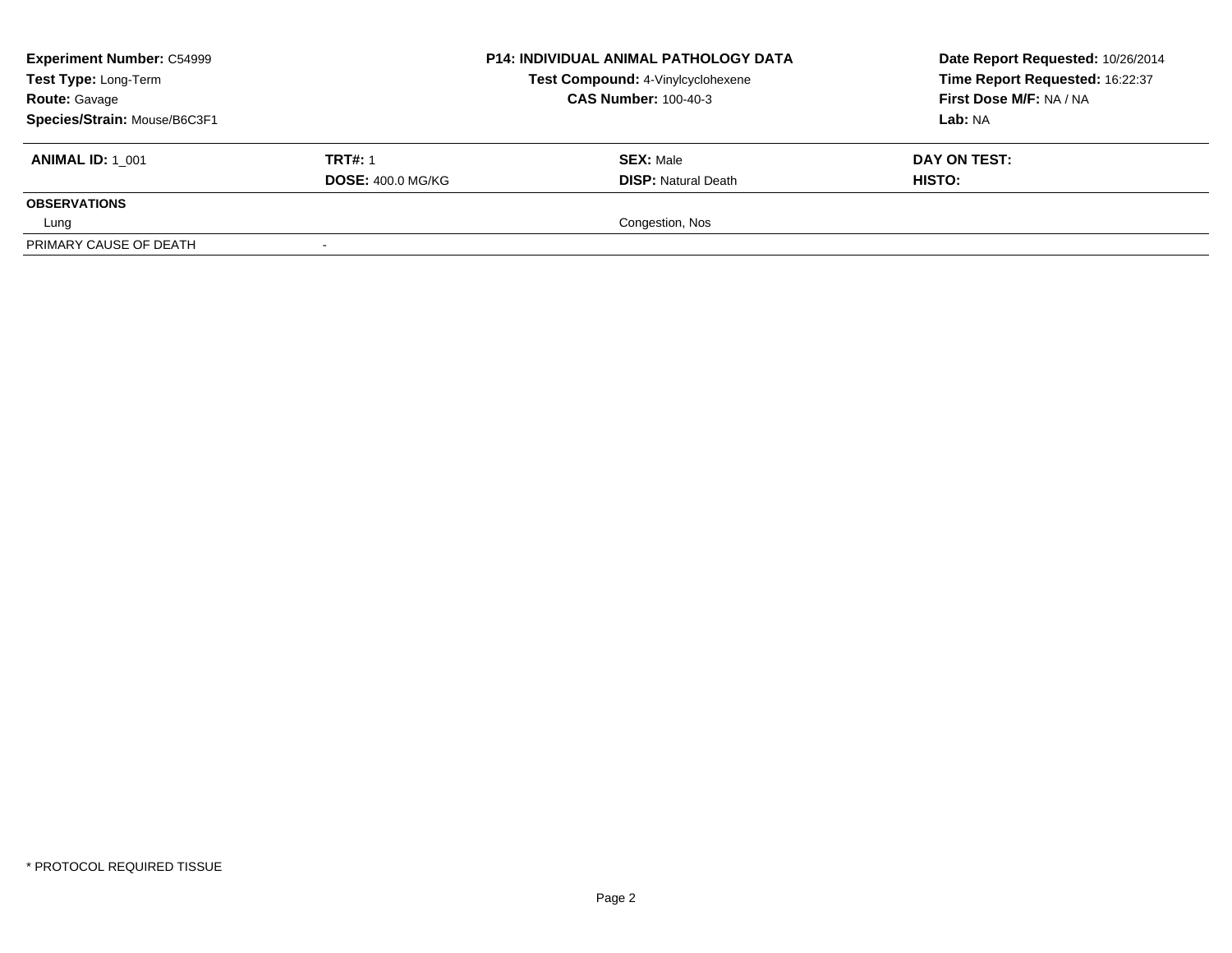| **Experiment Number:** C54999 | **P14: INDIVIDUAL ANIMAL PATHOLOGY DATA** | **Date Report Requested:** 10/26/2014 |
|---|---|---|
| **Test Type:** Long-Term | **Test Compound:** 4-Vinylcyclohexene | **Time Report Requested:** 16:22:37 |
| **Route:** Gavage | **CAS Number:** 100-40-3 | **First Dose M/F:** NA / NA |
| **Species/Strain:** Mouse/B6C3F1 | | **Lab:** NA |

| **ANIMAL ID:** 1_001 | **TRT#:** 1 | **SEX:** Male | **DAY ON TEST:** |
|---|---|---|---|
| | **DOSE:** 400.0 MG/KG | **DISP:** Natural Death | **HISTO:** |
| **OBSERVATIONS** | | | |
| Lung | | Congestion, Nos | |
| PRIMARY CAUSE OF DEATH | - | | |

* PROTOCOL REQUIRED TISSUE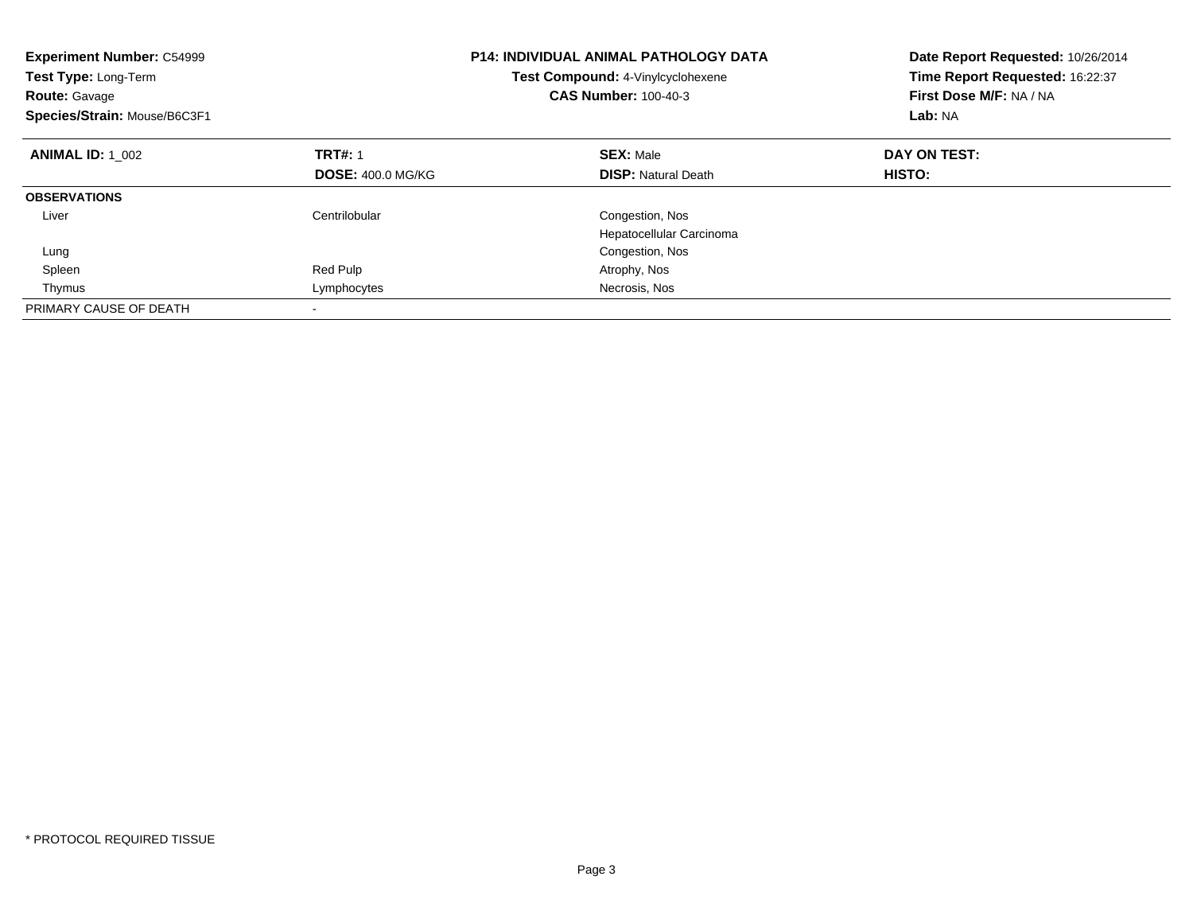**Experiment Number:** C54999
**Test Type:** Long-Term
**Route:** Gavage
**Species/Strain:** Mouse/B6C3F1

**P14: INDIVIDUAL ANIMAL PATHOLOGY DATA**
**Test Compound:** 4-Vinylcyclohexene
**CAS Number:** 100-40-3

**Date Report Requested:** 10/26/2014
**Time Report Requested:** 16:22:37
**First Dose M/F:** NA / NA
**Lab:** NA

| **ANIMAL ID:** 1_002 | **TRT#:** 1 | **SEX:** Male | **DAY ON TEST:** |
|---|---|---|---|
| | **DOSE:** 400.0 MG/KG | **DISP:** Natural Death | **HISTO:** |
| **OBSERVATIONS** | | | |
| Liver | Centrilobular | Congestion, Nos | |
| | | Hepatocellular Carcinoma | |
| Lung | | Congestion, Nos | |
| Spleen | Red Pulp | Atrophy, Nos | |
| Thymus | Lymphocytes | Necrosis, Nos | |
| PRIMARY CAUSE OF DEATH | - | | |

* PROTOCOL REQUIRED TISSUE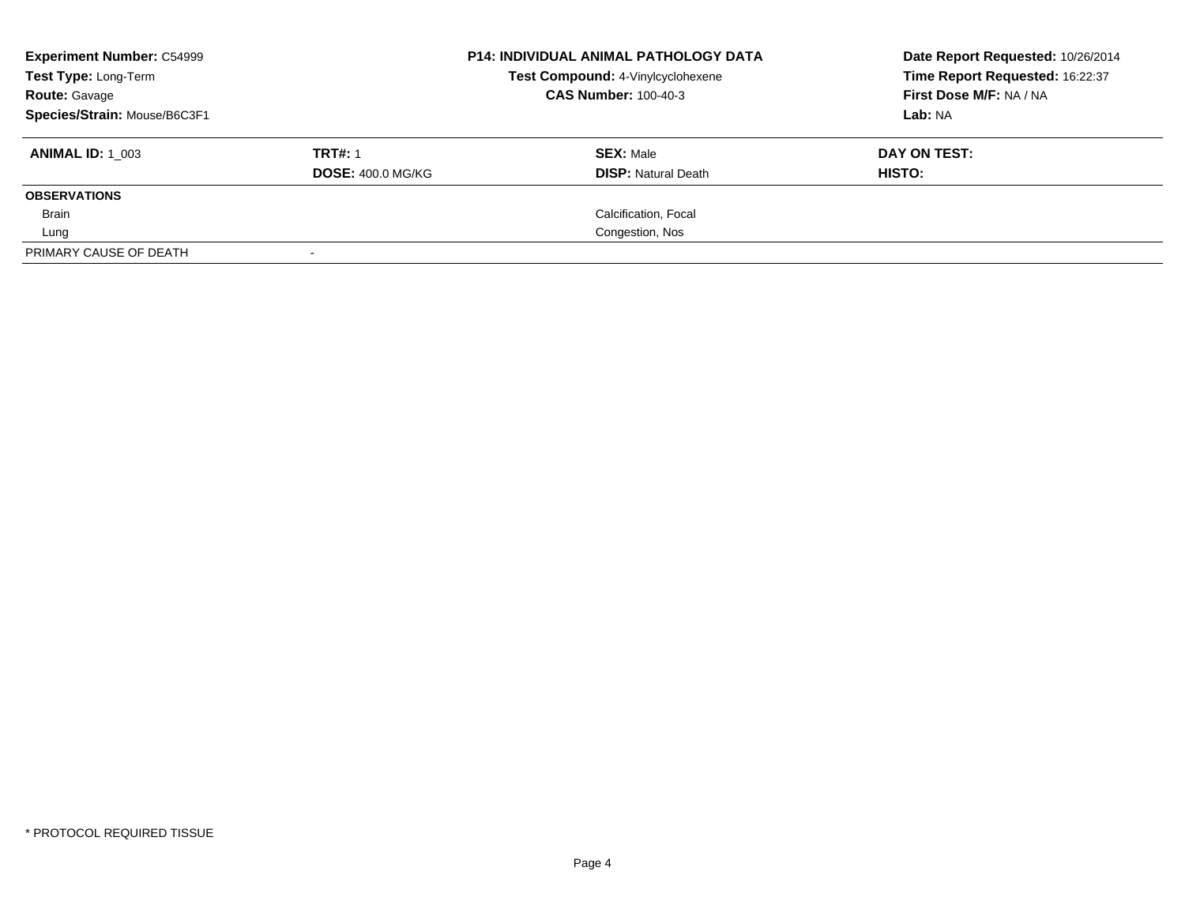**Experiment Number:** C54999
**Test Type:** Long-Term
**Route:** Gavage
**Species/Strain:** Mouse/B6C3F1

**P14: INDIVIDUAL ANIMAL PATHOLOGY DATA**
**Test Compound:** 4-Vinylcyclohexene
**CAS Number:** 100-40-3

**Date Report Requested:** 10/26/2014
**Time Report Requested:** 16:22:37
**First Dose M/F:** NA / NA
**Lab:** NA

| **ANIMAL ID:** 1_003 | **TRT#:** 1 | **SEX:** Male | **DAY ON TEST:** |
|---|---|---|---|
| | **DOSE:** 400.0 MG/KG | **DISP:** Natural Death | **HISTO:** |
| **OBSERVATIONS** | | | |
| Brain | | Calcification, Focal | |
| Lung | | Congestion, Nos | |
| PRIMARY CAUSE OF DEATH | - | | |

* PROTOCOL REQUIRED TISSUE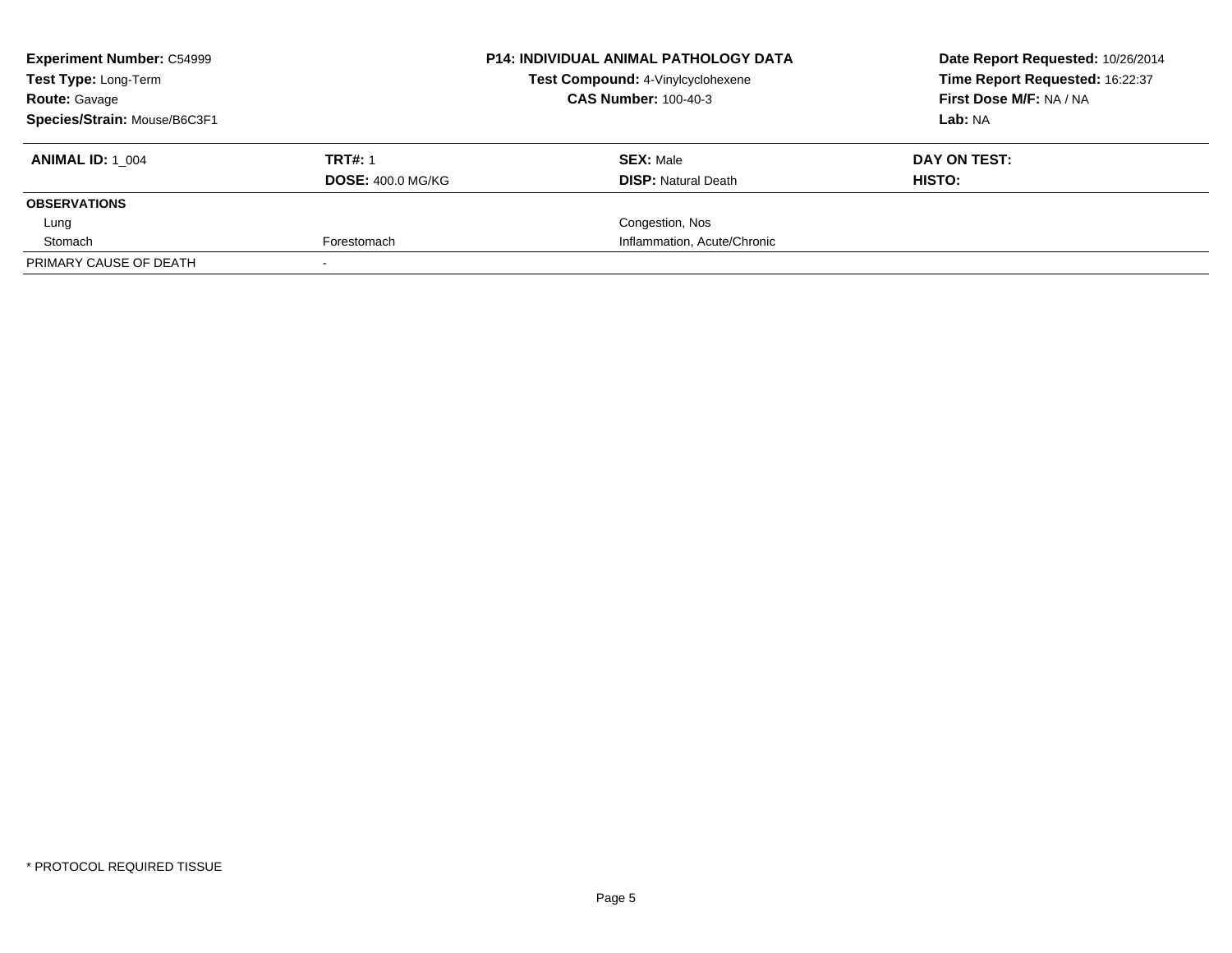**Experiment Number:** C54999
**Test Type:** Long-Term
**Route:** Gavage
**Species/Strain:** Mouse/B6C3F1

**P14: INDIVIDUAL ANIMAL PATHOLOGY DATA**
**Test Compound:** 4-Vinylcyclohexene
**CAS Number:** 100-40-3

**Date Report Requested:** 10/26/2014
**Time Report Requested:** 16:22:37
**First Dose M/F:** NA / NA
**Lab:** NA

| **ANIMAL ID:** 1_004 | **TRT#:** 1 | **SEX:** Male | **DAY ON TEST:** |
|---|---|---|---|
| | **DOSE:** 400.0 MG/KG | **DISP:** Natural Death | **HISTO:** |
| **OBSERVATIONS** | | | |
| Lung | | Congestion, Nos | |
| Stomach | Forestomach | Inflammation, Acute/Chronic | |
| PRIMARY CAUSE OF DEATH | - | | |

\* PROTOCOL REQUIRED TISSUE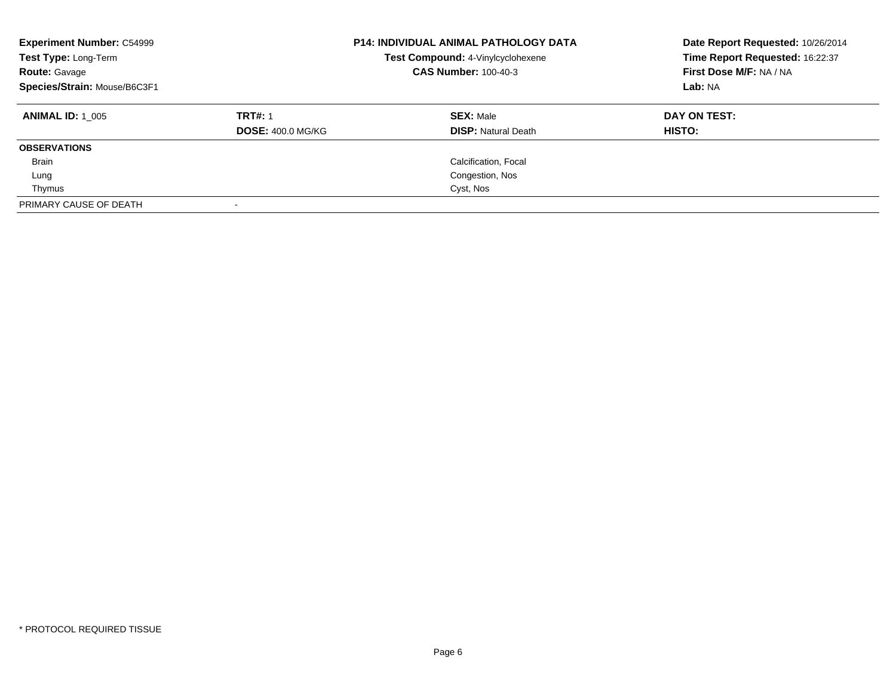**Experiment Number:** C54999
**Test Type:** Long-Term
**Route:** Gavage
**Species/Strain:** Mouse/B6C3F1

**P14: INDIVIDUAL ANIMAL PATHOLOGY DATA**
**Test Compound:** 4-Vinylcyclohexene
**CAS Number:** 100-40-3

**Date Report Requested:** 10/26/2014
**Time Report Requested:** 16:22:37
**First Dose M/F:** NA / NA
**Lab:** NA

| **ANIMAL ID:** 1_005 | **TRT#:** 1 | **SEX:** Male | **DAY ON TEST:** |
|---|---|---|---|
| | **DOSE:** 400.0 MG/KG | **DISP:** Natural Death | **HISTO:** |
| **OBSERVATIONS** | | | |
| Brain | | Calcification, Focal | |
| Lung | | Congestion, Nos | |
| Thymus | | Cyst, Nos | |
| PRIMARY CAUSE OF DEATH | - | | |

* PROTOCOL REQUIRED TISSUE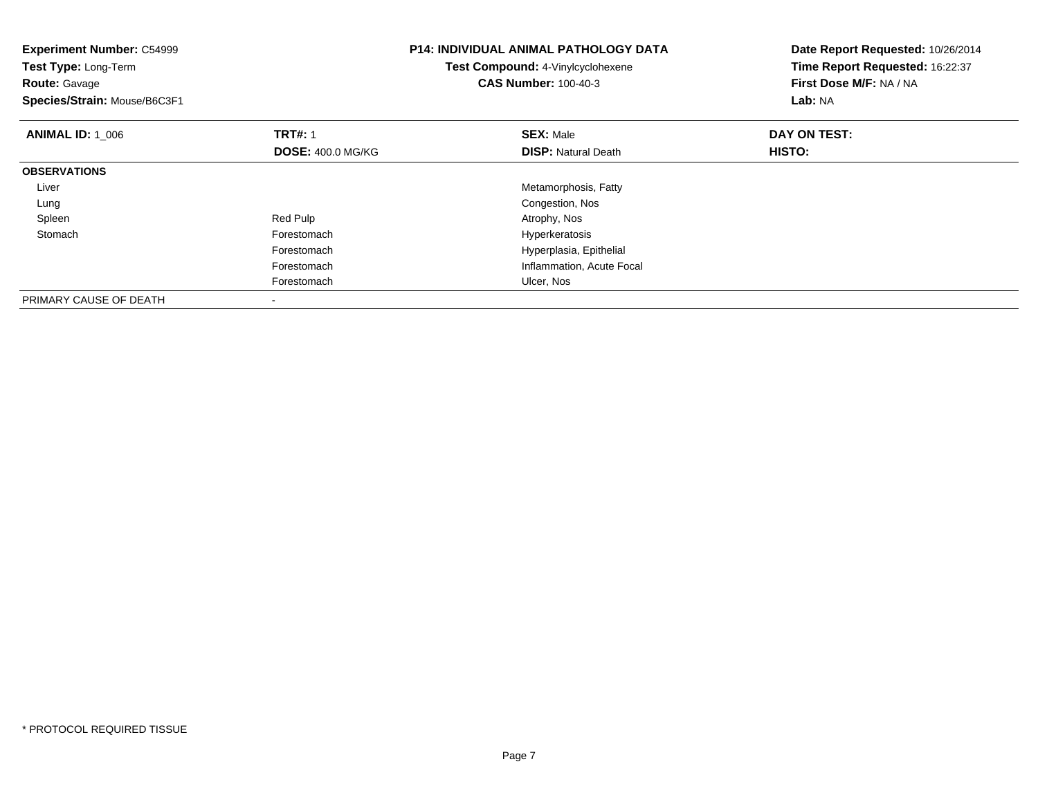**Experiment Number:** C54999
**Test Type:** Long-Term
**Route:** Gavage
**Species/Strain:** Mouse/B6C3F1

**P14: INDIVIDUAL ANIMAL PATHOLOGY DATA**
**Test Compound:** 4-Vinylcyclohexene
**CAS Number:** 100-40-3

**Date Report Requested:** 10/26/2014
**Time Report Requested:** 16:22:37
**First Dose M/F:** NA / NA
**Lab:** NA

| **ANIMAL ID:** 1_006 | **TRT#:** 1 | **SEX:** Male | **DAY ON TEST:** |
|---|---|---|---|
| | **DOSE:** 400.0 MG/KG | **DISP:** Natural Death | **HISTO:** |
| **OBSERVATIONS** | | | |
| Liver | | Metamorphosis, Fatty | |
| Lung | | Congestion, Nos | |
| Spleen | Red Pulp | Atrophy, Nos | |
| Stomach | Forestomach | Hyperkeratosis | |
| | Forestomach | Hyperplasia, Epithelial | |
| | Forestomach | Inflammation, Acute Focal | |
| | Forestomach | Ulcer, Nos | |
| PRIMARY CAUSE OF DEATH | - | | |

* PROTOCOL REQUIRED TISSUE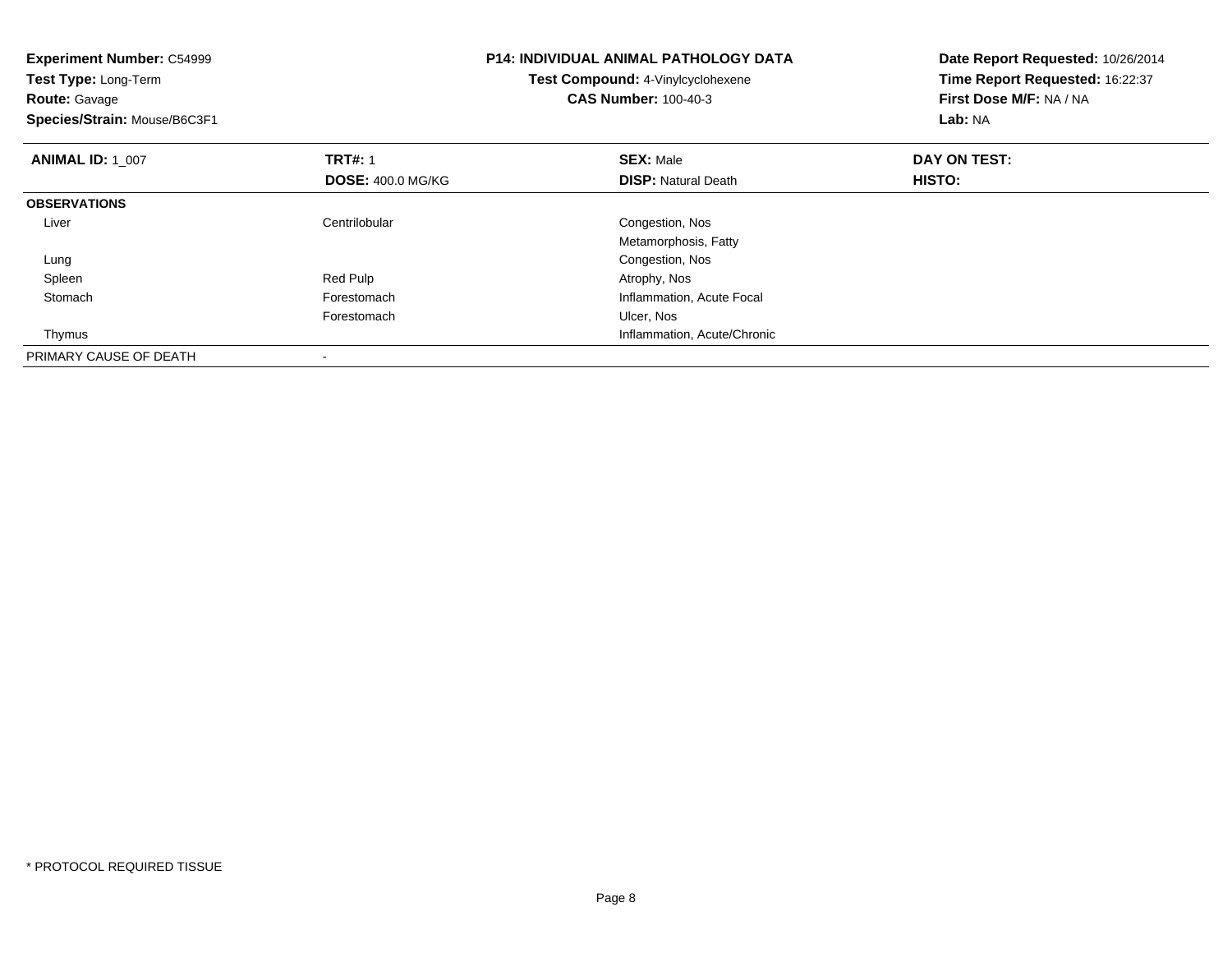**Experiment Number:** C54999
**Test Type:** Long-Term
**Route:** Gavage
**Species/Strain:** Mouse/B6C3F1

## P14: INDIVIDUAL ANIMAL PATHOLOGY DATA

**Test Compound:** 4-Vinylcyclohexene
**CAS Number:** 100-40-3

**Date Report Requested:** 10/26/2014
**Time Report Requested:** 16:22:37
**First Dose M/F:** NA / NA
**Lab:** NA

| **ANIMAL ID:** 1_007 | **TRT#:** 1 | **SEX:** Male | **DAY ON TEST:** |
|---|---|---|---|
| | **DOSE:** 400.0 MG/KG | **DISP:** Natural Death | **HISTO:** |
| **OBSERVATIONS** | | | |
| Liver | Centrilobular | Congestion, Nos | |
| | | Metamorphosis, Fatty | |
| Lung | | Congestion, Nos | |
| Spleen | Red Pulp | Atrophy, Nos | |
| Stomach | Forestomach | Inflammation, Acute Focal | |
| | Forestomach | Ulcer, Nos | |
| Thymus | | Inflammation, Acute/Chronic | |
| PRIMARY CAUSE OF DEATH | - | | |

* PROTOCOL REQUIRED TISSUE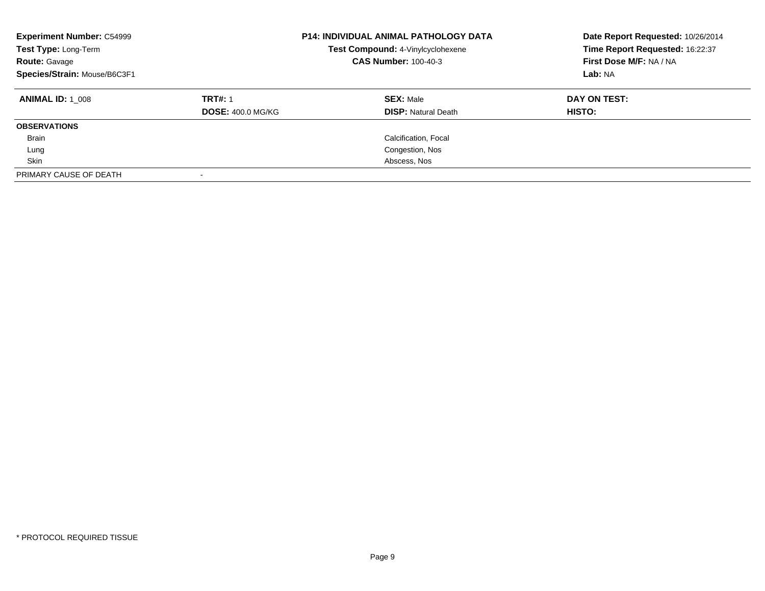**Experiment Number:** C54999
**Test Type:** Long-Term
**Route:** Gavage
**Species/Strain:** Mouse/B6C3F1

**P14: INDIVIDUAL ANIMAL PATHOLOGY DATA**
**Test Compound:** 4-Vinylcyclohexene
**CAS Number:** 100-40-3

**Date Report Requested:** 10/26/2014
**Time Report Requested:** 16:22:37
**First Dose M/F:** NA / NA
**Lab:** NA

| **ANIMAL ID:** 1_008 | **TRT#:** 1 | **SEX:** Male | **DAY ON TEST:** |
|---|---|---|---|
| | **DOSE:** 400.0 MG/KG | **DISP:** Natural Death | **HISTO:** |
| **OBSERVATIONS** | | | |
| Brain | | Calcification, Focal | |
| Lung | | Congestion, Nos | |
| Skin | | Abscess, Nos | |
| PRIMARY CAUSE OF DEATH | - | | |

* PROTOCOL REQUIRED TISSUE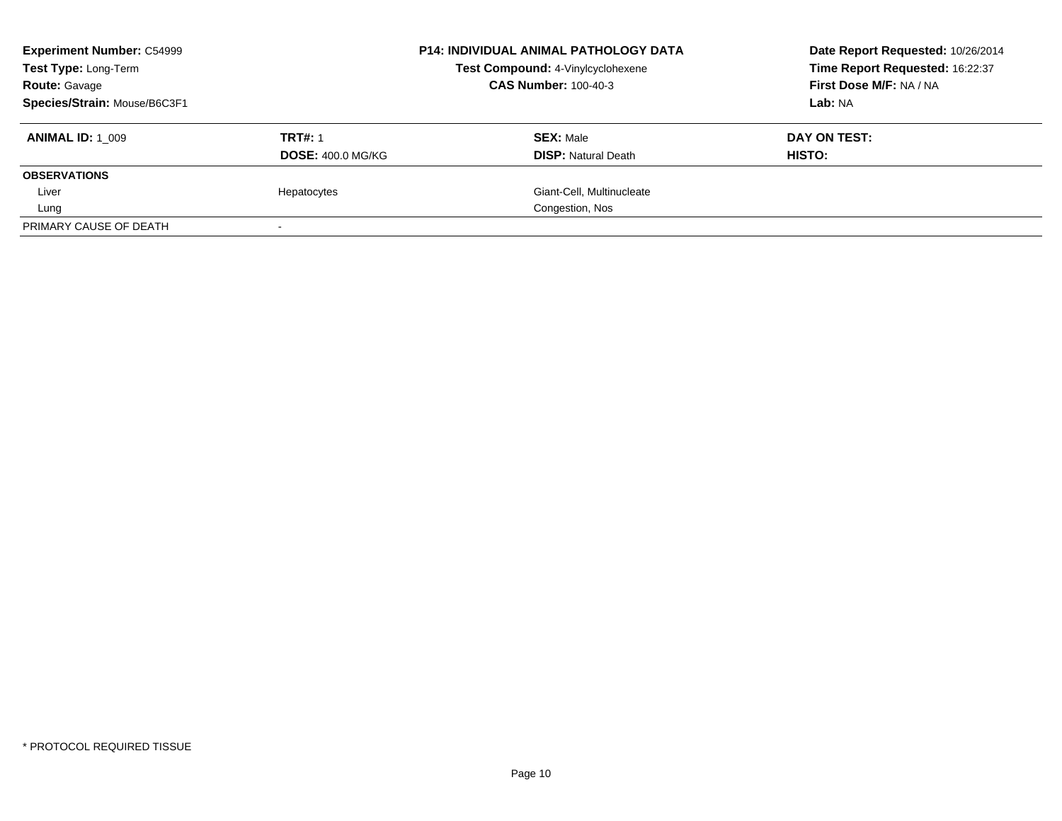**Experiment Number:** C54999
**Test Type:** Long-Term
**Route:** Gavage
**Species/Strain:** Mouse/B6C3F1

**P14: INDIVIDUAL ANIMAL PATHOLOGY DATA**
**Test Compound:** 4-Vinylcyclohexene
**CAS Number:** 100-40-3

**Date Report Requested:** 10/26/2014
**Time Report Requested:** 16:22:37
**First Dose M/F:** NA / NA
**Lab:** NA

| **ANIMAL ID:** 1_009 | **TRT#:** 1 | **SEX:** Male | **DAY ON TEST:** |
|---|---|---|---|
| | **DOSE:** 400.0 MG/KG | **DISP:** Natural Death | **HISTO:** |
| **OBSERVATIONS** | | | |
| Liver | Hepatocytes | Giant-Cell, Multinucleate | |
| Lung | | Congestion, Nos | |
| PRIMARY CAUSE OF DEATH | - | | |

* PROTOCOL REQUIRED TISSUE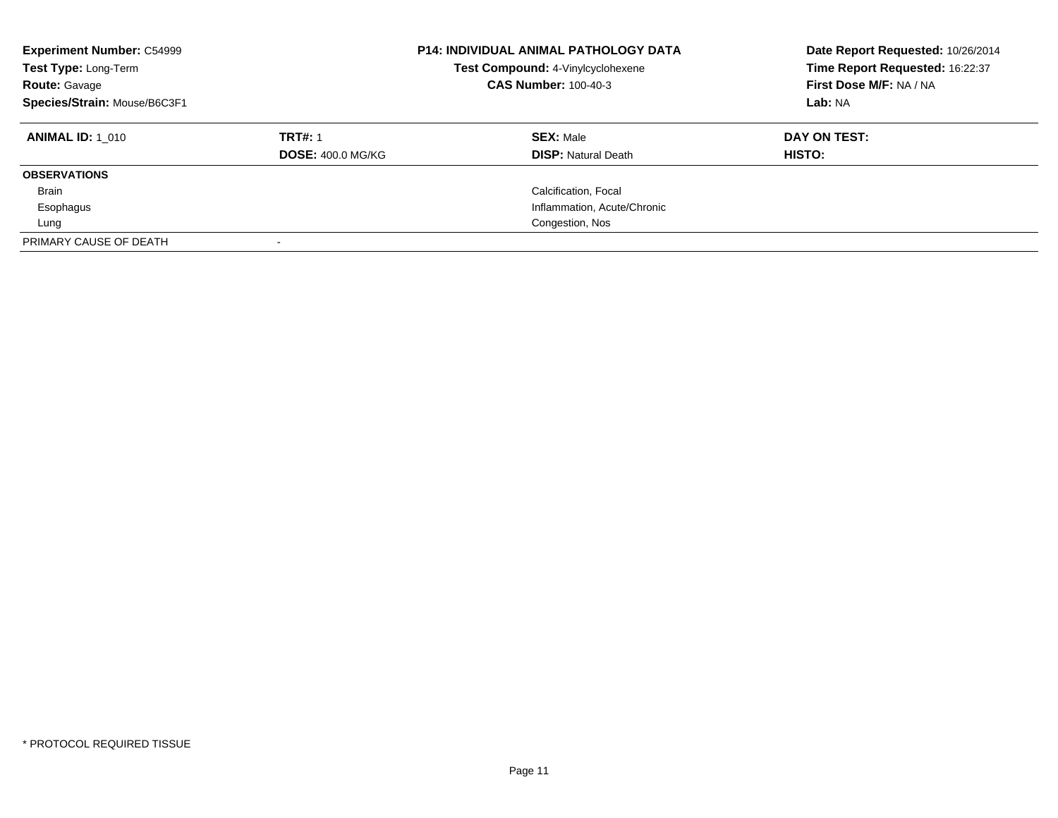**Experiment Number:** C54999
**Test Type:** Long-Term
**Route:** Gavage
**Species/Strain:** Mouse/B6C3F1

**P14: INDIVIDUAL ANIMAL PATHOLOGY DATA**
**Test Compound:** 4-Vinylcyclohexene
**CAS Number:** 100-40-3

**Date Report Requested:** 10/26/2014
**Time Report Requested:** 16:22:37
**First Dose M/F:** NA / NA
**Lab:** NA

| **ANIMAL ID:** 1_010 | **TRT#:** 1 | **SEX:** Male | **DAY ON TEST:** |
|---|---|---|---|
| | **DOSE:** 400.0 MG/KG | **DISP:** Natural Death | **HISTO:** |
| **OBSERVATIONS** | | | |
| Brain | | Calcification, Focal | |
| Esophagus | | Inflammation, Acute/Chronic | |
| Lung | | Congestion, Nos | |
| PRIMARY CAUSE OF DEATH | - | | |

* PROTOCOL REQUIRED TISSUE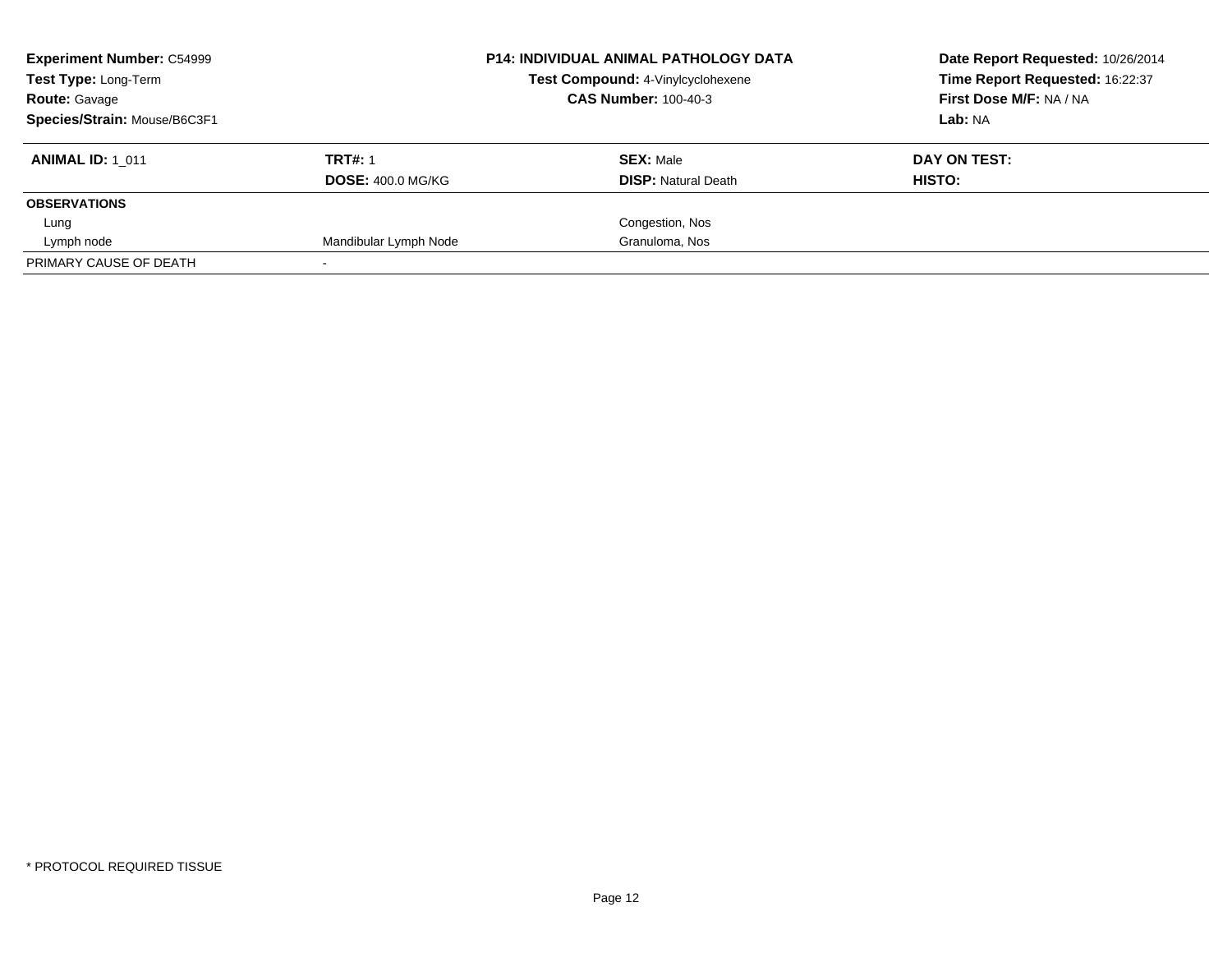| **Experiment Number:** C54999 | **P14: INDIVIDUAL ANIMAL PATHOLOGY DATA** | | **Date Report Requested:** 10/26/2014 |
|---|---|---|---|
| **Test Type:** Long-Term | **Test Compound:** 4-Vinylcyclohexene | | **Time Report Requested:** 16:22:37 |
| **Route:** Gavage | **CAS Number:** 100-40-3 | | **First Dose M/F:** NA / NA |
| **Species/Strain:** Mouse/B6C3F1 | | | **Lab:** NA |

| **ANIMAL ID:** 1_011 | **TRT#:** 1 | **SEX:** Male | **DAY ON TEST:** |
|---|---|---|---|
| | **DOSE:** 400.0 MG/KG | **DISP:** Natural Death | **HISTO:** |
| **OBSERVATIONS** | | | |
| Lung | | Congestion, Nos | |
| Lymph node | Mandibular Lymph Node | Granuloma, Nos | |
| PRIMARY CAUSE OF DEATH | - | | |

* PROTOCOL REQUIRED TISSUE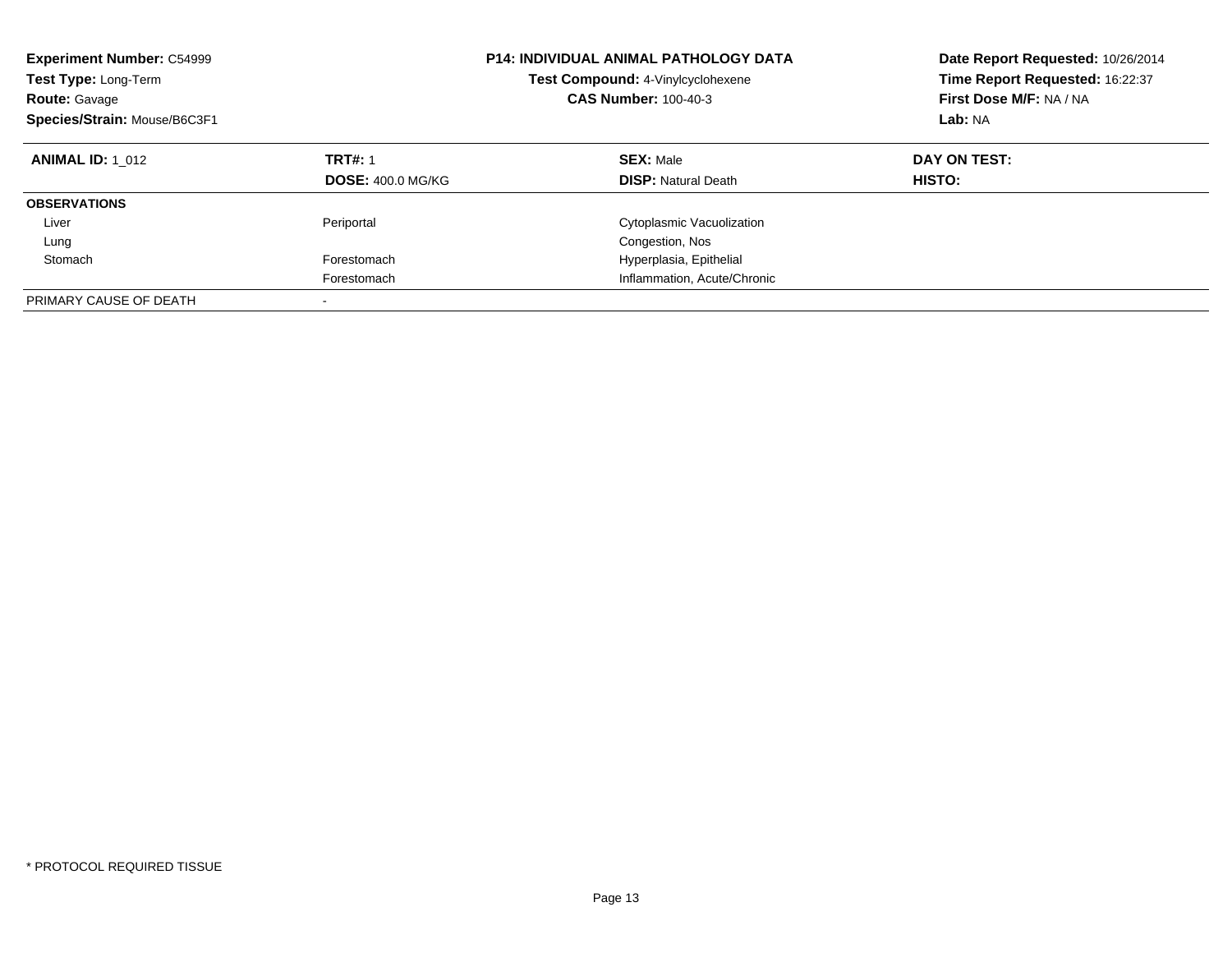**Experiment Number:** C54999
**Test Type:** Long-Term
**Route:** Gavage
**Species/Strain:** Mouse/B6C3F1

**P14: INDIVIDUAL ANIMAL PATHOLOGY DATA**
**Test Compound:** 4-Vinylcyclohexene
**CAS Number:** 100-40-3

**Date Report Requested:** 10/26/2014
**Time Report Requested:** 16:22:37
**First Dose M/F:** NA / NA
**Lab:** NA

| **ANIMAL ID:** 1_012 | **TRT#:** 1 | **SEX:** Male | **DAY ON TEST:** |
|---|---|---|---|
| | **DOSE:** 400.0 MG/KG | **DISP:** Natural Death | **HISTO:** |
| **OBSERVATIONS** | | | |
| Liver | Periportal | Cytoplasmic Vacuolization | |
| Lung | | Congestion, Nos | |
| Stomach | Forestomach | Hyperplasia, Epithelial | |
| | Forestomach | Inflammation, Acute/Chronic | |
| PRIMARY CAUSE OF DEATH | - | | |

* PROTOCOL REQUIRED TISSUE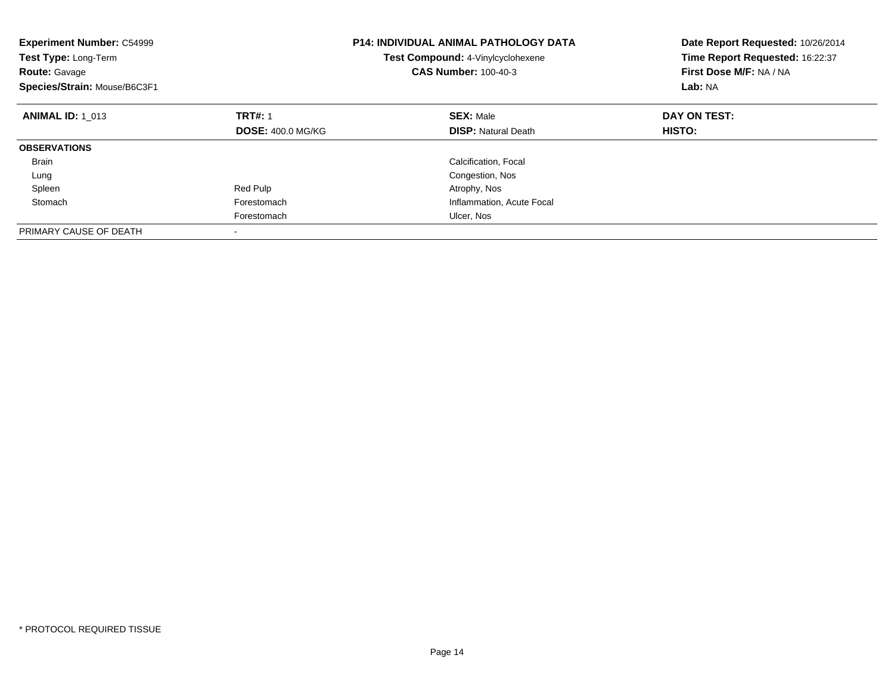**Experiment Number:** C54999
**Test Type:** Long-Term
**Route:** Gavage
**Species/Strain:** Mouse/B6C3F1

**P14: INDIVIDUAL ANIMAL PATHOLOGY DATA**
**Test Compound:** 4-Vinylcyclohexene
**CAS Number:** 100-40-3

**Date Report Requested:** 10/26/2014
**Time Report Requested:** 16:22:37
**First Dose M/F:** NA / NA
**Lab:** NA

| **ANIMAL ID:** 1_013 | **TRT#:** 1 | **SEX:** Male | **DAY ON TEST:** |
|---|---|---|---|
| | **DOSE:** 400.0 MG/KG | **DISP:** Natural Death | **HISTO:** |
| **OBSERVATIONS** | | | |
| Brain | | Calcification, Focal | |
| Lung | | Congestion, Nos | |
| Spleen | Red Pulp | Atrophy, Nos | |
| Stomach | Forestomach | Inflammation, Acute Focal | |
| | Forestomach | Ulcer, Nos | |
| PRIMARY CAUSE OF DEATH | - | | |

* PROTOCOL REQUIRED TISSUE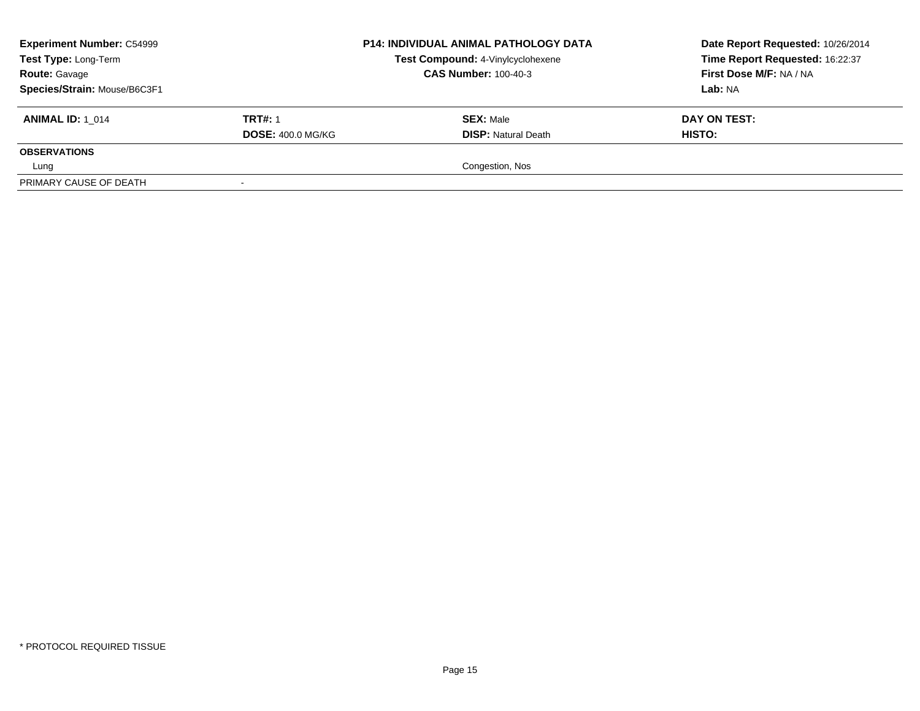**Experiment Number:** C54999
**Test Type:** Long-Term
**Route:** Gavage
**Species/Strain:** Mouse/B6C3F1

**P14: INDIVIDUAL ANIMAL PATHOLOGY DATA**
**Test Compound:** 4-Vinylcyclohexene
**CAS Number:** 100-40-3

**Date Report Requested:** 10/26/2014
**Time Report Requested:** 16:22:37
**First Dose M/F:** NA / NA
**Lab:** NA

| **ANIMAL ID:** 1_014 | **TRT#:** 1 | **SEX:** Male | **DAY ON TEST:** |
|---|---|---|---|
| | **DOSE:** 400.0 MG/KG | **DISP:** Natural Death | **HISTO:** |
| **OBSERVATIONS** | | | |
| Lung | | Congestion, Nos | |
| PRIMARY CAUSE OF DEATH | - | | |

* PROTOCOL REQUIRED TISSUE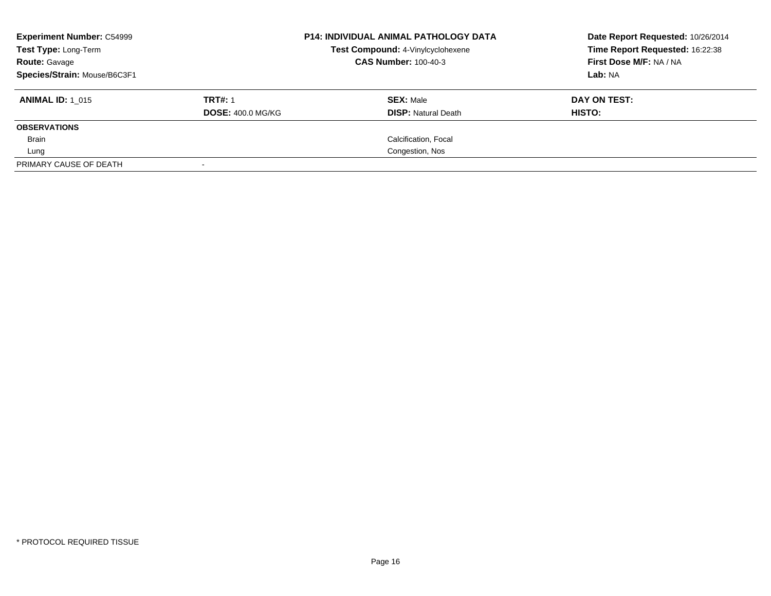**Experiment Number:** C54999
**Test Type:** Long-Term
**Route:** Gavage
**Species/Strain:** Mouse/B6C3F1

**P14: INDIVIDUAL ANIMAL PATHOLOGY DATA**
**Test Compound:** 4-Vinylcyclohexene
**CAS Number:** 100-40-3

**Date Report Requested:** 10/26/2014
**Time Report Requested:** 16:22:38
**First Dose M/F:** NA / NA
**Lab:** NA

| **ANIMAL ID:** 1_015 | **TRT#:** 1 | **SEX:** Male | **DAY ON TEST:** |
|---|---|---|---|
| | **DOSE:** 400.0 MG/KG | **DISP:** Natural Death | **HISTO:** |
| **OBSERVATIONS** | | | |
| Brain | | Calcification, Focal | |
| Lung | | Congestion, Nos | |
| PRIMARY CAUSE OF DEATH | - | | |

\* PROTOCOL REQUIRED TISSUE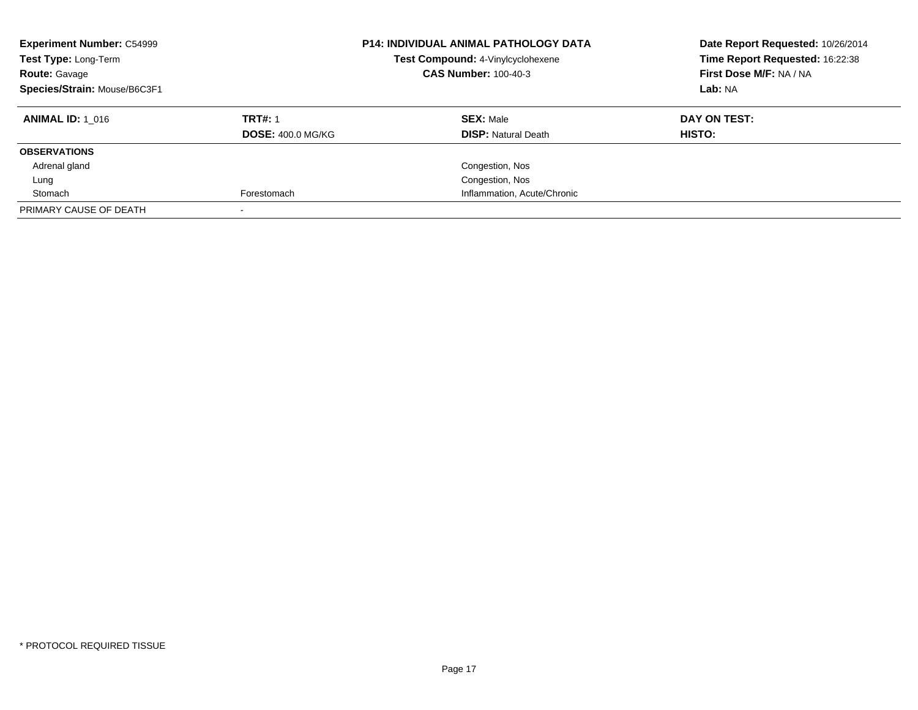**Experiment Number:** C54999
**Test Type:** Long-Term
**Route:** Gavage
**Species/Strain:** Mouse/B6C3F1

**P14: INDIVIDUAL ANIMAL PATHOLOGY DATA**
**Test Compound:** 4-Vinylcyclohexene
**CAS Number:** 100-40-3

**Date Report Requested:** 10/26/2014
**Time Report Requested:** 16:22:38
**First Dose M/F:** NA / NA
**Lab:** NA

| **ANIMAL ID:** 1_016 | **TRT#:** 1 | **SEX:** Male | **DAY ON TEST:** |
|---|---|---|---|
| | **DOSE:** 400.0 MG/KG | **DISP:** Natural Death | **HISTO:** |
| **OBSERVATIONS** | | | |
| Adrenal gland | | Congestion, Nos | |
| Lung | | Congestion, Nos | |
| Stomach | Forestomach | Inflammation, Acute/Chronic | |
| PRIMARY CAUSE OF DEATH | - | | |

* PROTOCOL REQUIRED TISSUE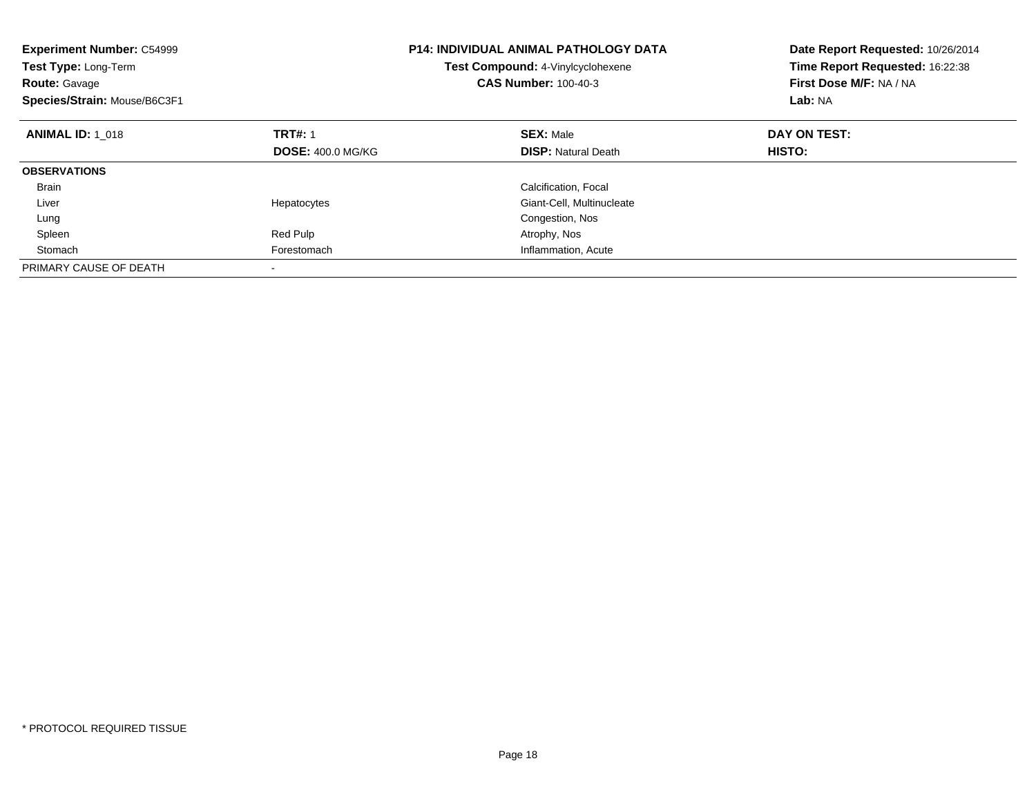**Experiment Number:** C54999
**Test Type:** Long-Term
**Route:** Gavage
**Species/Strain:** Mouse/B6C3F1

**P14: INDIVIDUAL ANIMAL PATHOLOGY DATA**
**Test Compound:** 4-Vinylcyclohexene
**CAS Number:** 100-40-3

**Date Report Requested:** 10/26/2014
**Time Report Requested:** 16:22:38
**First Dose M/F:** NA / NA
**Lab:** NA

| **ANIMAL ID:** 1_018 | **TRT#:** 1 | **SEX:** Male | **DAY ON TEST:** |
|---|---|---|---|
| | **DOSE:** 400.0 MG/KG | **DISP:** Natural Death | **HISTO:** |
| **OBSERVATIONS** | | | |
| Brain | | Calcification, Focal | |
| Liver | Hepatocytes | Giant-Cell, Multinucleate | |
| Lung | | Congestion, Nos | |
| Spleen | Red Pulp | Atrophy, Nos | |
| Stomach | Forestomach | Inflammation, Acute | |
| PRIMARY CAUSE OF DEATH | - | | |

* PROTOCOL REQUIRED TISSUE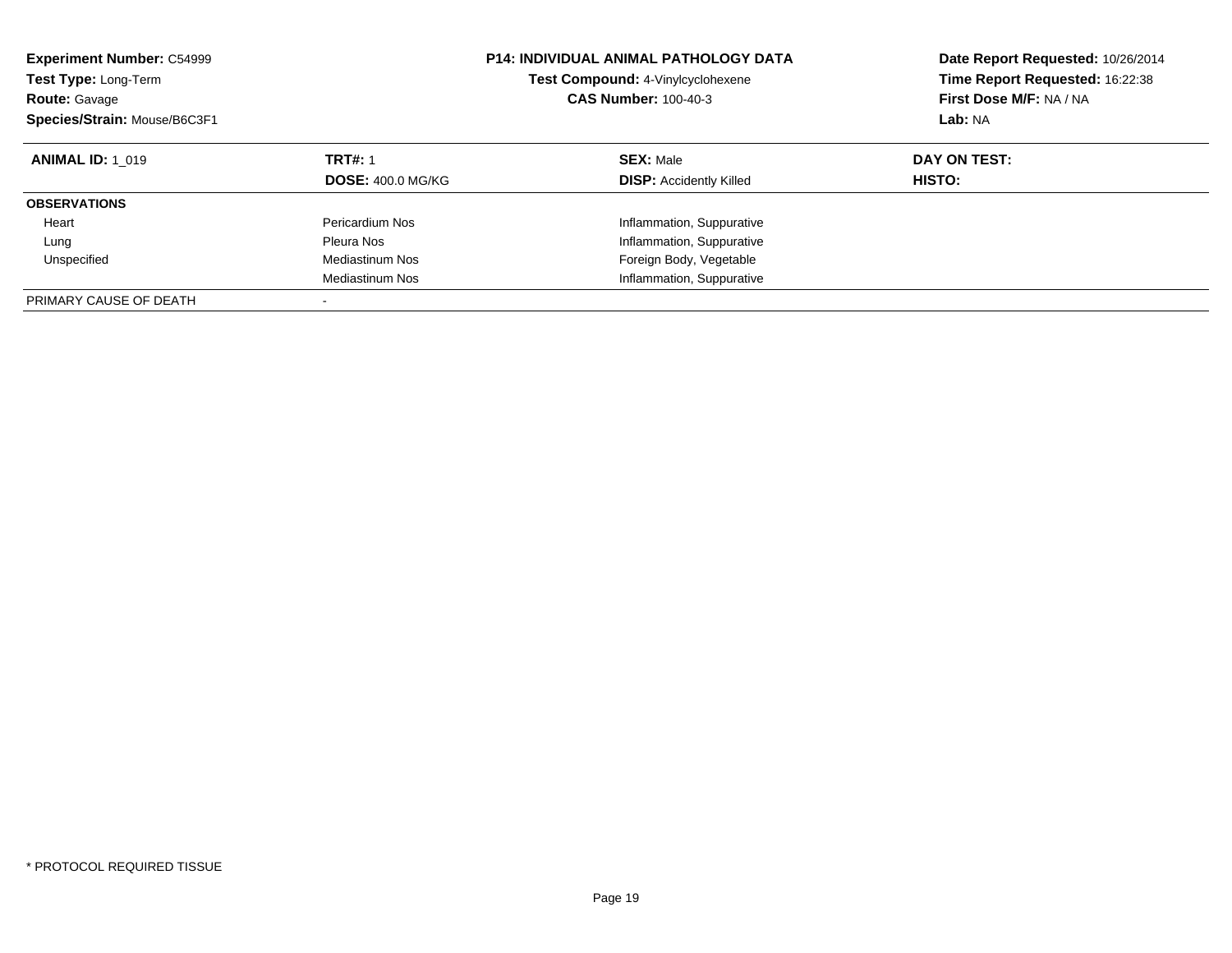**Experiment Number:** C54999
**Test Type:** Long-Term
**Route:** Gavage
**Species/Strain:** Mouse/B6C3F1

**P14: INDIVIDUAL ANIMAL PATHOLOGY DATA**
**Test Compound:** 4-Vinylcyclohexene
**CAS Number:** 100-40-3

**Date Report Requested:** 10/26/2014
**Time Report Requested:** 16:22:38
**First Dose M/F:** NA / NA
**Lab:** NA

| **ANIMAL ID:** 1_019 | **TRT#:** 1 | **SEX:** Male | **DAY ON TEST:** |
|---|---|---|---|
| | **DOSE:** 400.0 MG/KG | **DISP:** Accidently Killed | **HISTO:** |
| **OBSERVATIONS** | | | |
| Heart | Pericardium Nos | Inflammation, Suppurative | |
| Lung | Pleura Nos | Inflammation, Suppurative | |
| Unspecified | Mediastinum Nos | Foreign Body, Vegetable | |
| | Mediastinum Nos | Inflammation, Suppurative | |
| PRIMARY CAUSE OF DEATH | - | | |

* PROTOCOL REQUIRED TISSUE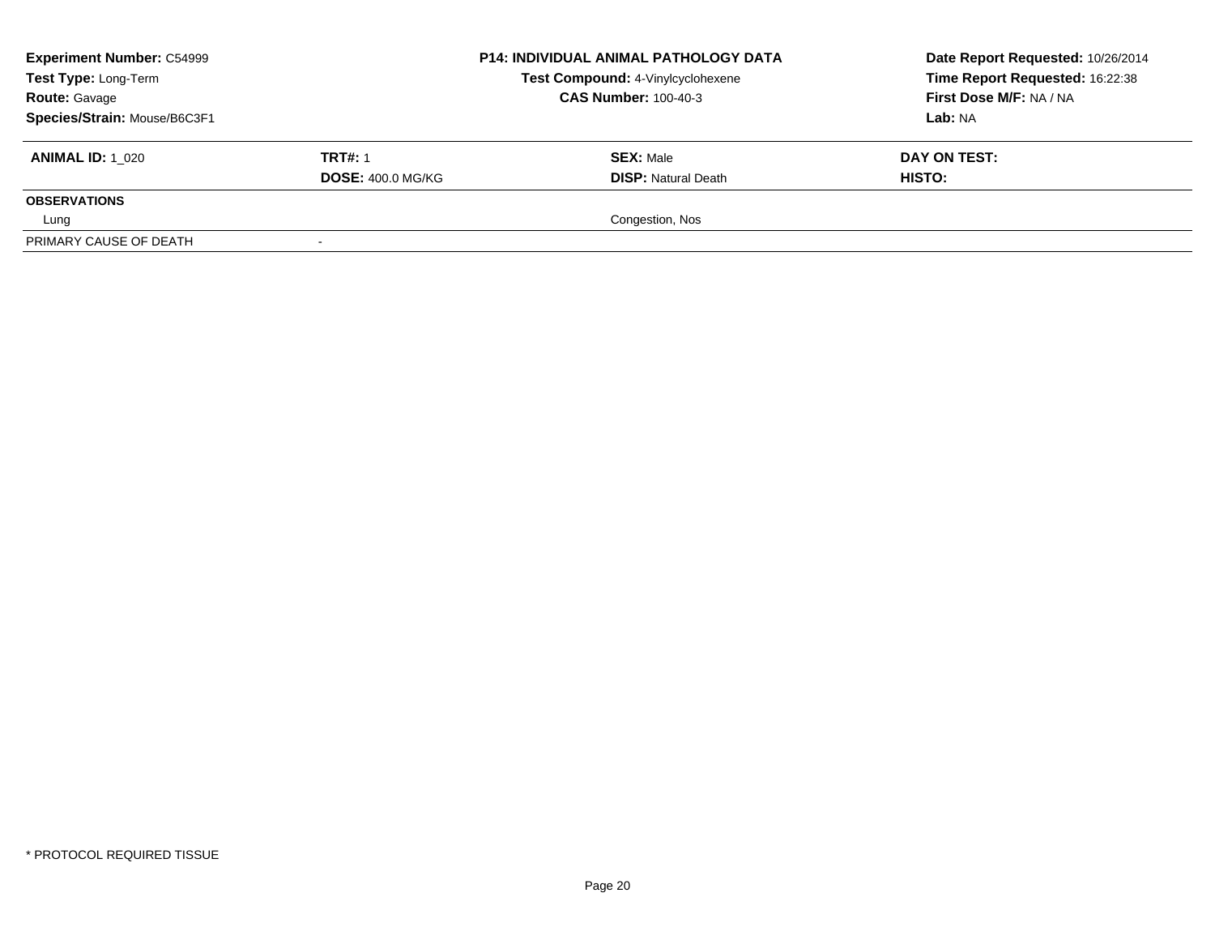| **Experiment Number:** C54999 | **P14: INDIVIDUAL ANIMAL PATHOLOGY DATA** | **Date Report Requested:** 10/26/2014 |
|---|---|---|
| **Test Type:** Long-Term | **Test Compound:** 4-Vinylcyclohexene | **Time Report Requested:** 16:22:38 |
| **Route:** Gavage | **CAS Number:** 100-40-3 | **First Dose M/F:** NA / NA |
| **Species/Strain:** Mouse/B6C3F1 | | **Lab:** NA |

| **ANIMAL ID:** 1_020 | **TRT#:** 1 | **SEX:** Male | **DAY ON TEST:** |
|---|---|---|---|
| | **DOSE:** 400.0 MG/KG | **DISP:** Natural Death | **HISTO:** |
| **OBSERVATIONS** | | | |
| Lung | | Congestion, Nos | |
| PRIMARY CAUSE OF DEATH | - | | |

* PROTOCOL REQUIRED TISSUE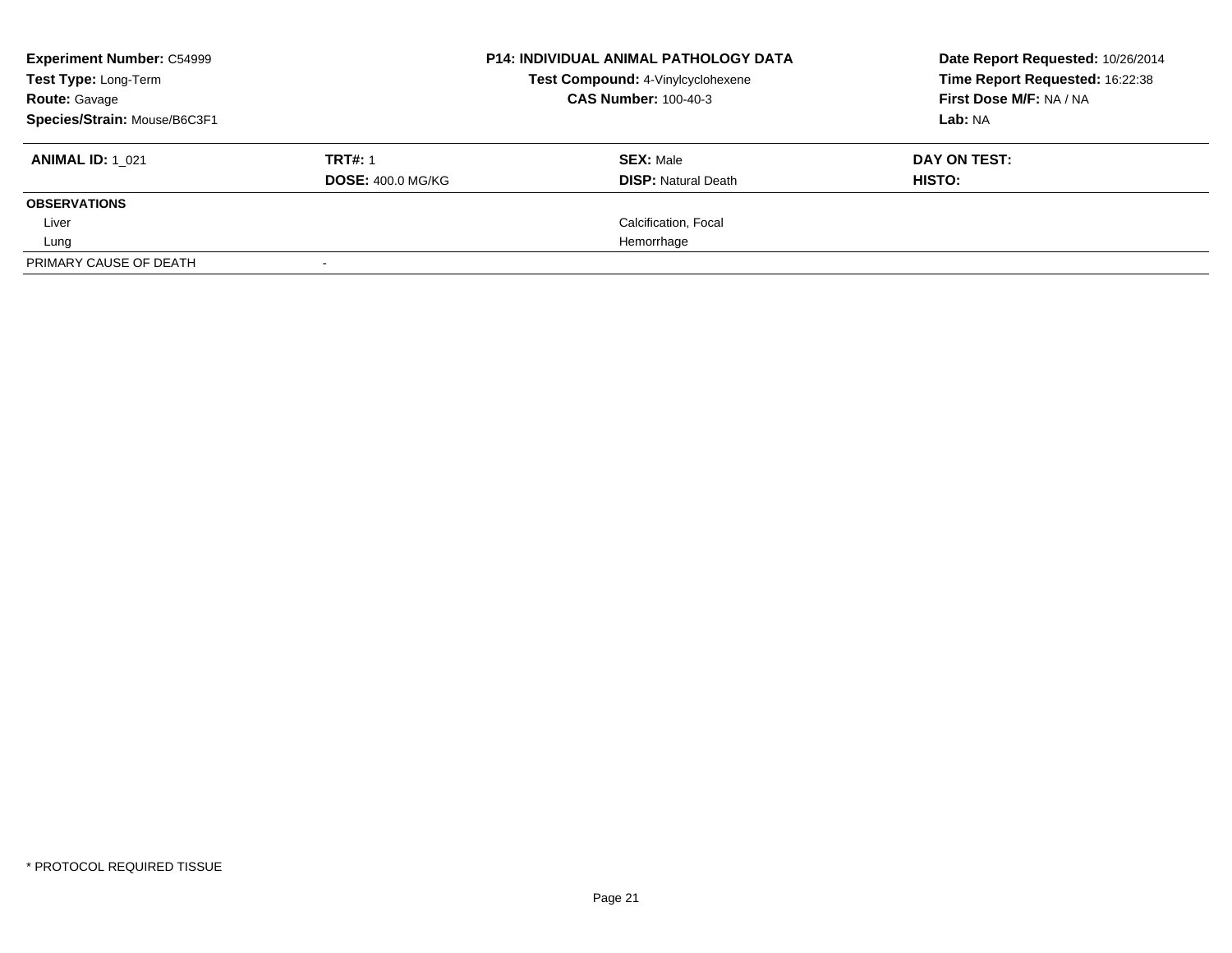**Experiment Number:** C54999
**Test Type:** Long-Term
**Route:** Gavage
**Species/Strain:** Mouse/B6C3F1

**P14: INDIVIDUAL ANIMAL PATHOLOGY DATA**
**Test Compound:** 4-Vinylcyclohexene
**CAS Number:** 100-40-3

**Date Report Requested:** 10/26/2014
**Time Report Requested:** 16:22:38
**First Dose M/F:** NA / NA
**Lab:** NA

| **ANIMAL ID:** 1_021 | **TRT#:** 1 | **SEX:** Male | **DAY ON TEST:** |
|---|---|---|---|
| | **DOSE:** 400.0 MG/KG | **DISP:** Natural Death | **HISTO:** |
| **OBSERVATIONS** | | | |
| Liver | | Calcification, Focal | |
| Lung | | Hemorrhage | |
| PRIMARY CAUSE OF DEATH | - | | |

\* PROTOCOL REQUIRED TISSUE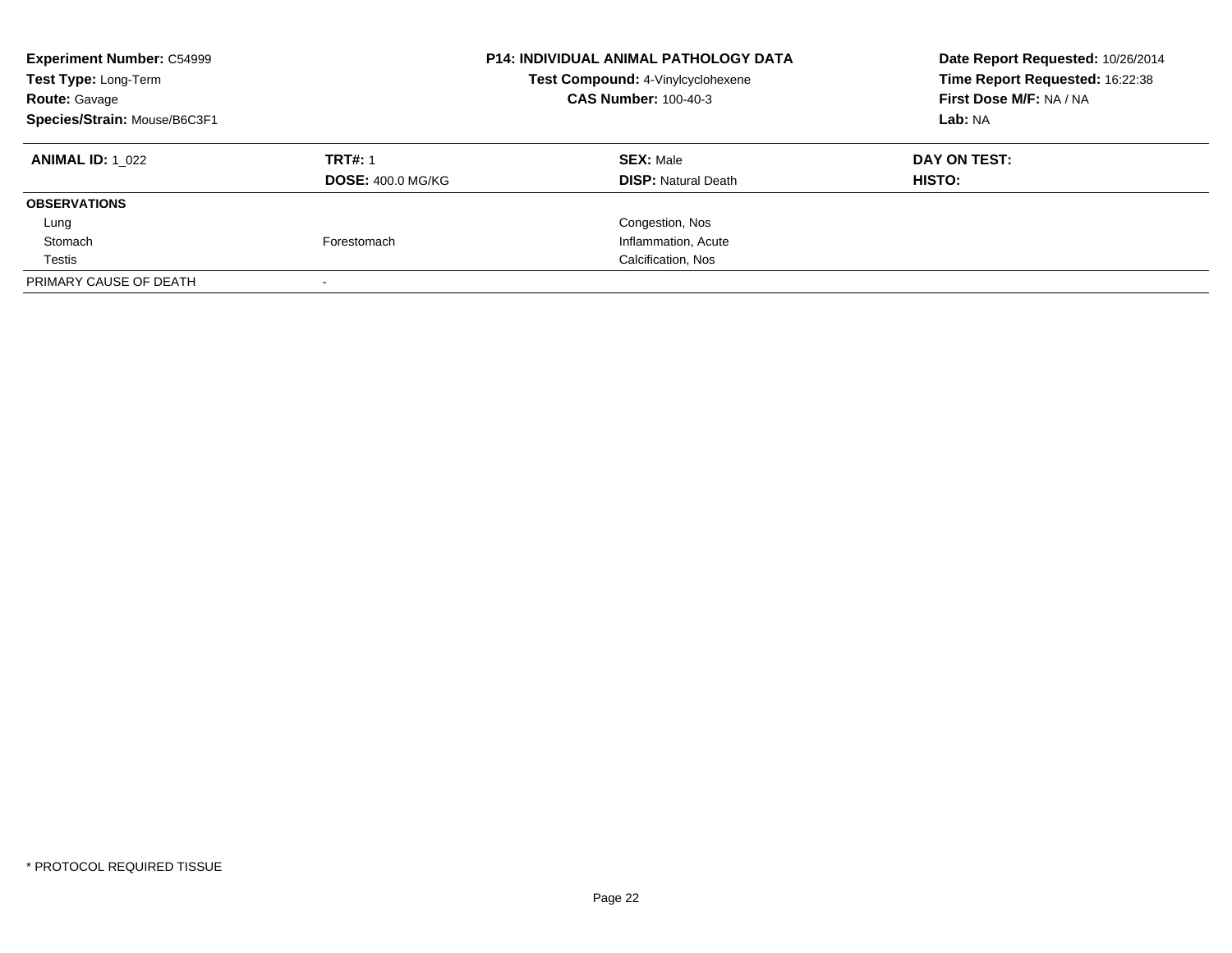**Experiment Number:** C54999
**Test Type:** Long-Term
**Route:** Gavage
**Species/Strain:** Mouse/B6C3F1

**P14: INDIVIDUAL ANIMAL PATHOLOGY DATA**
**Test Compound:** 4-Vinylcyclohexene
**CAS Number:** 100-40-3

**Date Report Requested:** 10/26/2014
**Time Report Requested:** 16:22:38
**First Dose M/F:** NA / NA
**Lab:** NA

| **ANIMAL ID:** 1_022 | **TRT#:** 1 | **SEX:** Male | **DAY ON TEST:** |
|---|---|---|---|
| | **DOSE:** 400.0 MG/KG | **DISP:** Natural Death | **HISTO:** |
| **OBSERVATIONS** | | | |
| Lung | | Congestion, Nos | |
| Stomach | Forestomach | Inflammation, Acute | |
| Testis | | Calcification, Nos | |
| PRIMARY CAUSE OF DEATH | - | | |

* PROTOCOL REQUIRED TISSUE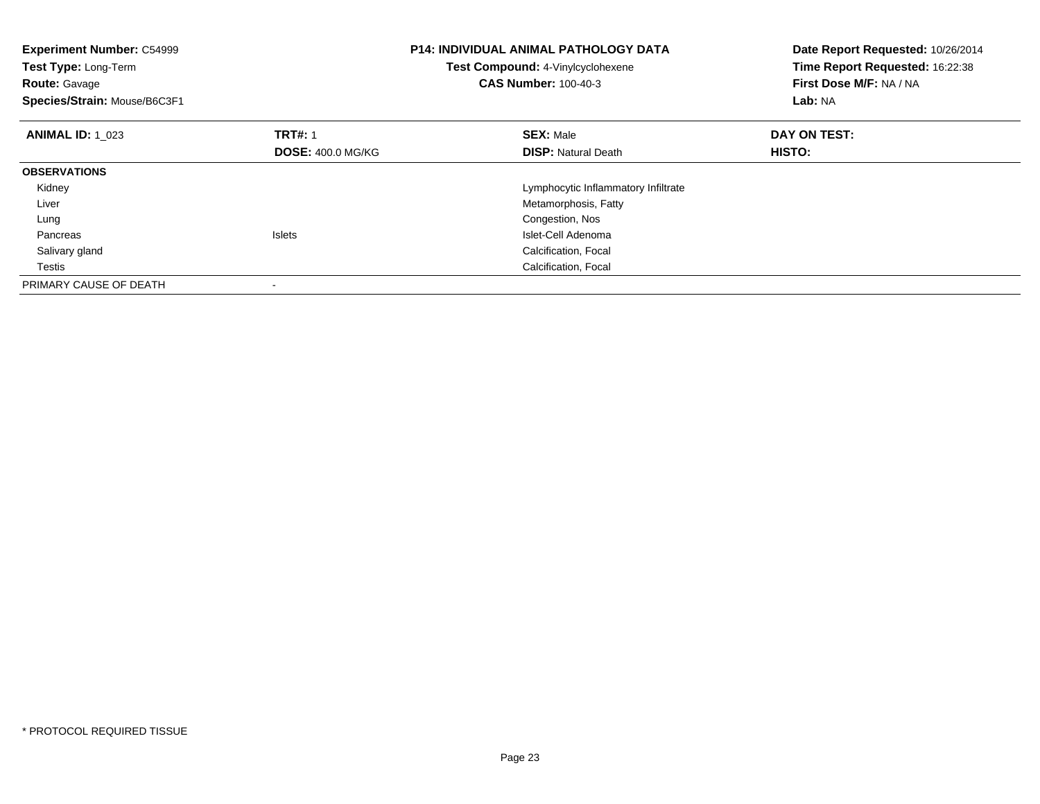**Experiment Number:** C54999
**Test Type:** Long-Term
**Route:** Gavage
**Species/Strain:** Mouse/B6C3F1

**P14: INDIVIDUAL ANIMAL PATHOLOGY DATA**
**Test Compound:** 4-Vinylcyclohexene
**CAS Number:** 100-40-3

**Date Report Requested:** 10/26/2014
**Time Report Requested:** 16:22:38
**First Dose M/F:** NA / NA
**Lab:** NA

| **ANIMAL ID:** 1_023 | **TRT#:** 1 | **SEX:** Male | **DAY ON TEST:** |
|---|---|---|---|
| | **DOSE:** 400.0 MG/KG | **DISP:** Natural Death | **HISTO:** |
| **OBSERVATIONS** | | | |
| Kidney | | Lymphocytic Inflammatory Infiltrate | |
| Liver | | Metamorphosis, Fatty | |
| Lung | | Congestion, Nos | |
| Pancreas | Islets | Islet-Cell Adenoma | |
| Salivary gland | | Calcification, Focal | |
| Testis | | Calcification, Focal | |
| PRIMARY CAUSE OF DEATH | - | | |

* PROTOCOL REQUIRED TISSUE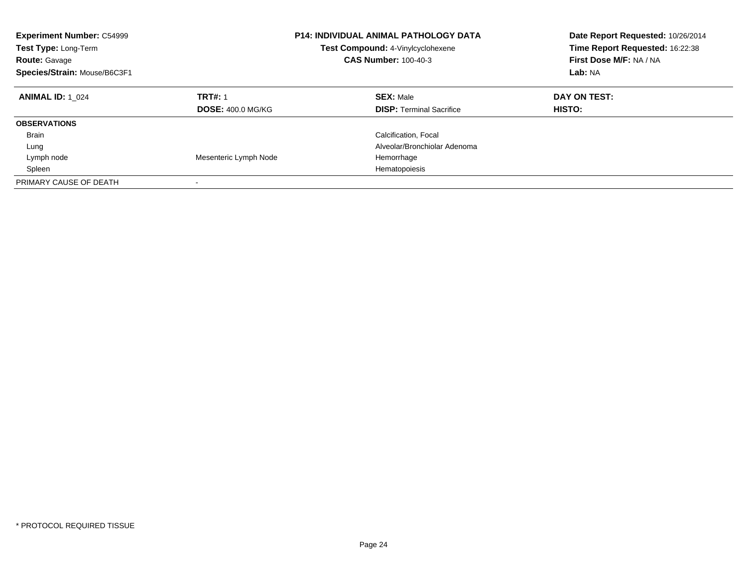| **Experiment Number:** C54999 | **P14: INDIVIDUAL ANIMAL PATHOLOGY DATA** | **Date Report Requested:** 10/26/2014 |
|---|---|---|
| **Test Type:** Long-Term | **Test Compound:** 4-Vinylcyclohexene | **Time Report Requested:** 16:22:38 |
| **Route:** Gavage | **CAS Number:** 100-40-3 | **First Dose M/F:** NA / NA |
| **Species/Strain:** Mouse/B6C3F1 | | **Lab:** NA |

| **ANIMAL ID:** 1_024 | **TRT#:** 1 | **SEX:** Male | **DAY ON TEST:** |
|---|---|---|---|
| | **DOSE:** 400.0 MG/KG | **DISP:** Terminal Sacrifice | **HISTO:** |
| **OBSERVATIONS** | | | |
| Brain | | Calcification, Focal | |
| Lung | | Alveolar/Bronchiolar Adenoma | |
| Lymph node | Mesenteric Lymph Node | Hemorrhage | |
| Spleen | | Hematopoiesis | |
| PRIMARY CAUSE OF DEATH | - | | |

\* PROTOCOL REQUIRED TISSUE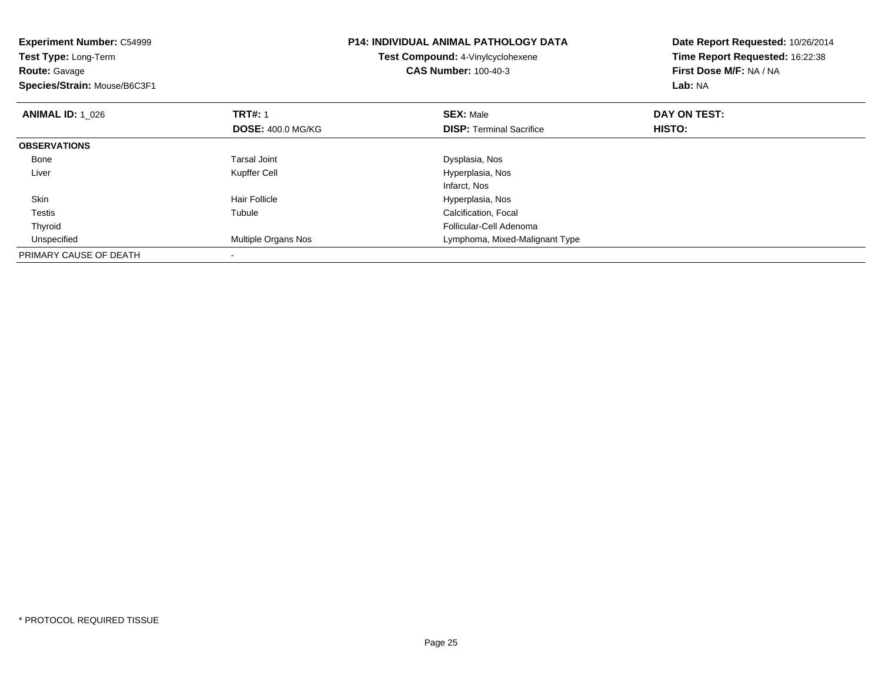**Experiment Number:** C54999
**Test Type:** Long-Term
**Route:** Gavage
**Species/Strain:** Mouse/B6C3F1

**P14: INDIVIDUAL ANIMAL PATHOLOGY DATA**
**Test Compound:** 4-Vinylcyclohexene
**CAS Number:** 100-40-3

**Date Report Requested:** 10/26/2014
**Time Report Requested:** 16:22:38
**First Dose M/F:** NA / NA
**Lab:** NA

| **ANIMAL ID:** 1_026 | **TRT#:** 1 | **SEX:** Male | **DAY ON TEST:** |
|---|---|---|---|
| | **DOSE:** 400.0 MG/KG | **DISP:** Terminal Sacrifice | **HISTO:** |
| **OBSERVATIONS** | | | |
| Bone | Tarsal Joint | Dysplasia, Nos | |
| Liver | Kupffer Cell | Hyperplasia, Nos | |
| | | Infarct, Nos | |
| Skin | Hair Follicle | Hyperplasia, Nos | |
| Testis | Tubule | Calcification, Focal | |
| Thyroid | | Follicular-Cell Adenoma | |
| Unspecified | Multiple Organs Nos | Lymphoma, Mixed-Malignant Type | |
| PRIMARY CAUSE OF DEATH | - | | |

* PROTOCOL REQUIRED TISSUE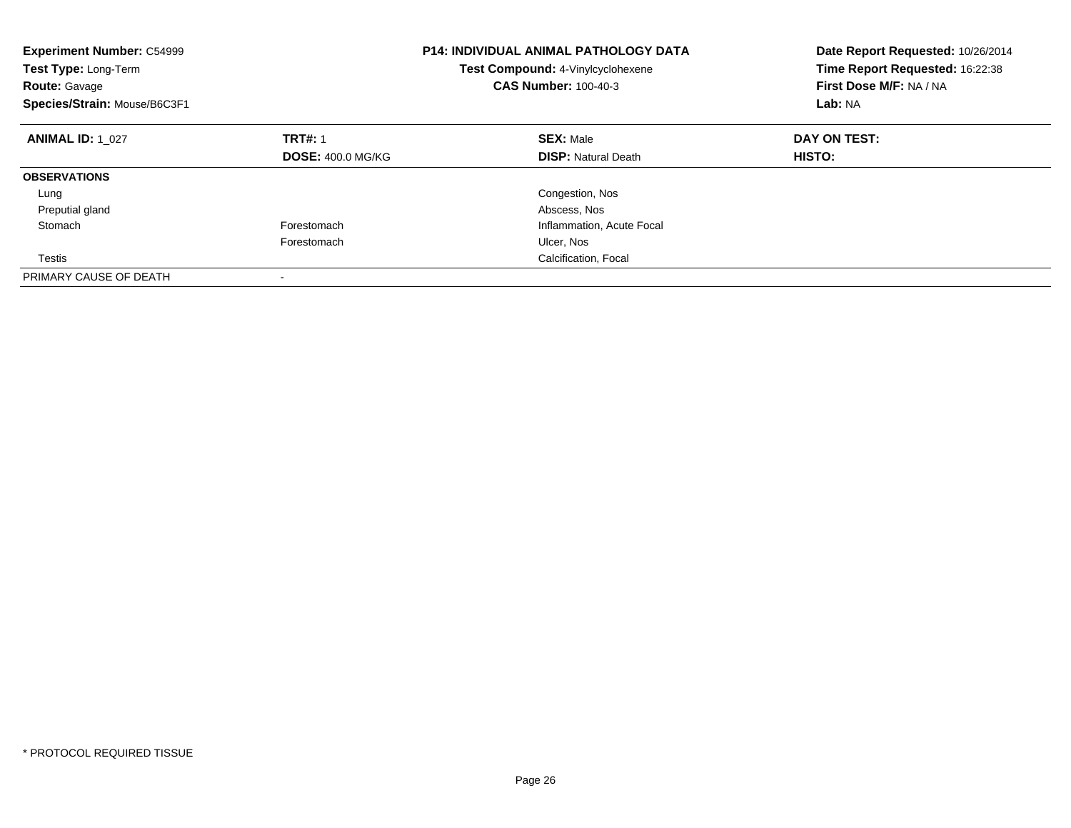**Experiment Number:** C54999
**Test Type:** Long-Term
**Route:** Gavage
**Species/Strain:** Mouse/B6C3F1

**P14: INDIVIDUAL ANIMAL PATHOLOGY DATA**
**Test Compound:** 4-Vinylcyclohexene
**CAS Number:** 100-40-3

**Date Report Requested:** 10/26/2014
**Time Report Requested:** 16:22:38
**First Dose M/F:** NA / NA
**Lab:** NA

| **ANIMAL ID:** 1_027 | **TRT#:** 1 | **SEX:** Male | **DAY ON TEST:** |
|---|---|---|---|
| | **DOSE:** 400.0 MG/KG | **DISP:** Natural Death | **HISTO:** |
| **OBSERVATIONS** | | | |
| Lung | | Congestion, Nos | |
| Preputial gland | | Abscess, Nos | |
| Stomach | Forestomach | Inflammation, Acute Focal | |
| | Forestomach | Ulcer, Nos | |
| Testis | | Calcification, Focal | |
| PRIMARY CAUSE OF DEATH | - | | |

* PROTOCOL REQUIRED TISSUE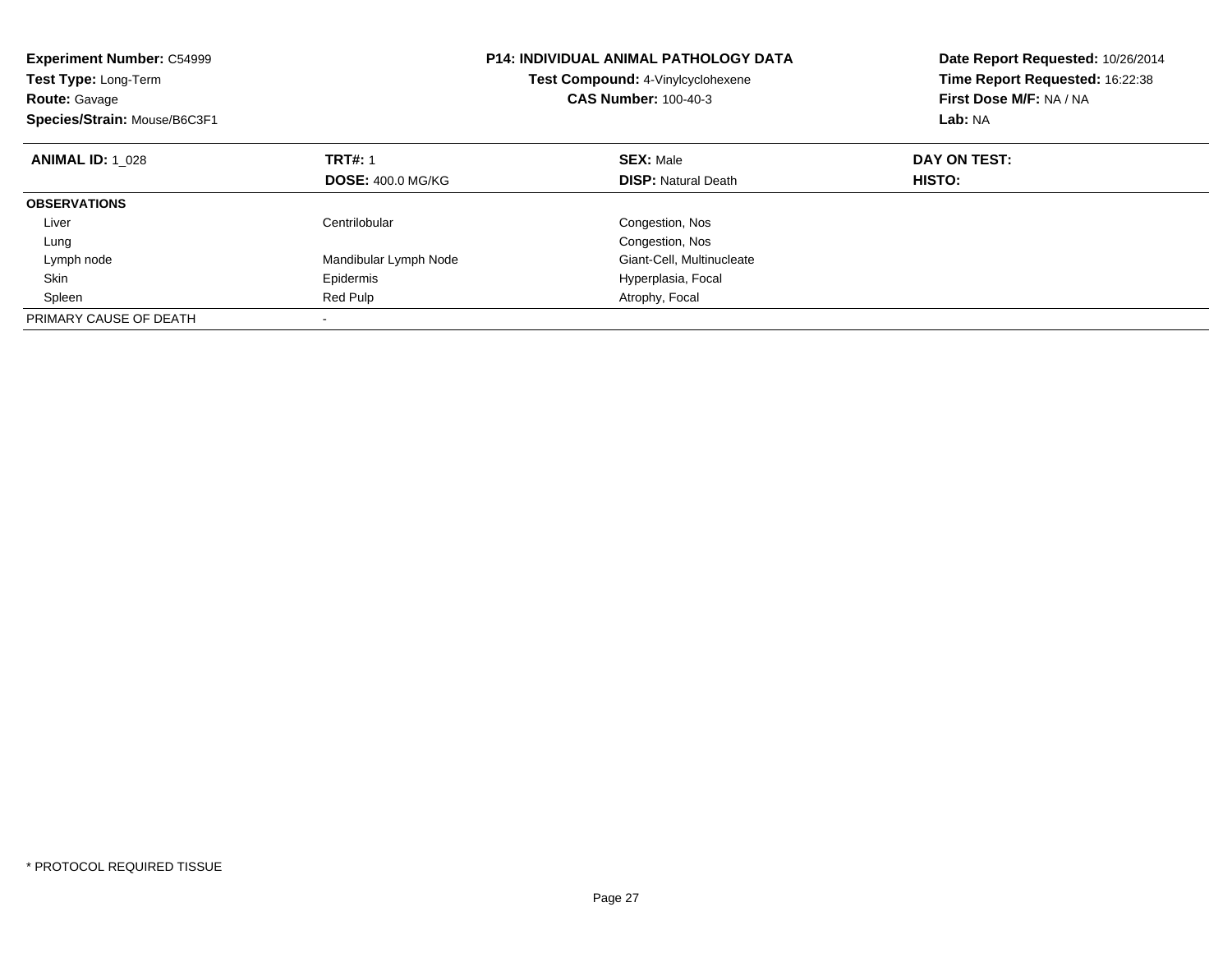**Experiment Number:** C54999
**Test Type:** Long-Term
**Route:** Gavage
**Species/Strain:** Mouse/B6C3F1

**P14: INDIVIDUAL ANIMAL PATHOLOGY DATA**
**Test Compound:** 4-Vinylcyclohexene
**CAS Number:** 100-40-3

**Date Report Requested:** 10/26/2014
**Time Report Requested:** 16:22:38
**First Dose M/F:** NA / NA
**Lab:** NA

| **ANIMAL ID:** 1_028 | **TRT#:** 1 | **SEX:** Male | **DAY ON TEST:** |
|---|---|---|---|
| | **DOSE:** 400.0 MG/KG | **DISP:** Natural Death | **HISTO:** |
| **OBSERVATIONS** | | | |
| Liver | Centrilobular | Congestion, Nos | |
| Lung | | Congestion, Nos | |
| Lymph node | Mandibular Lymph Node | Giant-Cell, Multinucleate | |
| Skin | Epidermis | Hyperplasia, Focal | |
| Spleen | Red Pulp | Atrophy, Focal | |
| PRIMARY CAUSE OF DEATH | - | | |

* PROTOCOL REQUIRED TISSUE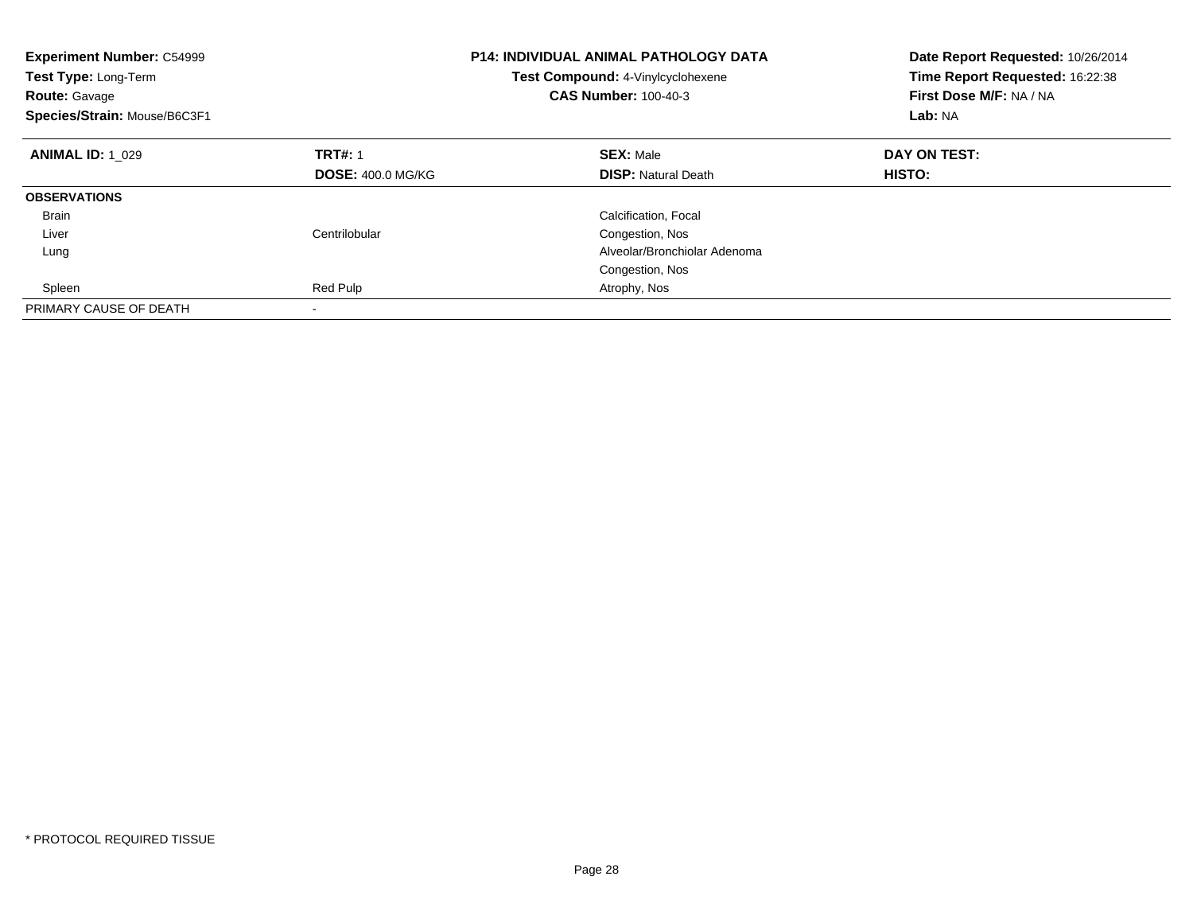**Experiment Number:** C54999
**Test Type:** Long-Term
**Route:** Gavage
**Species/Strain:** Mouse/B6C3F1

**P14: INDIVIDUAL ANIMAL PATHOLOGY DATA**
**Test Compound:** 4-Vinylcyclohexene
**CAS Number:** 100-40-3

**Date Report Requested:** 10/26/2014
**Time Report Requested:** 16:22:38
**First Dose M/F:** NA / NA
**Lab:** NA

| **ANIMAL ID:** 1_029 | **TRT#:** 1<br>**DOSE:** 400.0 MG/KG | **SEX:** Male<br>**DISP:** Natural Death | **DAY ON TEST:**<br>**HISTO:** |
|---|---|---|---|
| **OBSERVATIONS** | | | |
| Brain | | Calcification, Focal | |
| Liver | Centrilobular | Congestion, Nos | |
| Lung | | Alveolar/Bronchiolar Adenoma | |
| | | Congestion, Nos | |
| Spleen | Red Pulp | Atrophy, Nos | |
| PRIMARY CAUSE OF DEATH | - | | |

* PROTOCOL REQUIRED TISSUE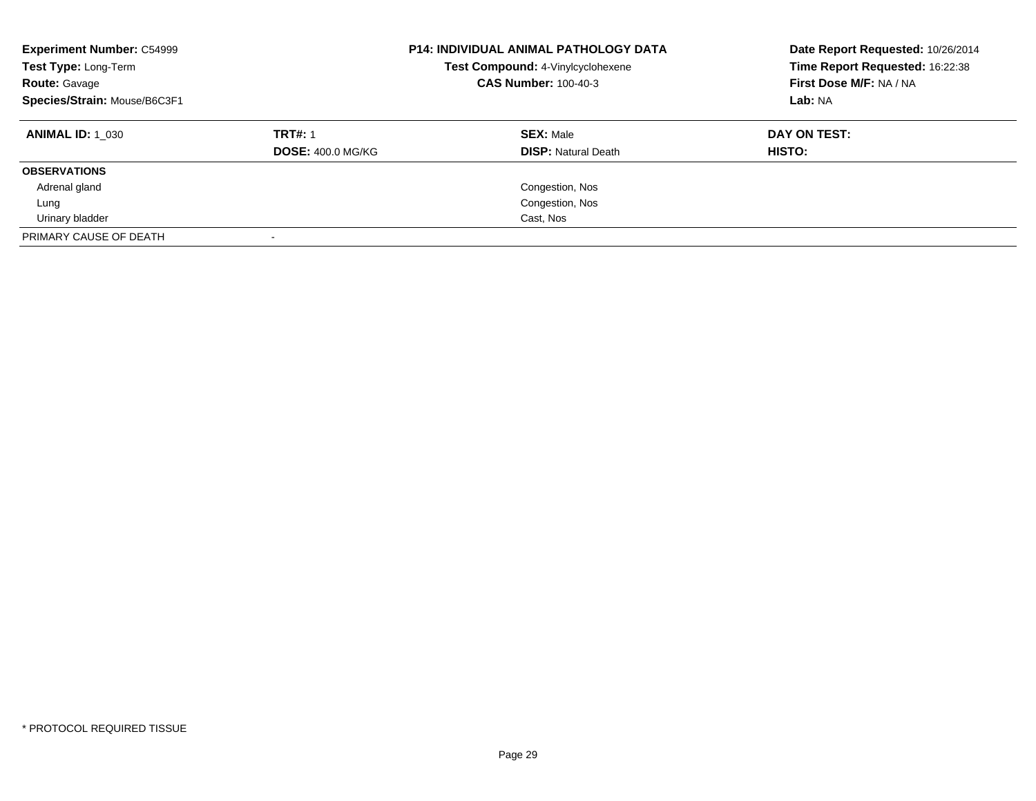**Experiment Number:** C54999
**Test Type:** Long-Term
**Route:** Gavage
**Species/Strain:** Mouse/B6C3F1

**P14: INDIVIDUAL ANIMAL PATHOLOGY DATA**
**Test Compound:** 4-Vinylcyclohexene
**CAS Number:** 100-40-3

**Date Report Requested:** 10/26/2014
**Time Report Requested:** 16:22:38
**First Dose M/F:** NA / NA
**Lab:** NA

| **ANIMAL ID:** 1_030 | **TRT#:** 1 | **SEX:** Male | **DAY ON TEST:** |
|---|---|---|---|
| | **DOSE:** 400.0 MG/KG | **DISP:** Natural Death | **HISTO:** |
| **OBSERVATIONS** | | | |
| Adrenal gland | | Congestion, Nos | |
| Lung | | Congestion, Nos | |
| Urinary bladder | | Cast, Nos | |
| PRIMARY CAUSE OF DEATH | - | | |

* PROTOCOL REQUIRED TISSUE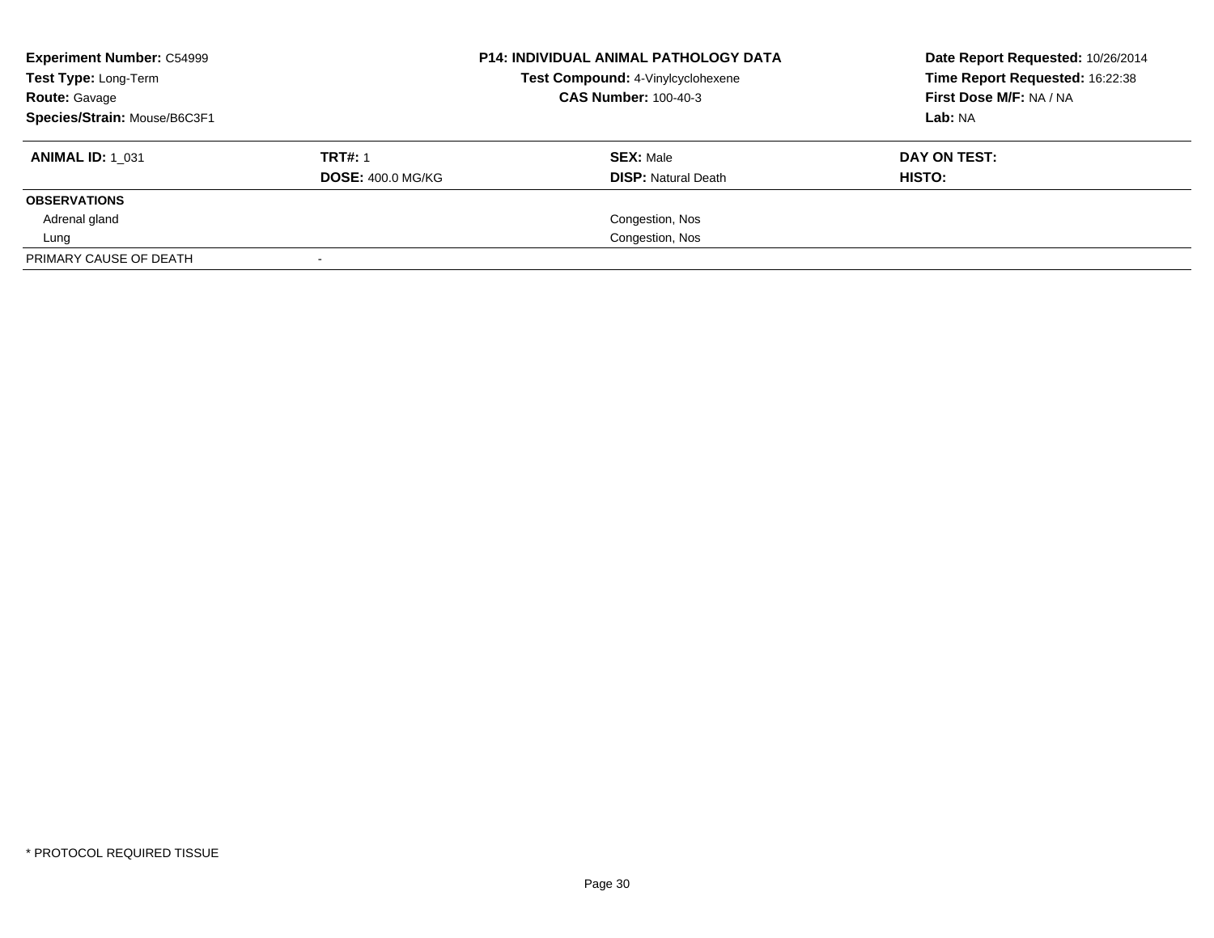**Experiment Number:** C54999
**Test Type:** Long-Term
**Route:** Gavage
**Species/Strain:** Mouse/B6C3F1

**P14: INDIVIDUAL ANIMAL PATHOLOGY DATA**
**Test Compound:** 4-Vinylcyclohexene
**CAS Number:** 100-40-3

**Date Report Requested:** 10/26/2014
**Time Report Requested:** 16:22:38
**First Dose M/F:** NA / NA
**Lab:** NA

| **ANIMAL ID:** 1_031 | **TRT#:** 1 | **SEX:** Male | **DAY ON TEST:** |
|---|---|---|---|
| | **DOSE:** 400.0 MG/KG | **DISP:** Natural Death | **HISTO:** |
| **OBSERVATIONS** | | | |
| Adrenal gland | | Congestion, Nos | |
| Lung | | Congestion, Nos | |
| PRIMARY CAUSE OF DEATH | - | | |

\* PROTOCOL REQUIRED TISSUE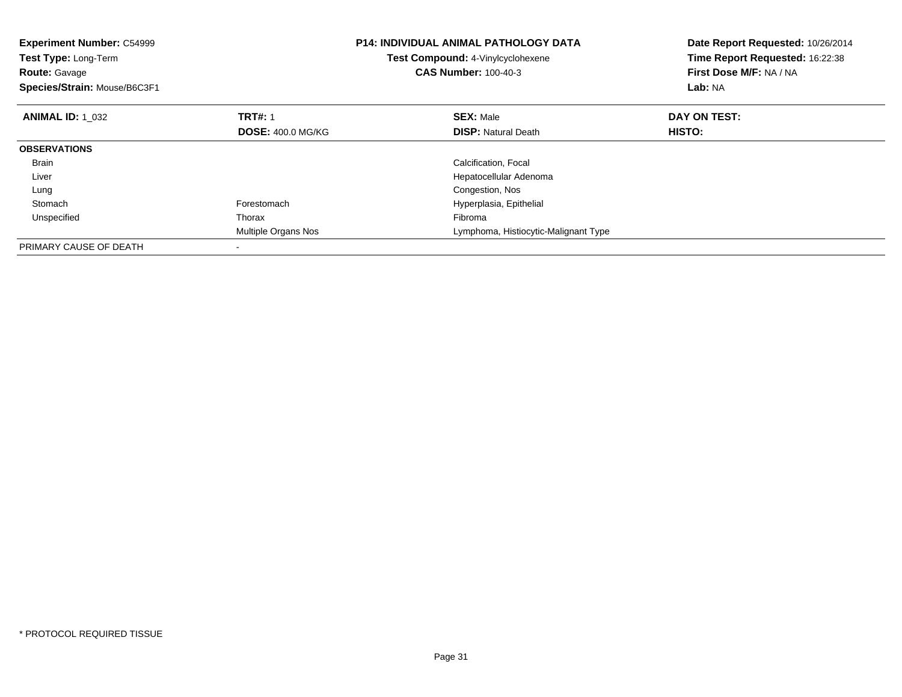**Experiment Number:** C54999
**Test Type:** Long-Term
**Route:** Gavage
**Species/Strain:** Mouse/B6C3F1

**P14: INDIVIDUAL ANIMAL PATHOLOGY DATA**
**Test Compound:** 4-Vinylcyclohexene
**CAS Number:** 100-40-3

**Date Report Requested:** 10/26/2014
**Time Report Requested:** 16:22:38
**First Dose M/F:** NA / NA
**Lab:** NA

| **ANIMAL ID:** 1_032 | **TRT#:** 1 | **SEX:** Male | **DAY ON TEST:** |
|---|---|---|---|
| | **DOSE:** 400.0 MG/KG | **DISP:** Natural Death | **HISTO:** |
| **OBSERVATIONS** | | | |
| Brain | | Calcification, Focal | |
| Liver | | Hepatocellular Adenoma | |
| Lung | | Congestion, Nos | |
| Stomach | Forestomach | Hyperplasia, Epithelial | |
| Unspecified | Thorax | Fibroma | |
| | Multiple Organs Nos | Lymphoma, Histiocytic-Malignant Type | |
| PRIMARY CAUSE OF DEATH | - | | |

* PROTOCOL REQUIRED TISSUE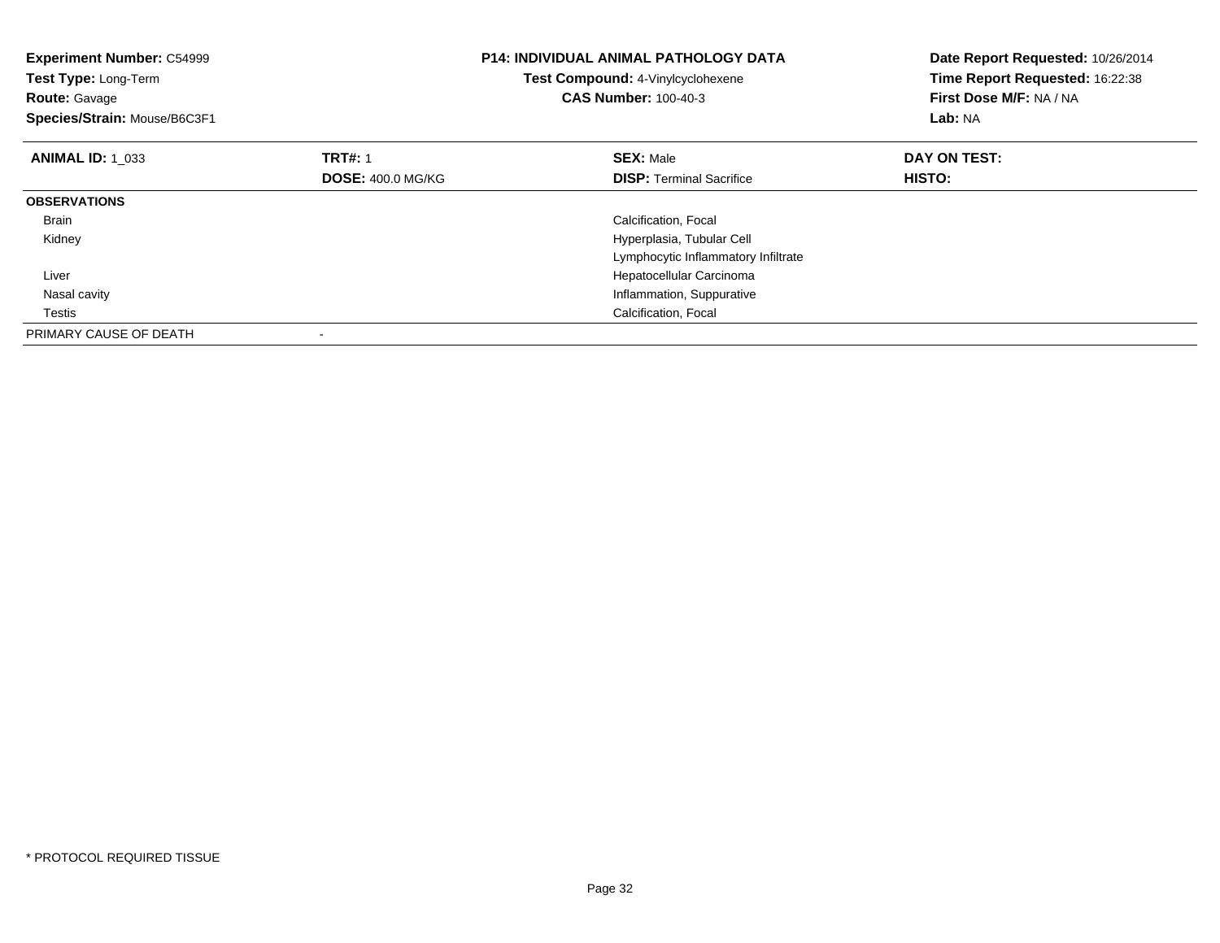**Experiment Number:** C54999
**Test Type:** Long-Term
**Route:** Gavage
**Species/Strain:** Mouse/B6C3F1

**P14: INDIVIDUAL ANIMAL PATHOLOGY DATA**
**Test Compound:** 4-Vinylcyclohexene
**CAS Number:** 100-40-3

**Date Report Requested:** 10/26/2014
**Time Report Requested:** 16:22:38
**First Dose M/F:** NA / NA
**Lab:** NA

| **ANIMAL ID:** 1_033 | **TRT#:** 1 | **SEX:** Male | **DAY ON TEST:** |
|---|---|---|---|
| | **DOSE:** 400.0 MG/KG | **DISP:** Terminal Sacrifice | **HISTO:** |
| **OBSERVATIONS** | | | |
| Brain | | Calcification, Focal | |
| Kidney | | Hyperplasia, Tubular Cell | |
| | | Lymphocytic Inflammatory Infiltrate | |
| Liver | | Hepatocellular Carcinoma | |
| Nasal cavity | | Inflammation, Suppurative | |
| Testis | | Calcification, Focal | |
| PRIMARY CAUSE OF DEATH | - | | |

* PROTOCOL REQUIRED TISSUE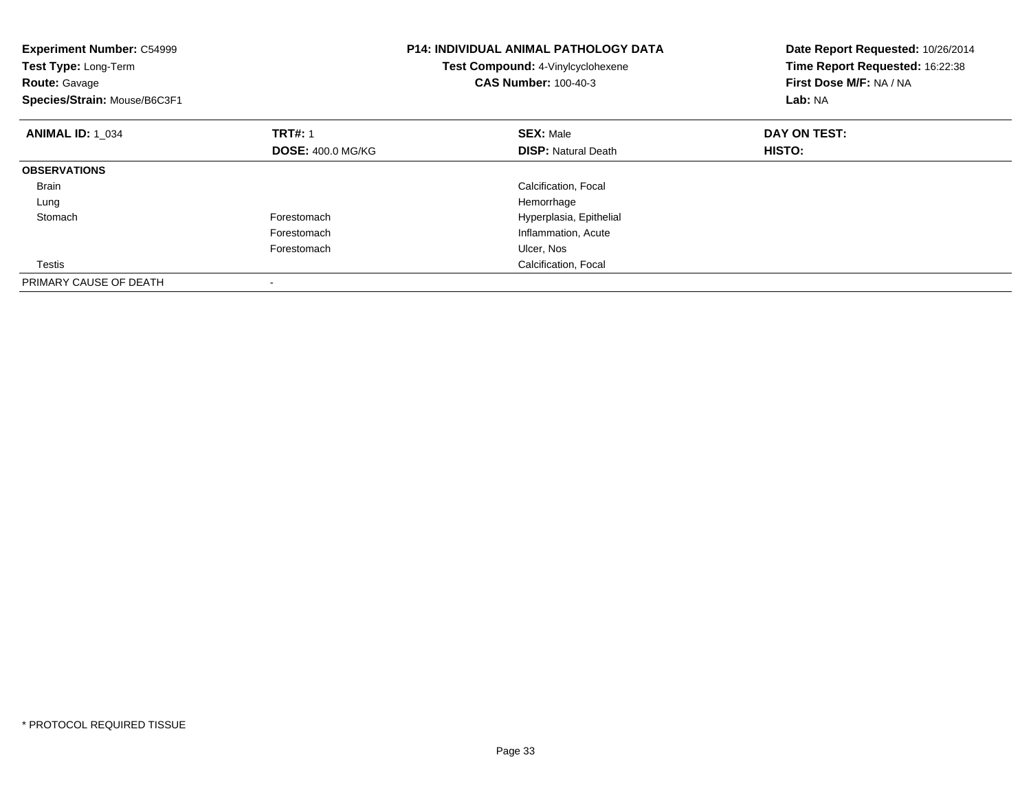**Experiment Number:** C54999
**Test Type:** Long-Term
**Route:** Gavage
**Species/Strain:** Mouse/B6C3F1

**P14: INDIVIDUAL ANIMAL PATHOLOGY DATA**
**Test Compound:** 4-Vinylcyclohexene
**CAS Number:** 100-40-3

**Date Report Requested:** 10/26/2014
**Time Report Requested:** 16:22:38
**First Dose M/F:** NA / NA
**Lab:** NA

| **ANIMAL ID:** 1_034 | **TRT#:** 1 | **SEX:** Male | **DAY ON TEST:** |
|---|---|---|---|
| | **DOSE:** 400.0 MG/KG | **DISP:** Natural Death | **HISTO:** |
| **OBSERVATIONS** | | | |
| Brain | | Calcification, Focal | |
| Lung | | Hemorrhage | |
| Stomach | Forestomach | Hyperplasia, Epithelial | |
| | Forestomach | Inflammation, Acute | |
| | Forestomach | Ulcer, Nos | |
| Testis | | Calcification, Focal | |
| PRIMARY CAUSE OF DEATH | - | | |

* PROTOCOL REQUIRED TISSUE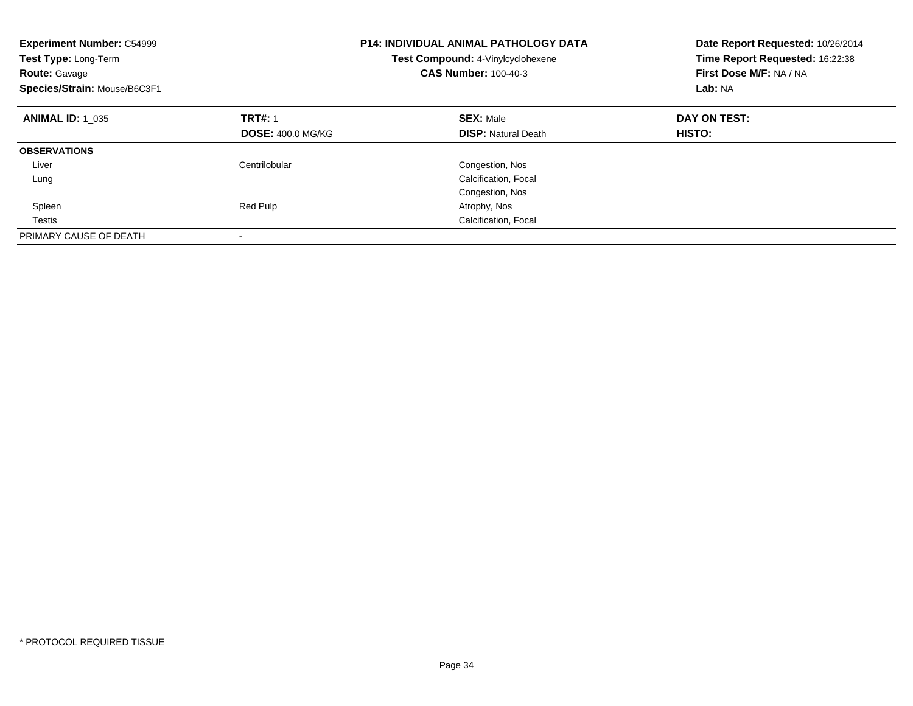**Experiment Number:** C54999
**Test Type:** Long-Term
**Route:** Gavage
**Species/Strain:** Mouse/B6C3F1

**P14: INDIVIDUAL ANIMAL PATHOLOGY DATA**
**Test Compound:** 4-Vinylcyclohexene
**CAS Number:** 100-40-3

**Date Report Requested:** 10/26/2014
**Time Report Requested:** 16:22:38
**First Dose M/F:** NA / NA
**Lab:** NA

| **ANIMAL ID:** 1_035 | **TRT#:** 1 | **SEX:** Male | **DAY ON TEST:** |
|---|---|---|---|
| | **DOSE:** 400.0 MG/KG | **DISP:** Natural Death | **HISTO:** |
| **OBSERVATIONS** | | | |
| Liver | Centrilobular | Congestion, Nos | |
| Lung | | Calcification, Focal | |
| | | Congestion, Nos | |
| Spleen | Red Pulp | Atrophy, Nos | |
| Testis | | Calcification, Focal | |
| PRIMARY CAUSE OF DEATH | - | | |

* PROTOCOL REQUIRED TISSUE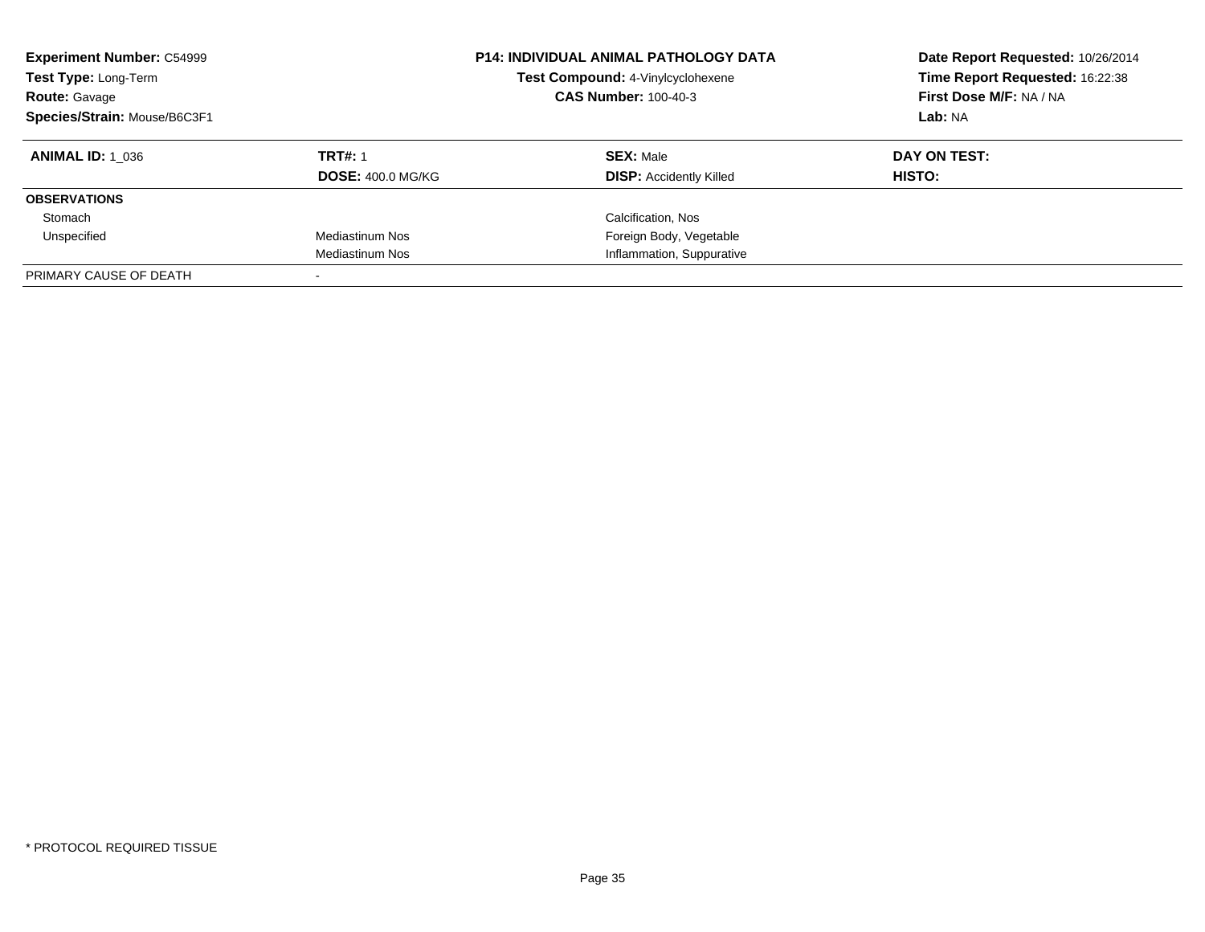**Experiment Number:** C54999
**Test Type:** Long-Term
**Route:** Gavage
**Species/Strain:** Mouse/B6C3F1

**P14: INDIVIDUAL ANIMAL PATHOLOGY DATA**
**Test Compound:** 4-Vinylcyclohexene
**CAS Number:** 100-40-3

**Date Report Requested:** 10/26/2014
**Time Report Requested:** 16:22:38
**First Dose M/F:** NA / NA
**Lab:** NA

| **ANIMAL ID:** 1_036 | **TRT#:** 1 | **SEX:** Male | **DAY ON TEST:** |
|---|---|---|---|
| | **DOSE:** 400.0 MG/KG | **DISP:** Accidently Killed | **HISTO:** |
| **OBSERVATIONS** | | | |
| Stomach | | Calcification, Nos | |
| Unspecified | Mediastinum Nos | Foreign Body, Vegetable | |
| | Mediastinum Nos | Inflammation, Suppurative | |
| PRIMARY CAUSE OF DEATH | - | | |

* PROTOCOL REQUIRED TISSUE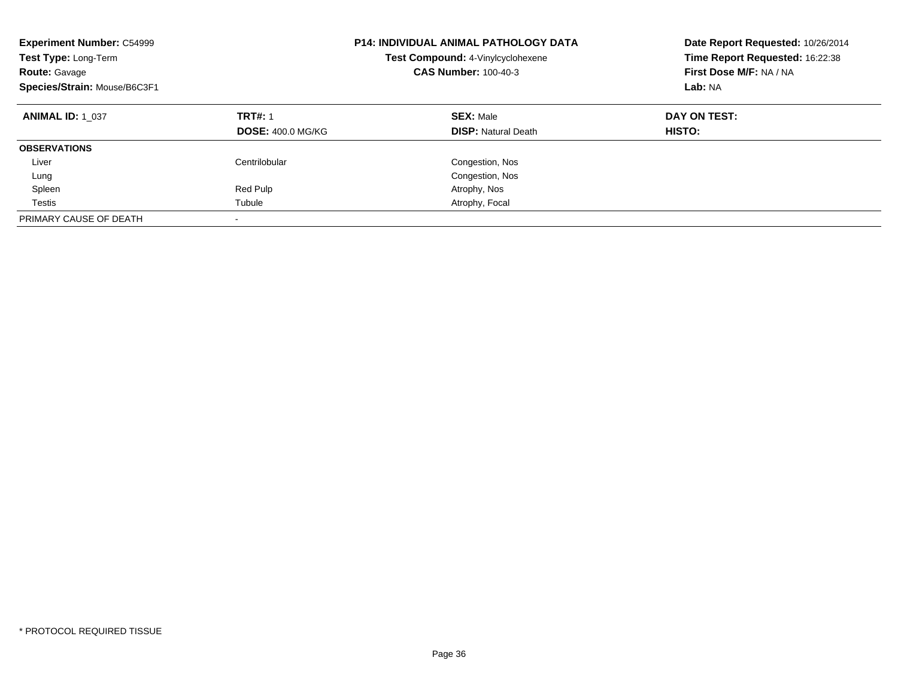**Experiment Number:** C54999
**Test Type:** Long-Term
**Route:** Gavage
**Species/Strain:** Mouse/B6C3F1

**P14: INDIVIDUAL ANIMAL PATHOLOGY DATA**
**Test Compound:** 4-Vinylcyclohexene
**CAS Number:** 100-40-3

**Date Report Requested:** 10/26/2014
**Time Report Requested:** 16:22:38
**First Dose M/F:** NA / NA
**Lab:** NA

| **ANIMAL ID:** 1_037 | **TRT#:** 1 | **SEX:** Male | **DAY ON TEST:** |
|---|---|---|---|
| | **DOSE:** 400.0 MG/KG | **DISP:** Natural Death | **HISTO:** |
| **OBSERVATIONS** | | | |
| Liver | Centrilobular | Congestion, Nos | |
| Lung | | Congestion, Nos | |
| Spleen | Red Pulp | Atrophy, Nos | |
| Testis | Tubule | Atrophy, Focal | |
| PRIMARY CAUSE OF DEATH | - | | |

* PROTOCOL REQUIRED TISSUE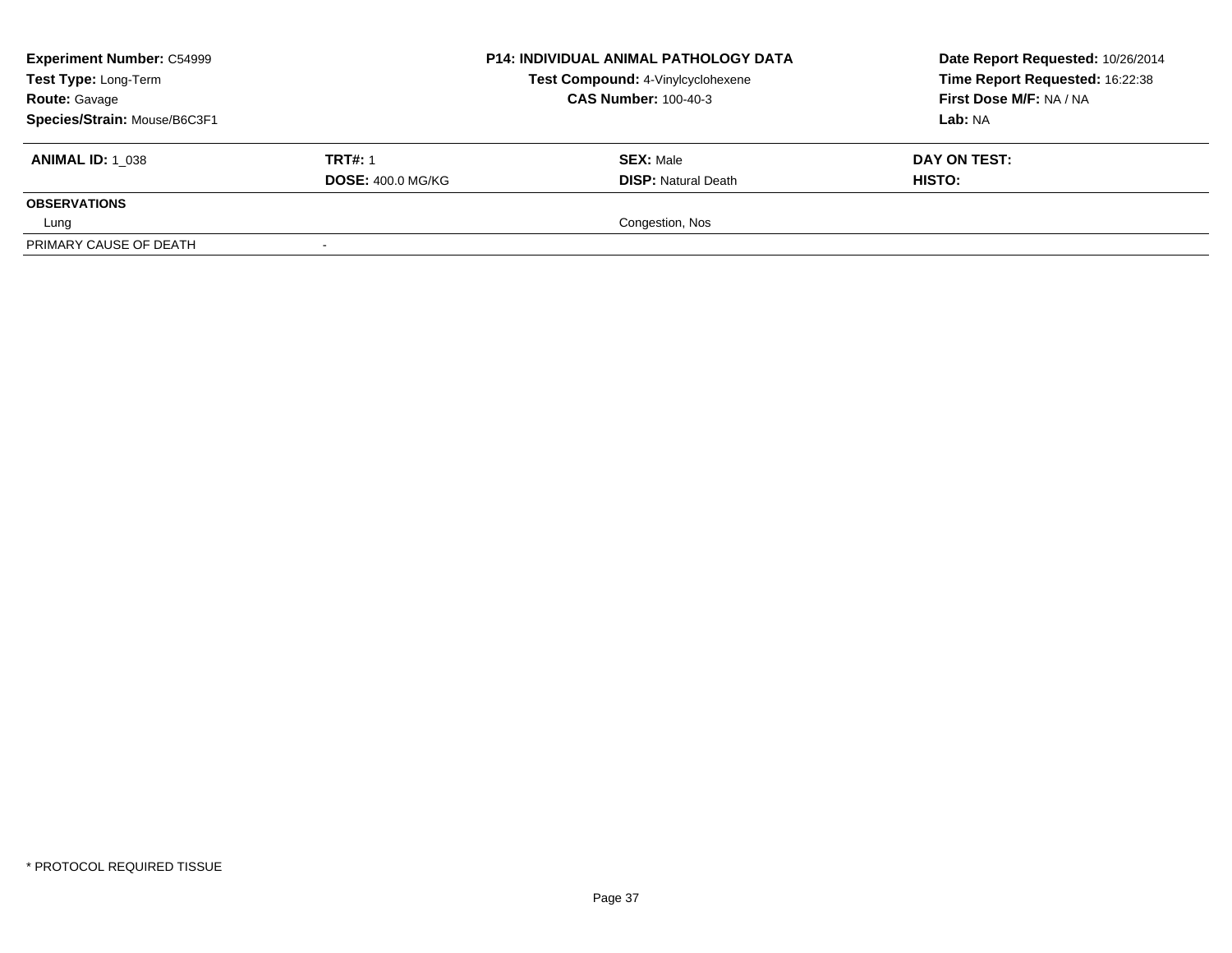| **Experiment Number:** C54999 | **P14: INDIVIDUAL ANIMAL PATHOLOGY DATA** | **Date Report Requested:** 10/26/2014 |
|---|---|---|
| **Test Type:** Long-Term | **Test Compound:** 4-Vinylcyclohexene | **Time Report Requested:** 16:22:38 |
| **Route:** Gavage | **CAS Number:** 100-40-3 | **First Dose M/F:** NA / NA |
| **Species/Strain:** Mouse/B6C3F1 | | **Lab:** NA |

| **ANIMAL ID:** 1_038 | **TRT#:** 1 | **SEX:** Male | **DAY ON TEST:** |
|---|---|---|---|
| | **DOSE:** 400.0 MG/KG | **DISP:** Natural Death | **HISTO:** |
| **OBSERVATIONS** | | | |
| Lung | | Congestion, Nos | |
| PRIMARY CAUSE OF DEATH | - | | |

\* PROTOCOL REQUIRED TISSUE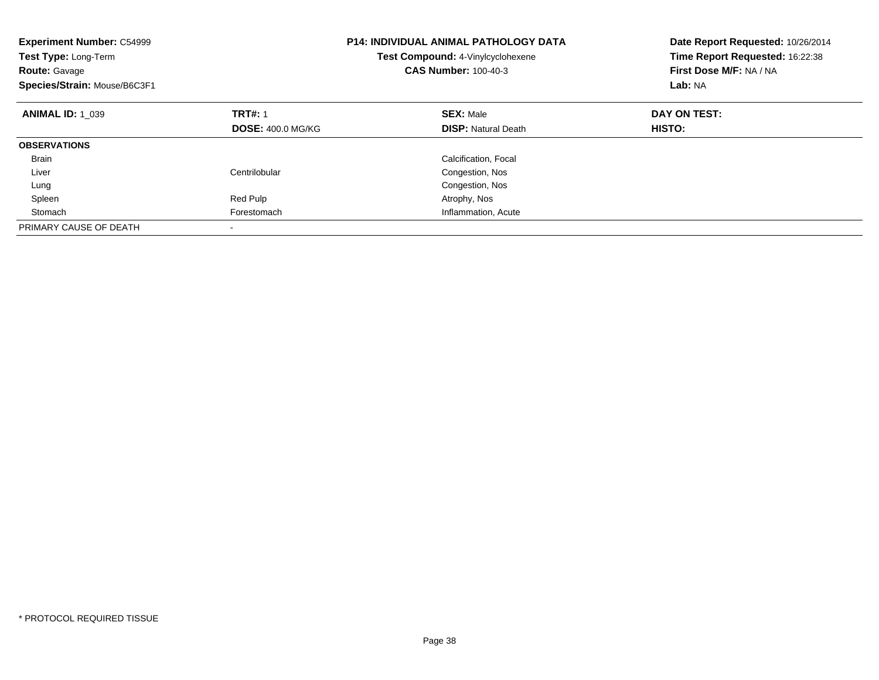**Experiment Number:** C54999
**Test Type:** Long-Term
**Route:** Gavage
**Species/Strain:** Mouse/B6C3F1

**P14: INDIVIDUAL ANIMAL PATHOLOGY DATA**
**Test Compound:** 4-Vinylcyclohexene
**CAS Number:** 100-40-3

**Date Report Requested:** 10/26/2014
**Time Report Requested:** 16:22:38
**First Dose M/F:** NA / NA
**Lab:** NA

| **ANIMAL ID:** 1_039 | **TRT#:** 1 | **SEX:** Male | **DAY ON TEST:** |
|---|---|---|---|
| | **DOSE:** 400.0 MG/KG | **DISP:** Natural Death | **HISTO:** |
| **OBSERVATIONS** | | | |
| Brain | | Calcification, Focal | |
| Liver | Centrilobular | Congestion, Nos | |
| Lung | | Congestion, Nos | |
| Spleen | Red Pulp | Atrophy, Nos | |
| Stomach | Forestomach | Inflammation, Acute | |
| PRIMARY CAUSE OF DEATH | - | | |

* PROTOCOL REQUIRED TISSUE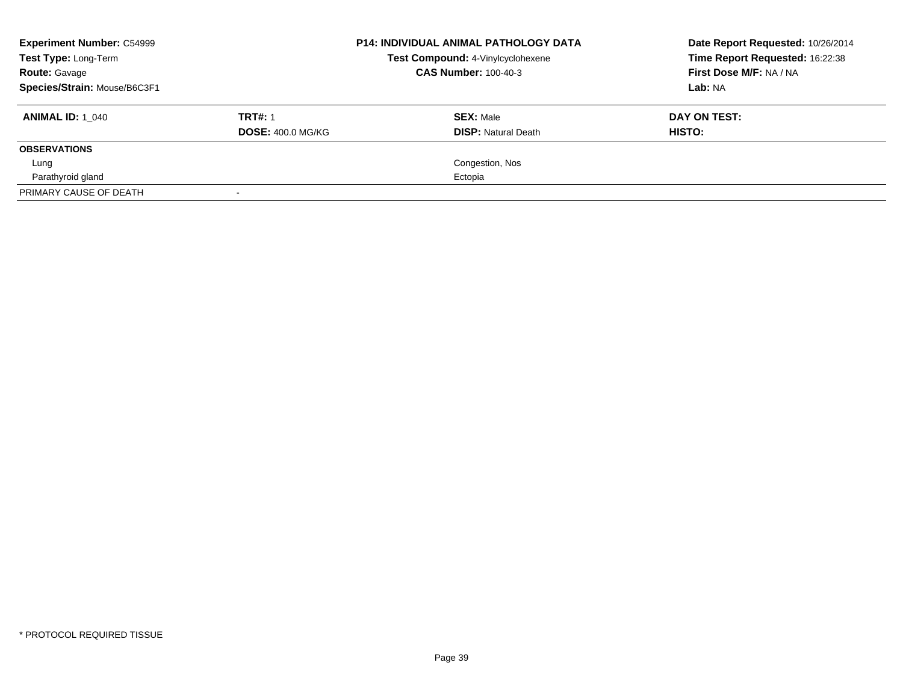**Experiment Number:** C54999
**Test Type:** Long-Term
**Route:** Gavage
**Species/Strain:** Mouse/B6C3F1

**P14: INDIVIDUAL ANIMAL PATHOLOGY DATA**
**Test Compound:** 4-Vinylcyclohexene
**CAS Number:** 100-40-3

**Date Report Requested:** 10/26/2014
**Time Report Requested:** 16:22:38
**First Dose M/F:** NA / NA
**Lab:** NA

| **ANIMAL ID:** 1_040 | **TRT#:** 1 | **SEX:** Male | **DAY ON TEST:** |
|---|---|---|---|
| | **DOSE:** 400.0 MG/KG | **DISP:** Natural Death | **HISTO:** |
| **OBSERVATIONS** | | | |
| Lung | | Congestion, Nos | |
| Parathyroid gland | | Ectopia | |
| PRIMARY CAUSE OF DEATH | - | | |

\* PROTOCOL REQUIRED TISSUE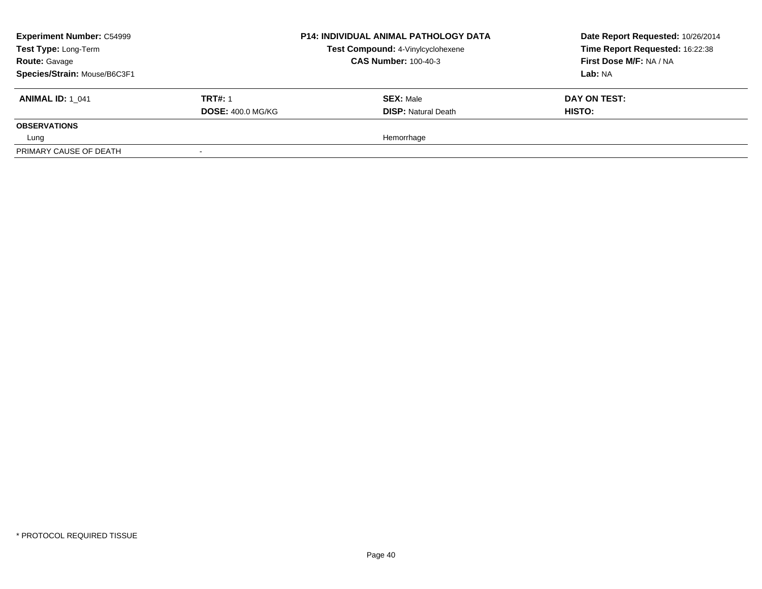**Experiment Number:** C54999
**Test Type:** Long-Term
**Route:** Gavage
**Species/Strain:** Mouse/B6C3F1

**P14: INDIVIDUAL ANIMAL PATHOLOGY DATA**
**Test Compound:** 4-Vinylcyclohexene
**CAS Number:** 100-40-3

**Date Report Requested:** 10/26/2014
**Time Report Requested:** 16:22:38
**First Dose M/F:** NA / NA
**Lab:** NA

| **ANIMAL ID:** 1_041 | **TRT#:** 1 | **SEX:** Male | **DAY ON TEST:** |
|---|---|---|---|
| | **DOSE:** 400.0 MG/KG | **DISP:** Natural Death | **HISTO:** |
| **OBSERVATIONS** | | | |
| Lung | | Hemorrhage | |
| PRIMARY CAUSE OF DEATH | - | | |

\* PROTOCOL REQUIRED TISSUE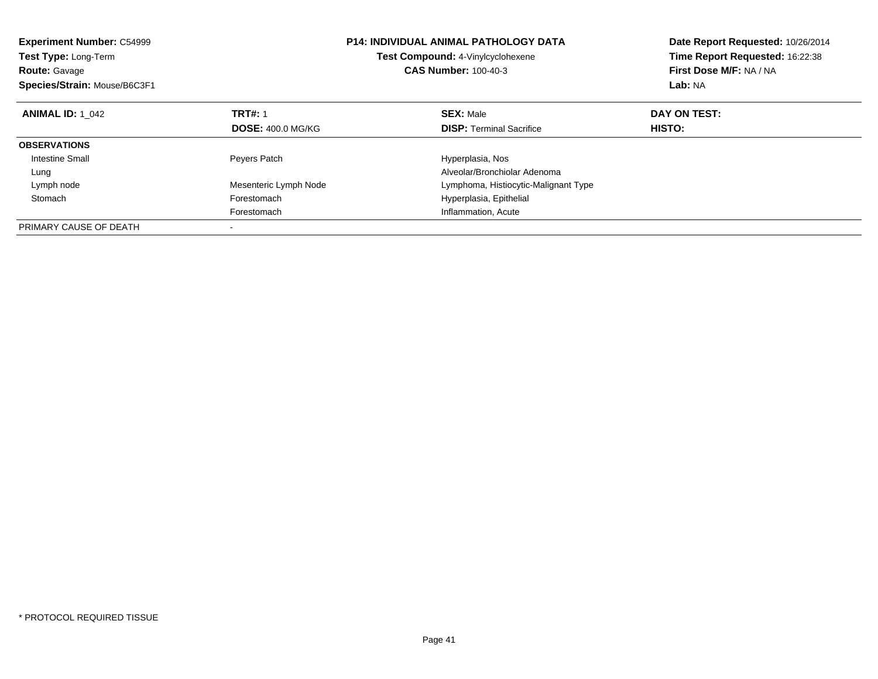**Experiment Number:** C54999
**Test Type:** Long-Term
**Route:** Gavage
**Species/Strain:** Mouse/B6C3F1

**P14: INDIVIDUAL ANIMAL PATHOLOGY DATA**
**Test Compound:** 4-Vinylcyclohexene
**CAS Number:** 100-40-3

**Date Report Requested:** 10/26/2014
**Time Report Requested:** 16:22:38
**First Dose M/F:** NA / NA
**Lab:** NA

| **ANIMAL ID:** 1_042 | **TRT#:** 1 | **SEX:** Male | **DAY ON TEST:** |
|---|---|---|---|
| | **DOSE:** 400.0 MG/KG | **DISP:** Terminal Sacrifice | **HISTO:** |
| **OBSERVATIONS** | | | |
| Intestine Small | Peyers Patch | Hyperplasia, Nos | |
| Lung | | Alveolar/Bronchiolar Adenoma | |
| Lymph node | Mesenteric Lymph Node | Lymphoma, Histiocytic-Malignant Type | |
| Stomach | Forestomach | Hyperplasia, Epithelial | |
| | Forestomach | Inflammation, Acute | |
| PRIMARY CAUSE OF DEATH | - | | |

* PROTOCOL REQUIRED TISSUE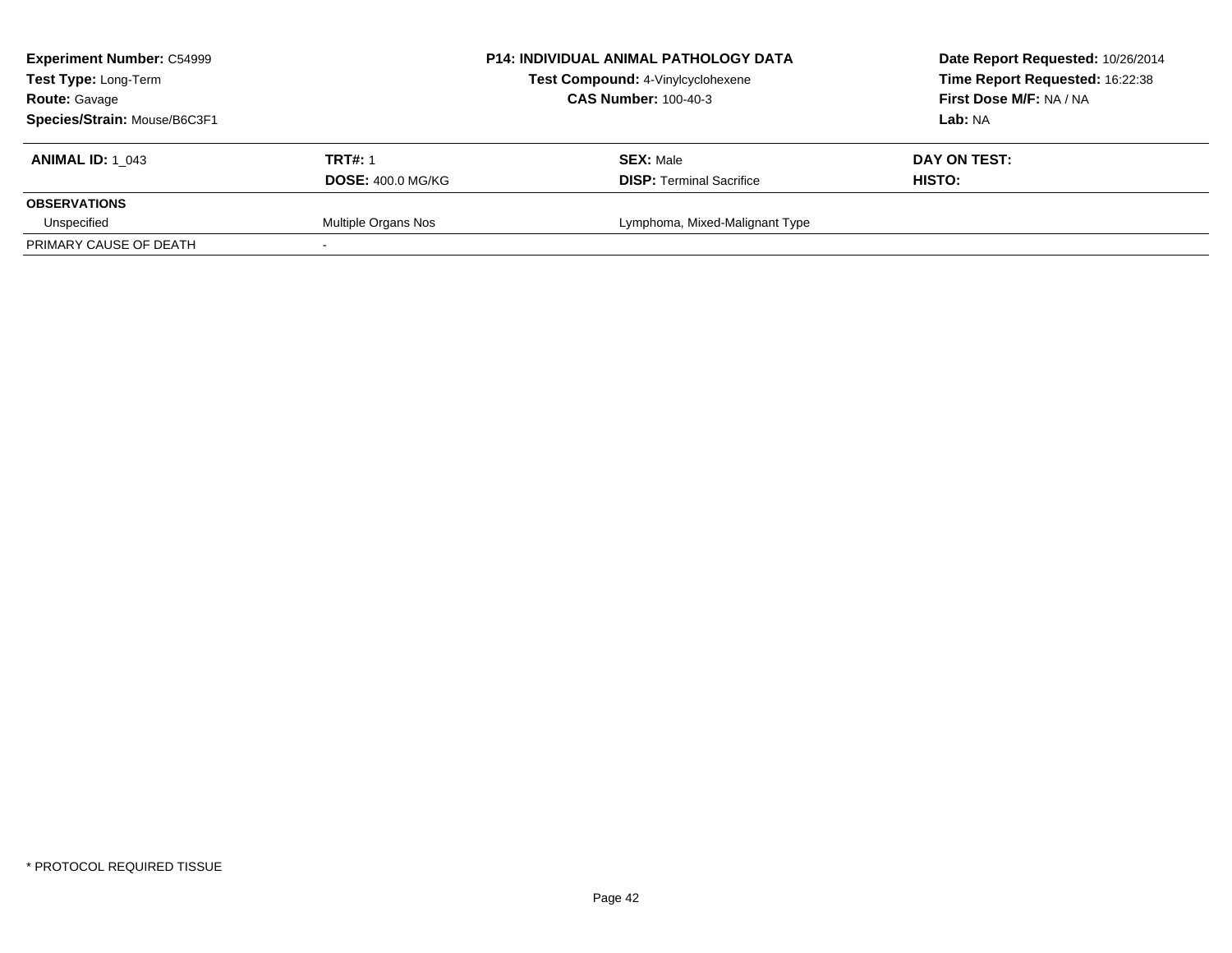| **Experiment Number:** C54999 | **P14: INDIVIDUAL ANIMAL PATHOLOGY DATA** | **Date Report Requested:** 10/26/2014 |
|---|---|---|
| **Test Type:** Long-Term | **Test Compound:** 4-Vinylcyclohexene | **Time Report Requested:** 16:22:38 |
| **Route:** Gavage | **CAS Number:** 100-40-3 | **First Dose M/F:** NA / NA |
| **Species/Strain:** Mouse/B6C3F1 | | **Lab:** NA |

| **ANIMAL ID:** 1_043 | **TRT#:** 1 | **SEX:** Male | **DAY ON TEST:** |
|---|---|---|---|
| | **DOSE:** 400.0 MG/KG | **DISP:** Terminal Sacrifice | **HISTO:** |
| **OBSERVATIONS** | | | |
| Unspecified | Multiple Organs Nos | Lymphoma, Mixed-Malignant Type | |
| PRIMARY CAUSE OF DEATH | - | | |

\* PROTOCOL REQUIRED TISSUE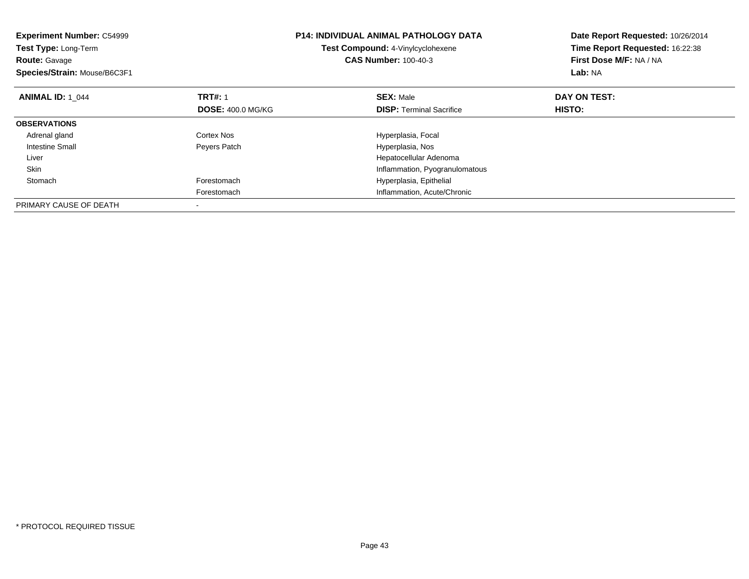**Experiment Number:** C54999
**Test Type:** Long-Term
**Route:** Gavage
**Species/Strain:** Mouse/B6C3F1

**P14: INDIVIDUAL ANIMAL PATHOLOGY DATA**
**Test Compound:** 4-Vinylcyclohexene
**CAS Number:** 100-40-3

**Date Report Requested:** 10/26/2014
**Time Report Requested:** 16:22:38
**First Dose M/F:** NA / NA
**Lab:** NA

| **ANIMAL ID:** 1_044 | **TRT#:** 1 | **SEX:** Male | **DAY ON TEST:** |
|---|---|---|---|
| | **DOSE:** 400.0 MG/KG | **DISP:** Terminal Sacrifice | **HISTO:** |
| **OBSERVATIONS** | | | |
| Adrenal gland | Cortex Nos | Hyperplasia, Focal | |
| Intestine Small | Peyers Patch | Hyperplasia, Nos | |
| Liver | | Hepatocellular Adenoma | |
| Skin | | Inflammation, Pyogranulomatous | |
| Stomach | Forestomach | Hyperplasia, Epithelial | |
| | Forestomach | Inflammation, Acute/Chronic | |
| PRIMARY CAUSE OF DEATH | - | | |

* PROTOCOL REQUIRED TISSUE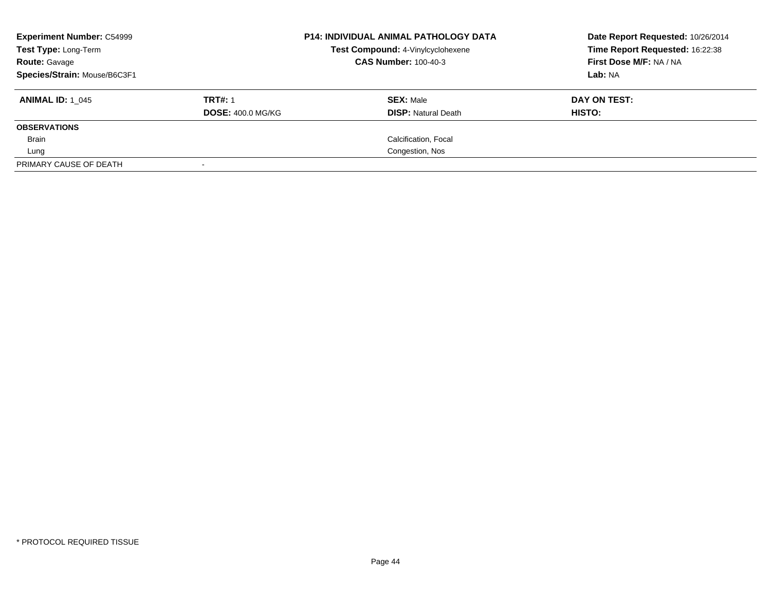**Experiment Number:** C54999
**Test Type:** Long-Term
**Route:** Gavage
**Species/Strain:** Mouse/B6C3F1

**P14: INDIVIDUAL ANIMAL PATHOLOGY DATA**
**Test Compound:** 4-Vinylcyclohexene
**CAS Number:** 100-40-3

**Date Report Requested:** 10/26/2014
**Time Report Requested:** 16:22:38
**First Dose M/F:** NA / NA
**Lab:** NA

| **ANIMAL ID:** 1_045 | **TRT#:** 1 | **SEX:** Male | **DAY ON TEST:** |
|---|---|---|---|
| | **DOSE:** 400.0 MG/KG | **DISP:** Natural Death | **HISTO:** |
| **OBSERVATIONS** | | | |
| Brain | | Calcification, Focal | |
| Lung | | Congestion, Nos | |
| PRIMARY CAUSE OF DEATH | - | | |

* PROTOCOL REQUIRED TISSUE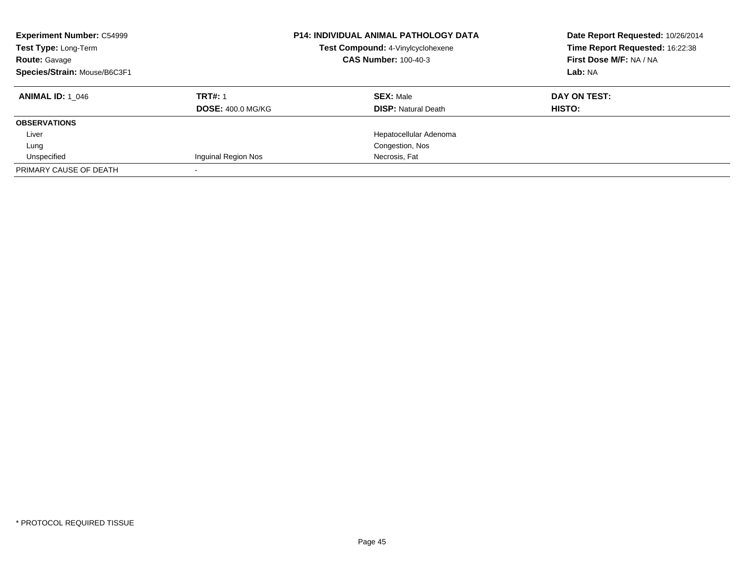**Experiment Number:** C54999
**Test Type:** Long-Term
**Route:** Gavage
**Species/Strain:** Mouse/B6C3F1

**P14: INDIVIDUAL ANIMAL PATHOLOGY DATA**
**Test Compound:** 4-Vinylcyclohexene
**CAS Number:** 100-40-3

**Date Report Requested:** 10/26/2014
**Time Report Requested:** 16:22:38
**First Dose M/F:** NA / NA
**Lab:** NA

| **ANIMAL ID:** 1_046 | **TRT#:** 1 | **SEX:** Male | **DAY ON TEST:** |
|---|---|---|---|
| | **DOSE:** 400.0 MG/KG | **DISP:** Natural Death | **HISTO:** |
| **OBSERVATIONS** | | | |
| Liver | | Hepatocellular Adenoma | |
| Lung | | Congestion, Nos | |
| Unspecified | Inguinal Region Nos | Necrosis, Fat | |
| PRIMARY CAUSE OF DEATH | - | | |

* PROTOCOL REQUIRED TISSUE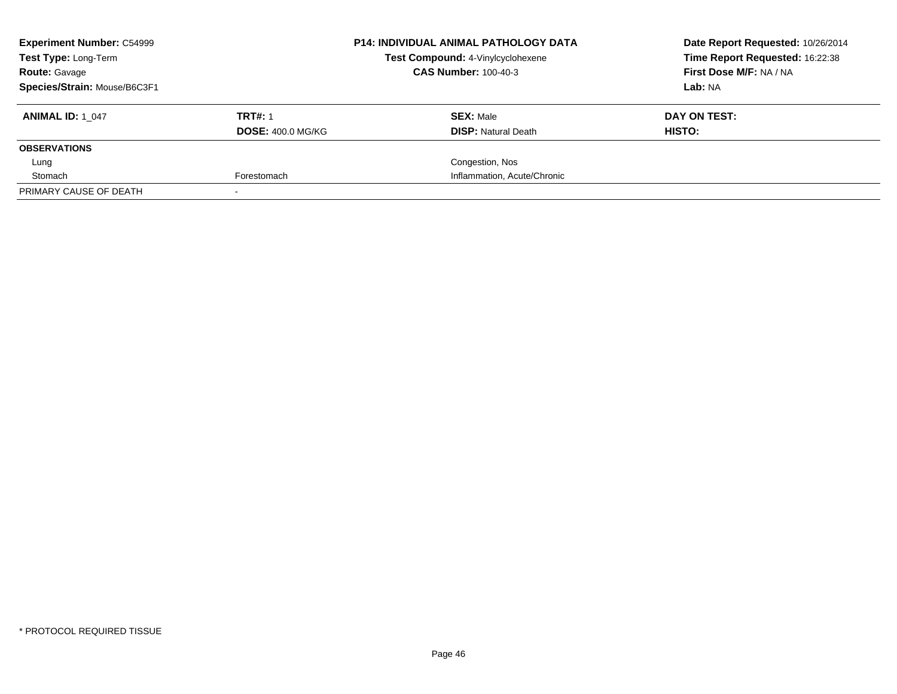| **Experiment Number:** C54999 | **P14: INDIVIDUAL ANIMAL PATHOLOGY DATA** | **Date Report Requested:** 10/26/2014 |
|---|---|---|
| **Test Type:** Long-Term | **Test Compound:** 4-Vinylcyclohexene | **Time Report Requested:** 16:22:38 |
| **Route:** Gavage | **CAS Number:** 100-40-3 | **First Dose M/F:** NA / NA |
| **Species/Strain:** Mouse/B6C3F1 | | **Lab:** NA |

| **ANIMAL ID:** 1_047 | **TRT#:** 1 | **SEX:** Male | **DAY ON TEST:** |
|---|---|---|---|
| | **DOSE:** 400.0 MG/KG | **DISP:** Natural Death | **HISTO:** |
| **OBSERVATIONS** | | | |
| Lung | | Congestion, Nos | |
| Stomach | Forestomach | Inflammation, Acute/Chronic | |
| PRIMARY CAUSE OF DEATH | - | | |

* PROTOCOL REQUIRED TISSUE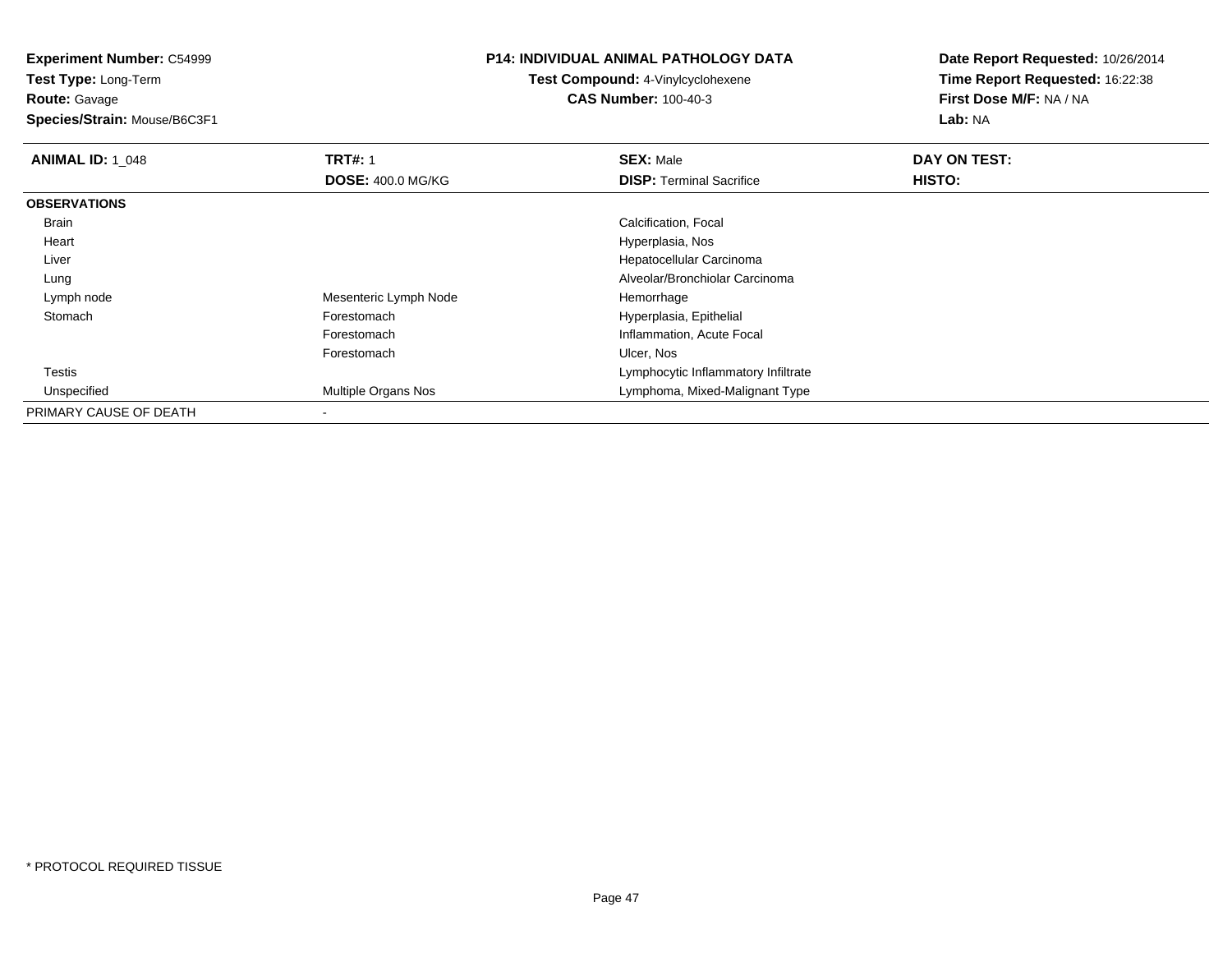**Experiment Number:** C54999
**Test Type:** Long-Term
**Route:** Gavage
**Species/Strain:** Mouse/B6C3F1

**P14: INDIVIDUAL ANIMAL PATHOLOGY DATA**
**Test Compound:** 4-Vinylcyclohexene
**CAS Number:** 100-40-3

**Date Report Requested:** 10/26/2014
**Time Report Requested:** 16:22:38
**First Dose M/F:** NA / NA
**Lab:** NA

| **ANIMAL ID:** 1_048 | **TRT#:** 1 | **SEX:** Male | **DAY ON TEST:** |
|---|---|---|---|
| | **DOSE:** 400.0 MG/KG | **DISP:** Terminal Sacrifice | **HISTO:** |
| **OBSERVATIONS** | | | |
| Brain | | Calcification, Focal | |
| Heart | | Hyperplasia, Nos | |
| Liver | | Hepatocellular Carcinoma | |
| Lung | | Alveolar/Bronchiolar Carcinoma | |
| Lymph node | Mesenteric Lymph Node | Hemorrhage | |
| Stomach | Forestomach | Hyperplasia, Epithelial | |
| | Forestomach | Inflammation, Acute Focal | |
| | Forestomach | Ulcer, Nos | |
| Testis | | Lymphocytic Inflammatory Infiltrate | |
| Unspecified | Multiple Organs Nos | Lymphoma, Mixed-Malignant Type | |
| PRIMARY CAUSE OF DEATH | - | | |

\* PROTOCOL REQUIRED TISSUE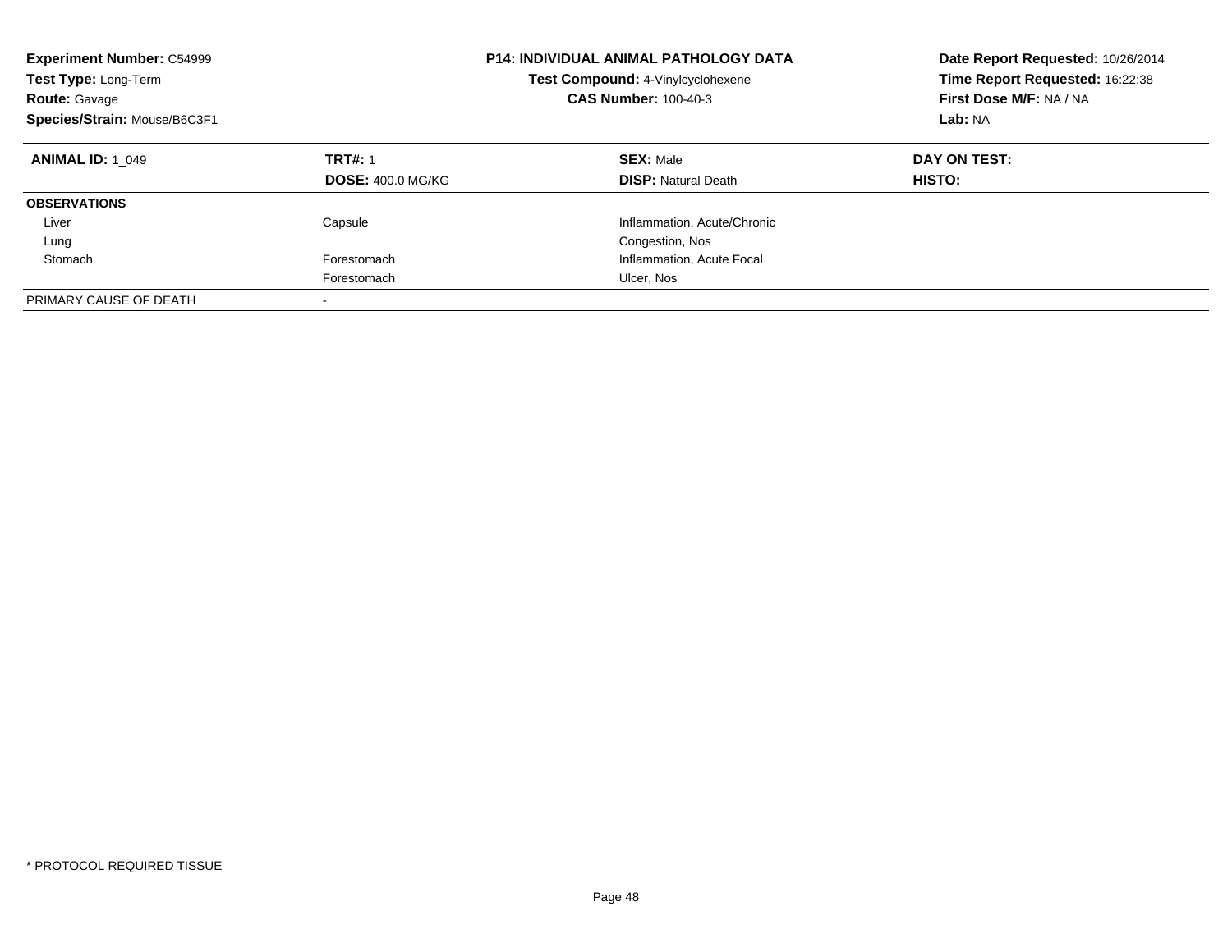**Experiment Number:** C54999
**Test Type:** Long-Term
**Route:** Gavage
**Species/Strain:** Mouse/B6C3F1

**P14: INDIVIDUAL ANIMAL PATHOLOGY DATA**
**Test Compound:** 4-Vinylcyclohexene
**CAS Number:** 100-40-3

**Date Report Requested:** 10/26/2014
**Time Report Requested:** 16:22:38
**First Dose M/F:** NA / NA
**Lab:** NA

| **ANIMAL ID:** 1_049 | **TRT#:** 1 | **SEX:** Male | **DAY ON TEST:** |
|---|---|---|---|
| | **DOSE:** 400.0 MG/KG | **DISP:** Natural Death | **HISTO:** |
| **OBSERVATIONS** | | | |
| Liver | Capsule | Inflammation, Acute/Chronic | |
| Lung | | Congestion, Nos | |
| Stomach | Forestomach | Inflammation, Acute Focal | |
| | Forestomach | Ulcer, Nos | |
| PRIMARY CAUSE OF DEATH | - | | |

* PROTOCOL REQUIRED TISSUE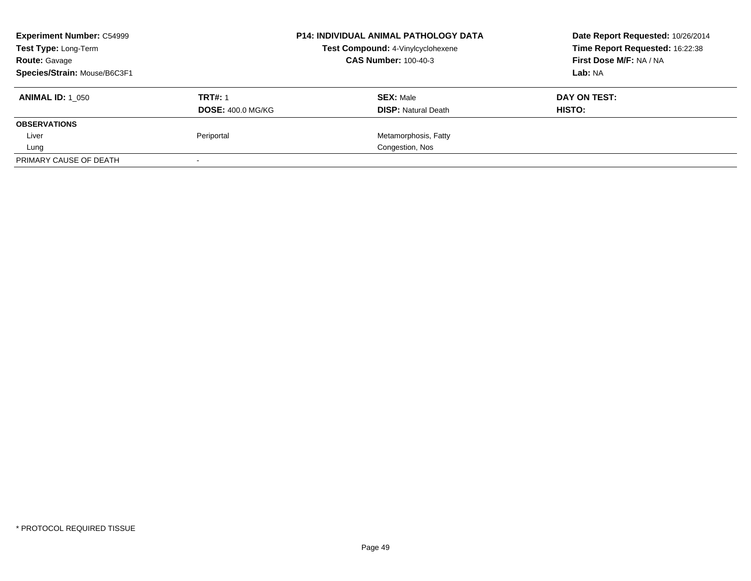| **Experiment Number:** C54999 | **P14: INDIVIDUAL ANIMAL PATHOLOGY DATA** | **Date Report Requested:** 10/26/2014 |
|---|---|---|
| **Test Type:** Long-Term | **Test Compound:** 4-Vinylcyclohexene | **Time Report Requested:** 16:22:38 |
| **Route:** Gavage | **CAS Number:** 100-40-3 | **First Dose M/F:** NA / NA |
| **Species/Strain:** Mouse/B6C3F1 | | **Lab:** NA |

| **ANIMAL ID:** 1_050 | **TRT#:** 1 | **SEX:** Male | **DAY ON TEST:** |
|---|---|---|---|
| | **DOSE:** 400.0 MG/KG | **DISP:** Natural Death | **HISTO:** |
| **OBSERVATIONS** | | | |
| Liver | Periportal | Metamorphosis, Fatty | |
| Lung | | Congestion, Nos | |
| PRIMARY CAUSE OF DEATH | - | | |

* PROTOCOL REQUIRED TISSUE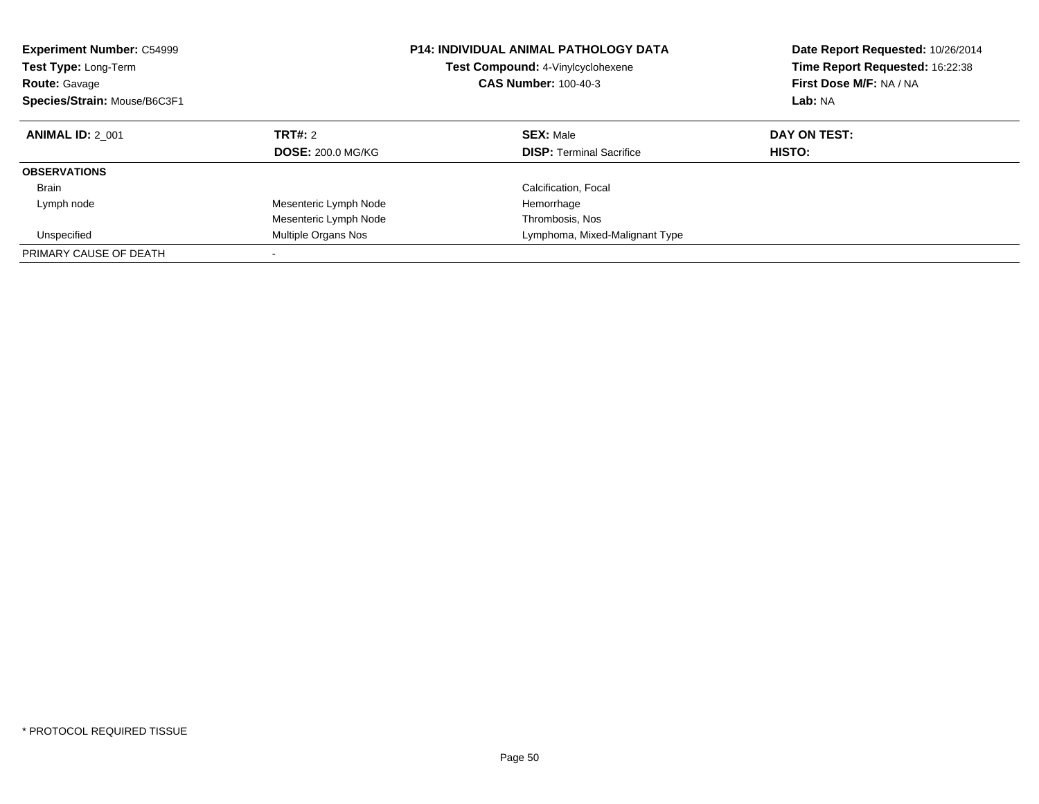**Experiment Number:** C54999
**Test Type:** Long-Term
**Route:** Gavage
**Species/Strain:** Mouse/B6C3F1

**P14: INDIVIDUAL ANIMAL PATHOLOGY DATA**
**Test Compound:** 4-Vinylcyclohexene
**CAS Number:** 100-40-3

**Date Report Requested:** 10/26/2014
**Time Report Requested:** 16:22:38
**First Dose M/F:** NA / NA
**Lab:** NA

| **ANIMAL ID:** 2_001 | **TRT#:** 2 | **SEX:** Male | **DAY ON TEST:** |
|---|---|---|---|
| | **DOSE:** 200.0 MG/KG | **DISP:** Terminal Sacrifice | **HISTO:** |
| **OBSERVATIONS** | | | |
| Brain | | Calcification, Focal | |
| Lymph node | Mesenteric Lymph Node | Hemorrhage | |
| | Mesenteric Lymph Node | Thrombosis, Nos | |
| Unspecified | Multiple Organs Nos | Lymphoma, Mixed-Malignant Type | |
| PRIMARY CAUSE OF DEATH | - | | |

\* PROTOCOL REQUIRED TISSUE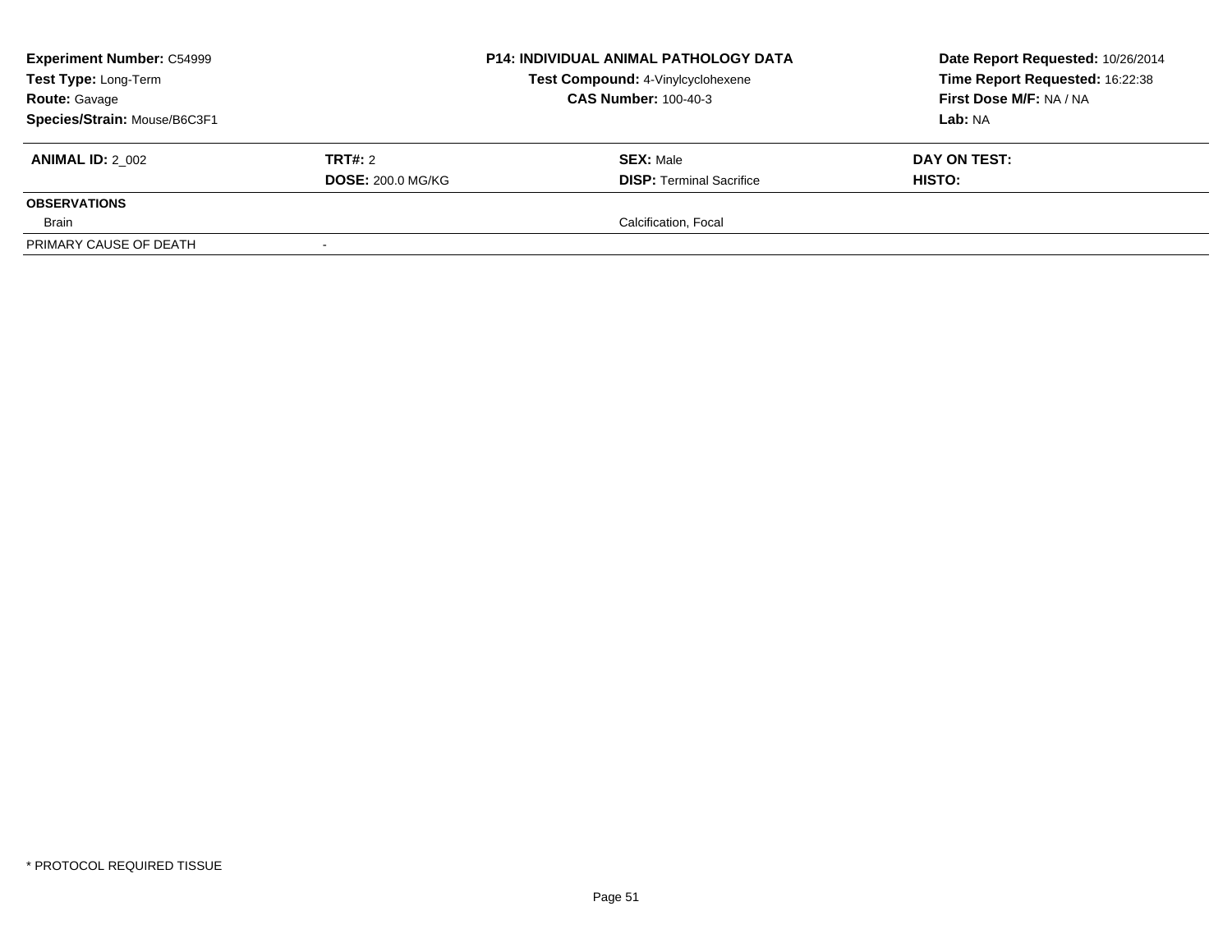| **Experiment Number:** C54999 | **P14: INDIVIDUAL ANIMAL PATHOLOGY DATA** | **Date Report Requested:** 10/26/2014 |
|---|---|---|
| **Test Type:** Long-Term | **Test Compound:** 4-Vinylcyclohexene | **Time Report Requested:** 16:22:38 |
| **Route:** Gavage | **CAS Number:** 100-40-3 | **First Dose M/F:** NA / NA |
| **Species/Strain:** Mouse/B6C3F1 | | **Lab:** NA |

| **ANIMAL ID:** 2_002 | **TRT#:** 2 | **SEX:** Male | **DAY ON TEST:** |
|---|---|---|---|
| | **DOSE:** 200.0 MG/KG | **DISP:** Terminal Sacrifice | **HISTO:** |
| **OBSERVATIONS** | | | |
| Brain | | Calcification, Focal | |
| PRIMARY CAUSE OF DEATH | - | | |

\* PROTOCOL REQUIRED TISSUE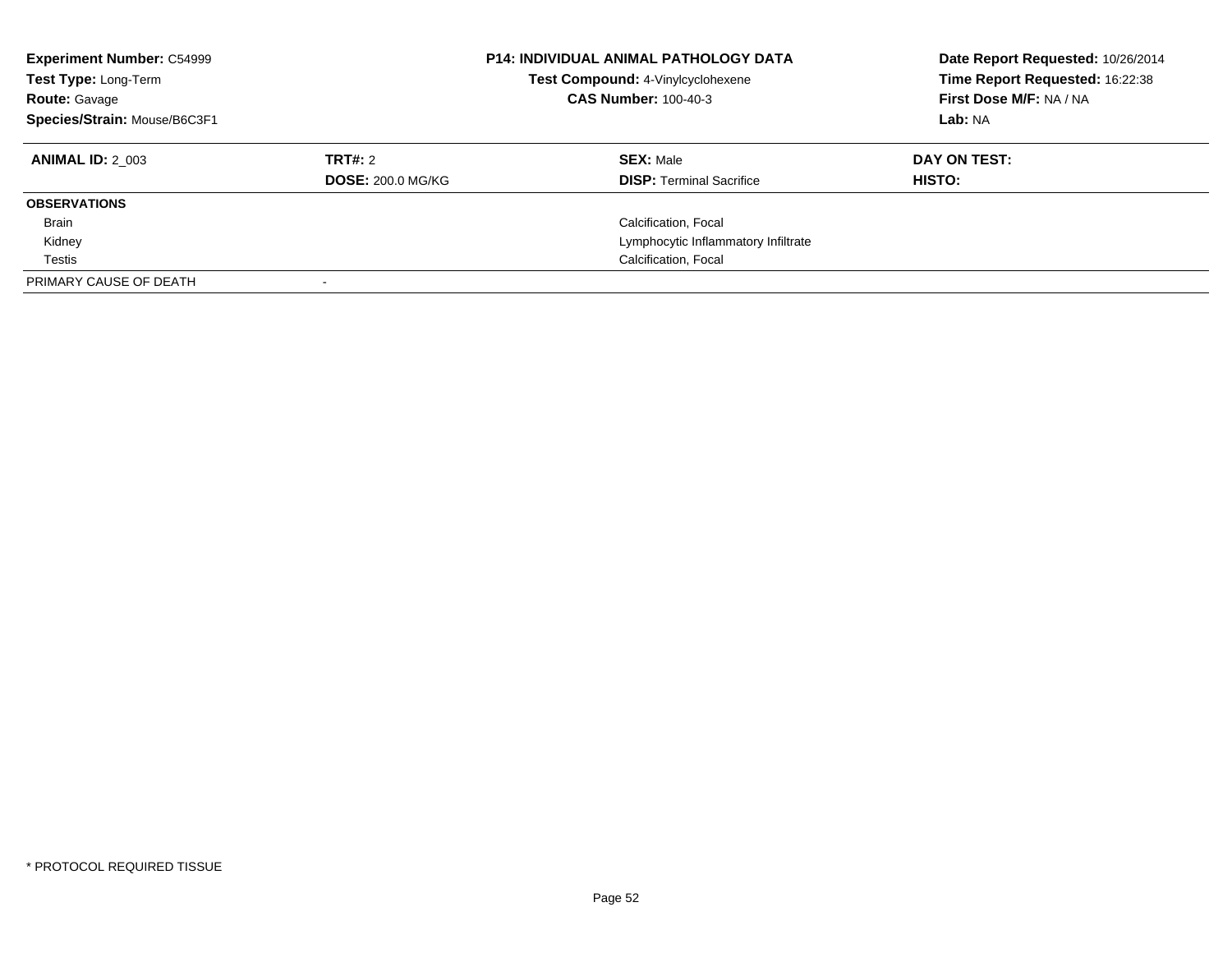**Experiment Number:** C54999
**Test Type:** Long-Term
**Route:** Gavage
**Species/Strain:** Mouse/B6C3F1

**P14: INDIVIDUAL ANIMAL PATHOLOGY DATA**
**Test Compound:** 4-Vinylcyclohexene
**CAS Number:** 100-40-3

**Date Report Requested:** 10/26/2014
**Time Report Requested:** 16:22:38
**First Dose M/F:** NA / NA
**Lab:** NA

| **ANIMAL ID:** 2_003 | **TRT#:** 2 | **SEX:** Male | **DAY ON TEST:** |
|---|---|---|---|
| | **DOSE:** 200.0 MG/KG | **DISP:** Terminal Sacrifice | **HISTO:** |
| **OBSERVATIONS** | | | |
| Brain | | Calcification, Focal | |
| Kidney | | Lymphocytic Inflammatory Infiltrate | |
| Testis | | Calcification, Focal | |
| PRIMARY CAUSE OF DEATH | - | | |

* PROTOCOL REQUIRED TISSUE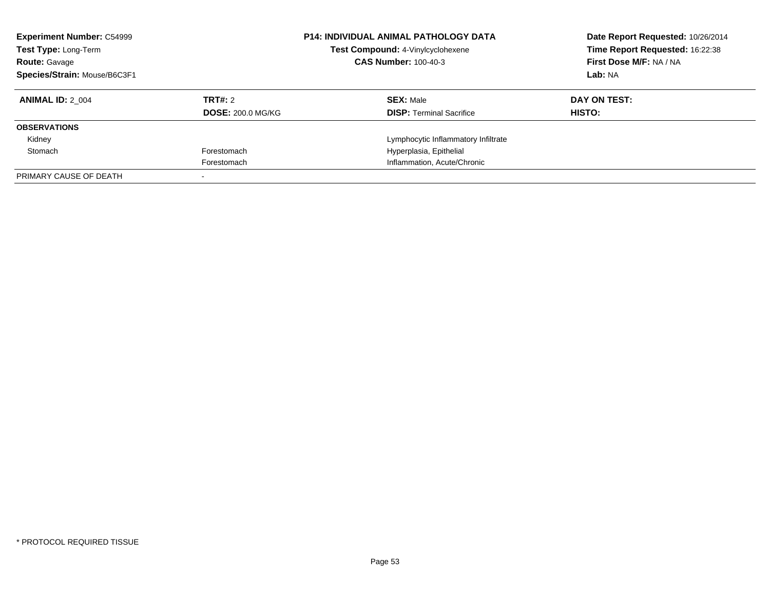**Experiment Number:** C54999
**Test Type:** Long-Term
**Route:** Gavage
**Species/Strain:** Mouse/B6C3F1

**P14: INDIVIDUAL ANIMAL PATHOLOGY DATA**
**Test Compound:** 4-Vinylcyclohexene
**CAS Number:** 100-40-3

**Date Report Requested:** 10/26/2014
**Time Report Requested:** 16:22:38
**First Dose M/F:** NA / NA
**Lab:** NA

| **ANIMAL ID:** 2_004 | **TRT#:** 2 | **SEX:** Male | **DAY ON TEST:** |
|---|---|---|---|
| | **DOSE:** 200.0 MG/KG | **DISP:** Terminal Sacrifice | **HISTO:** |
| **OBSERVATIONS** | | | |
| Kidney | | Lymphocytic Inflammatory Infiltrate | |
| Stomach | Forestomach | Hyperplasia, Epithelial | |
| | Forestomach | Inflammation, Acute/Chronic | |
| PRIMARY CAUSE OF DEATH | - | | |

* PROTOCOL REQUIRED TISSUE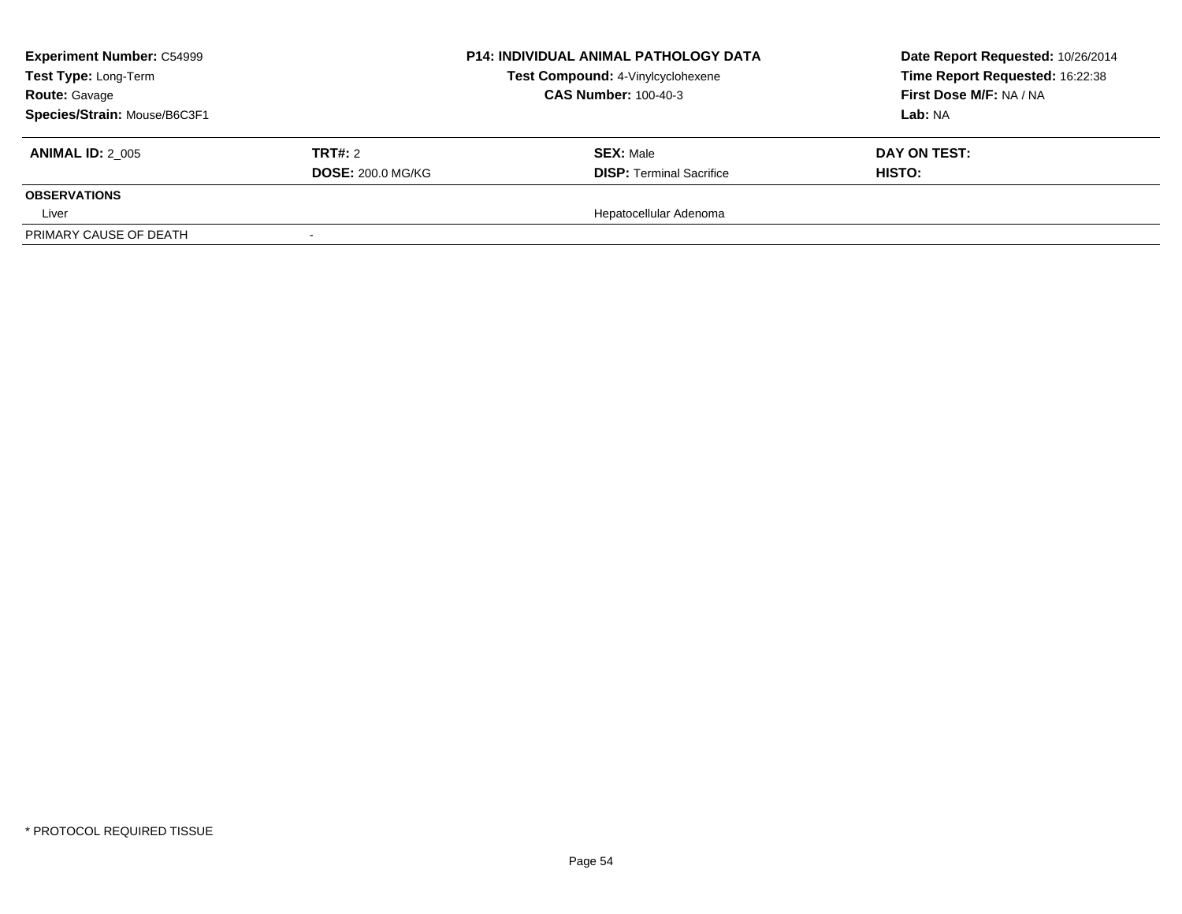**Experiment Number:** C54999
**Test Type:** Long-Term
**Route:** Gavage
**Species/Strain:** Mouse/B6C3F1

**P14: INDIVIDUAL ANIMAL PATHOLOGY DATA**
**Test Compound:** 4-Vinylcyclohexene
**CAS Number:** 100-40-3

**Date Report Requested:** 10/26/2014
**Time Report Requested:** 16:22:38
**First Dose M/F:** NA / NA
**Lab:** NA

| **ANIMAL ID:** 2_005 | **TRT#:** 2 | **SEX:** Male | **DAY ON TEST:** |
|---|---|---|---|
| | **DOSE:** 200.0 MG/KG | **DISP:** Terminal Sacrifice | **HISTO:** |
| **OBSERVATIONS** | | | |
| Liver | | Hepatocellular Adenoma | |
| PRIMARY CAUSE OF DEATH | - | | |

* PROTOCOL REQUIRED TISSUE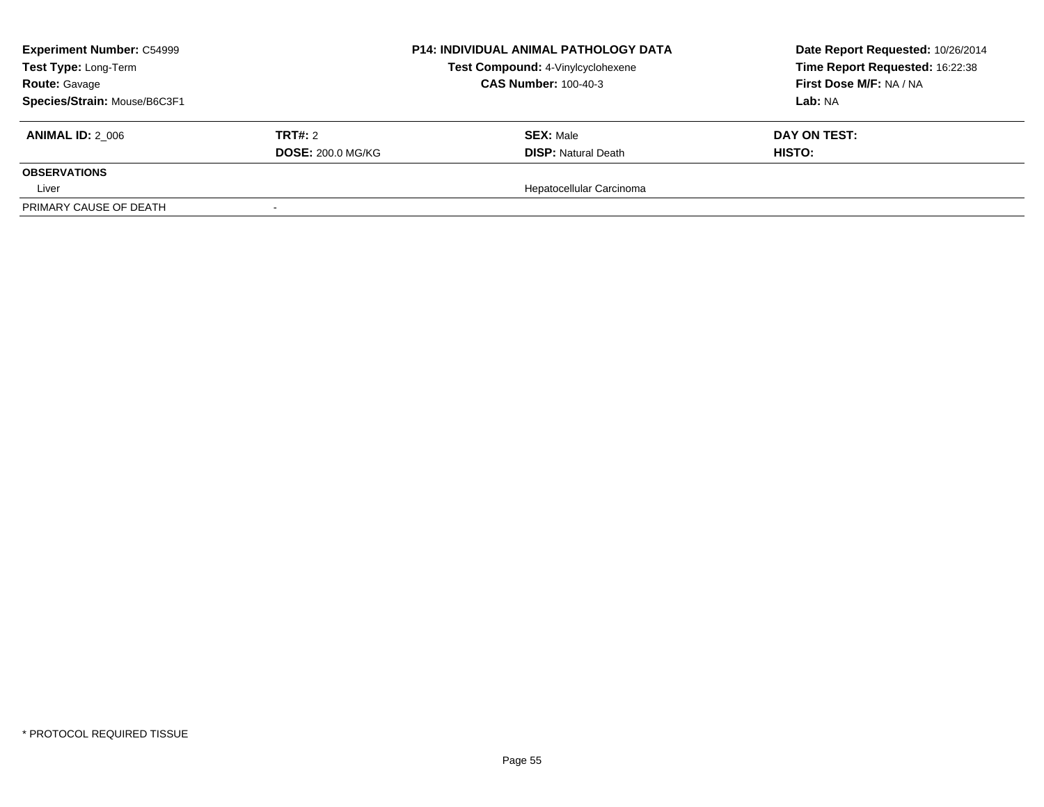**Experiment Number:** C54999
**Test Type:** Long-Term
**Route:** Gavage
**Species/Strain:** Mouse/B6C3F1

**P14: INDIVIDUAL ANIMAL PATHOLOGY DATA**
**Test Compound:** 4-Vinylcyclohexene
**CAS Number:** 100-40-3

**Date Report Requested:** 10/26/2014
**Time Report Requested:** 16:22:38
**First Dose M/F:** NA / NA
**Lab:** NA

| **ANIMAL ID:** 2_006 | **TRT#:** 2 | **SEX:** Male | **DAY ON TEST:** |
|---|---|---|---|
| | **DOSE:** 200.0 MG/KG | **DISP:** Natural Death | **HISTO:** |
| **OBSERVATIONS** | | | |
| Liver | | Hepatocellular Carcinoma | |
| PRIMARY CAUSE OF DEATH | - | | |

* PROTOCOL REQUIRED TISSUE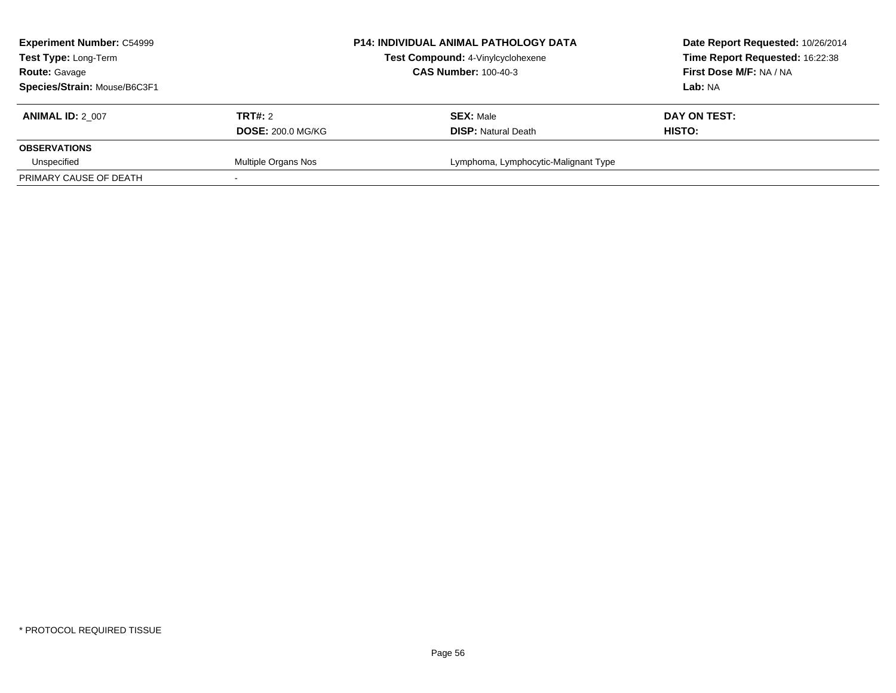**Experiment Number:** C54999
**Test Type:** Long-Term
**Route:** Gavage
**Species/Strain:** Mouse/B6C3F1

**P14: INDIVIDUAL ANIMAL PATHOLOGY DATA**
**Test Compound:** 4-Vinylcyclohexene
**CAS Number:** 100-40-3

**Date Report Requested:** 10/26/2014
**Time Report Requested:** 16:22:38
**First Dose M/F:** NA / NA
**Lab:** NA

| **ANIMAL ID:** 2_007 | **TRT#:** 2 | **SEX:** Male | **DAY ON TEST:** |
|---|---|---|---|
| | **DOSE:** 200.0 MG/KG | **DISP:** Natural Death | **HISTO:** |
| **OBSERVATIONS** | | | |
| Unspecified | Multiple Organs Nos | Lymphoma, Lymphocytic-Malignant Type | |
| PRIMARY CAUSE OF DEATH | - | | |

* PROTOCOL REQUIRED TISSUE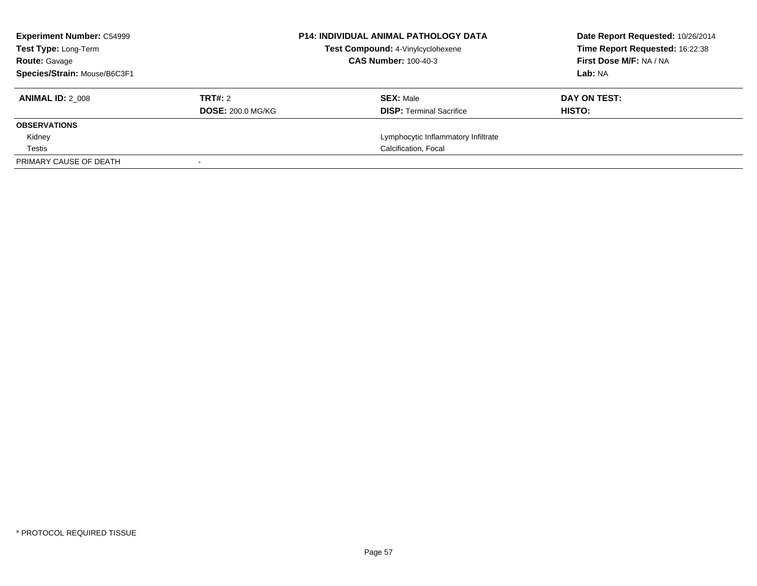| **Experiment Number:** C54999 | **P14: INDIVIDUAL ANIMAL PATHOLOGY DATA** | **Date Report Requested:** 10/26/2014 |
|---|---|---|
| **Test Type:** Long-Term | **Test Compound:** 4-Vinylcyclohexene | **Time Report Requested:** 16:22:38 |
| **Route:** Gavage | **CAS Number:** 100-40-3 | **First Dose M/F:** NA / NA |
| **Species/Strain:** Mouse/B6C3F1 | | **Lab:** NA |

| **ANIMAL ID:** 2_008 | **TRT#:** 2 | **SEX:** Male | **DAY ON TEST:** |
|---|---|---|---|
| | **DOSE:** 200.0 MG/KG | **DISP:** Terminal Sacrifice | **HISTO:** |
| **OBSERVATIONS** | | | |
| Kidney | | Lymphocytic Inflammatory Infiltrate | |
| Testis | | Calcification, Focal | |
| PRIMARY CAUSE OF DEATH | - | | |

* PROTOCOL REQUIRED TISSUE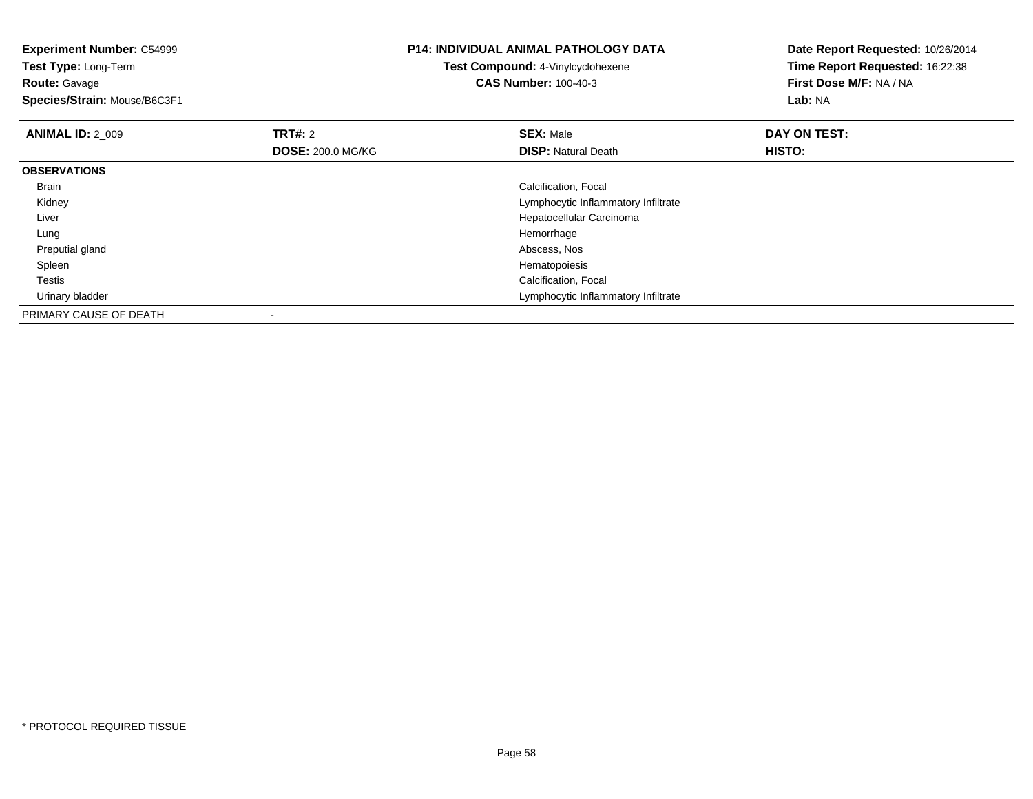**Experiment Number:** C54999
**Test Type:** Long-Term
**Route:** Gavage
**Species/Strain:** Mouse/B6C3F1

**P14: INDIVIDUAL ANIMAL PATHOLOGY DATA**
**Test Compound:** 4-Vinylcyclohexene
**CAS Number:** 100-40-3

**Date Report Requested:** 10/26/2014
**Time Report Requested:** 16:22:38
**First Dose M/F:** NA / NA
**Lab:** NA

| **ANIMAL ID:** 2_009 | **TRT#:** 2 | **SEX:** Male | **DAY ON TEST:** |
|---|---|---|---|
| | **DOSE:** 200.0 MG/KG | **DISP:** Natural Death | **HISTO:** |
| **OBSERVATIONS** | | | |
| Brain | | Calcification, Focal | |
| Kidney | | Lymphocytic Inflammatory Infiltrate | |
| Liver | | Hepatocellular Carcinoma | |
| Lung | | Hemorrhage | |
| Preputial gland | | Abscess, Nos | |
| Spleen | | Hematopoiesis | |
| Testis | | Calcification, Focal | |
| Urinary bladder | | Lymphocytic Inflammatory Infiltrate | |
| PRIMARY CAUSE OF DEATH | - | | |

* PROTOCOL REQUIRED TISSUE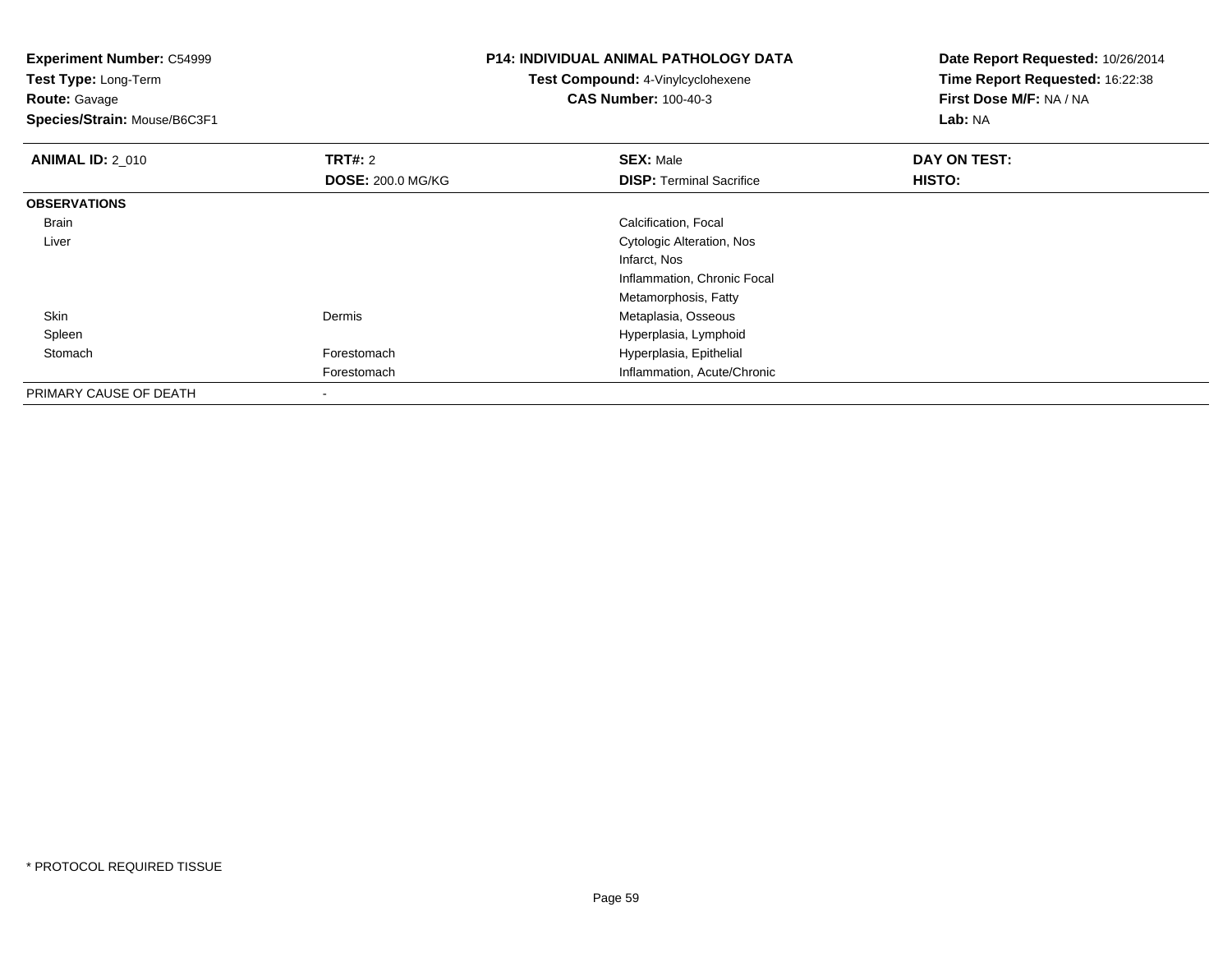**Experiment Number:** C54999
**Test Type:** Long-Term
**Route:** Gavage
**Species/Strain:** Mouse/B6C3F1

**P14: INDIVIDUAL ANIMAL PATHOLOGY DATA**
**Test Compound:** 4-Vinylcyclohexene
**CAS Number:** 100-40-3

**Date Report Requested:** 10/26/2014
**Time Report Requested:** 16:22:38
**First Dose M/F:** NA / NA
**Lab:** NA

| **ANIMAL ID:** 2_010 | **TRT#:** 2 | **SEX:** Male | **DAY ON TEST:** |
|---|---|---|---|
| | **DOSE:** 200.0 MG/KG | **DISP:** Terminal Sacrifice | **HISTO:** |
| **OBSERVATIONS** | | | |
| Brain | | Calcification, Focal | |
| Liver | | Cytologic Alteration, Nos | |
| | | Infarct, Nos | |
| | | Inflammation, Chronic Focal | |
| | | Metamorphosis, Fatty | |
| Skin | Dermis | Metaplasia, Osseous | |
| Spleen | | Hyperplasia, Lymphoid | |
| Stomach | Forestomach | Hyperplasia, Epithelial | |
| | Forestomach | Inflammation, Acute/Chronic | |
| PRIMARY CAUSE OF DEATH | - | | |

* PROTOCOL REQUIRED TISSUE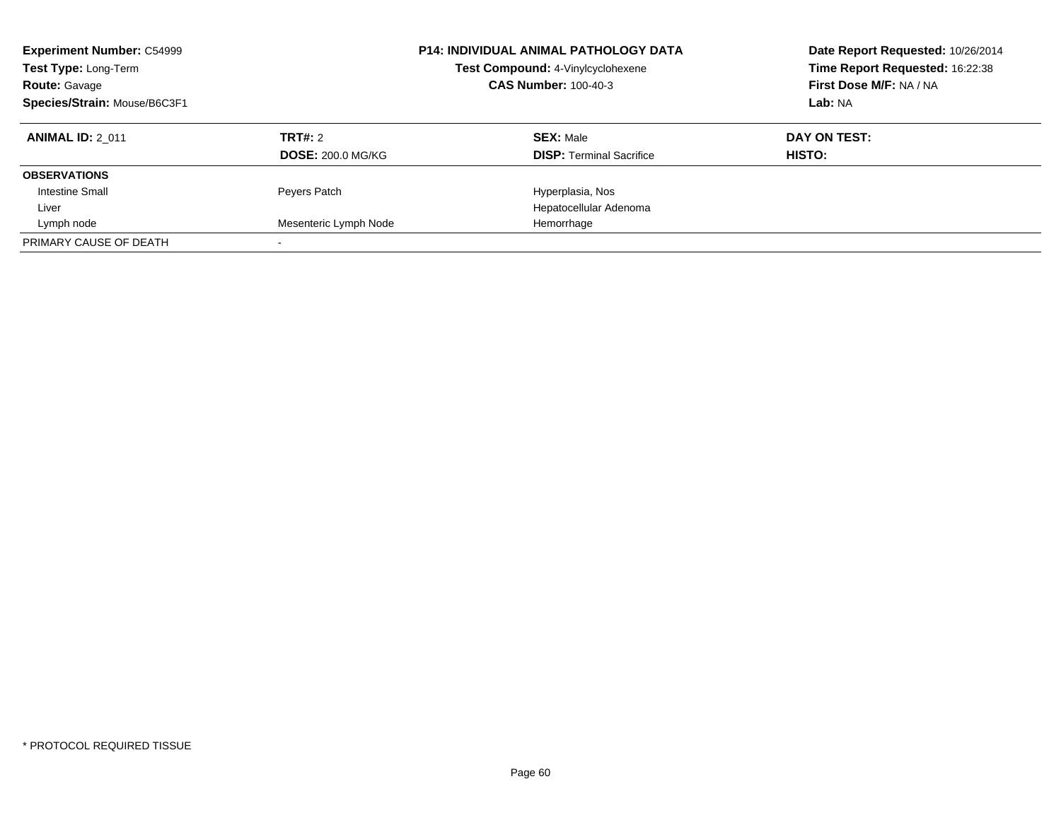**Experiment Number:** C54999
**Test Type:** Long-Term
**Route:** Gavage
**Species/Strain:** Mouse/B6C3F1

**P14: INDIVIDUAL ANIMAL PATHOLOGY DATA**
**Test Compound:** 4-Vinylcyclohexene
**CAS Number:** 100-40-3

**Date Report Requested:** 10/26/2014
**Time Report Requested:** 16:22:38
**First Dose M/F:** NA / NA
**Lab:** NA

| **ANIMAL ID:** 2_011 | **TRT#:** 2 | **SEX:** Male | **DAY ON TEST:** |
|---|---|---|---|
| | **DOSE:** 200.0 MG/KG | **DISP:** Terminal Sacrifice | **HISTO:** |
| **OBSERVATIONS** | | | |
| Intestine Small | Peyers Patch | Hyperplasia, Nos | |
| Liver | | Hepatocellular Adenoma | |
| Lymph node | Mesenteric Lymph Node | Hemorrhage | |
| PRIMARY CAUSE OF DEATH | - | | |

* PROTOCOL REQUIRED TISSUE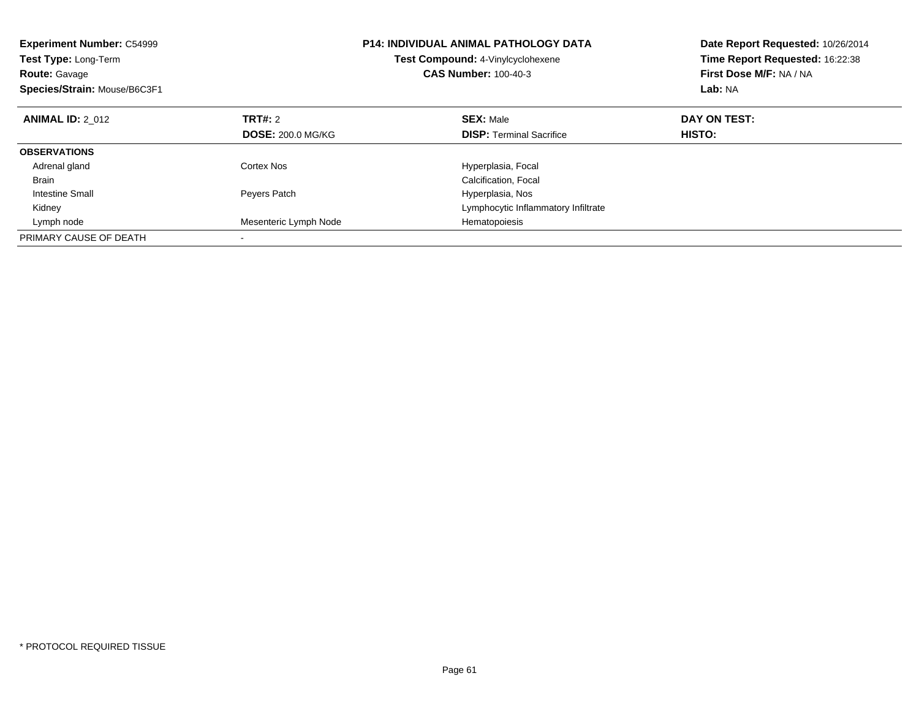**Experiment Number:** C54999
**Test Type:** Long-Term
**Route:** Gavage
**Species/Strain:** Mouse/B6C3F1

**P14: INDIVIDUAL ANIMAL PATHOLOGY DATA**
**Test Compound:** 4-Vinylcyclohexene
**CAS Number:** 100-40-3

**Date Report Requested:** 10/26/2014
**Time Report Requested:** 16:22:38
**First Dose M/F:** NA / NA
**Lab:** NA

| **ANIMAL ID:** 2_012 | **TRT#:** 2<br>**DOSE:** 200.0 MG/KG | **SEX:** Male<br>**DISP:** Terminal Sacrifice | **DAY ON TEST:**<br>**HISTO:** |
|---|---|---|---|
| **OBSERVATIONS** | | | |
| Adrenal gland | Cortex Nos | Hyperplasia, Focal | |
| Brain | | Calcification, Focal | |
| Intestine Small | Peyers Patch | Hyperplasia, Nos | |
| Kidney | | Lymphocytic Inflammatory Infiltrate | |
| Lymph node | Mesenteric Lymph Node | Hematopoiesis | |
| PRIMARY CAUSE OF DEATH | - | | |

* PROTOCOL REQUIRED TISSUE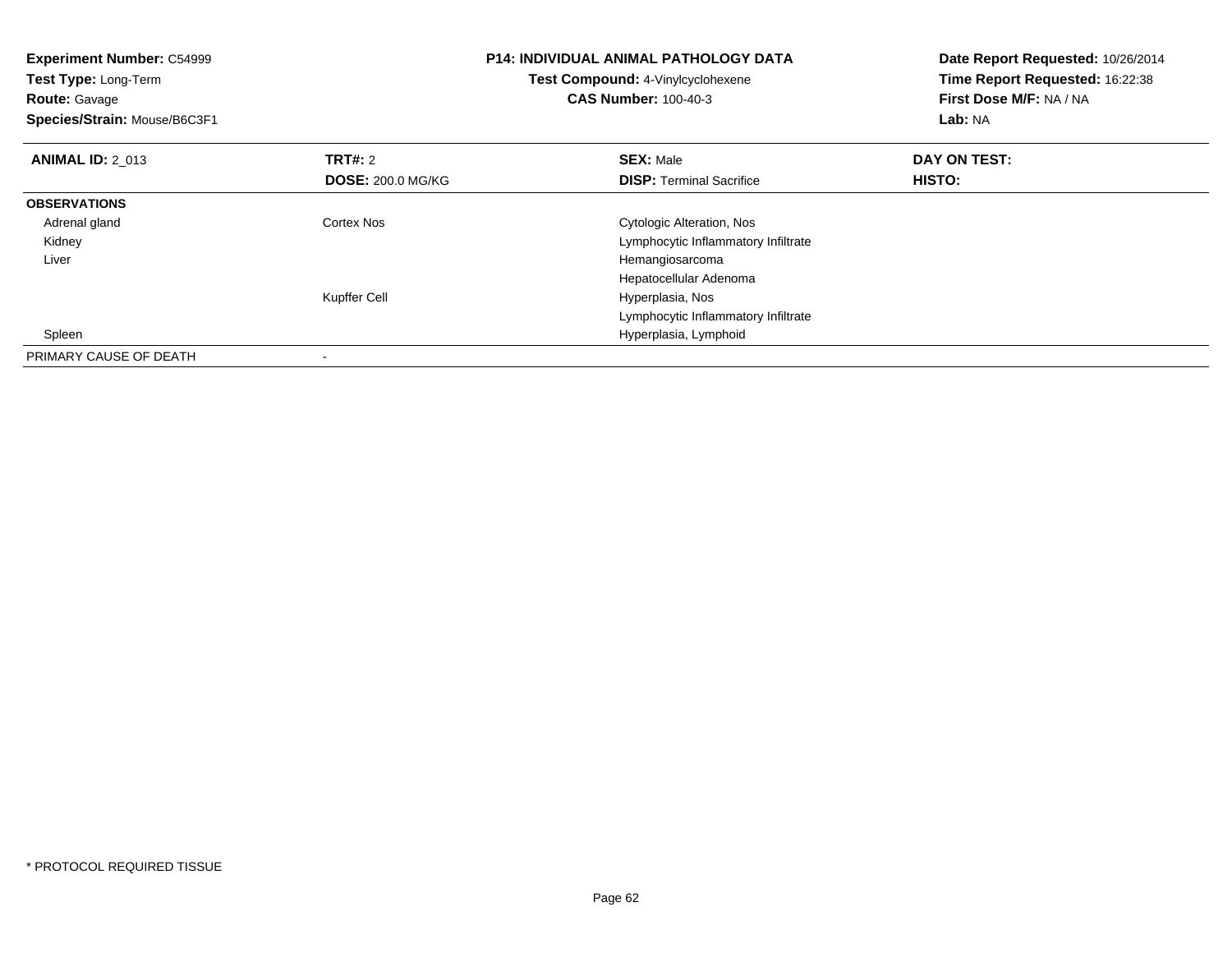**Experiment Number:** C54999
**Test Type:** Long-Term
**Route:** Gavage
**Species/Strain:** Mouse/B6C3F1

**P14: INDIVIDUAL ANIMAL PATHOLOGY DATA**
**Test Compound:** 4-Vinylcyclohexene
**CAS Number:** 100-40-3

**Date Report Requested:** 10/26/2014
**Time Report Requested:** 16:22:38
**First Dose M/F:** NA / NA
**Lab:** NA

| **ANIMAL ID:** 2_013 | **TRT#:** 2 | **SEX:** Male | **DAY ON TEST:** |
|---|---|---|---|
| | **DOSE:** 200.0 MG/KG | **DISP:** Terminal Sacrifice | **HISTO:** |
| **OBSERVATIONS** | | | |
| Adrenal gland | Cortex Nos | Cytologic Alteration, Nos | |
| Kidney | | Lymphocytic Inflammatory Infiltrate | |
| Liver | | Hemangiosarcoma | |
| | | Hepatocellular Adenoma | |
| | Kupffer Cell | Hyperplasia, Nos | |
| | | Lymphocytic Inflammatory Infiltrate | |
| Spleen | | Hyperplasia, Lymphoid | |
| PRIMARY CAUSE OF DEATH | - | | |

* PROTOCOL REQUIRED TISSUE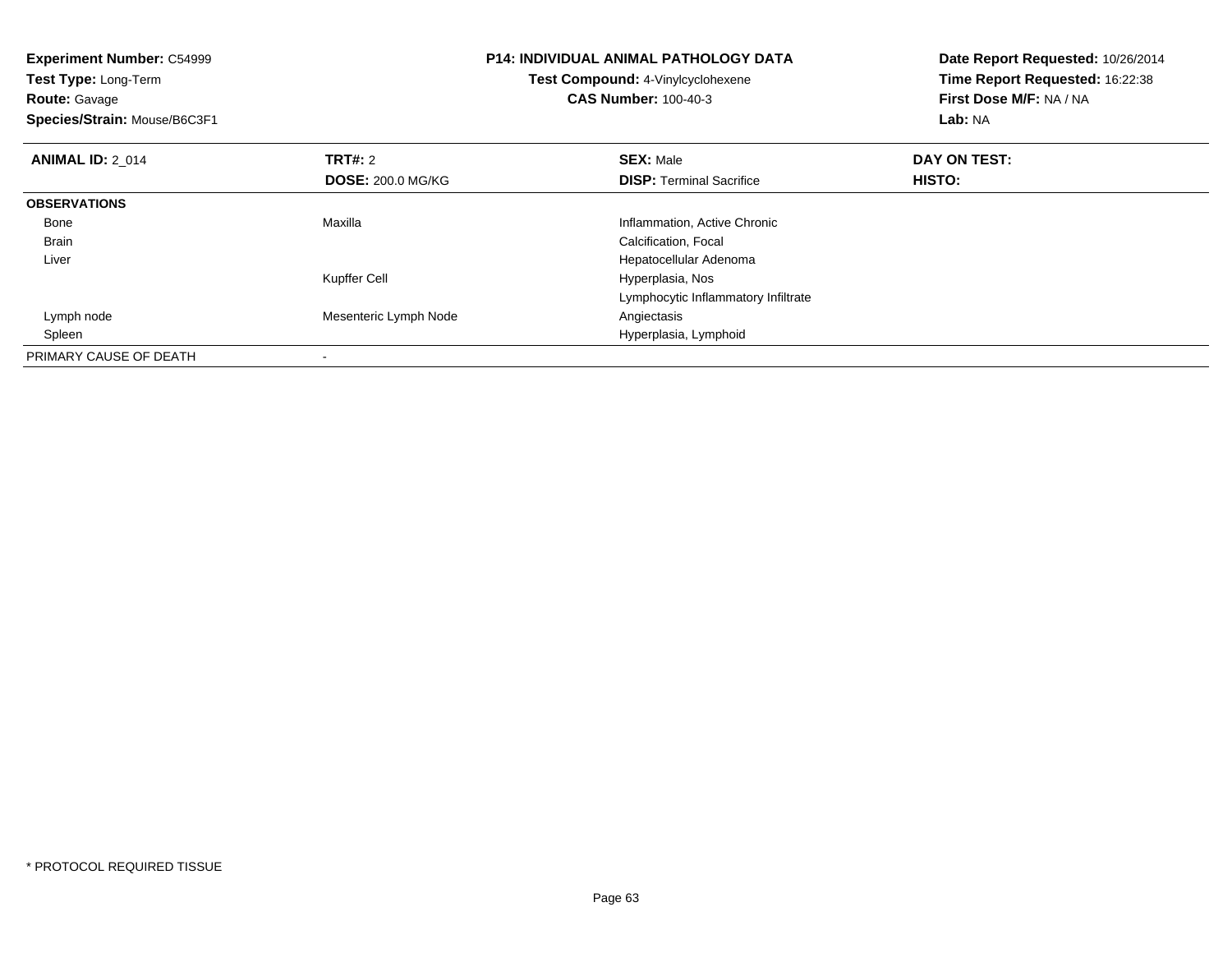**Experiment Number:** C54999
**Test Type:** Long-Term
**Route:** Gavage
**Species/Strain:** Mouse/B6C3F1

**P14: INDIVIDUAL ANIMAL PATHOLOGY DATA**
**Test Compound:** 4-Vinylcyclohexene
**CAS Number:** 100-40-3

**Date Report Requested:** 10/26/2014
**Time Report Requested:** 16:22:38
**First Dose M/F:** NA / NA
**Lab:** NA

| **ANIMAL ID:** 2_014 | **TRT#:** 2 | **SEX:** Male | **DAY ON TEST:** |
|---|---|---|---|
| | **DOSE:** 200.0 MG/KG | **DISP:** Terminal Sacrifice | **HISTO:** |
| **OBSERVATIONS** | | | |
| Bone | Maxilla | Inflammation, Active Chronic | |
| Brain | | Calcification, Focal | |
| Liver | | Hepatocellular Adenoma | |
| | Kupffer Cell | Hyperplasia, Nos | |
| | | Lymphocytic Inflammatory Infiltrate | |
| Lymph node | Mesenteric Lymph Node | Angiectasis | |
| Spleen | | Hyperplasia, Lymphoid | |
| PRIMARY CAUSE OF DEATH | - | | |

* PROTOCOL REQUIRED TISSUE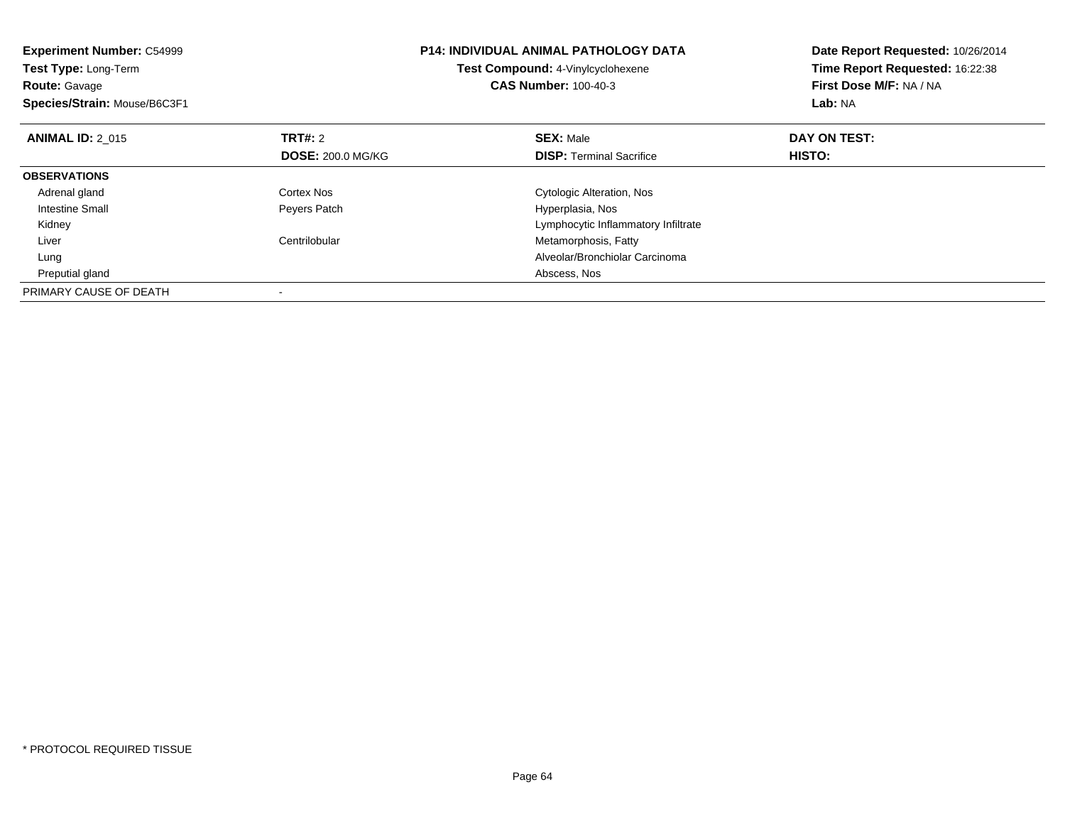**Experiment Number:** C54999
**Test Type:** Long-Term
**Route:** Gavage
**Species/Strain:** Mouse/B6C3F1

**P14: INDIVIDUAL ANIMAL PATHOLOGY DATA**
**Test Compound:** 4-Vinylcyclohexene
**CAS Number:** 100-40-3

**Date Report Requested:** 10/26/2014
**Time Report Requested:** 16:22:38
**First Dose M/F:** NA / NA
**Lab:** NA

| **ANIMAL ID:** 2_015 | **TRT#:** 2 | **SEX:** Male | **DAY ON TEST:** |
|---|---|---|---|
| | **DOSE:** 200.0 MG/KG | **DISP:** Terminal Sacrifice | **HISTO:** |
| **OBSERVATIONS** | | | |
| Adrenal gland | Cortex Nos | Cytologic Alteration, Nos | |
| Intestine Small | Peyers Patch | Hyperplasia, Nos | |
| Kidney | | Lymphocytic Inflammatory Infiltrate | |
| Liver | Centrilobular | Metamorphosis, Fatty | |
| Lung | | Alveolar/Bronchiolar Carcinoma | |
| Preputial gland | | Abscess, Nos | |
| PRIMARY CAUSE OF DEATH | - | | |

* PROTOCOL REQUIRED TISSUE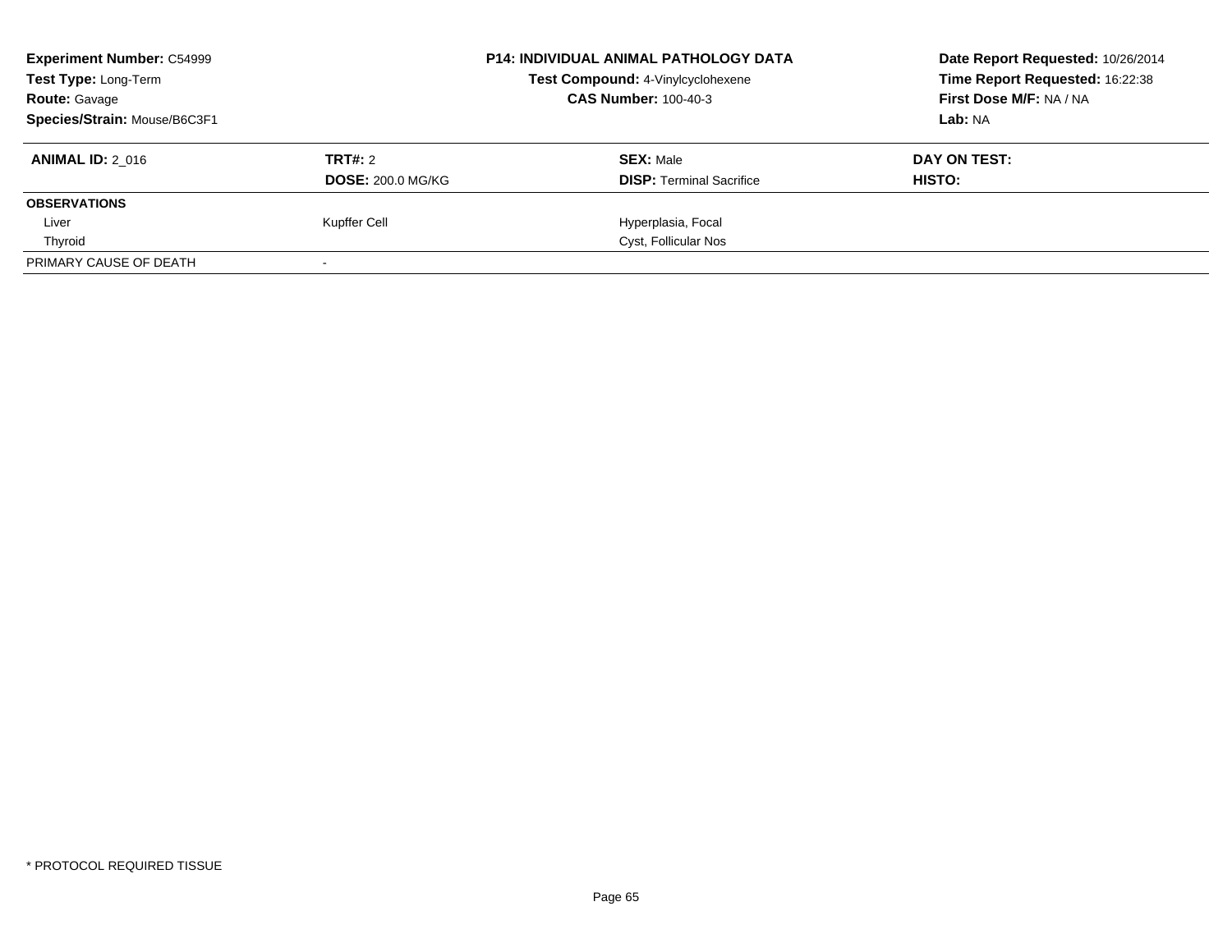**Experiment Number:** C54999
**Test Type:** Long-Term
**Route:** Gavage
**Species/Strain:** Mouse/B6C3F1

**P14: INDIVIDUAL ANIMAL PATHOLOGY DATA**
**Test Compound:** 4-Vinylcyclohexene
**CAS Number:** 100-40-3

**Date Report Requested:** 10/26/2014
**Time Report Requested:** 16:22:38
**First Dose M/F:** NA / NA
**Lab:** NA

| **ANIMAL ID:** 2_016 | **TRT#:** 2 | **SEX:** Male | **DAY ON TEST:** |
|---|---|---|---|
| | **DOSE:** 200.0 MG/KG | **DISP:** Terminal Sacrifice | **HISTO:** |
| **OBSERVATIONS** | | | |
| Liver | Kupffer Cell | Hyperplasia, Focal | |
| Thyroid | | Cyst, Follicular Nos | |
| PRIMARY CAUSE OF DEATH | - | | |

\* PROTOCOL REQUIRED TISSUE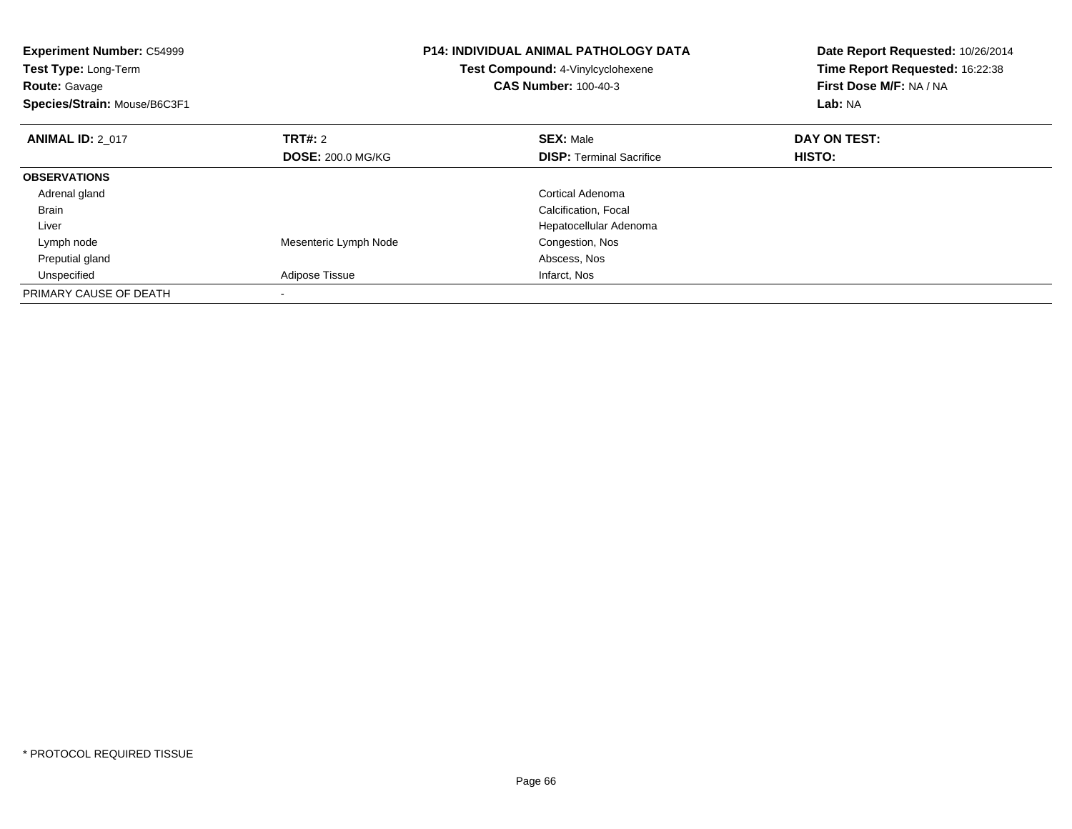**Experiment Number:** C54999
**Test Type:** Long-Term
**Route:** Gavage
**Species/Strain:** Mouse/B6C3F1

**P14: INDIVIDUAL ANIMAL PATHOLOGY DATA**
**Test Compound:** 4-Vinylcyclohexene
**CAS Number:** 100-40-3

**Date Report Requested:** 10/26/2014
**Time Report Requested:** 16:22:38
**First Dose M/F:** NA / NA
**Lab:** NA

| **ANIMAL ID:** 2_017 | **TRT#:** 2 | **SEX:** Male | **DAY ON TEST:** |
|---|---|---|---|
| | **DOSE:** 200.0 MG/KG | **DISP:** Terminal Sacrifice | **HISTO:** |
| **OBSERVATIONS** | | | |
| Adrenal gland | | Cortical Adenoma | |
| Brain | | Calcification, Focal | |
| Liver | | Hepatocellular Adenoma | |
| Lymph node | Mesenteric Lymph Node | Congestion, Nos | |
| Preputial gland | | Abscess, Nos | |
| Unspecified | Adipose Tissue | Infarct, Nos | |
| PRIMARY CAUSE OF DEATH | - | | |

* PROTOCOL REQUIRED TISSUE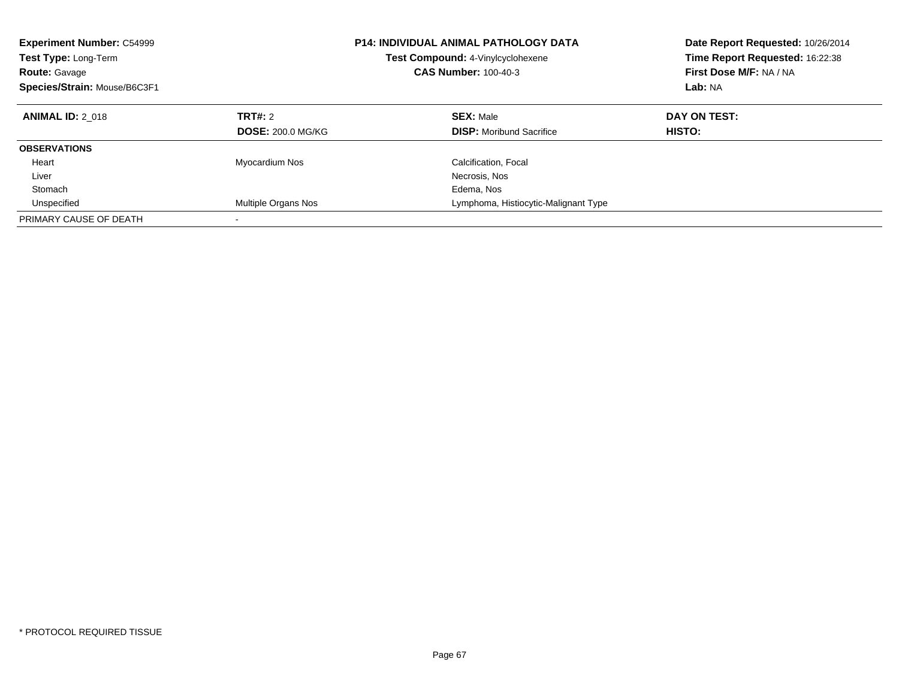**Experiment Number:** C54999
**Test Type:** Long-Term
**Route:** Gavage
**Species/Strain:** Mouse/B6C3F1

**P14: INDIVIDUAL ANIMAL PATHOLOGY DATA**
**Test Compound:** 4-Vinylcyclohexene
**CAS Number:** 100-40-3

**Date Report Requested:** 10/26/2014
**Time Report Requested:** 16:22:38
**First Dose M/F:** NA / NA
**Lab:** NA

| **ANIMAL ID:** 2_018 | **TRT#:** 2 | **SEX:** Male | **DAY ON TEST:** |
|---|---|---|---|
| | **DOSE:** 200.0 MG/KG | **DISP:** Moribund Sacrifice | **HISTO:** |
| **OBSERVATIONS** | | | |
| Heart | Myocardium Nos | Calcification, Focal | |
| Liver | | Necrosis, Nos | |
| Stomach | | Edema, Nos | |
| Unspecified | Multiple Organs Nos | Lymphoma, Histiocytic-Malignant Type | |
| PRIMARY CAUSE OF DEATH | - | | |

\* PROTOCOL REQUIRED TISSUE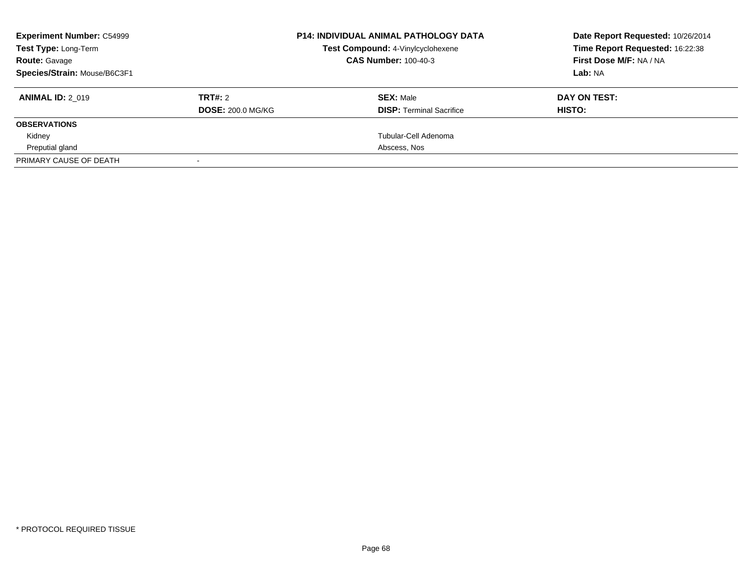**Experiment Number:** C54999
**Test Type:** Long-Term
**Route:** Gavage
**Species/Strain:** Mouse/B6C3F1

**P14: INDIVIDUAL ANIMAL PATHOLOGY DATA**
**Test Compound:** 4-Vinylcyclohexene
**CAS Number:** 100-40-3

**Date Report Requested:** 10/26/2014
**Time Report Requested:** 16:22:38
**First Dose M/F:** NA / NA
**Lab:** NA

| **ANIMAL ID:** 2_019 | **TRT#:** 2 | **SEX:** Male | **DAY ON TEST:** |
|---|---|---|---|
| | **DOSE:** 200.0 MG/KG | **DISP:** Terminal Sacrifice | **HISTO:** |
| **OBSERVATIONS** | | | |
| Kidney | | Tubular-Cell Adenoma | |
| Preputial gland | | Abscess, Nos | |
| PRIMARY CAUSE OF DEATH | - | | |

* PROTOCOL REQUIRED TISSUE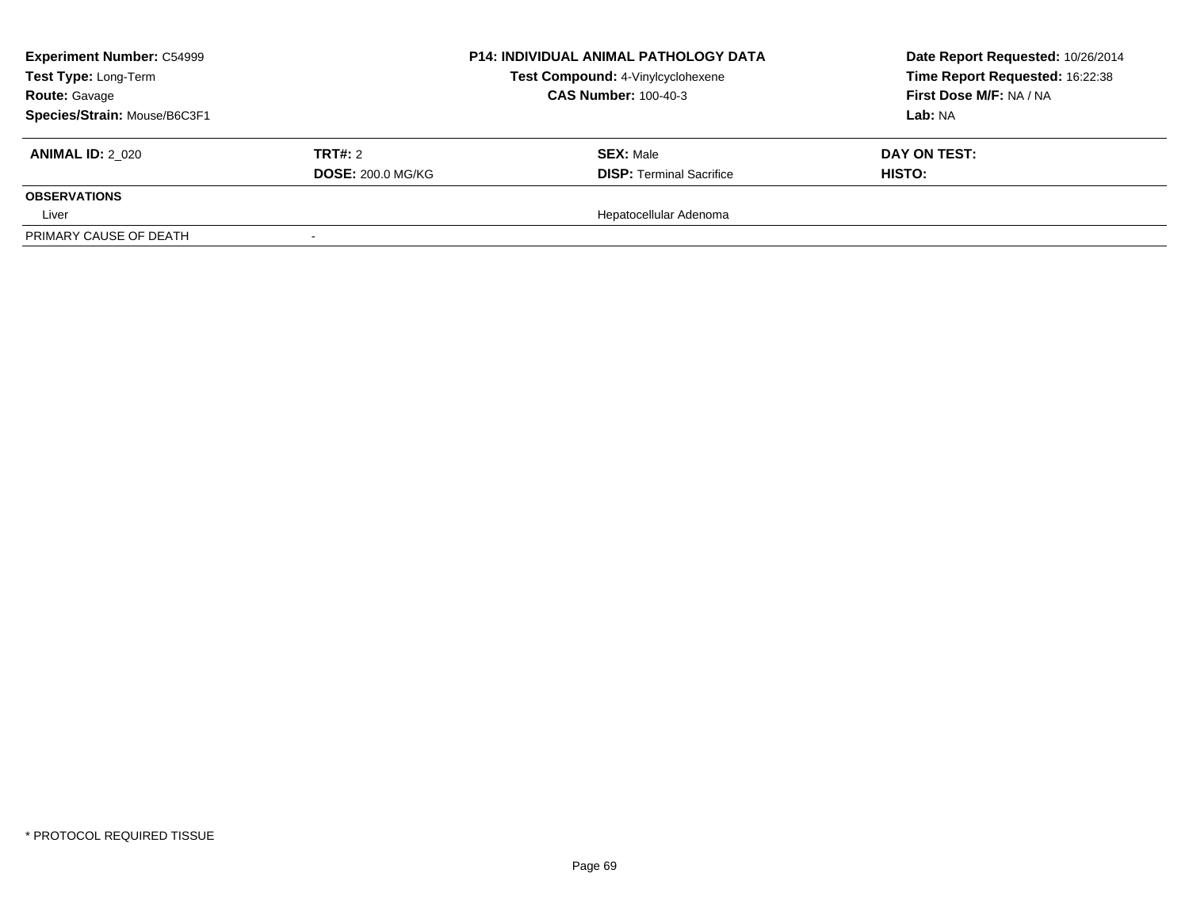| **Experiment Number:** C54999 | **P14: INDIVIDUAL ANIMAL PATHOLOGY DATA** | **Date Report Requested:** 10/26/2014 |
|---|---|---|
| **Test Type:** Long-Term | **Test Compound:** 4-Vinylcyclohexene | **Time Report Requested:** 16:22:38 |
| **Route:** Gavage | **CAS Number:** 100-40-3 | **First Dose M/F:** NA / NA |
| **Species/Strain:** Mouse/B6C3F1 | | **Lab:** NA |

| **ANIMAL ID:** 2_020 | **TRT#:** 2 | **SEX:** Male | **DAY ON TEST:** |
|---|---|---|---|
| | **DOSE:** 200.0 MG/KG | **DISP:** Terminal Sacrifice | **HISTO:** |
| **OBSERVATIONS** | | | |
| Liver | | Hepatocellular Adenoma | |
| PRIMARY CAUSE OF DEATH | - | | |

* PROTOCOL REQUIRED TISSUE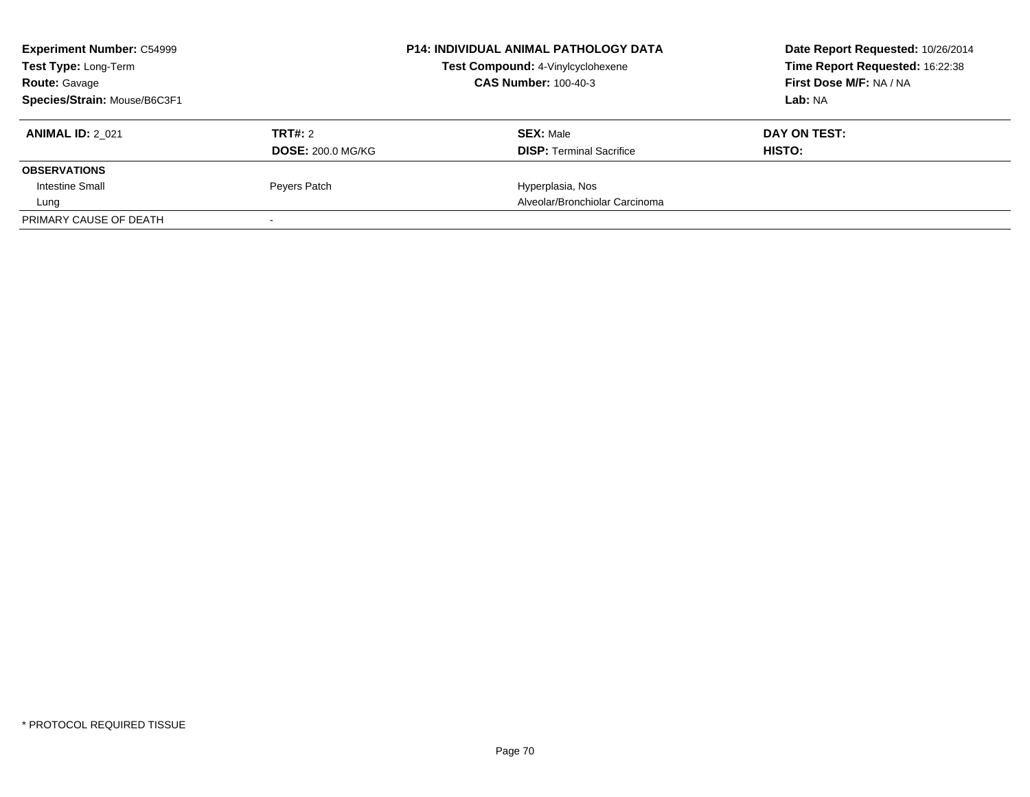**Experiment Number:** C54999
**Test Type:** Long-Term
**Route:** Gavage
**Species/Strain:** Mouse/B6C3F1

**P14: INDIVIDUAL ANIMAL PATHOLOGY DATA**
**Test Compound:** 4-Vinylcyclohexene
**CAS Number:** 100-40-3

**Date Report Requested:** 10/26/2014
**Time Report Requested:** 16:22:38
**First Dose M/F:** NA / NA
**Lab:** NA

| **ANIMAL ID:** 2_021 | **TRT#:** 2 | **SEX:** Male | **DAY ON TEST:** |
|---|---|---|---|
| | **DOSE:** 200.0 MG/KG | **DISP:** Terminal Sacrifice | **HISTO:** |
| **OBSERVATIONS** | | | |
| Intestine Small | Peyers Patch | Hyperplasia, Nos | |
| Lung | | Alveolar/Bronchiolar Carcinoma | |
| PRIMARY CAUSE OF DEATH | - | | |

\* PROTOCOL REQUIRED TISSUE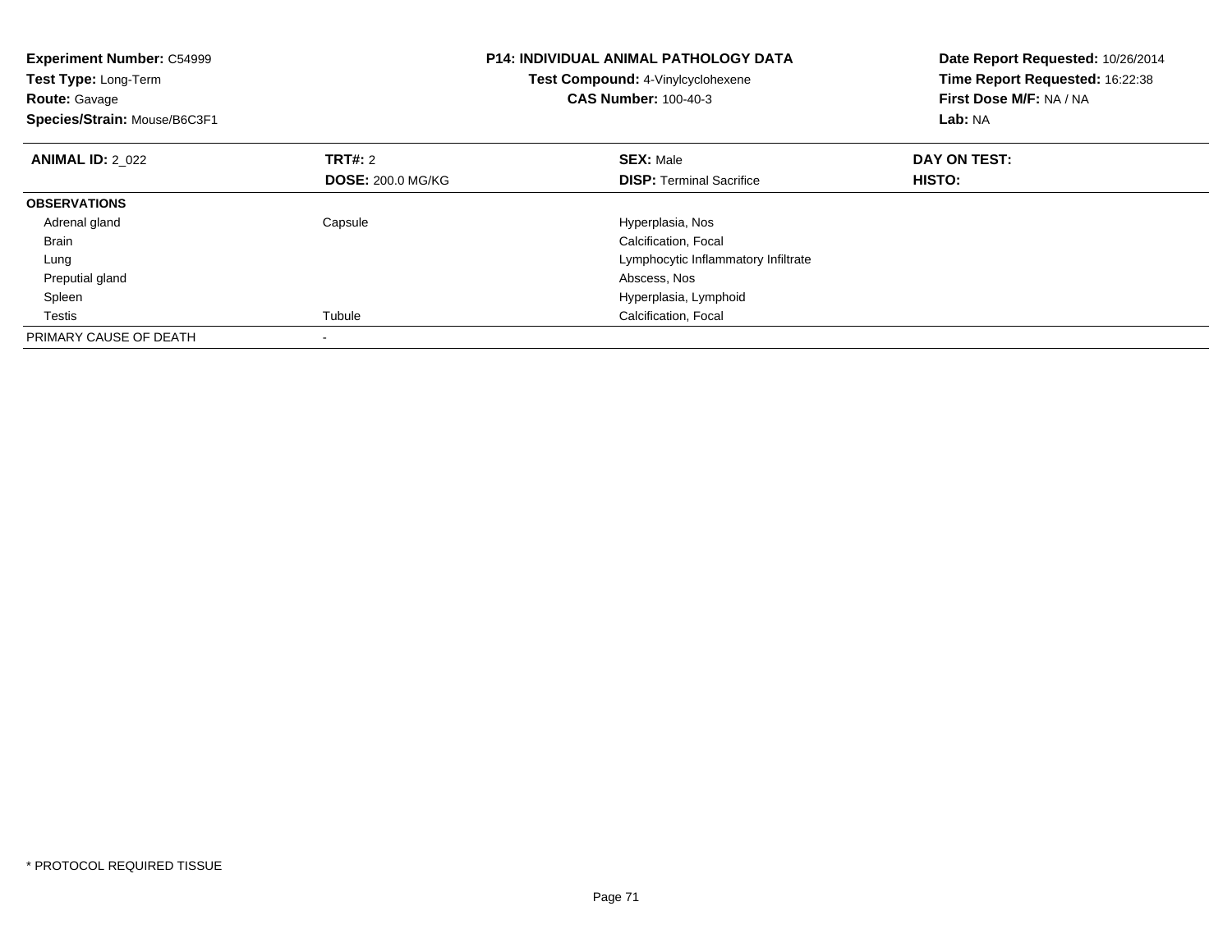**Experiment Number:** C54999
**Test Type:** Long-Term
**Route:** Gavage
**Species/Strain:** Mouse/B6C3F1

**P14: INDIVIDUAL ANIMAL PATHOLOGY DATA**
**Test Compound:** 4-Vinylcyclohexene
**CAS Number:** 100-40-3

**Date Report Requested:** 10/26/2014
**Time Report Requested:** 16:22:38
**First Dose M/F:** NA / NA
**Lab:** NA

| **ANIMAL ID:** 2_022 | **TRT#:** 2 | **SEX:** Male | **DAY ON TEST:** |
|---|---|---|---|
| | **DOSE:** 200.0 MG/KG | **DISP:** Terminal Sacrifice | **HISTO:** |
| **OBSERVATIONS** | | | |
| Adrenal gland | Capsule | Hyperplasia, Nos | |
| Brain | | Calcification, Focal | |
| Lung | | Lymphocytic Inflammatory Infiltrate | |
| Preputial gland | | Abscess, Nos | |
| Spleen | | Hyperplasia, Lymphoid | |
| Testis | Tubule | Calcification, Focal | |
| PRIMARY CAUSE OF DEATH | - | | |

* PROTOCOL REQUIRED TISSUE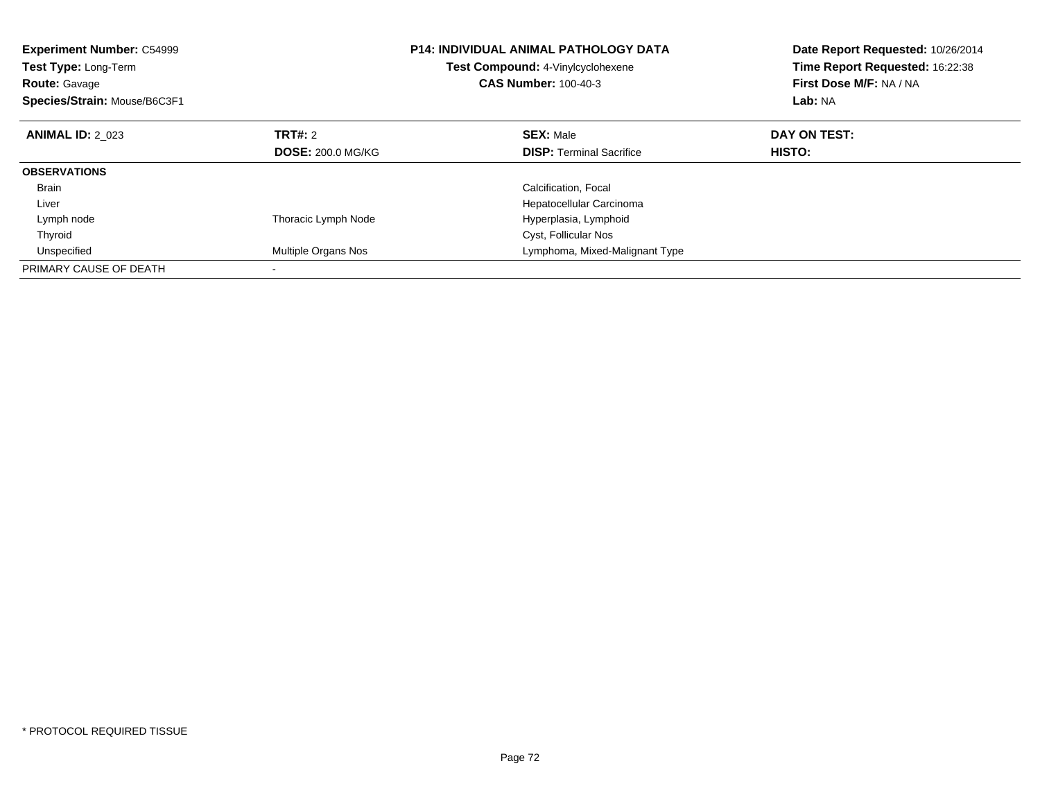**Experiment Number:** C54999
**Test Type:** Long-Term
**Route:** Gavage
**Species/Strain:** Mouse/B6C3F1

**P14: INDIVIDUAL ANIMAL PATHOLOGY DATA**
**Test Compound:** 4-Vinylcyclohexene
**CAS Number:** 100-40-3

**Date Report Requested:** 10/26/2014
**Time Report Requested:** 16:22:38
**First Dose M/F:** NA / NA
**Lab:** NA

| **ANIMAL ID:** 2_023 | **TRT#:** 2 | **SEX:** Male | **DAY ON TEST:** |
|---|---|---|---|
| | **DOSE:** 200.0 MG/KG | **DISP:** Terminal Sacrifice | **HISTO:** |
| **OBSERVATIONS** | | | |
| Brain | | Calcification, Focal | |
| Liver | | Hepatocellular Carcinoma | |
| Lymph node | Thoracic Lymph Node | Hyperplasia, Lymphoid | |
| Thyroid | | Cyst, Follicular Nos | |
| Unspecified | Multiple Organs Nos | Lymphoma, Mixed-Malignant Type | |
| PRIMARY CAUSE OF DEATH | - | | |

* PROTOCOL REQUIRED TISSUE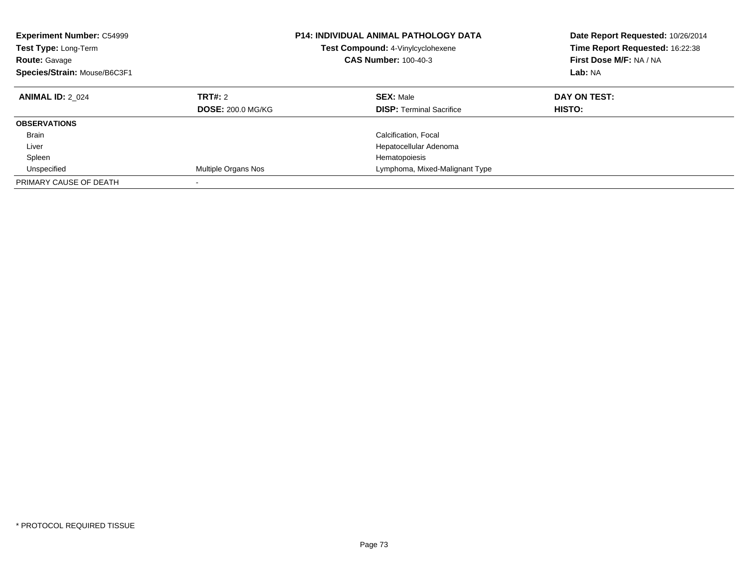**Experiment Number:** C54999
**Test Type:** Long-Term
**Route:** Gavage
**Species/Strain:** Mouse/B6C3F1

**P14: INDIVIDUAL ANIMAL PATHOLOGY DATA**
**Test Compound:** 4-Vinylcyclohexene
**CAS Number:** 100-40-3

**Date Report Requested:** 10/26/2014
**Time Report Requested:** 16:22:38
**First Dose M/F:** NA / NA
**Lab:** NA

| **ANIMAL ID:** 2_024 | **TRT#:** 2 | **SEX:** Male | **DAY ON TEST:** |
|---|---|---|---|
| | **DOSE:** 200.0 MG/KG | **DISP:** Terminal Sacrifice | **HISTO:** |
| **OBSERVATIONS** | | | |
| Brain | | Calcification, Focal | |
| Liver | | Hepatocellular Adenoma | |
| Spleen | | Hematopoiesis | |
| Unspecified | Multiple Organs Nos | Lymphoma, Mixed-Malignant Type | |
| PRIMARY CAUSE OF DEATH | - | | |

* PROTOCOL REQUIRED TISSUE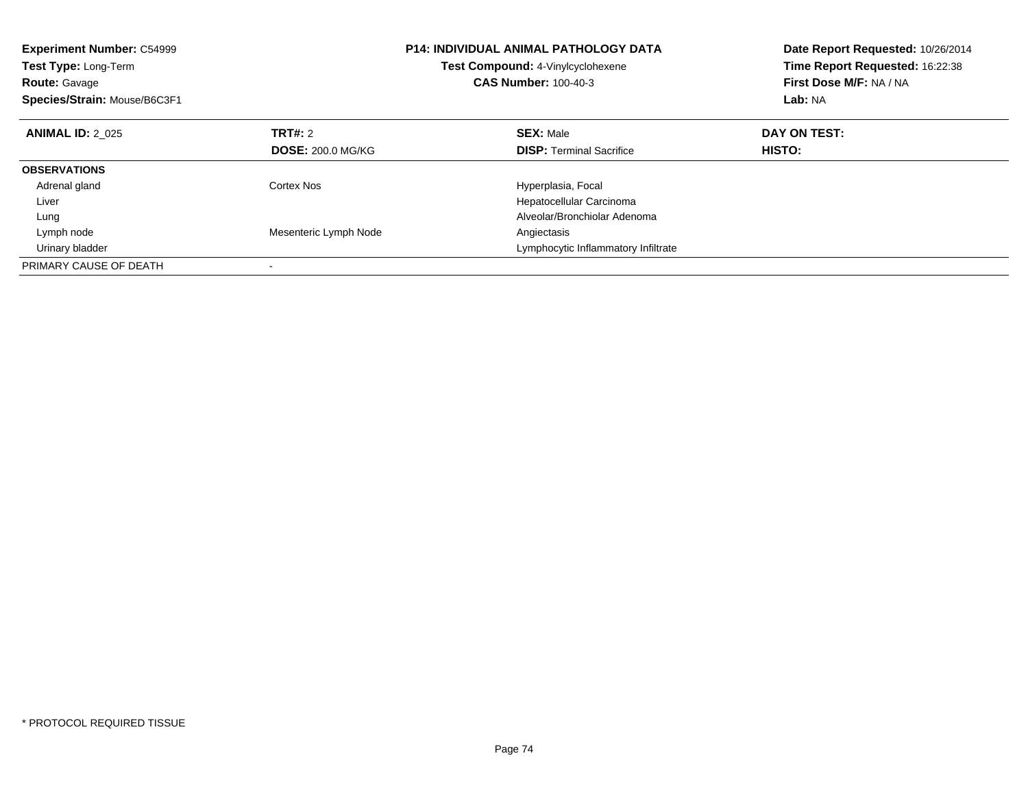**Experiment Number:** C54999
**Test Type:** Long-Term
**Route:** Gavage
**Species/Strain:** Mouse/B6C3F1

## P14: INDIVIDUAL ANIMAL PATHOLOGY DATA

**Test Compound:** 4-Vinylcyclohexene
**CAS Number:** 100-40-3

**Date Report Requested:** 10/26/2014
**Time Report Requested:** 16:22:38
**First Dose M/F:** NA / NA
**Lab:** NA

| **ANIMAL ID:** 2_025 | **TRT#:** 2<br>**DOSE:** 200.0 MG/KG | **SEX:** Male<br>**DISP:** Terminal Sacrifice | **DAY ON TEST:**<br>**HISTO:** |
|---|---|---|---|
| **OBSERVATIONS** | | | |
| Adrenal gland | Cortex Nos | Hyperplasia, Focal | |
| Liver | | Hepatocellular Carcinoma | |
| Lung | | Alveolar/Bronchiolar Adenoma | |
| Lymph node | Mesenteric Lymph Node | Angiectasis | |
| Urinary bladder | | Lymphocytic Inflammatory Infiltrate | |
| PRIMARY CAUSE OF DEATH | - | | |

\* PROTOCOL REQUIRED TISSUE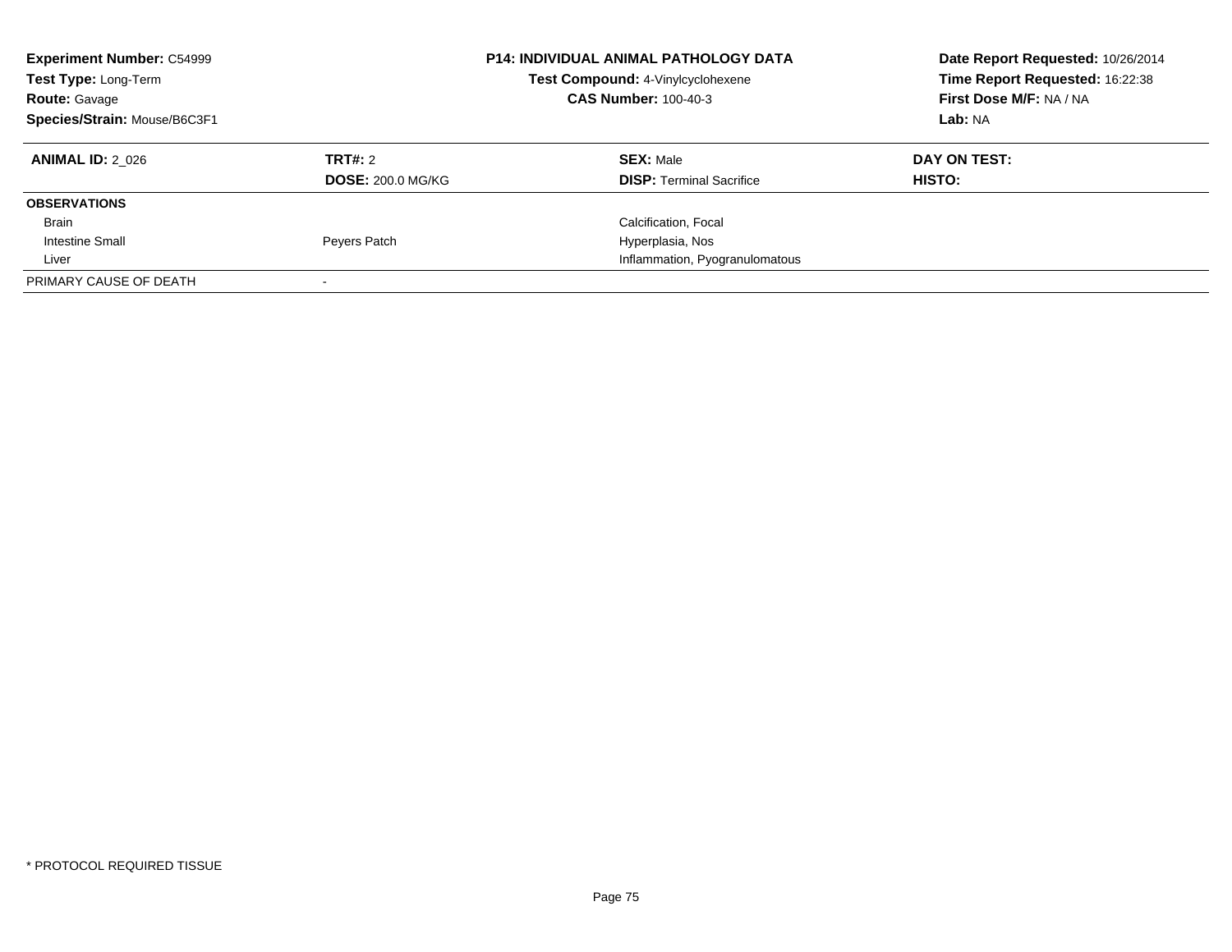**Experiment Number:** C54999
**Test Type:** Long-Term
**Route:** Gavage
**Species/Strain:** Mouse/B6C3F1

**P14: INDIVIDUAL ANIMAL PATHOLOGY DATA**
**Test Compound:** 4-Vinylcyclohexene
**CAS Number:** 100-40-3

**Date Report Requested:** 10/26/2014
**Time Report Requested:** 16:22:38
**First Dose M/F:** NA / NA
**Lab:** NA

| **ANIMAL ID:** 2_026 | **TRT#:** 2 | **SEX:** Male | **DAY ON TEST:** |
|---|---|---|---|
| | **DOSE:** 200.0 MG/KG | **DISP:** Terminal Sacrifice | **HISTO:** |
| **OBSERVATIONS** | | | |
| Brain | | Calcification, Focal | |
| Intestine Small | Peyers Patch | Hyperplasia, Nos | |
| Liver | | Inflammation, Pyogranulomatous | |
| PRIMARY CAUSE OF DEATH | - | | |

* PROTOCOL REQUIRED TISSUE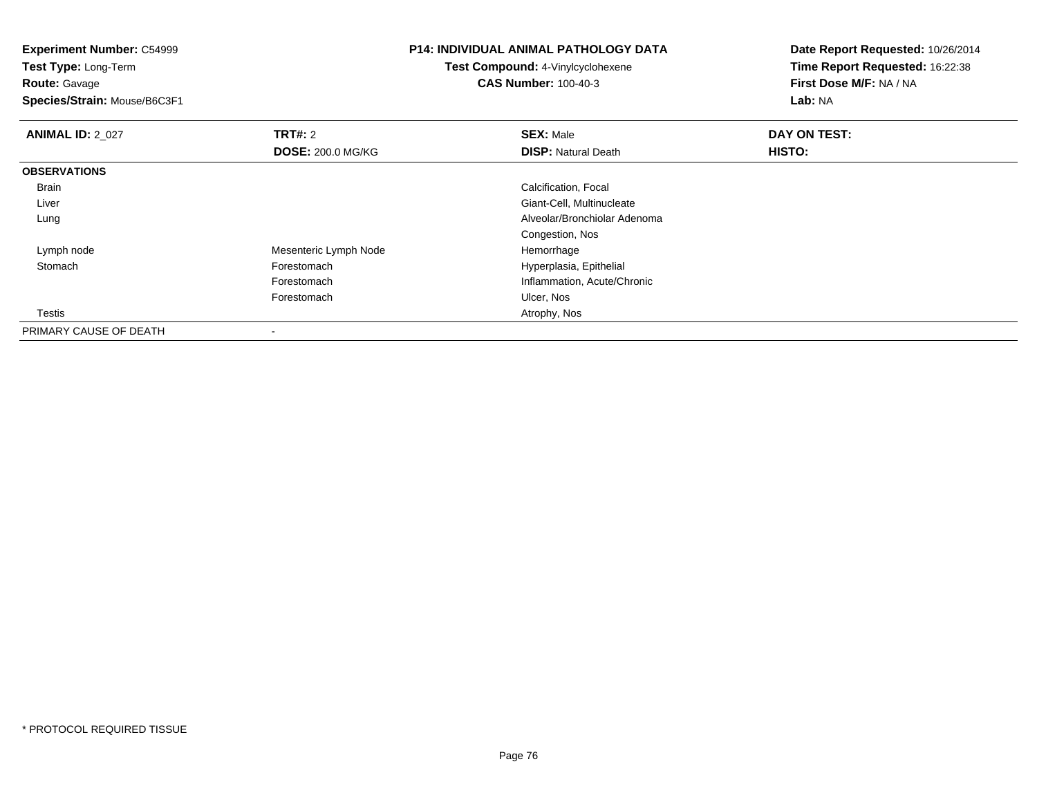**Experiment Number:** C54999
**Test Type:** Long-Term
**Route:** Gavage
**Species/Strain:** Mouse/B6C3F1

**P14: INDIVIDUAL ANIMAL PATHOLOGY DATA**
**Test Compound:** 4-Vinylcyclohexene
**CAS Number:** 100-40-3

**Date Report Requested:** 10/26/2014
**Time Report Requested:** 16:22:38
**First Dose M/F:** NA / NA
**Lab:** NA

| **ANIMAL ID:** 2_027 | **TRT#:** 2 | **SEX:** Male | **DAY ON TEST:** |
|---|---|---|---|
| | **DOSE:** 200.0 MG/KG | **DISP:** Natural Death | **HISTO:** |
| **OBSERVATIONS** | | | |
| Brain | | Calcification, Focal | |
| Liver | | Giant-Cell, Multinucleate | |
| Lung | | Alveolar/Bronchiolar Adenoma | |
| | | Congestion, Nos | |
| Lymph node | Mesenteric Lymph Node | Hemorrhage | |
| Stomach | Forestomach | Hyperplasia, Epithelial | |
| | Forestomach | Inflammation, Acute/Chronic | |
| | Forestomach | Ulcer, Nos | |
| Testis | | Atrophy, Nos | |
| PRIMARY CAUSE OF DEATH | - | | |

* PROTOCOL REQUIRED TISSUE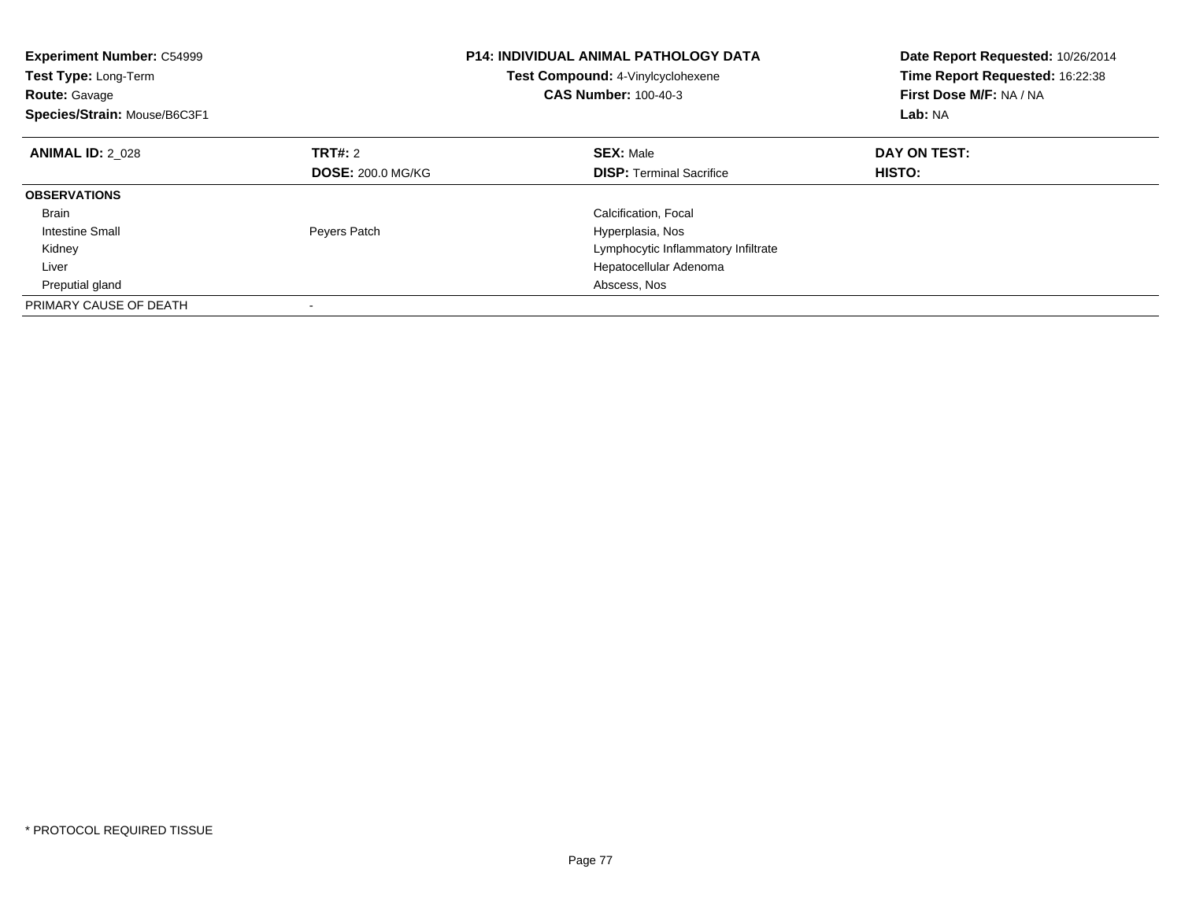**Experiment Number:** C54999
**Test Type:** Long-Term
**Route:** Gavage
**Species/Strain:** Mouse/B6C3F1

**P14: INDIVIDUAL ANIMAL PATHOLOGY DATA**
**Test Compound:** 4-Vinylcyclohexene
**CAS Number:** 100-40-3

**Date Report Requested:** 10/26/2014
**Time Report Requested:** 16:22:38
**First Dose M/F:** NA / NA
**Lab:** NA

| **ANIMAL ID:** 2_028 | **TRT#:** 2 | **SEX:** Male | **DAY ON TEST:** |
|---|---|---|---|
| | **DOSE:** 200.0 MG/KG | **DISP:** Terminal Sacrifice | **HISTO:** |
| **OBSERVATIONS** | | | |
| Brain | | Calcification, Focal | |
| Intestine Small | Peyers Patch | Hyperplasia, Nos | |
| Kidney | | Lymphocytic Inflammatory Infiltrate | |
| Liver | | Hepatocellular Adenoma | |
| Preputial gland | | Abscess, Nos | |
| PRIMARY CAUSE OF DEATH | - | | |

* PROTOCOL REQUIRED TISSUE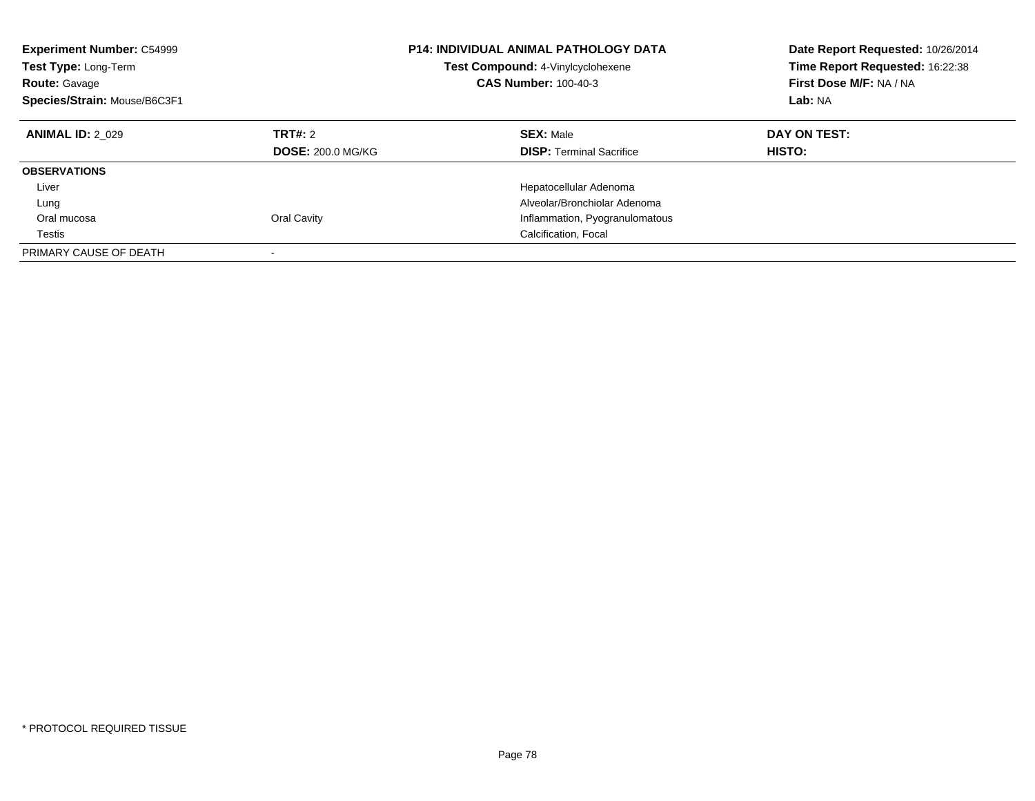**Experiment Number:** C54999
**Test Type:** Long-Term
**Route:** Gavage
**Species/Strain:** Mouse/B6C3F1

**P14: INDIVIDUAL ANIMAL PATHOLOGY DATA**
**Test Compound:** 4-Vinylcyclohexene
**CAS Number:** 100-40-3

**Date Report Requested:** 10/26/2014
**Time Report Requested:** 16:22:38
**First Dose M/F:** NA / NA
**Lab:** NA

| **ANIMAL ID:** 2_029 | **TRT#:** 2 | **SEX:** Male | **DAY ON TEST:** |
|---|---|---|---|
| | **DOSE:** 200.0 MG/KG | **DISP:** Terminal Sacrifice | **HISTO:** |
| **OBSERVATIONS** | | | |
| Liver | | Hepatocellular Adenoma | |
| Lung | | Alveolar/Bronchiolar Adenoma | |
| Oral mucosa | Oral Cavity | Inflammation, Pyogranulomatous | |
| Testis | | Calcification, Focal | |
| PRIMARY CAUSE OF DEATH | - | | |

* PROTOCOL REQUIRED TISSUE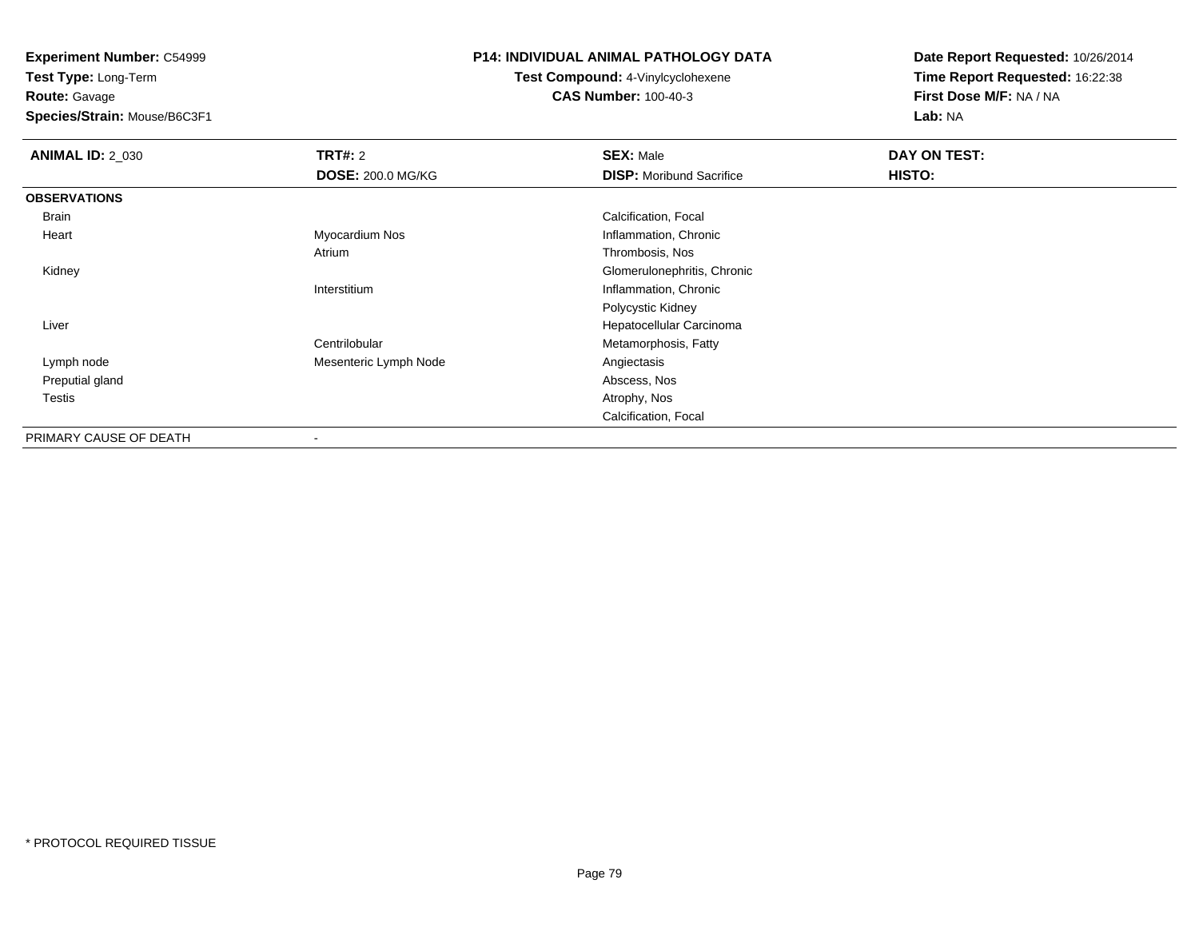**Experiment Number:** C54999
**Test Type:** Long-Term
**Route:** Gavage
**Species/Strain:** Mouse/B6C3F1

**P14: INDIVIDUAL ANIMAL PATHOLOGY DATA**
**Test Compound:** 4-Vinylcyclohexene
**CAS Number:** 100-40-3

**Date Report Requested:** 10/26/2014
**Time Report Requested:** 16:22:38
**First Dose M/F:** NA / NA
**Lab:** NA

| **ANIMAL ID:** 2_030 | **TRT#:** 2 | **SEX:** Male | **DAY ON TEST:** |
|---|---|---|---|
| | **DOSE:** 200.0 MG/KG | **DISP:** Moribund Sacrifice | **HISTO:** |
| **OBSERVATIONS** | | | |
| Brain | | Calcification, Focal | |
| Heart | Myocardium Nos | Inflammation, Chronic | |
| | Atrium | Thrombosis, Nos | |
| Kidney | | Glomerulonephritis, Chronic | |
| | Interstitium | Inflammation, Chronic | |
| | | Polycystic Kidney | |
| Liver | | Hepatocellular Carcinoma | |
| | Centrilobular | Metamorphosis, Fatty | |
| Lymph node | Mesenteric Lymph Node | Angiectasis | |
| Preputial gland | | Abscess, Nos | |
| Testis | | Atrophy, Nos | |
| | | Calcification, Focal | |
| PRIMARY CAUSE OF DEATH | - | | |

* PROTOCOL REQUIRED TISSUE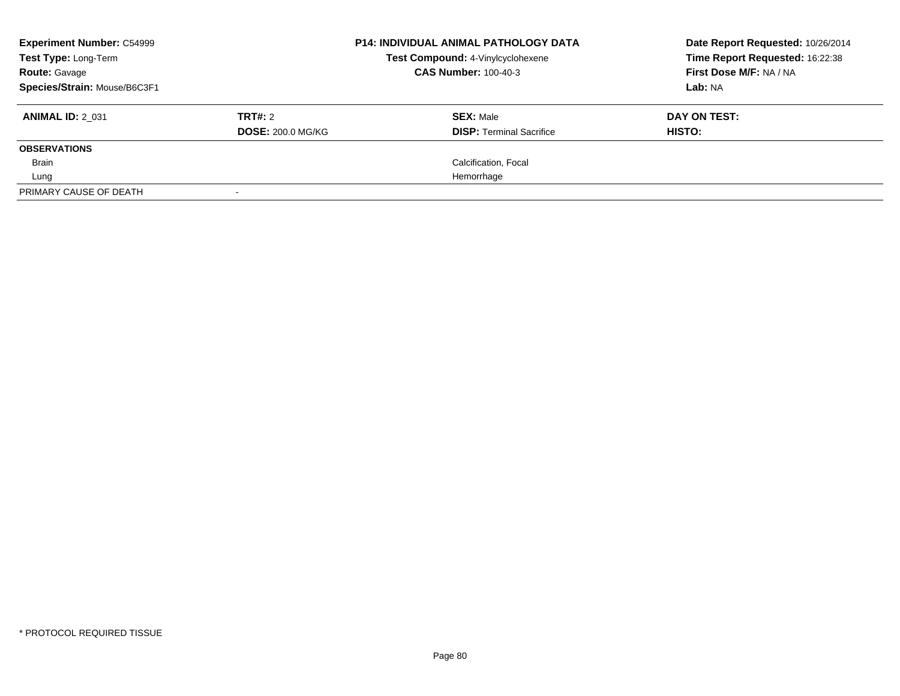**Experiment Number:** C54999
**Test Type:** Long-Term
**Route:** Gavage
**Species/Strain:** Mouse/B6C3F1

**P14: INDIVIDUAL ANIMAL PATHOLOGY DATA**
**Test Compound:** 4-Vinylcyclohexene
**CAS Number:** 100-40-3

**Date Report Requested:** 10/26/2014
**Time Report Requested:** 16:22:38
**First Dose M/F:** NA / NA
**Lab:** NA

| **ANIMAL ID:** 2_031 | **TRT#:** 2 | **SEX:** Male | **DAY ON TEST:** |
|---|---|---|---|
| | **DOSE:** 200.0 MG/KG | **DISP:** Terminal Sacrifice | **HISTO:** |
| **OBSERVATIONS** | | | |
| Brain | | Calcification, Focal | |
| Lung | | Hemorrhage | |
| PRIMARY CAUSE OF DEATH | - | | |

* PROTOCOL REQUIRED TISSUE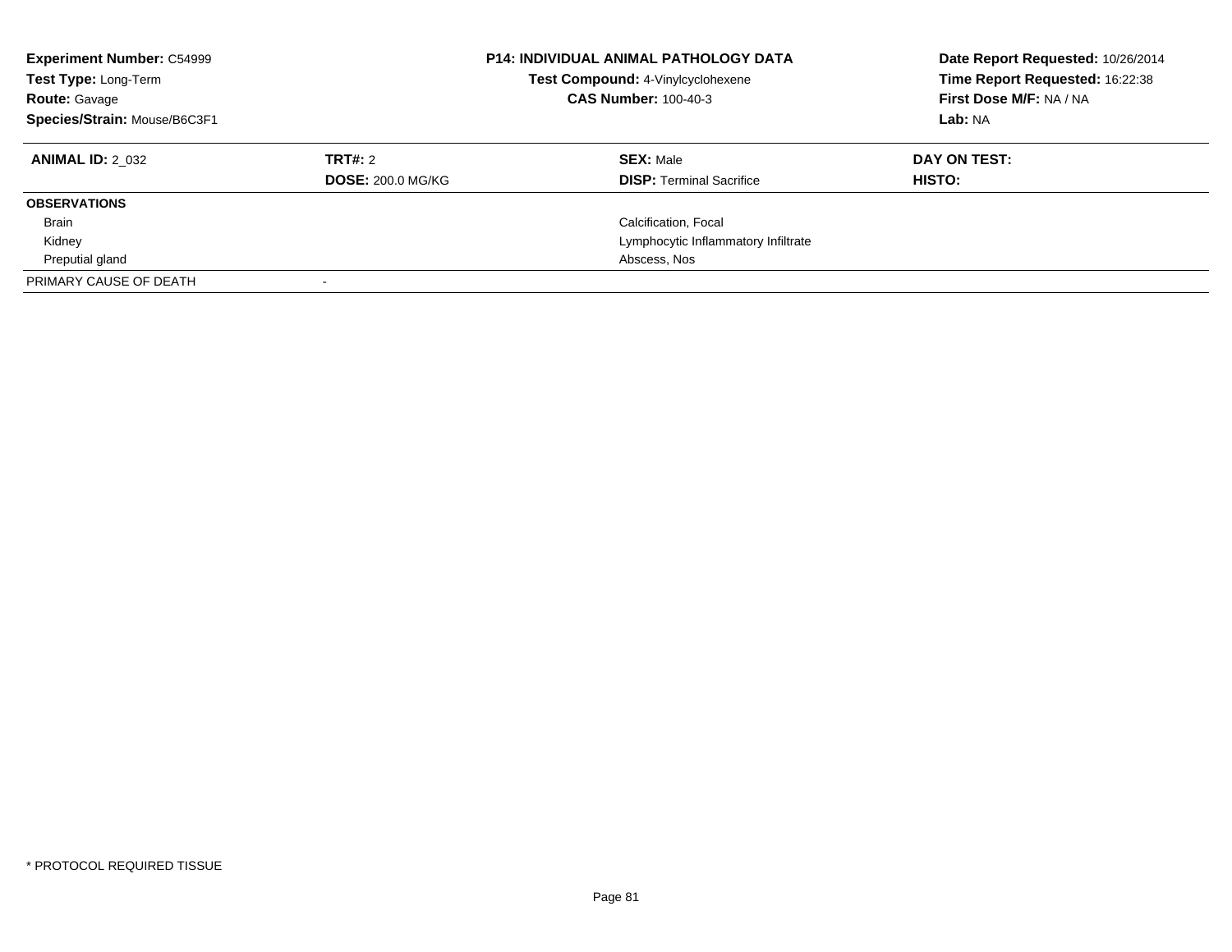**Experiment Number:** C54999
**Test Type:** Long-Term
**Route:** Gavage
**Species/Strain:** Mouse/B6C3F1

**P14: INDIVIDUAL ANIMAL PATHOLOGY DATA**
**Test Compound:** 4-Vinylcyclohexene
**CAS Number:** 100-40-3

**Date Report Requested:** 10/26/2014
**Time Report Requested:** 16:22:38
**First Dose M/F:** NA / NA
**Lab:** NA

| **ANIMAL ID:** 2_032 | **TRT#:** 2 | **SEX:** Male | **DAY ON TEST:** |
|---|---|---|---|
| | **DOSE:** 200.0 MG/KG | **DISP:** Terminal Sacrifice | **HISTO:** |
| **OBSERVATIONS** | | | |
| Brain | | Calcification, Focal | |
| Kidney | | Lymphocytic Inflammatory Infiltrate | |
| Preputial gland | | Abscess, Nos | |
| PRIMARY CAUSE OF DEATH | - | | |

* PROTOCOL REQUIRED TISSUE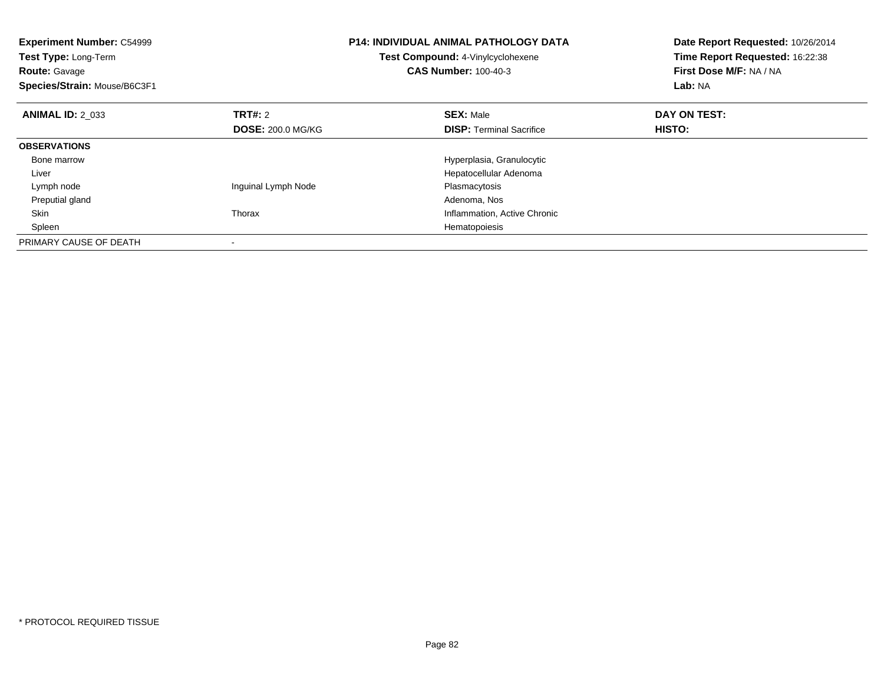**Experiment Number:** C54999
**Test Type:** Long-Term
**Route:** Gavage
**Species/Strain:** Mouse/B6C3F1

**P14: INDIVIDUAL ANIMAL PATHOLOGY DATA**
**Test Compound:** 4-Vinylcyclohexene
**CAS Number:** 100-40-3

**Date Report Requested:** 10/26/2014
**Time Report Requested:** 16:22:38
**First Dose M/F:** NA / NA
**Lab:** NA

| **ANIMAL ID:** 2_033 | **TRT#:** 2 | **SEX:** Male | **DAY ON TEST:** |
|---|---|---|---|
| | **DOSE:** 200.0 MG/KG | **DISP:** Terminal Sacrifice | **HISTO:** |
| **OBSERVATIONS** | | | |
| Bone marrow | | Hyperplasia, Granulocytic | |
| Liver | | Hepatocellular Adenoma | |
| Lymph node | Inguinal Lymph Node | Plasmacytosis | |
| Preputial gland | | Adenoma, Nos | |
| Skin | Thorax | Inflammation, Active Chronic | |
| Spleen | | Hematopoiesis | |
| PRIMARY CAUSE OF DEATH | - | | |

* PROTOCOL REQUIRED TISSUE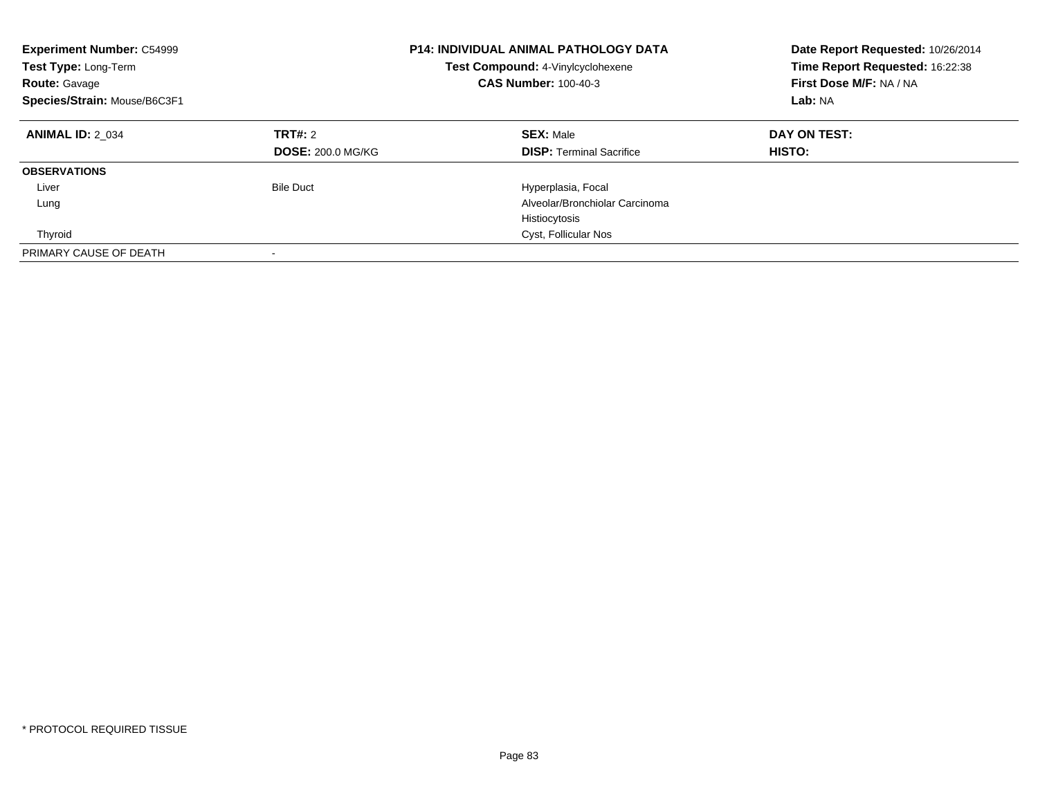**Experiment Number:** C54999
**Test Type:** Long-Term
**Route:** Gavage
**Species/Strain:** Mouse/B6C3F1

**P14: INDIVIDUAL ANIMAL PATHOLOGY DATA**
**Test Compound:** 4-Vinylcyclohexene
**CAS Number:** 100-40-3

**Date Report Requested:** 10/26/2014
**Time Report Requested:** 16:22:38
**First Dose M/F:** NA / NA
**Lab:** NA

| **ANIMAL ID:** 2_034 | **TRT#:** 2 | **SEX:** Male | **DAY ON TEST:** |
|---|---|---|---|
| | **DOSE:** 200.0 MG/KG | **DISP:** Terminal Sacrifice | **HISTO:** |
| **OBSERVATIONS** | | | |
| Liver | Bile Duct | Hyperplasia, Focal | |
| Lung | | Alveolar/Bronchiolar Carcinoma | |
| | | Histiocytosis | |
| Thyroid | | Cyst, Follicular Nos | |
| PRIMARY CAUSE OF DEATH | - | | |

* PROTOCOL REQUIRED TISSUE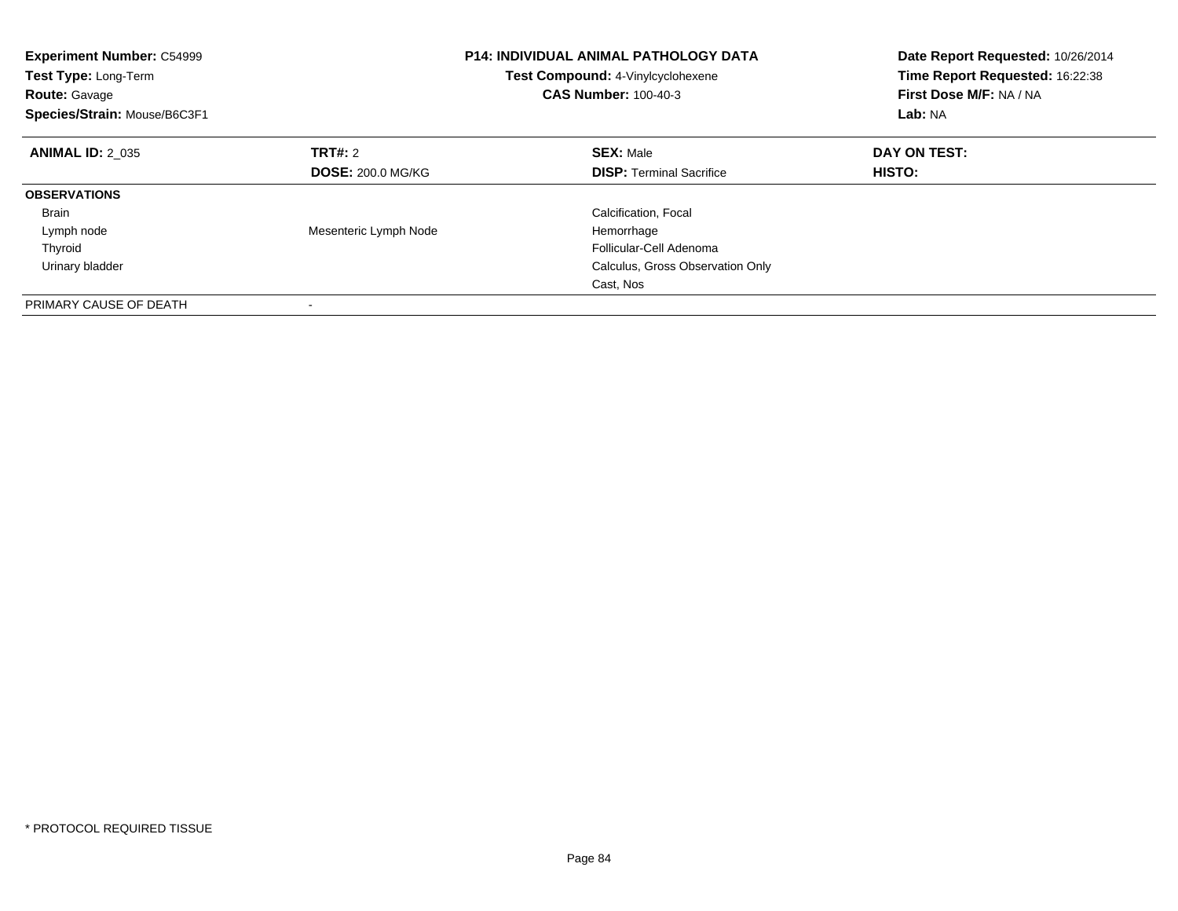**Experiment Number:** C54999
**Test Type:** Long-Term
**Route:** Gavage
**Species/Strain:** Mouse/B6C3F1

**P14: INDIVIDUAL ANIMAL PATHOLOGY DATA**
**Test Compound:** 4-Vinylcyclohexene
**CAS Number:** 100-40-3

**Date Report Requested:** 10/26/2014
**Time Report Requested:** 16:22:38
**First Dose M/F:** NA / NA
**Lab:** NA

| **ANIMAL ID:** 2_035 | **TRT#:** 2 | **SEX:** Male | **DAY ON TEST:** |
|---|---|---|---|
| | **DOSE:** 200.0 MG/KG | **DISP:** Terminal Sacrifice | **HISTO:** |
| **OBSERVATIONS** | | | |
| Brain | | Calcification, Focal | |
| Lymph node | Mesenteric Lymph Node | Hemorrhage | |
| Thyroid | | Follicular-Cell Adenoma | |
| Urinary bladder | | Calculus, Gross Observation Only | |
| | | Cast, Nos | |
| PRIMARY CAUSE OF DEATH | - | | |

* PROTOCOL REQUIRED TISSUE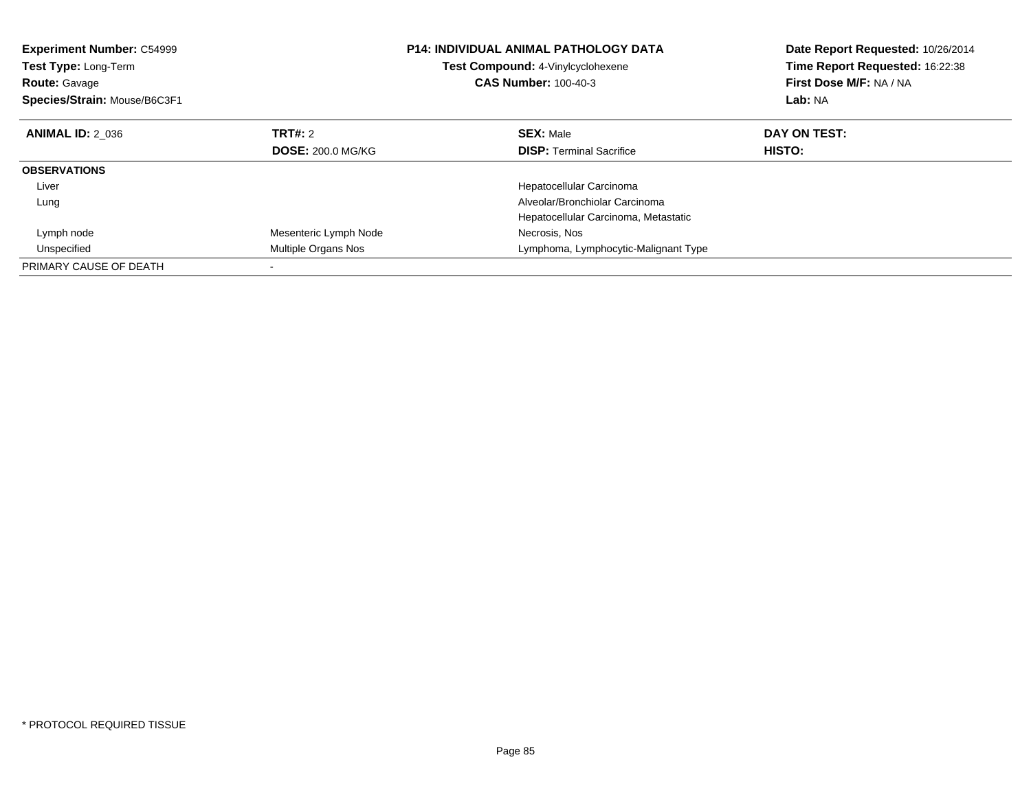**Experiment Number:** C54999
**Test Type:** Long-Term
**Route:** Gavage
**Species/Strain:** Mouse/B6C3F1

**P14: INDIVIDUAL ANIMAL PATHOLOGY DATA**
**Test Compound:** 4-Vinylcyclohexene
**CAS Number:** 100-40-3

**Date Report Requested:** 10/26/2014
**Time Report Requested:** 16:22:38
**First Dose M/F:** NA / NA
**Lab:** NA

| **ANIMAL ID:** 2_036 | **TRT#:** 2 | **SEX:** Male | **DAY ON TEST:** |
|---|---|---|---|
| | **DOSE:** 200.0 MG/KG | **DISP:** Terminal Sacrifice | **HISTO:** |
| **OBSERVATIONS** | | | |
| Liver | | Hepatocellular Carcinoma | |
| Lung | | Alveolar/Bronchiolar Carcinoma | |
| | | Hepatocellular Carcinoma, Metastatic | |
| Lymph node | Mesenteric Lymph Node | Necrosis, Nos | |
| Unspecified | Multiple Organs Nos | Lymphoma, Lymphocytic-Malignant Type | |
| PRIMARY CAUSE OF DEATH | - | | |

* PROTOCOL REQUIRED TISSUE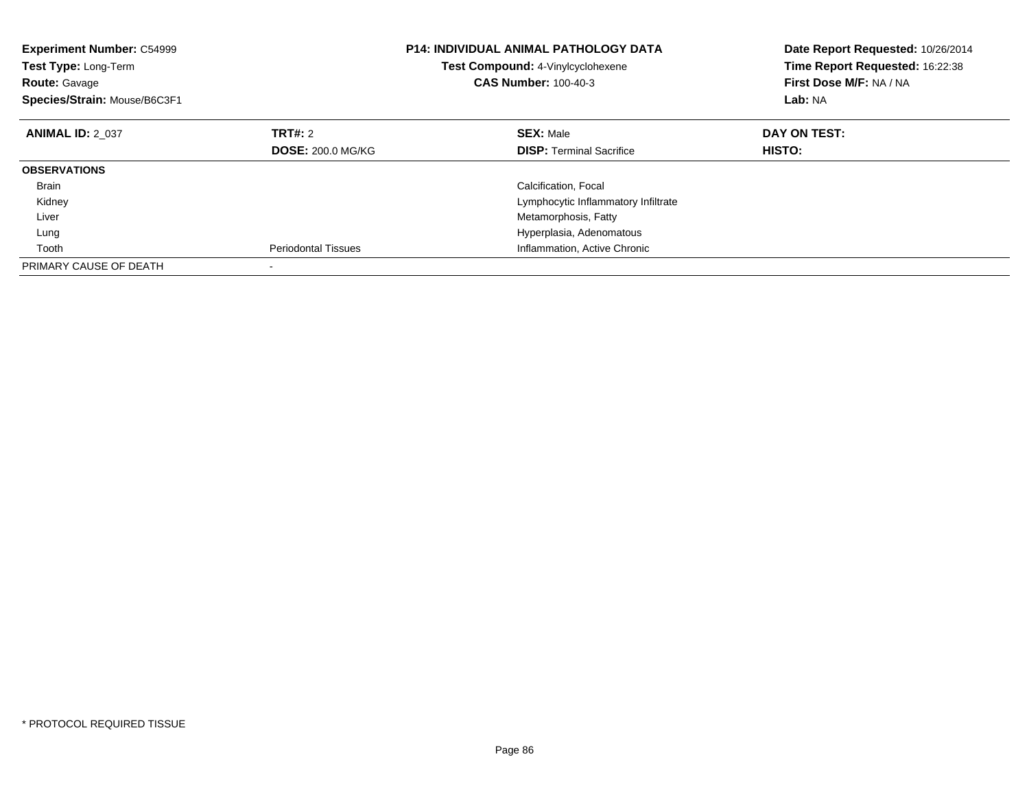**Experiment Number:** C54999
**Test Type:** Long-Term
**Route:** Gavage
**Species/Strain:** Mouse/B6C3F1

**P14: INDIVIDUAL ANIMAL PATHOLOGY DATA**
**Test Compound:** 4-Vinylcyclohexene
**CAS Number:** 100-40-3

**Date Report Requested:** 10/26/2014
**Time Report Requested:** 16:22:38
**First Dose M/F:** NA / NA
**Lab:** NA

| **ANIMAL ID:** 2_037 | **TRT#:** 2 | **SEX:** Male | **DAY ON TEST:** |
|---|---|---|---|
| | **DOSE:** 200.0 MG/KG | **DISP:** Terminal Sacrifice | **HISTO:** |
| **OBSERVATIONS** | | | |
| Brain | | Calcification, Focal | |
| Kidney | | Lymphocytic Inflammatory Infiltrate | |
| Liver | | Metamorphosis, Fatty | |
| Lung | | Hyperplasia, Adenomatous | |
| Tooth | Periodontal Tissues | Inflammation, Active Chronic | |
| PRIMARY CAUSE OF DEATH | - | | |

* PROTOCOL REQUIRED TISSUE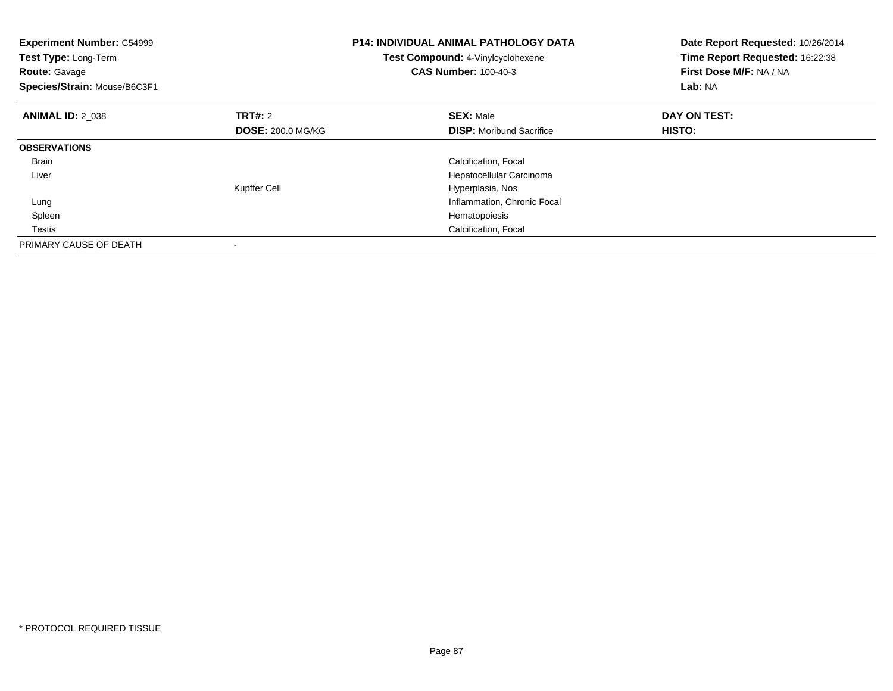**Experiment Number:** C54999
**Test Type:** Long-Term
**Route:** Gavage
**Species/Strain:** Mouse/B6C3F1

**P14: INDIVIDUAL ANIMAL PATHOLOGY DATA**
**Test Compound:** 4-Vinylcyclohexene
**CAS Number:** 100-40-3

**Date Report Requested:** 10/26/2014
**Time Report Requested:** 16:22:38
**First Dose M/F:** NA / NA
**Lab:** NA

| **ANIMAL ID:** 2_038 | **TRT#:** 2 | **SEX:** Male | **DAY ON TEST:** |
|---|---|---|---|
| | **DOSE:** 200.0 MG/KG | **DISP:** Moribund Sacrifice | **HISTO:** |
| **OBSERVATIONS** | | | |
| Brain | | Calcification, Focal | |
| Liver | | Hepatocellular Carcinoma | |
| | Kupffer Cell | Hyperplasia, Nos | |
| Lung | | Inflammation, Chronic Focal | |
| Spleen | | Hematopoiesis | |
| Testis | | Calcification, Focal | |
| PRIMARY CAUSE OF DEATH | - | | |

* PROTOCOL REQUIRED TISSUE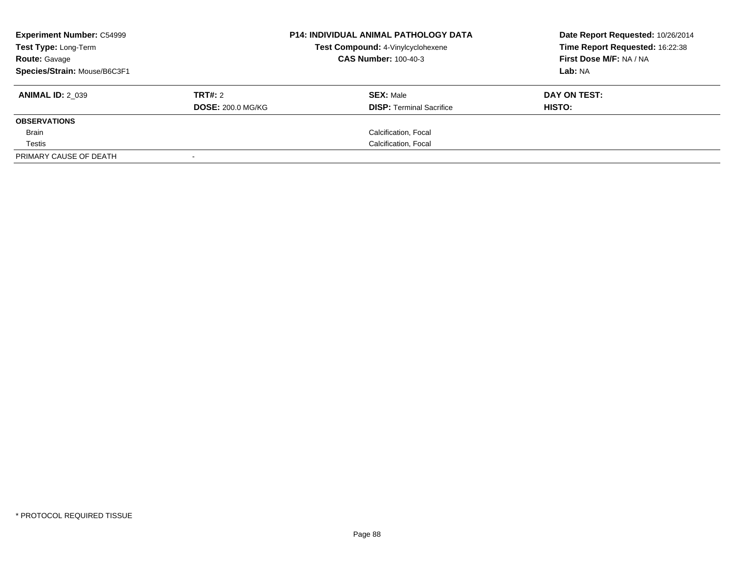**Experiment Number:** C54999
**Test Type:** Long-Term
**Route:** Gavage
**Species/Strain:** Mouse/B6C3F1

**P14: INDIVIDUAL ANIMAL PATHOLOGY DATA**
**Test Compound:** 4-Vinylcyclohexene
**CAS Number:** 100-40-3

**Date Report Requested:** 10/26/2014
**Time Report Requested:** 16:22:38
**First Dose M/F:** NA / NA
**Lab:** NA

| **ANIMAL ID:** 2_039 | **TRT#:** 2 | **SEX:** Male | **DAY ON TEST:** |
|---|---|---|---|
| | **DOSE:** 200.0 MG/KG | **DISP:** Terminal Sacrifice | **HISTO:** |
| **OBSERVATIONS** | | | |
| Brain | | Calcification, Focal | |
| Testis | | Calcification, Focal | |
| PRIMARY CAUSE OF DEATH | - | | |

\* PROTOCOL REQUIRED TISSUE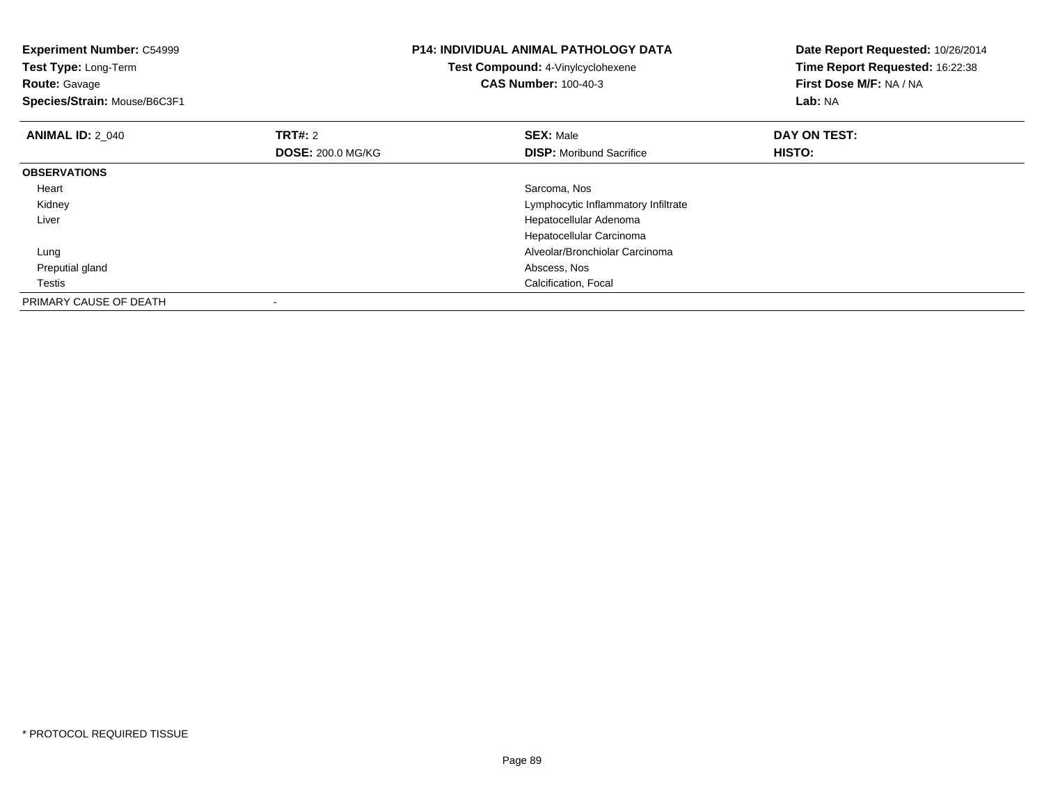**Experiment Number:** C54999
**Test Type:** Long-Term
**Route:** Gavage
**Species/Strain:** Mouse/B6C3F1

**P14: INDIVIDUAL ANIMAL PATHOLOGY DATA**
**Test Compound:** 4-Vinylcyclohexene
**CAS Number:** 100-40-3

**Date Report Requested:** 10/26/2014
**Time Report Requested:** 16:22:38
**First Dose M/F:** NA / NA
**Lab:** NA

| **ANIMAL ID:** 2_040 | **TRT#:** 2 | **SEX:** Male | **DAY ON TEST:** |
|---|---|---|---|
| | **DOSE:** 200.0 MG/KG | **DISP:** Moribund Sacrifice | **HISTO:** |
| **OBSERVATIONS** | | | |
| Heart | | Sarcoma, Nos | |
| Kidney | | Lymphocytic Inflammatory Infiltrate | |
| Liver | | Hepatocellular Adenoma | |
| | | Hepatocellular Carcinoma | |
| Lung | | Alveolar/Bronchiolar Carcinoma | |
| Preputial gland | | Abscess, Nos | |
| Testis | | Calcification, Focal | |
| PRIMARY CAUSE OF DEATH | - | | |

* PROTOCOL REQUIRED TISSUE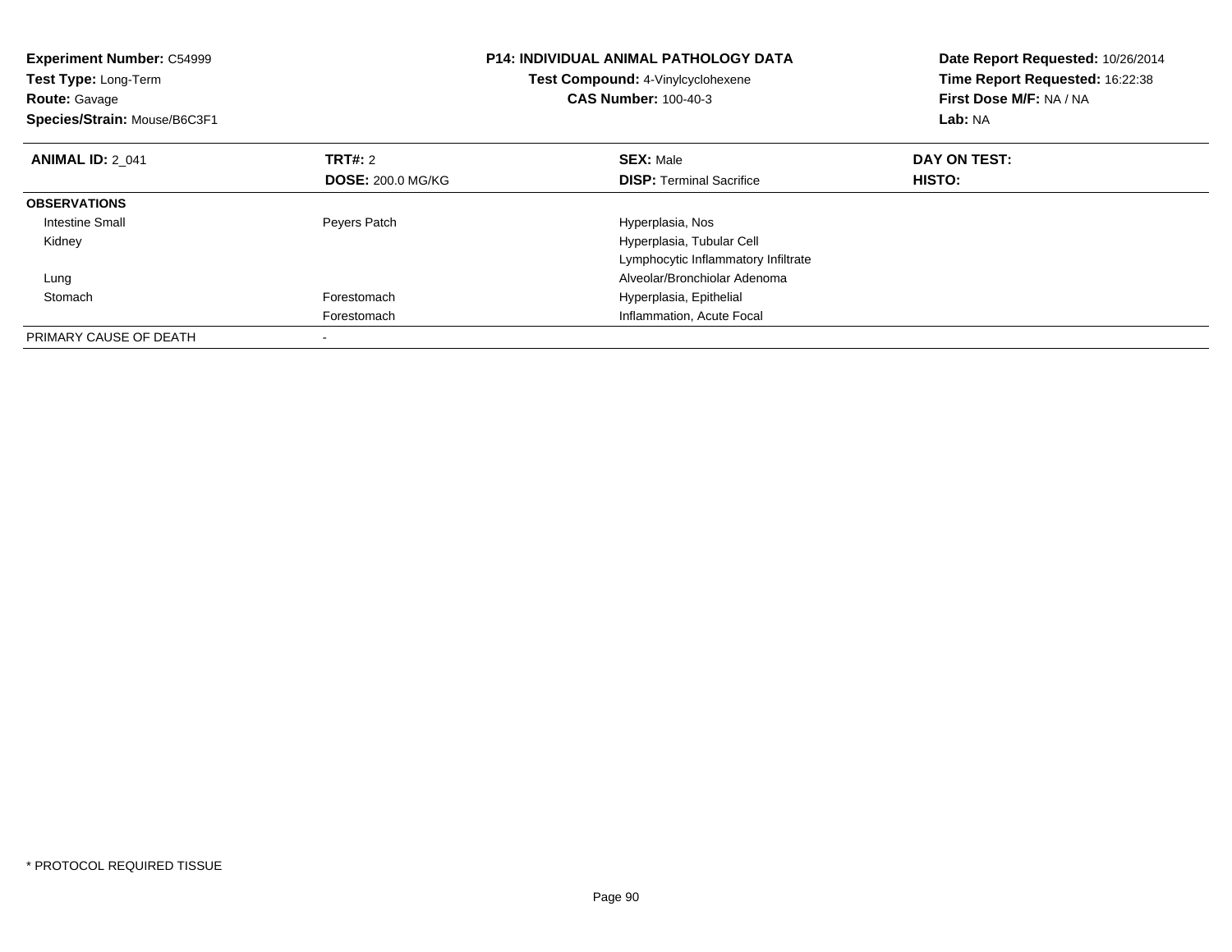**Experiment Number:** C54999
**Test Type:** Long-Term
**Route:** Gavage
**Species/Strain:** Mouse/B6C3F1

**P14: INDIVIDUAL ANIMAL PATHOLOGY DATA**
**Test Compound:** 4-Vinylcyclohexene
**CAS Number:** 100-40-3

**Date Report Requested:** 10/26/2014
**Time Report Requested:** 16:22:38
**First Dose M/F:** NA / NA
**Lab:** NA

| **ANIMAL ID:** 2_041 | **TRT#:** 2 | **SEX:** Male | **DAY ON TEST:** |
|---|---|---|---|
| | **DOSE:** 200.0 MG/KG | **DISP:** Terminal Sacrifice | **HISTO:** |
| **OBSERVATIONS** | | | |
| Intestine Small | Peyers Patch | Hyperplasia, Nos | |
| Kidney | | Hyperplasia, Tubular Cell | |
| | | Lymphocytic Inflammatory Infiltrate | |
| Lung | | Alveolar/Bronchiolar Adenoma | |
| Stomach | Forestomach | Hyperplasia, Epithelial | |
| | Forestomach | Inflammation, Acute Focal | |
| PRIMARY CAUSE OF DEATH | - | | |

\* PROTOCOL REQUIRED TISSUE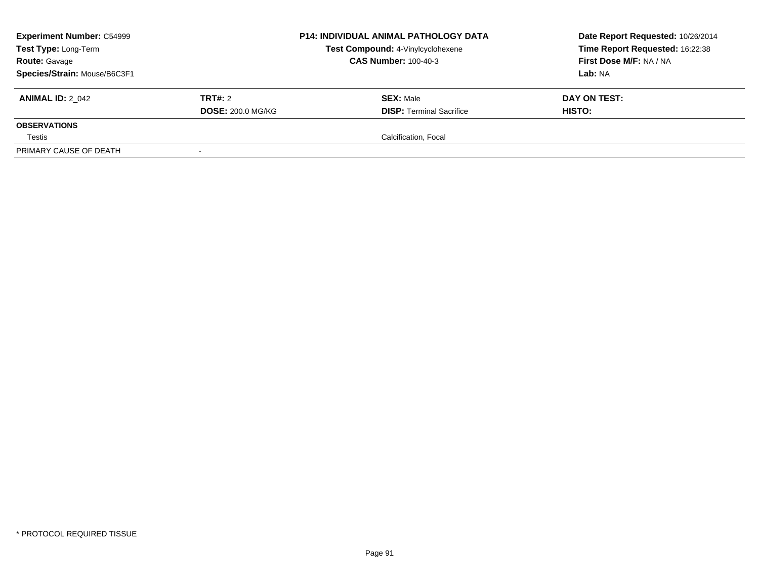**Experiment Number:** C54999
**Test Type:** Long-Term
**Route:** Gavage
**Species/Strain:** Mouse/B6C3F1

**P14: INDIVIDUAL ANIMAL PATHOLOGY DATA**
**Test Compound:** 4-Vinylcyclohexene
**CAS Number:** 100-40-3

**Date Report Requested:** 10/26/2014
**Time Report Requested:** 16:22:38
**First Dose M/F:** NA / NA
**Lab:** NA

| **ANIMAL ID:** 2_042 | **TRT#:** 2 | **SEX:** Male | **DAY ON TEST:** |
|---|---|---|---|
| | **DOSE:** 200.0 MG/KG | **DISP:** Terminal Sacrifice | **HISTO:** |
| **OBSERVATIONS** | | | |
| Testis | | Calcification, Focal | |
| PRIMARY CAUSE OF DEATH | - | | |

* PROTOCOL REQUIRED TISSUE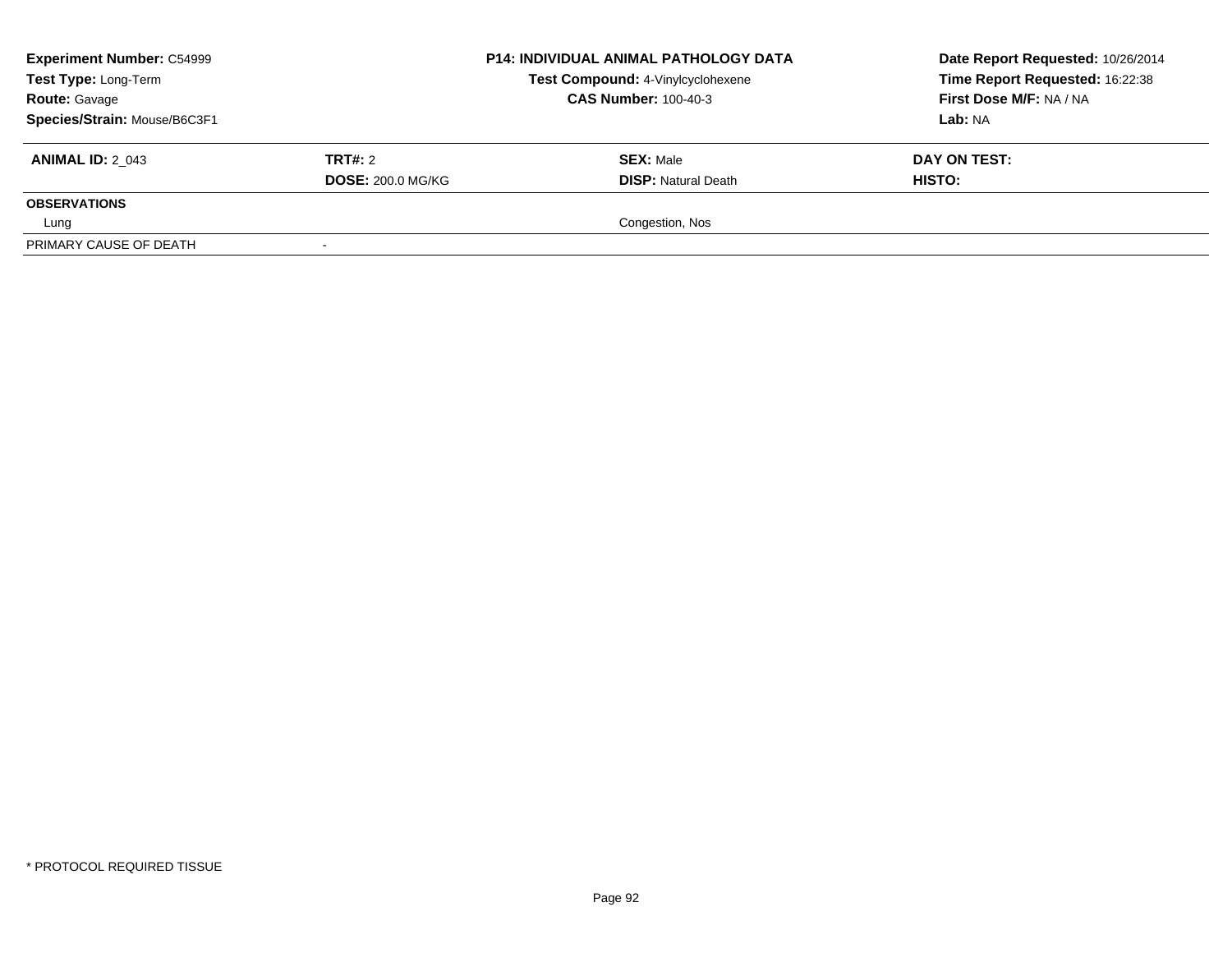**Experiment Number:** C54999
**Test Type:** Long-Term
**Route:** Gavage
**Species/Strain:** Mouse/B6C3F1

**P14: INDIVIDUAL ANIMAL PATHOLOGY DATA**
**Test Compound:** 4-Vinylcyclohexene
**CAS Number:** 100-40-3

**Date Report Requested:** 10/26/2014
**Time Report Requested:** 16:22:38
**First Dose M/F:** NA / NA
**Lab:** NA

| **ANIMAL ID:** 2_043 | **TRT#:** 2 | **SEX:** Male | **DAY ON TEST:** |
|---|---|---|---|
| | **DOSE:** 200.0 MG/KG | **DISP:** Natural Death | **HISTO:** |
| **OBSERVATIONS** | | | |
| Lung | | Congestion, Nos | |
| PRIMARY CAUSE OF DEATH | - | | |

* PROTOCOL REQUIRED TISSUE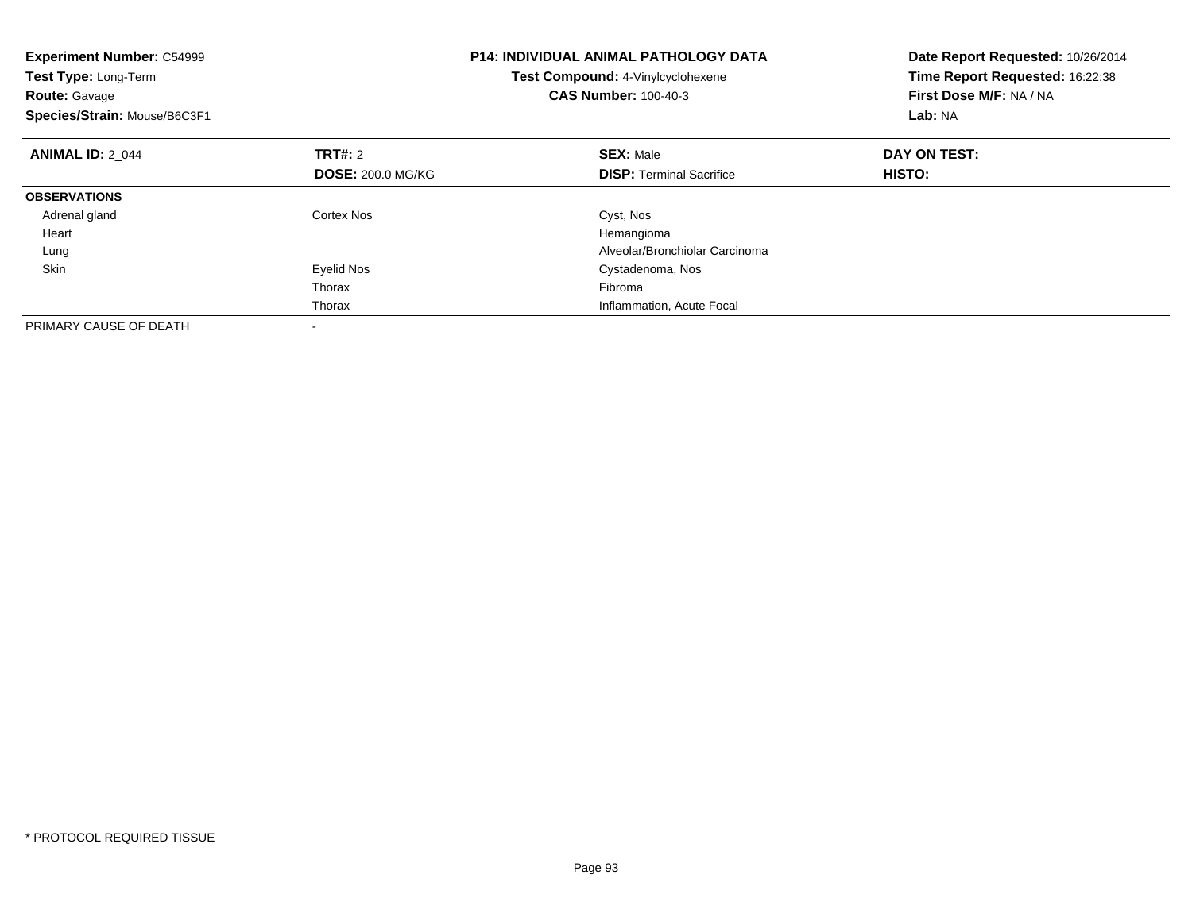**Experiment Number:** C54999
**Test Type:** Long-Term
**Route:** Gavage
**Species/Strain:** Mouse/B6C3F1

**P14: INDIVIDUAL ANIMAL PATHOLOGY DATA**
**Test Compound:** 4-Vinylcyclohexene
**CAS Number:** 100-40-3

**Date Report Requested:** 10/26/2014
**Time Report Requested:** 16:22:38
**First Dose M/F:** NA / NA
**Lab:** NA

| **ANIMAL ID:** 2_044 | **TRT#:** 2 | **SEX:** Male | **DAY ON TEST:** |
|---|---|---|---|
| | **DOSE:** 200.0 MG/KG | **DISP:** Terminal Sacrifice | **HISTO:** |
| **OBSERVATIONS** | | | |
| Adrenal gland | Cortex Nos | Cyst, Nos | |
| Heart | | Hemangioma | |
| Lung | | Alveolar/Bronchiolar Carcinoma | |
| Skin | Eyelid Nos | Cystadenoma, Nos | |
| | Thorax | Fibroma | |
| | Thorax | Inflammation, Acute Focal | |
| PRIMARY CAUSE OF DEATH | - | | |

* PROTOCOL REQUIRED TISSUE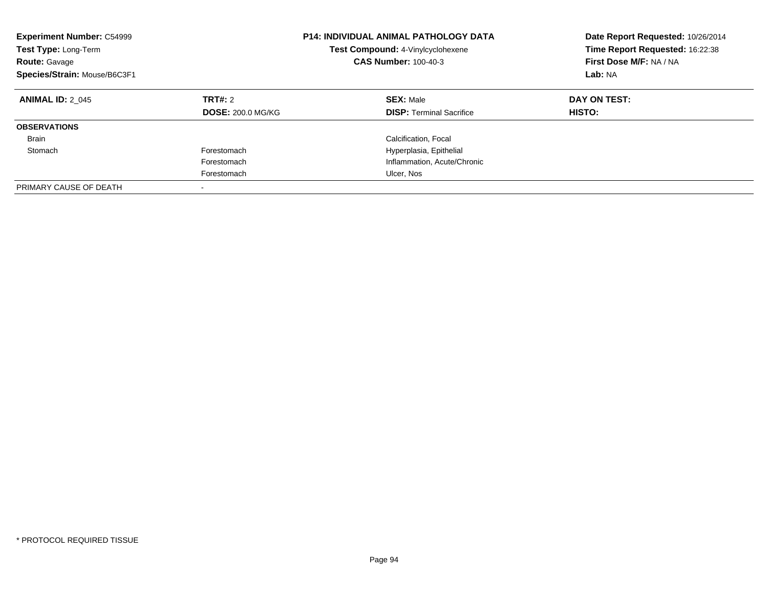**Experiment Number:** C54999
**Test Type:** Long-Term
**Route:** Gavage
**Species/Strain:** Mouse/B6C3F1

**P14: INDIVIDUAL ANIMAL PATHOLOGY DATA**
**Test Compound:** 4-Vinylcyclohexene
**CAS Number:** 100-40-3

**Date Report Requested:** 10/26/2014
**Time Report Requested:** 16:22:38
**First Dose M/F:** NA / NA
**Lab:** NA

| **ANIMAL ID:** 2_045 | **TRT#:** 2 | **SEX:** Male | **DAY ON TEST:** |
|---|---|---|---|
| | **DOSE:** 200.0 MG/KG | **DISP:** Terminal Sacrifice | **HISTO:** |
| **OBSERVATIONS** | | | |
| Brain | | Calcification, Focal | |
| Stomach | Forestomach | Hyperplasia, Epithelial | |
| | Forestomach | Inflammation, Acute/Chronic | |
| | Forestomach | Ulcer, Nos | |
| PRIMARY CAUSE OF DEATH | - | | |

* PROTOCOL REQUIRED TISSUE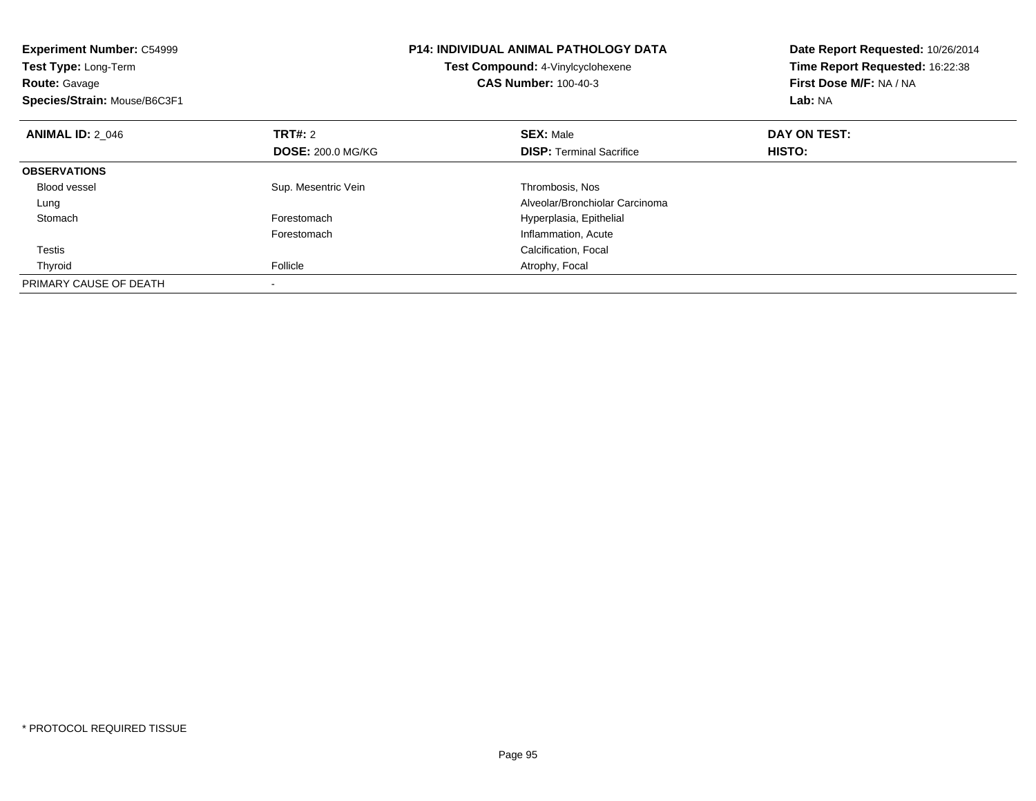**Experiment Number:** C54999
**Test Type:** Long-Term
**Route:** Gavage
**Species/Strain:** Mouse/B6C3F1

**P14: INDIVIDUAL ANIMAL PATHOLOGY DATA**
**Test Compound:** 4-Vinylcyclohexene
**CAS Number:** 100-40-3

**Date Report Requested:** 10/26/2014
**Time Report Requested:** 16:22:38
**First Dose M/F:** NA / NA
**Lab:** NA

| **ANIMAL ID:** 2_046 | **TRT#:** 2 | **SEX:** Male | **DAY ON TEST:** |
|---|---|---|---|
| | **DOSE:** 200.0 MG/KG | **DISP:** Terminal Sacrifice | **HISTO:** |
| **OBSERVATIONS** | | | |
| Blood vessel | Sup. Mesentric Vein | Thrombosis, Nos | |
| Lung | | Alveolar/Bronchiolar Carcinoma | |
| Stomach | Forestomach | Hyperplasia, Epithelial | |
| | Forestomach | Inflammation, Acute | |
| Testis | | Calcification, Focal | |
| Thyroid | Follicle | Atrophy, Focal | |
| PRIMARY CAUSE OF DEATH | - | | |

* PROTOCOL REQUIRED TISSUE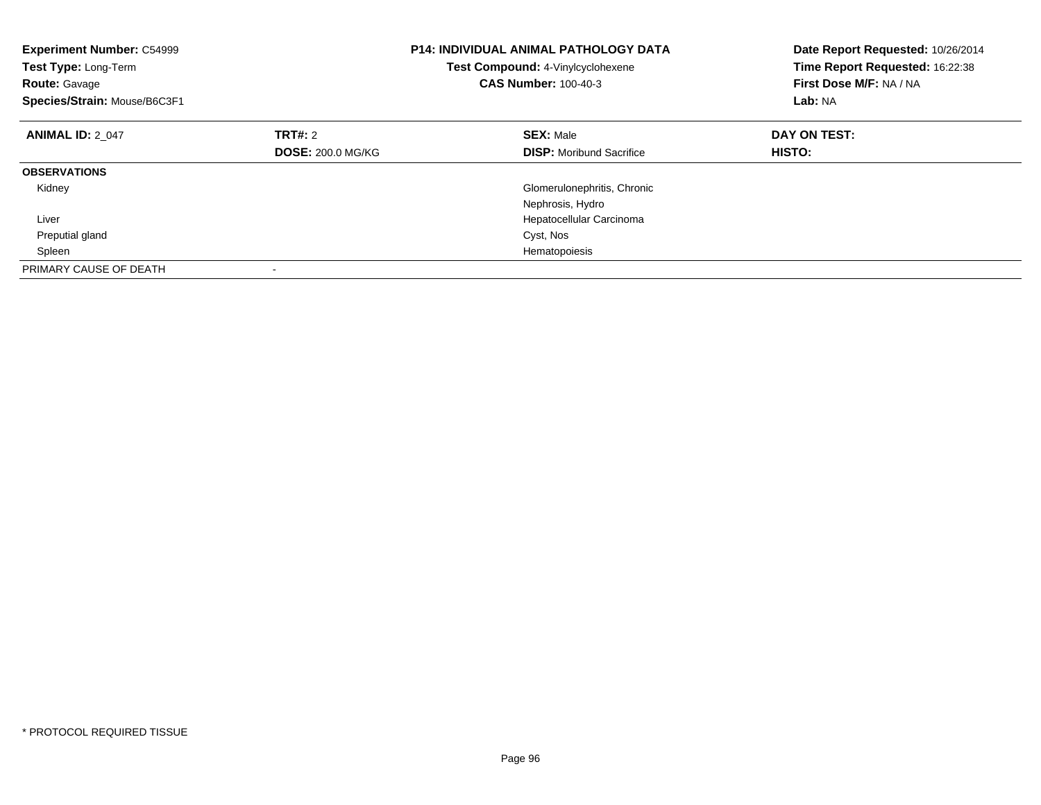**Experiment Number:** C54999
**Test Type:** Long-Term
**Route:** Gavage
**Species/Strain:** Mouse/B6C3F1

**P14: INDIVIDUAL ANIMAL PATHOLOGY DATA**
**Test Compound:** 4-Vinylcyclohexene
**CAS Number:** 100-40-3

**Date Report Requested:** 10/26/2014
**Time Report Requested:** 16:22:38
**First Dose M/F:** NA / NA
**Lab:** NA

| **ANIMAL ID:** 2_047 | **TRT#:** 2 | **SEX:** Male | **DAY ON TEST:** |
|---|---|---|---|
| | **DOSE:** 200.0 MG/KG | **DISP:** Moribund Sacrifice | **HISTO:** |
| **OBSERVATIONS** | | | |
| Kidney | | Glomerulonephritis, Chronic | |
| | | Nephrosis, Hydro | |
| Liver | | Hepatocellular Carcinoma | |
| Preputial gland | | Cyst, Nos | |
| Spleen | | Hematopoiesis | |
| PRIMARY CAUSE OF DEATH | - | | |

* PROTOCOL REQUIRED TISSUE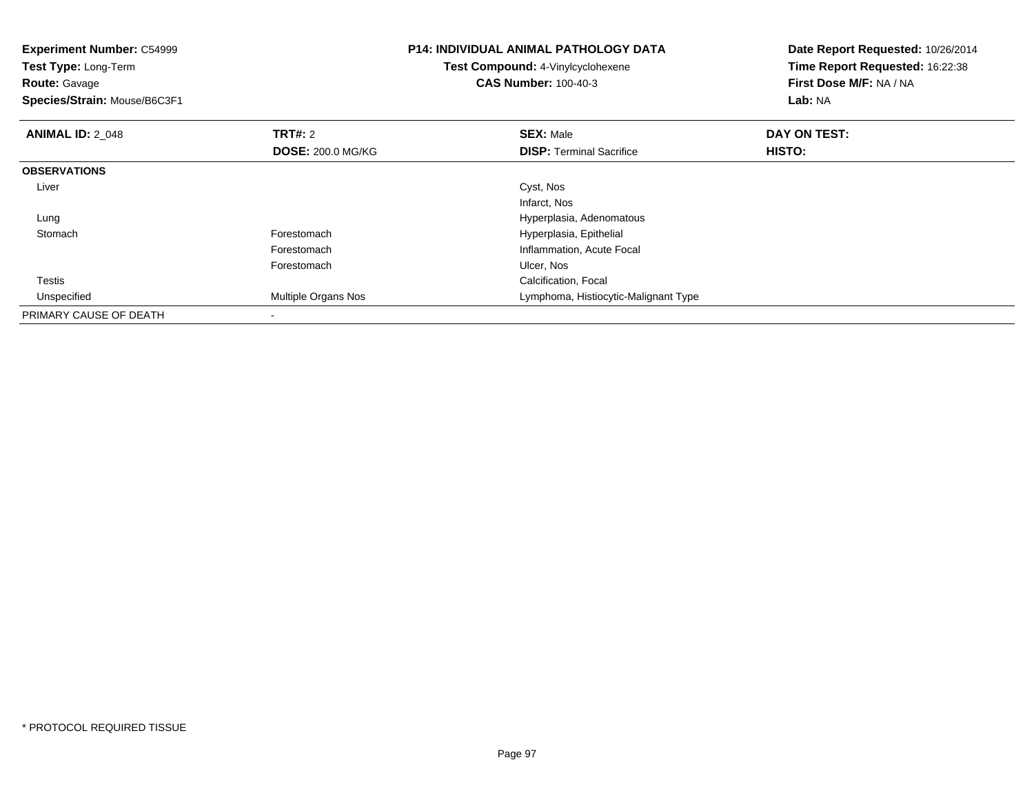**Experiment Number:** C54999
**Test Type:** Long-Term
**Route:** Gavage
**Species/Strain:** Mouse/B6C3F1

**P14: INDIVIDUAL ANIMAL PATHOLOGY DATA**
**Test Compound:** 4-Vinylcyclohexene
**CAS Number:** 100-40-3

**Date Report Requested:** 10/26/2014
**Time Report Requested:** 16:22:38
**First Dose M/F:** NA / NA
**Lab:** NA

| **ANIMAL ID:** 2_048 | **TRT#:** 2 | **SEX:** Male | **DAY ON TEST:** |
|---|---|---|---|
| | **DOSE:** 200.0 MG/KG | **DISP:** Terminal Sacrifice | **HISTO:** |
| **OBSERVATIONS** | | | |
| Liver | | Cyst, Nos | |
| | | Infarct, Nos | |
| Lung | | Hyperplasia, Adenomatous | |
| Stomach | Forestomach | Hyperplasia, Epithelial | |
| | Forestomach | Inflammation, Acute Focal | |
| | Forestomach | Ulcer, Nos | |
| Testis | | Calcification, Focal | |
| Unspecified | Multiple Organs Nos | Lymphoma, Histiocytic-Malignant Type | |
| PRIMARY CAUSE OF DEATH | - | | |

* PROTOCOL REQUIRED TISSUE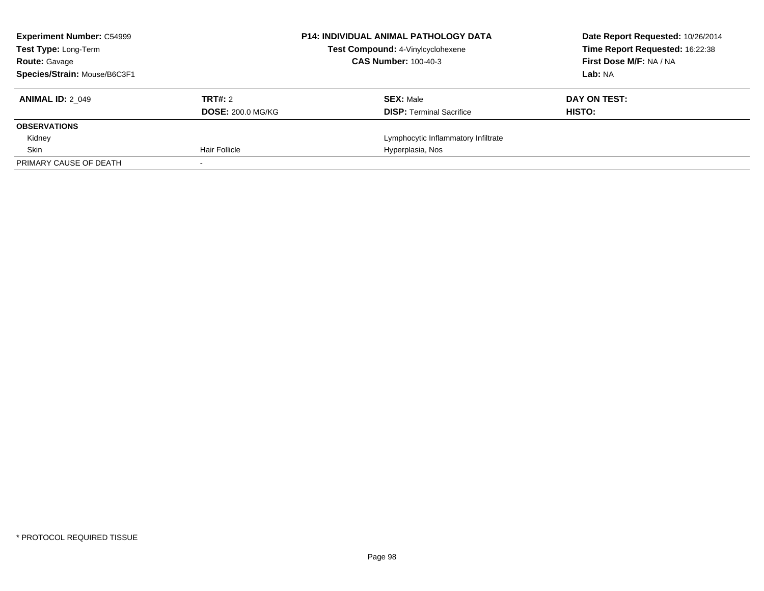**Experiment Number:** C54999
**Test Type:** Long-Term
**Route:** Gavage
**Species/Strain:** Mouse/B6C3F1

**P14: INDIVIDUAL ANIMAL PATHOLOGY DATA**
**Test Compound:** 4-Vinylcyclohexene
**CAS Number:** 100-40-3

**Date Report Requested:** 10/26/2014
**Time Report Requested:** 16:22:38
**First Dose M/F:** NA / NA
**Lab:** NA

| **ANIMAL ID:** 2_049 | **TRT#:** 2 | **SEX:** Male | **DAY ON TEST:** |
|---|---|---|---|
| | **DOSE:** 200.0 MG/KG | **DISP:** Terminal Sacrifice | **HISTO:** |
| **OBSERVATIONS** | | | |
| Kidney | | Lymphocytic Inflammatory Infiltrate | |
| Skin | Hair Follicle | Hyperplasia, Nos | |
| PRIMARY CAUSE OF DEATH | - | | |

* PROTOCOL REQUIRED TISSUE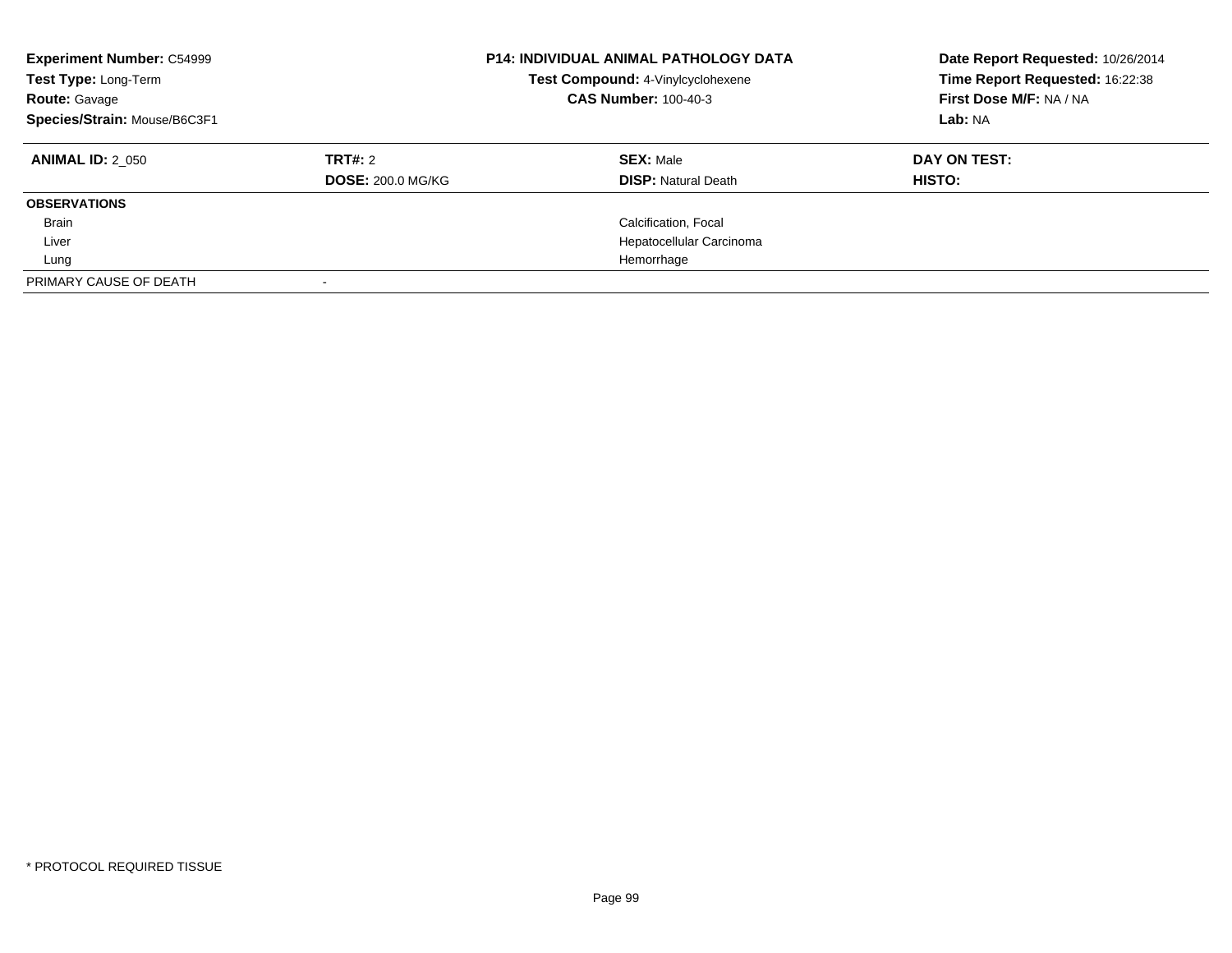**Experiment Number:** C54999
**Test Type:** Long-Term
**Route:** Gavage
**Species/Strain:** Mouse/B6C3F1

**P14: INDIVIDUAL ANIMAL PATHOLOGY DATA**
**Test Compound:** 4-Vinylcyclohexene
**CAS Number:** 100-40-3

**Date Report Requested:** 10/26/2014
**Time Report Requested:** 16:22:38
**First Dose M/F:** NA / NA
**Lab:** NA

| **ANIMAL ID:** 2_050 | **TRT#:** 2 | **SEX:** Male | **DAY ON TEST:** |
|---|---|---|---|
| | **DOSE:** 200.0 MG/KG | **DISP:** Natural Death | **HISTO:** |
| **OBSERVATIONS** | | | |
| Brain | | Calcification, Focal | |
| Liver | | Hepatocellular Carcinoma | |
| Lung | | Hemorrhage | |
| PRIMARY CAUSE OF DEATH | - | | |

* PROTOCOL REQUIRED TISSUE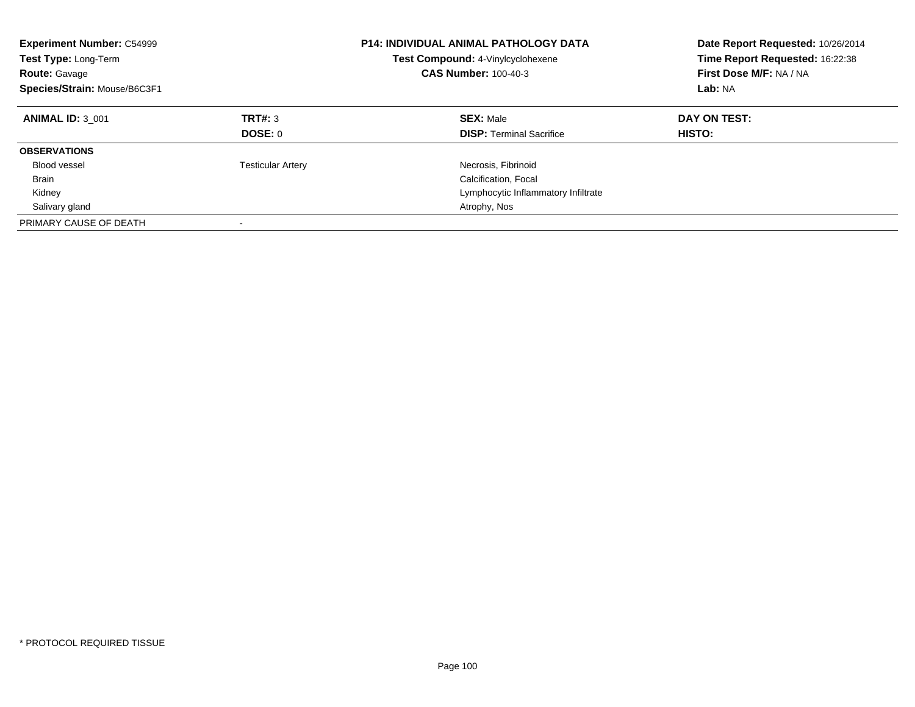**Experiment Number:** C54999
**Test Type:** Long-Term
**Route:** Gavage
**Species/Strain:** Mouse/B6C3F1

**P14: INDIVIDUAL ANIMAL PATHOLOGY DATA**
**Test Compound:** 4-Vinylcyclohexene
**CAS Number:** 100-40-3

**Date Report Requested:** 10/26/2014
**Time Report Requested:** 16:22:38
**First Dose M/F:** NA / NA
**Lab:** NA

| **ANIMAL ID:** 3_001 | **TRT#:** 3 | **SEX:** Male | **DAY ON TEST:** |
|---|---|---|---|
| | **DOSE:** 0 | **DISP:** Terminal Sacrifice | **HISTO:** |
| **OBSERVATIONS** | | | |
| Blood vessel | Testicular Artery | Necrosis, Fibrinoid | |
| Brain | | Calcification, Focal | |
| Kidney | | Lymphocytic Inflammatory Infiltrate | |
| Salivary gland | | Atrophy, Nos | |
| PRIMARY CAUSE OF DEATH | - | | |

* PROTOCOL REQUIRED TISSUE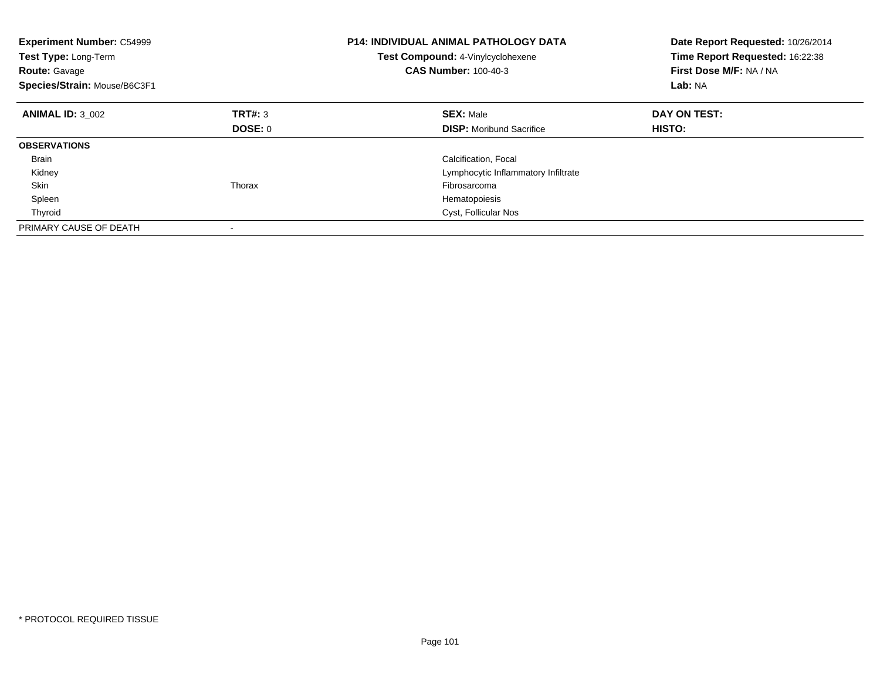**Experiment Number:** C54999
**Test Type:** Long-Term
**Route:** Gavage
**Species/Strain:** Mouse/B6C3F1

**P14: INDIVIDUAL ANIMAL PATHOLOGY DATA**
**Test Compound:** 4-Vinylcyclohexene
**CAS Number:** 100-40-3

**Date Report Requested:** 10/26/2014
**Time Report Requested:** 16:22:38
**First Dose M/F:** NA / NA
**Lab:** NA

| **ANIMAL ID:** 3_002 | **TRT#:** 3 | **SEX:** Male | **DAY ON TEST:** |
|---|---|---|---|
| | **DOSE:** 0 | **DISP:** Moribund Sacrifice | **HISTO:** |
| **OBSERVATIONS** | | | |
| Brain | | Calcification, Focal | |
| Kidney | | Lymphocytic Inflammatory Infiltrate | |
| Skin | Thorax | Fibrosarcoma | |
| Spleen | | Hematopoiesis | |
| Thyroid | | Cyst, Follicular Nos | |
| PRIMARY CAUSE OF DEATH | - | | |

* PROTOCOL REQUIRED TISSUE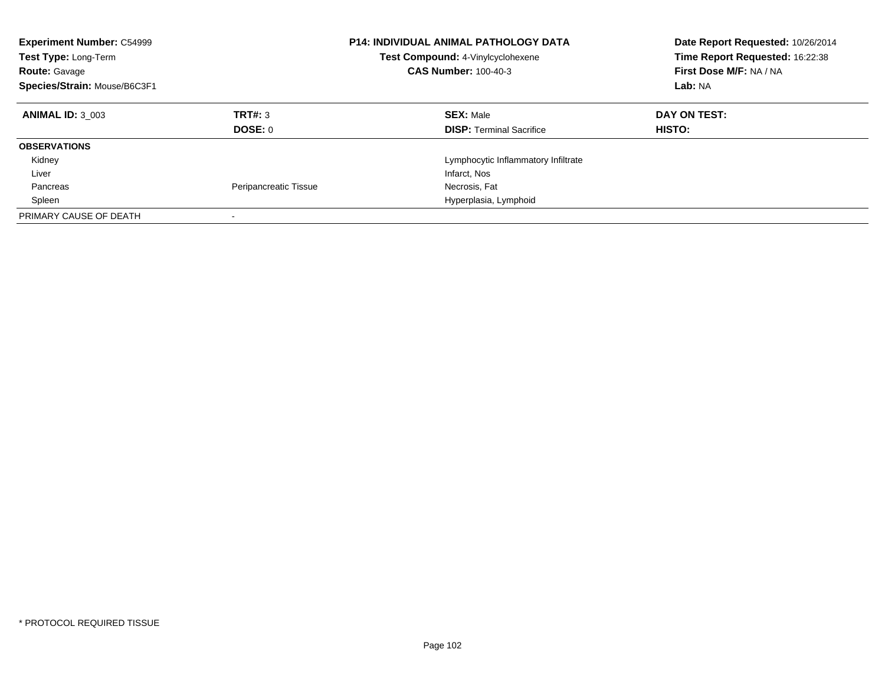**Experiment Number:** C54999
**Test Type:** Long-Term
**Route:** Gavage
**Species/Strain:** Mouse/B6C3F1

**P14: INDIVIDUAL ANIMAL PATHOLOGY DATA**
**Test Compound:** 4-Vinylcyclohexene
**CAS Number:** 100-40-3

**Date Report Requested:** 10/26/2014
**Time Report Requested:** 16:22:38
**First Dose M/F:** NA / NA
**Lab:** NA

| **ANIMAL ID:** 3_003 | **TRT#:** 3 | **SEX:** Male | **DAY ON TEST:** |
|---|---|---|---|
| | **DOSE:** 0 | **DISP:** Terminal Sacrifice | **HISTO:** |
| **OBSERVATIONS** | | | |
| Kidney | | Lymphocytic Inflammatory Infiltrate | |
| Liver | | Infarct, Nos | |
| Pancreas | Peripancreatic Tissue | Necrosis, Fat | |
| Spleen | | Hyperplasia, Lymphoid | |
| PRIMARY CAUSE OF DEATH | - | | |

* PROTOCOL REQUIRED TISSUE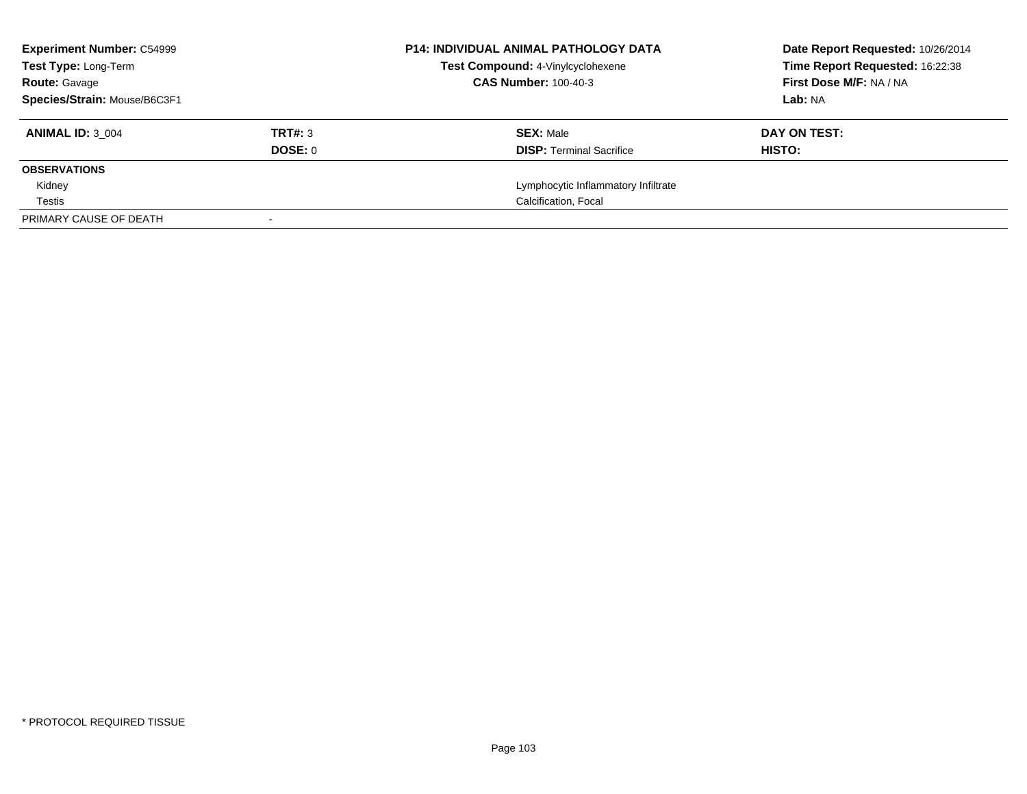| **Experiment Number:** C54999 | **P14: INDIVIDUAL ANIMAL PATHOLOGY DATA** | **Date Report Requested:** 10/26/2014 |
|---|---|---|
| **Test Type:** Long-Term | **Test Compound:** 4-Vinylcyclohexene | **Time Report Requested:** 16:22:38 |
| **Route:** Gavage | **CAS Number:** 100-40-3 | **First Dose M/F:** NA / NA |
| **Species/Strain:** Mouse/B6C3F1 | | **Lab:** NA |

| **ANIMAL ID:** 3_004 | **TRT#:** 3 | **SEX:** Male | **DAY ON TEST:** |
|---|---|---|---|
| | **DOSE:** 0 | **DISP:** Terminal Sacrifice | **HISTO:** |
| **OBSERVATIONS** | | | |
| Kidney | | Lymphocytic Inflammatory Infiltrate | |
| Testis | | Calcification, Focal | |
| PRIMARY CAUSE OF DEATH | - | | |

\* PROTOCOL REQUIRED TISSUE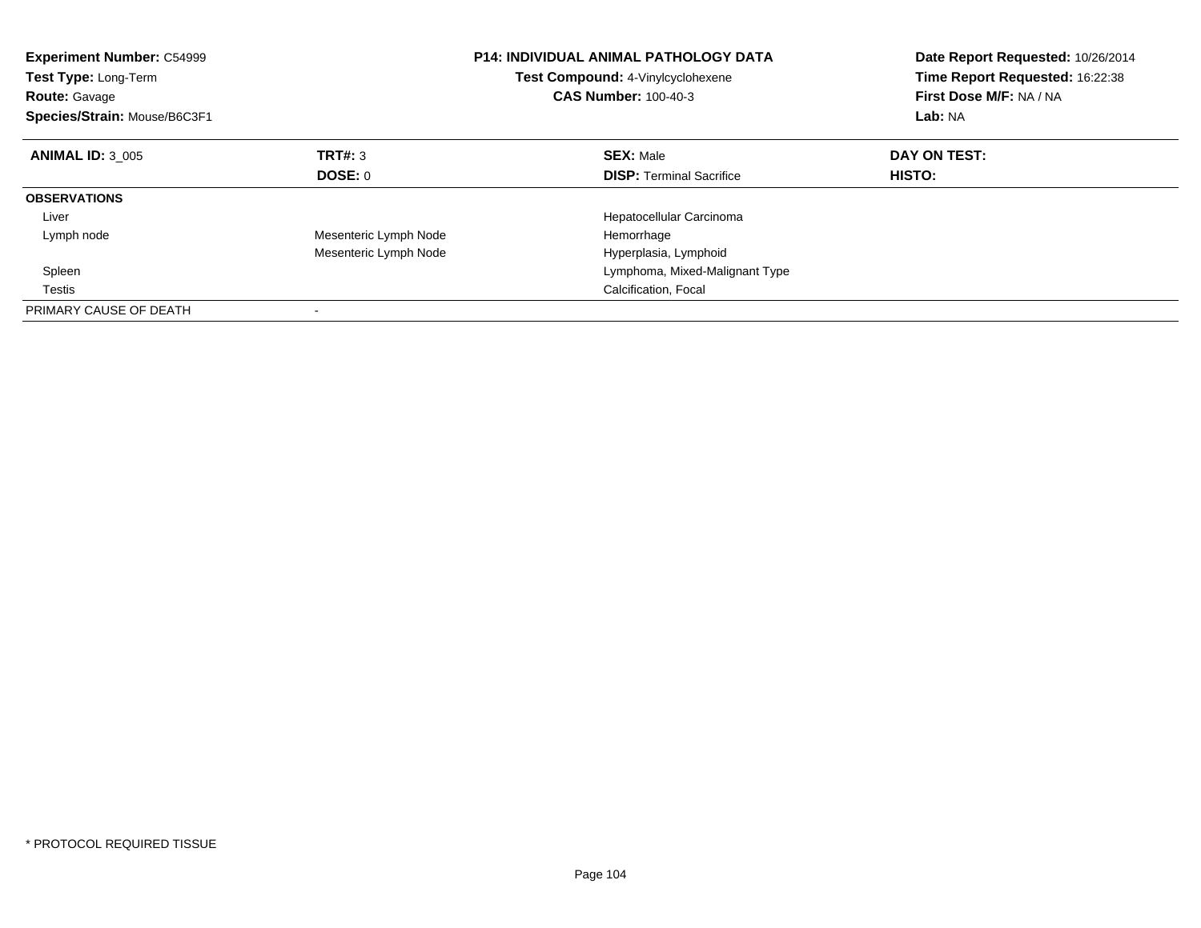**Experiment Number:** C54999
**Test Type:** Long-Term
**Route:** Gavage
**Species/Strain:** Mouse/B6C3F1

**P14: INDIVIDUAL ANIMAL PATHOLOGY DATA**
**Test Compound:** 4-Vinylcyclohexene
**CAS Number:** 100-40-3

**Date Report Requested:** 10/26/2014
**Time Report Requested:** 16:22:38
**First Dose M/F:** NA / NA
**Lab:** NA

| **ANIMAL ID:** 3_005 | **TRT#:** 3 | **SEX:** Male | **DAY ON TEST:** |
|---|---|---|---|
| | **DOSE:** 0 | **DISP:** Terminal Sacrifice | **HISTO:** |
| **OBSERVATIONS** | | | |
| Liver | | Hepatocellular Carcinoma | |
| Lymph node | Mesenteric Lymph Node | Hemorrhage | |
| | Mesenteric Lymph Node | Hyperplasia, Lymphoid | |
| Spleen | | Lymphoma, Mixed-Malignant Type | |
| Testis | | Calcification, Focal | |
| PRIMARY CAUSE OF DEATH | - | | |

* PROTOCOL REQUIRED TISSUE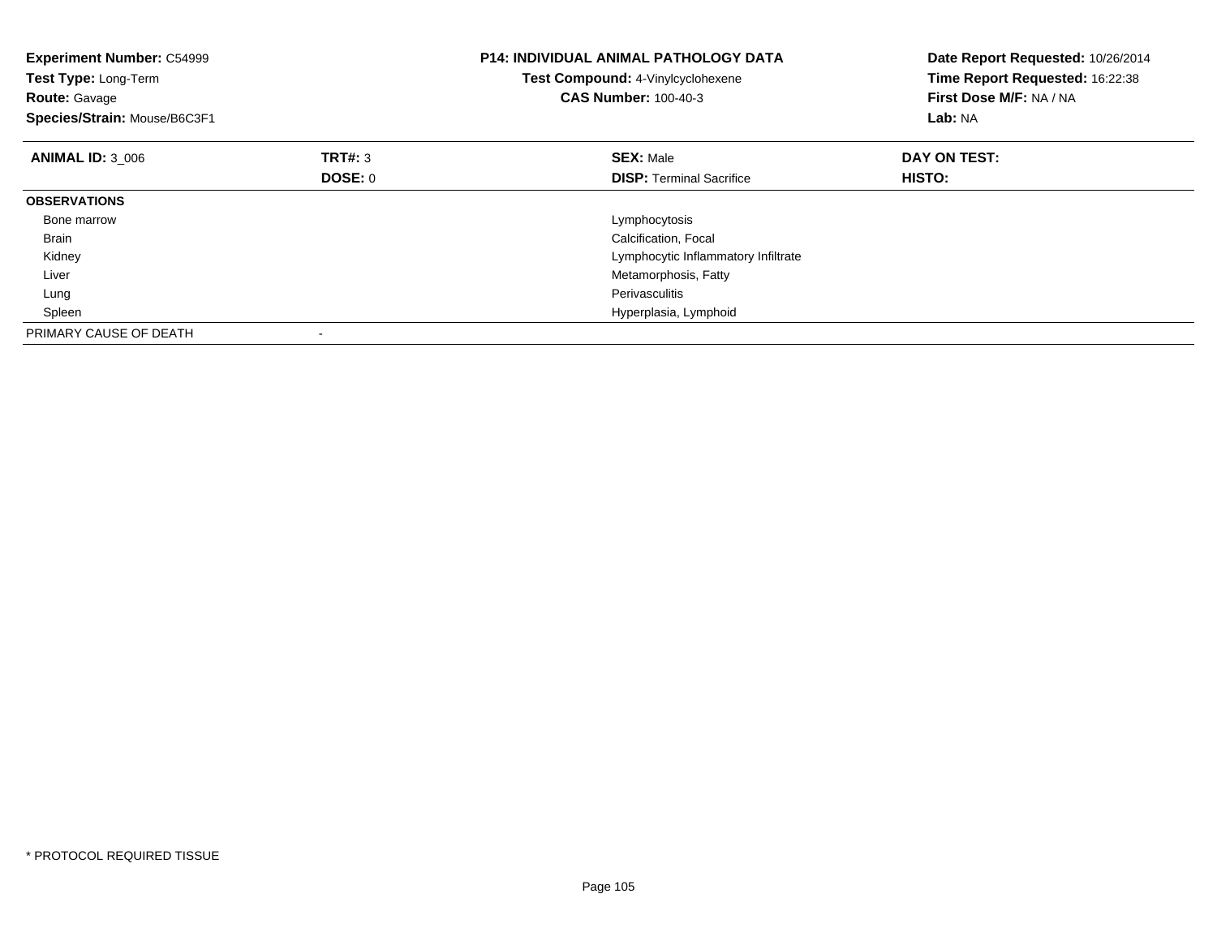**Experiment Number:** C54999
**Test Type:** Long-Term
**Route:** Gavage
**Species/Strain:** Mouse/B6C3F1

**P14: INDIVIDUAL ANIMAL PATHOLOGY DATA**
**Test Compound:** 4-Vinylcyclohexene
**CAS Number:** 100-40-3

**Date Report Requested:** 10/26/2014
**Time Report Requested:** 16:22:38
**First Dose M/F:** NA / NA
**Lab:** NA

| **ANIMAL ID:** 3_006 | **TRT#:** 3 | **SEX:** Male | **DAY ON TEST:** |
|---|---|---|---|
| | **DOSE:** 0 | **DISP:** Terminal Sacrifice | **HISTO:** |
| **OBSERVATIONS** | | | |
| Bone marrow | | Lymphocytosis | |
| Brain | | Calcification, Focal | |
| Kidney | | Lymphocytic Inflammatory Infiltrate | |
| Liver | | Metamorphosis, Fatty | |
| Lung | | Perivasculitis | |
| Spleen | | Hyperplasia, Lymphoid | |
| PRIMARY CAUSE OF DEATH | - | | |

* PROTOCOL REQUIRED TISSUE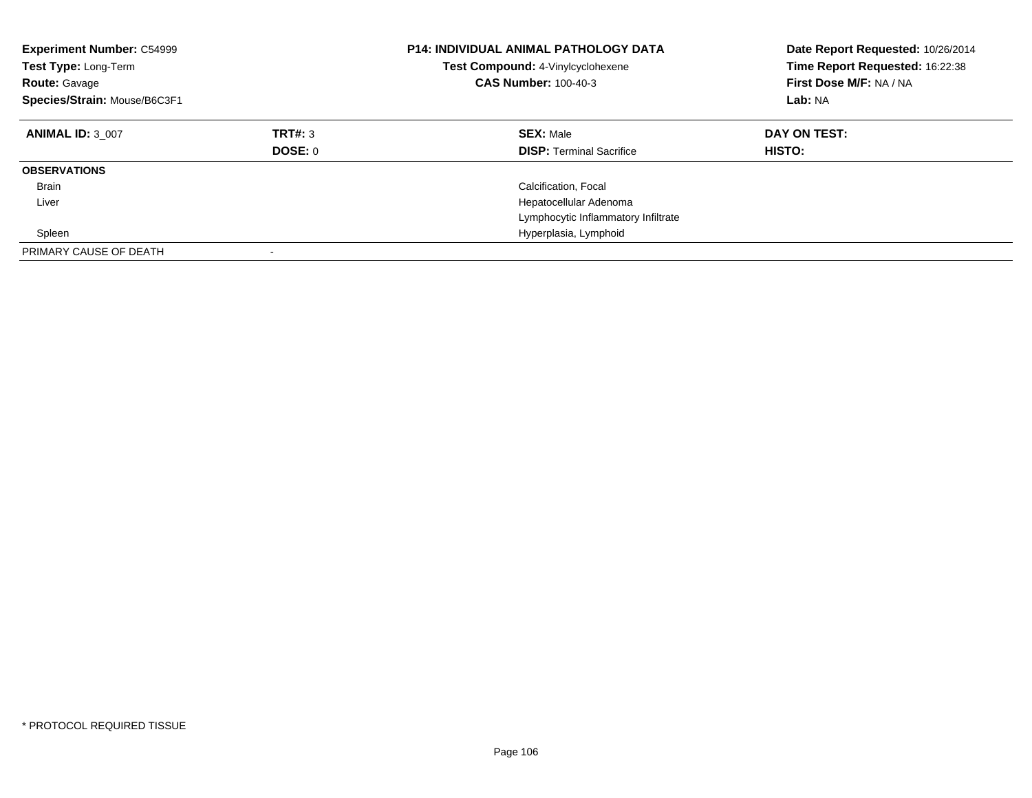**Experiment Number:** C54999
**Test Type:** Long-Term
**Route:** Gavage
**Species/Strain:** Mouse/B6C3F1

**P14: INDIVIDUAL ANIMAL PATHOLOGY DATA**
**Test Compound:** 4-Vinylcyclohexene
**CAS Number:** 100-40-3

**Date Report Requested:** 10/26/2014
**Time Report Requested:** 16:22:38
**First Dose M/F:** NA / NA
**Lab:** NA

| **ANIMAL ID:** 3_007 | **TRT#:** 3 | **SEX:** Male | **DAY ON TEST:** |
|---|---|---|---|
| | **DOSE:** 0 | **DISP:** Terminal Sacrifice | **HISTO:** |
| **OBSERVATIONS** | | | |
| Brain | | Calcification, Focal | |
| Liver | | Hepatocellular Adenoma | |
| | | Lymphocytic Inflammatory Infiltrate | |
| Spleen | | Hyperplasia, Lymphoid | |
| PRIMARY CAUSE OF DEATH | - | | |

* PROTOCOL REQUIRED TISSUE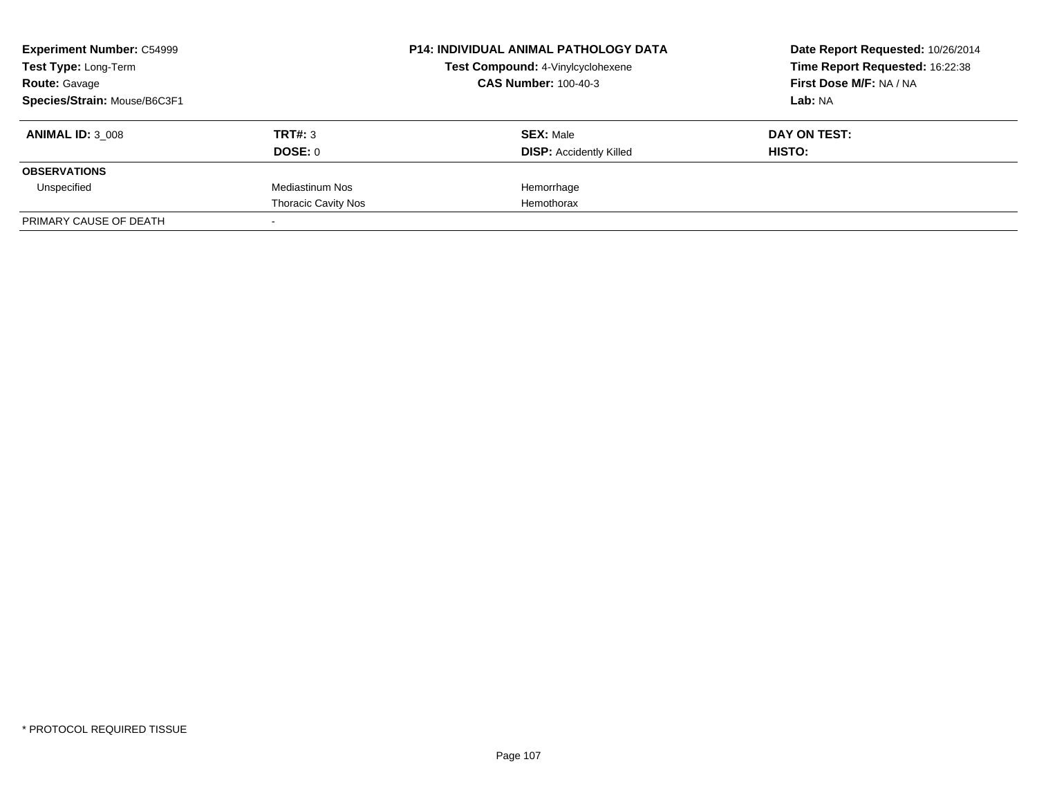**Experiment Number:** C54999
**Test Type:** Long-Term
**Route:** Gavage
**Species/Strain:** Mouse/B6C3F1

**P14: INDIVIDUAL ANIMAL PATHOLOGY DATA**
**Test Compound:** 4-Vinylcyclohexene
**CAS Number:** 100-40-3

**Date Report Requested:** 10/26/2014
**Time Report Requested:** 16:22:38
**First Dose M/F:** NA / NA
**Lab:** NA

| **ANIMAL ID:** 3_008 | **TRT#:** 3 | **SEX:** Male | **DAY ON TEST:** |
|---|---|---|---|
| | **DOSE:** 0 | **DISP:** Accidently Killed | **HISTO:** |
| **OBSERVATIONS** | | | |
| Unspecified | Mediastinum Nos | Hemorrhage | |
| | Thoracic Cavity Nos | Hemothorax | |
| PRIMARY CAUSE OF DEATH | - | | |

\* PROTOCOL REQUIRED TISSUE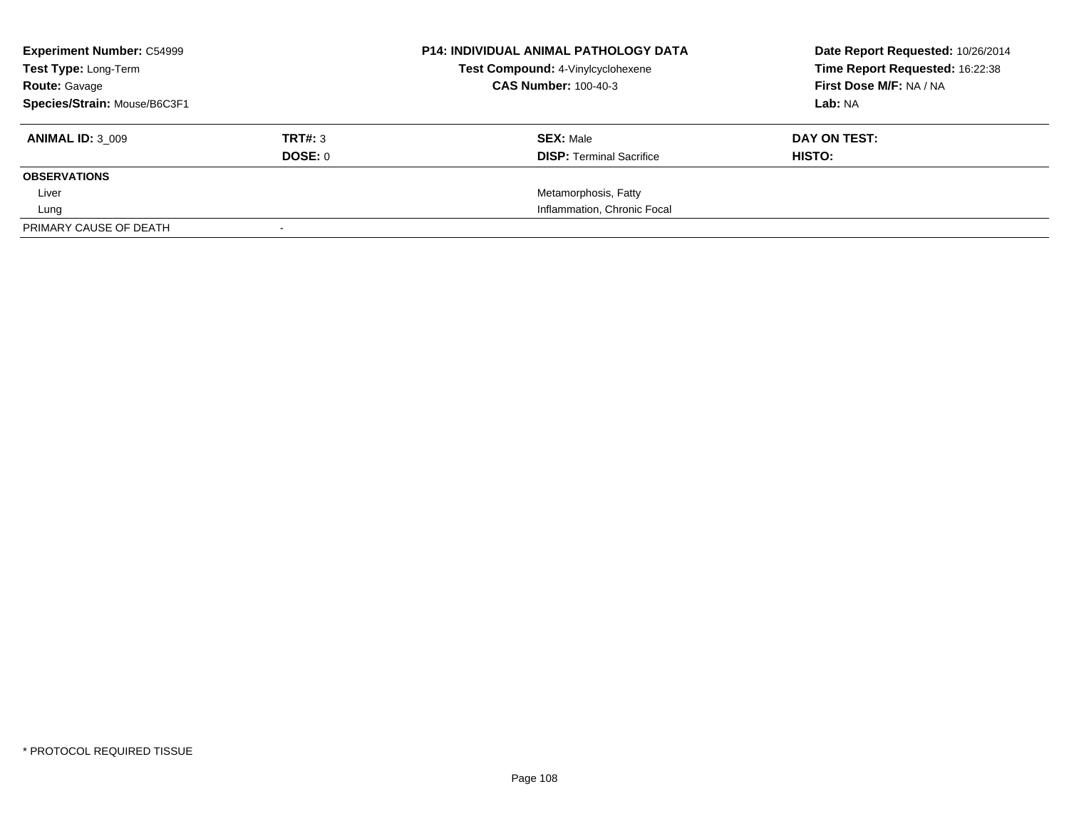**Experiment Number:** C54999
**Test Type:** Long-Term
**Route:** Gavage
**Species/Strain:** Mouse/B6C3F1

**P14: INDIVIDUAL ANIMAL PATHOLOGY DATA**
**Test Compound:** 4-Vinylcyclohexene
**CAS Number:** 100-40-3

**Date Report Requested:** 10/26/2014
**Time Report Requested:** 16:22:38
**First Dose M/F:** NA / NA
**Lab:** NA

| **ANIMAL ID:** 3_009 | **TRT#:** 3 | **SEX:** Male | **DAY ON TEST:** |
|---|---|---|---|
| | **DOSE:** 0 | **DISP:** Terminal Sacrifice | **HISTO:** |
| **OBSERVATIONS** | | | |
| Liver | | Metamorphosis, Fatty | |
| Lung | | Inflammation, Chronic Focal | |
| PRIMARY CAUSE OF DEATH | - | | |

* PROTOCOL REQUIRED TISSUE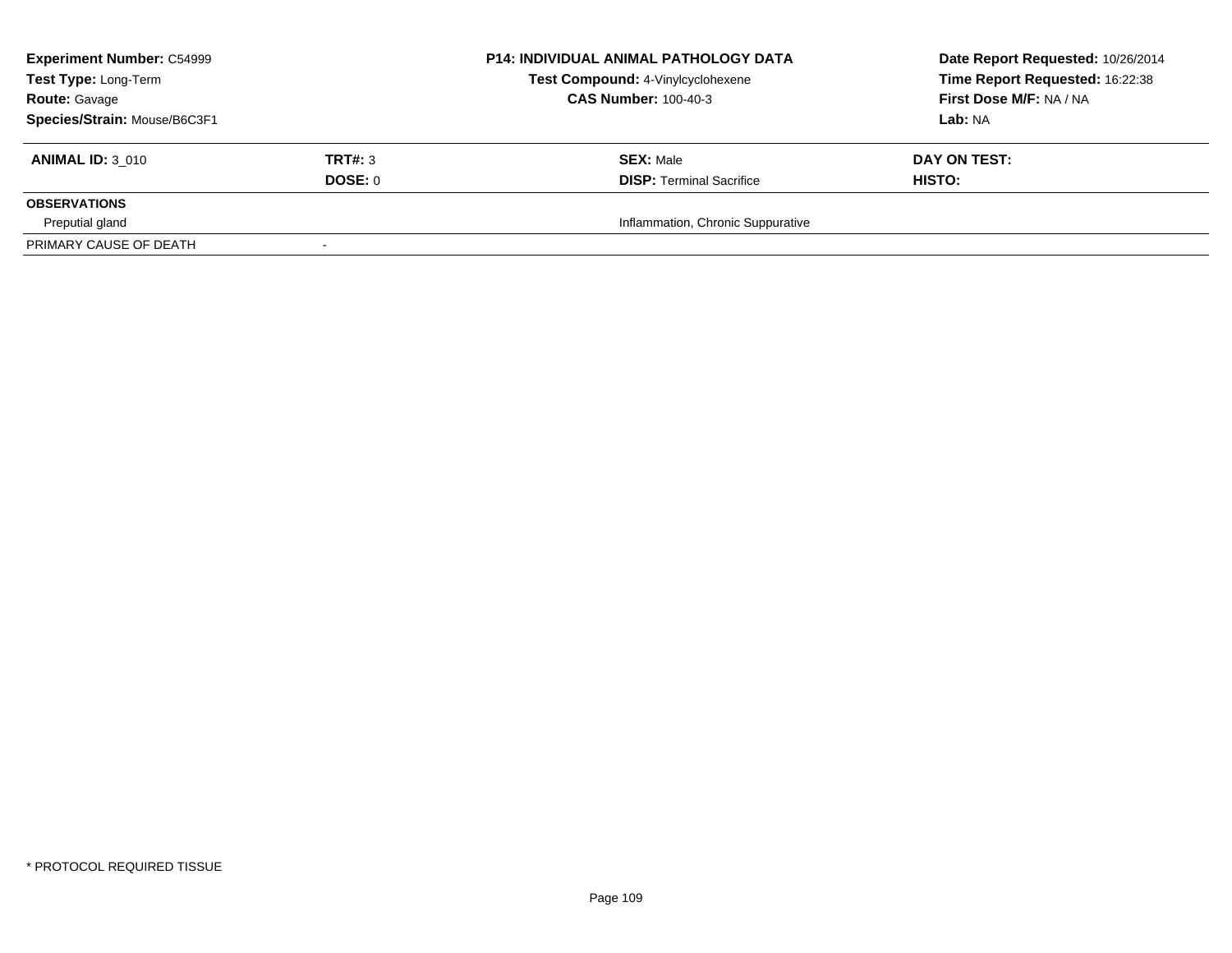**Experiment Number:** C54999
**Test Type:** Long-Term
**Route:** Gavage
**Species/Strain:** Mouse/B6C3F1

**P14: INDIVIDUAL ANIMAL PATHOLOGY DATA**
**Test Compound:** 4-Vinylcyclohexene
**CAS Number:** 100-40-3

**Date Report Requested:** 10/26/2014
**Time Report Requested:** 16:22:38
**First Dose M/F:** NA / NA
**Lab:** NA

| **ANIMAL ID:** 3_010 | **TRT#:** 3 | **SEX:** Male | **DAY ON TEST:** |
|---|---|---|---|
| | **DOSE:** 0 | **DISP:** Terminal Sacrifice | **HISTO:** |
| **OBSERVATIONS** | | | |
| Preputial gland | | Inflammation, Chronic Suppurative | |
| PRIMARY CAUSE OF DEATH | - | | |

* PROTOCOL REQUIRED TISSUE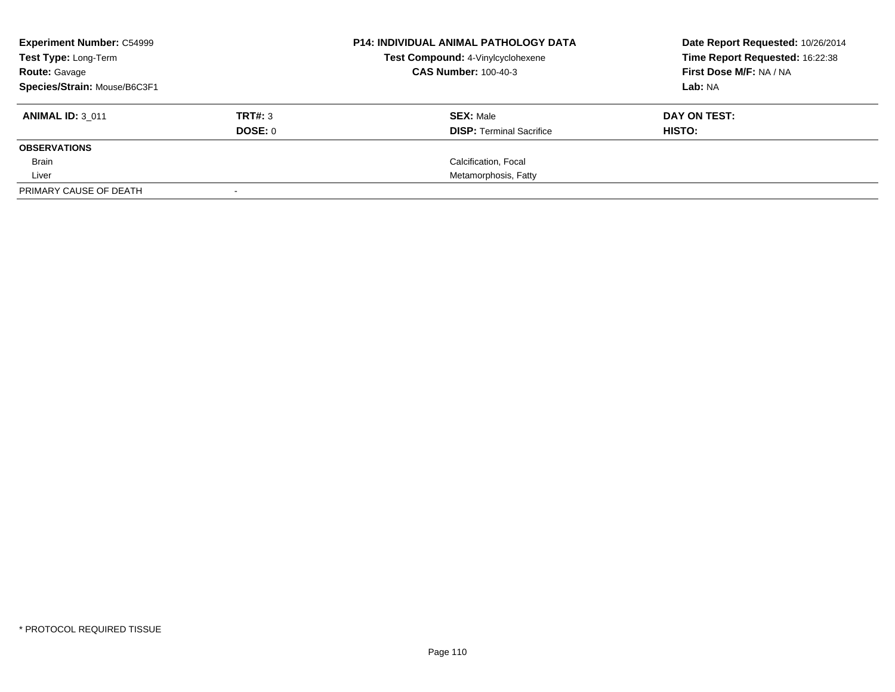| **Experiment Number:** C54999 | | **P14: INDIVIDUAL ANIMAL PATHOLOGY DATA** | **Date Report Requested:** 10/26/2014 |
|---|---|---|---|
| **Test Type:** Long-Term | | **Test Compound:** 4-Vinylcyclohexene | **Time Report Requested:** 16:22:38 |
| **Route:** Gavage | | **CAS Number:** 100-40-3 | **First Dose M/F:** NA / NA |
| **Species/Strain:** Mouse/B6C3F1 | | | **Lab:** NA |

| **ANIMAL ID:** 3_011 | **TRT#:** 3 | **SEX:** Male | **DAY ON TEST:** |
|---|---|---|---|
| | **DOSE:** 0 | **DISP:** Terminal Sacrifice | **HISTO:** |
| **OBSERVATIONS** | | | |
| Brain | | Calcification, Focal | |
| Liver | | Metamorphosis, Fatty | |
| PRIMARY CAUSE OF DEATH | - | | |

* PROTOCOL REQUIRED TISSUE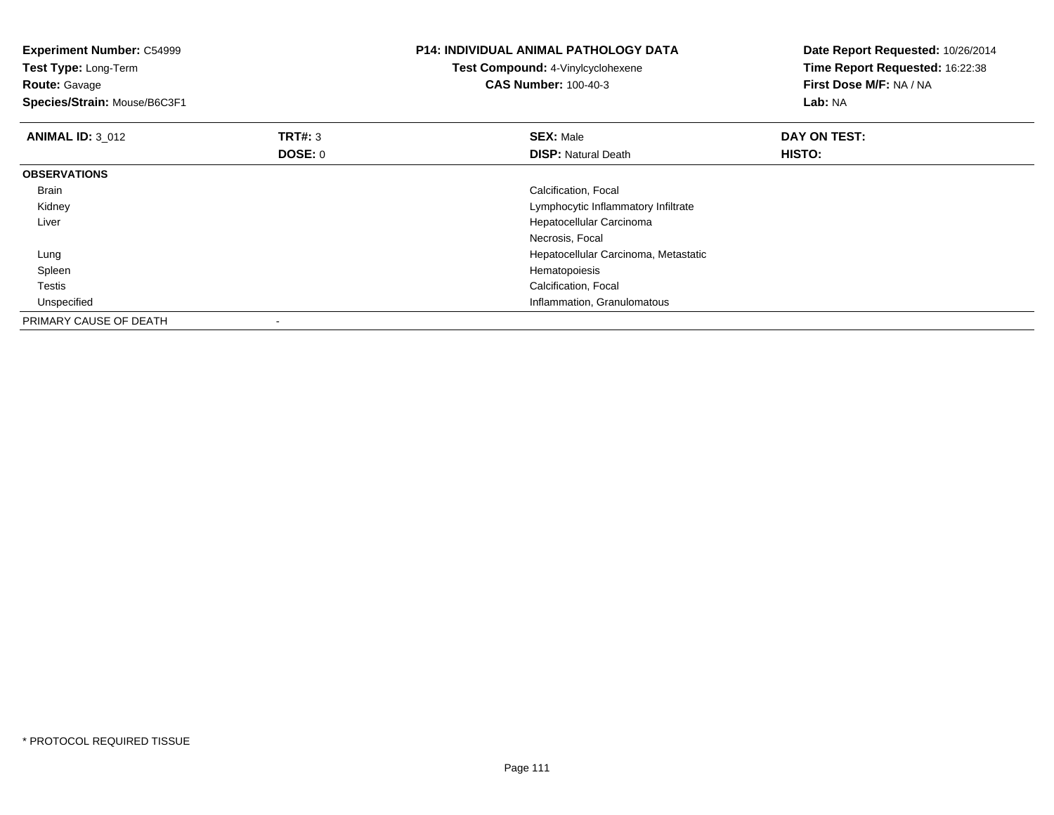**Experiment Number:** C54999
**Test Type:** Long-Term
**Route:** Gavage
**Species/Strain:** Mouse/B6C3F1

**P14: INDIVIDUAL ANIMAL PATHOLOGY DATA**
**Test Compound:** 4-Vinylcyclohexene
**CAS Number:** 100-40-3

**Date Report Requested:** 10/26/2014
**Time Report Requested:** 16:22:38
**First Dose M/F:** NA / NA
**Lab:** NA

| **ANIMAL ID:** 3_012 | **TRT#:** 3 | **SEX:** Male | **DAY ON TEST:** |
|---|---|---|---|
| | **DOSE:** 0 | **DISP:** Natural Death | **HISTO:** |
| **OBSERVATIONS** | | | |
| Brain | | Calcification, Focal | |
| Kidney | | Lymphocytic Inflammatory Infiltrate | |
| Liver | | Hepatocellular Carcinoma | |
| | | Necrosis, Focal | |
| Lung | | Hepatocellular Carcinoma, Metastatic | |
| Spleen | | Hematopoiesis | |
| Testis | | Calcification, Focal | |
| Unspecified | | Inflammation, Granulomatous | |
| PRIMARY CAUSE OF DEATH | - | | |

* PROTOCOL REQUIRED TISSUE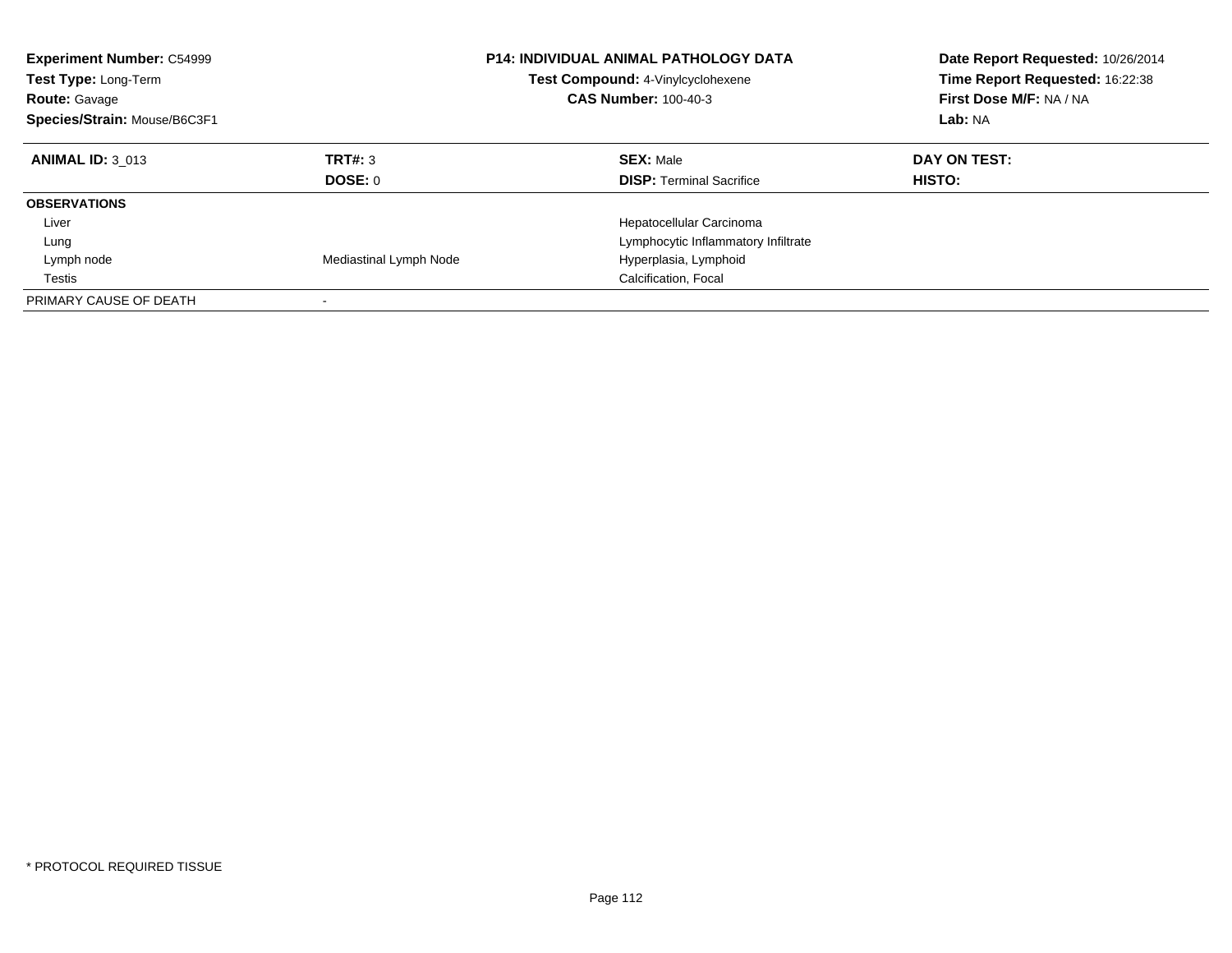**Experiment Number:** C54999
**Test Type:** Long-Term
**Route:** Gavage
**Species/Strain:** Mouse/B6C3F1

**P14: INDIVIDUAL ANIMAL PATHOLOGY DATA**
**Test Compound:** 4-Vinylcyclohexene
**CAS Number:** 100-40-3

**Date Report Requested:** 10/26/2014
**Time Report Requested:** 16:22:38
**First Dose M/F:** NA / NA
**Lab:** NA

| **ANIMAL ID:** 3_013 | **TRT#:** 3 | **SEX:** Male | **DAY ON TEST:** |
|---|---|---|---|
| | **DOSE:** 0 | **DISP:** Terminal Sacrifice | **HISTO:** |
| **OBSERVATIONS** | | | |
| Liver | | Hepatocellular Carcinoma | |
| Lung | | Lymphocytic Inflammatory Infiltrate | |
| Lymph node | Mediastinal Lymph Node | Hyperplasia, Lymphoid | |
| Testis | | Calcification, Focal | |
| PRIMARY CAUSE OF DEATH | - | | |

* PROTOCOL REQUIRED TISSUE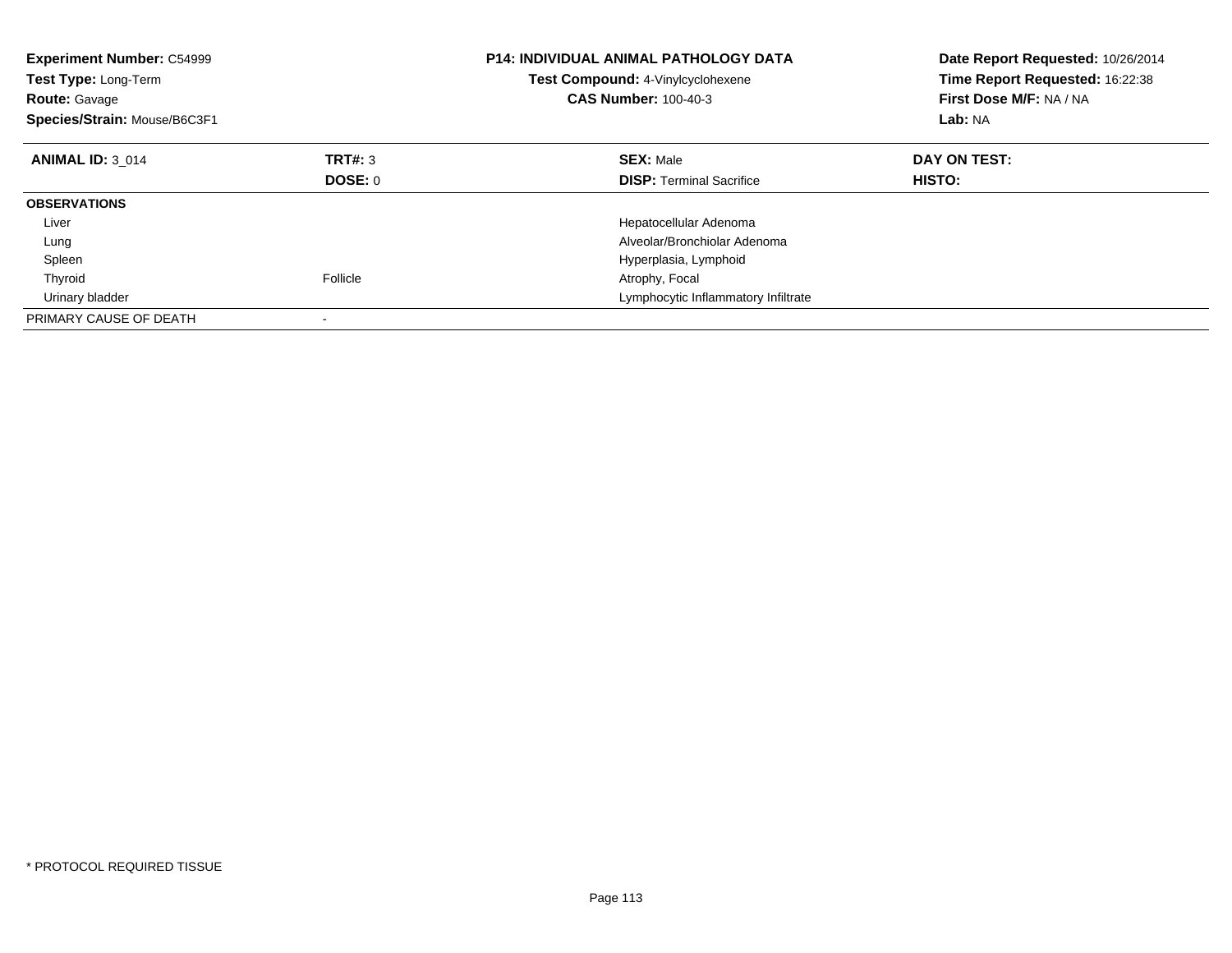**Experiment Number:** C54999
**Test Type:** Long-Term
**Route:** Gavage
**Species/Strain:** Mouse/B6C3F1

**P14: INDIVIDUAL ANIMAL PATHOLOGY DATA**
**Test Compound:** 4-Vinylcyclohexene
**CAS Number:** 100-40-3

**Date Report Requested:** 10/26/2014
**Time Report Requested:** 16:22:38
**First Dose M/F:** NA / NA
**Lab:** NA

| **ANIMAL ID:** 3_014 | **TRT#:** 3 | **SEX:** Male | **DAY ON TEST:** |
|---|---|---|---|
| | **DOSE:** 0 | **DISP:** Terminal Sacrifice | **HISTO:** |
| **OBSERVATIONS** | | | |
| Liver | | Hepatocellular Adenoma | |
| Lung | | Alveolar/Bronchiolar Adenoma | |
| Spleen | | Hyperplasia, Lymphoid | |
| Thyroid | Follicle | Atrophy, Focal | |
| Urinary bladder | | Lymphocytic Inflammatory Infiltrate | |
| PRIMARY CAUSE OF DEATH | - | | |

* PROTOCOL REQUIRED TISSUE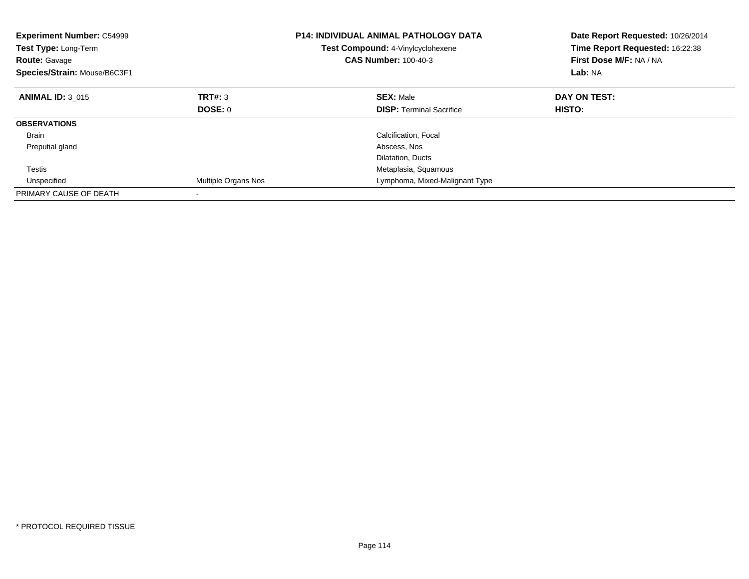**Experiment Number:** C54999
**Test Type:** Long-Term
**Route:** Gavage
**Species/Strain:** Mouse/B6C3F1

**P14: INDIVIDUAL ANIMAL PATHOLOGY DATA**
**Test Compound:** 4-Vinylcyclohexene
**CAS Number:** 100-40-3

**Date Report Requested:** 10/26/2014
**Time Report Requested:** 16:22:38
**First Dose M/F:** NA / NA
**Lab:** NA

| **ANIMAL ID:** 3_015 | **TRT#:** 3 | **SEX:** Male | **DAY ON TEST:** |
|---|---|---|---|
| | **DOSE:** 0 | **DISP:** Terminal Sacrifice | **HISTO:** |
| **OBSERVATIONS** | | | |
| Brain | | Calcification, Focal | |
| Preputial gland | | Abscess, Nos | |
| | | Dilatation, Ducts | |
| Testis | | Metaplasia, Squamous | |
| Unspecified | Multiple Organs Nos | Lymphoma, Mixed-Malignant Type | |
| PRIMARY CAUSE OF DEATH | - | | |

* PROTOCOL REQUIRED TISSUE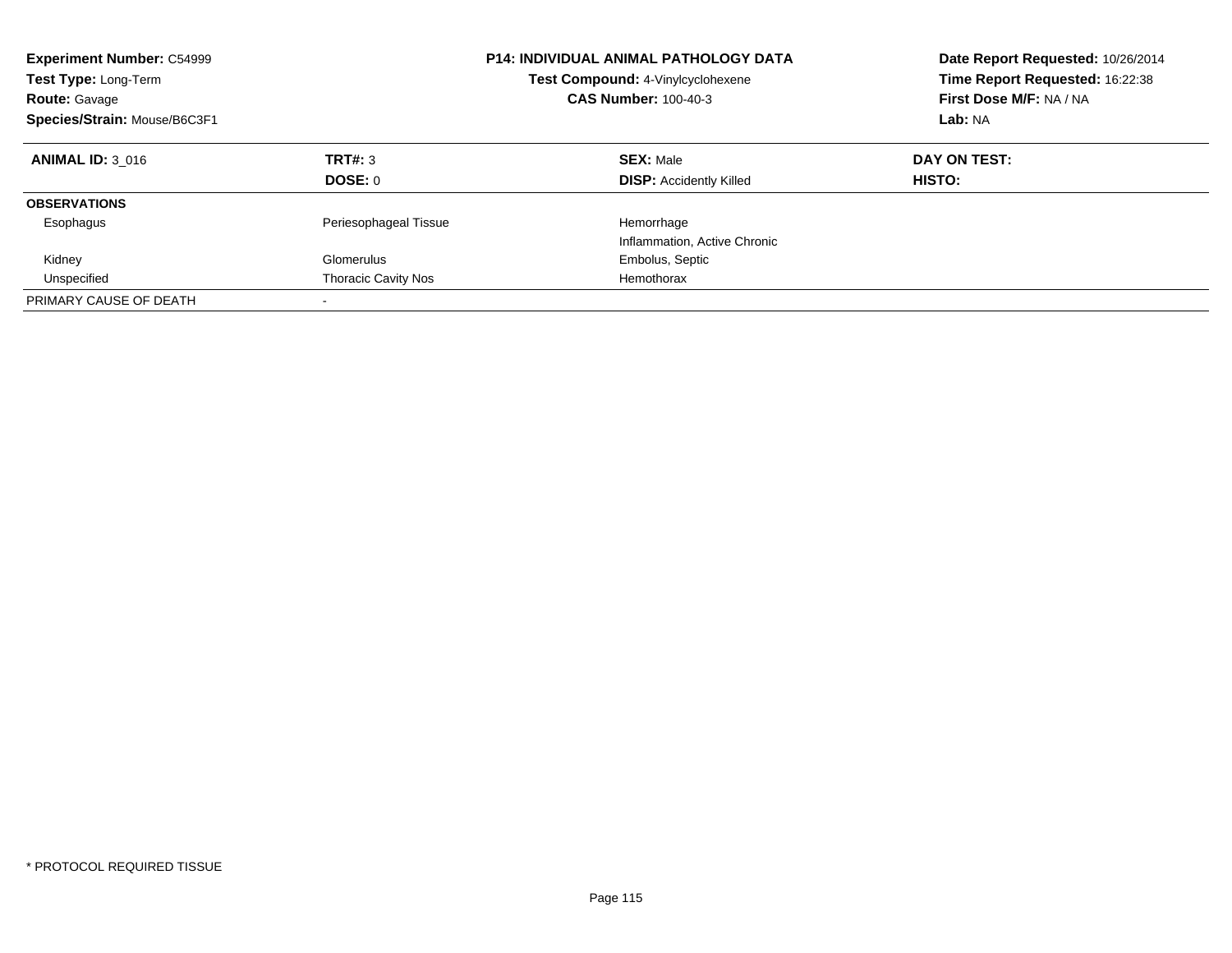**Experiment Number:** C54999
**Test Type:** Long-Term
**Route:** Gavage
**Species/Strain:** Mouse/B6C3F1

**P14: INDIVIDUAL ANIMAL PATHOLOGY DATA**
**Test Compound:** 4-Vinylcyclohexene
**CAS Number:** 100-40-3

**Date Report Requested:** 10/26/2014
**Time Report Requested:** 16:22:38
**First Dose M/F:** NA / NA
**Lab:** NA

| **ANIMAL ID:** 3_016 | **TRT#:** 3 | **SEX:** Male | **DAY ON TEST:** |
|---|---|---|---|
| | **DOSE:** 0 | **DISP:** Accidently Killed | **HISTO:** |
| **OBSERVATIONS** | | | |
| Esophagus | Periesophageal Tissue | Hemorrhage | |
| | | Inflammation, Active Chronic | |
| Kidney | Glomerulus | Embolus, Septic | |
| Unspecified | Thoracic Cavity Nos | Hemothorax | |
| PRIMARY CAUSE OF DEATH | - | | |

\* PROTOCOL REQUIRED TISSUE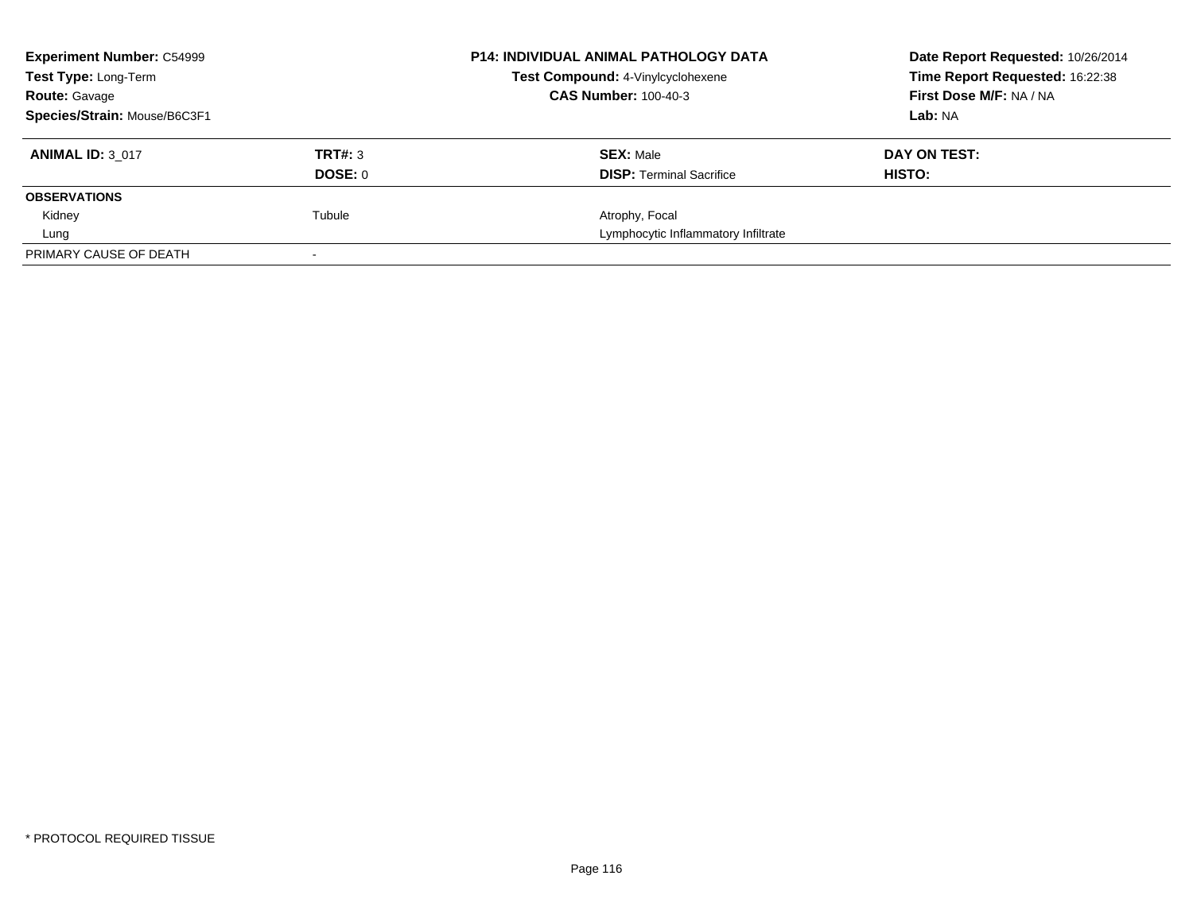**Experiment Number:** C54999
**Test Type:** Long-Term
**Route:** Gavage
**Species/Strain:** Mouse/B6C3F1

**P14: INDIVIDUAL ANIMAL PATHOLOGY DATA**
**Test Compound:** 4-Vinylcyclohexene
**CAS Number:** 100-40-3

**Date Report Requested:** 10/26/2014
**Time Report Requested:** 16:22:38
**First Dose M/F:** NA / NA
**Lab:** NA

| **ANIMAL ID:** 3_017 | **TRT#:** 3 | **SEX:** Male | **DAY ON TEST:** |
|---|---|---|---|
| | **DOSE:** 0 | **DISP:** Terminal Sacrifice | **HISTO:** |
| **OBSERVATIONS** | | | |
| Kidney | Tubule | Atrophy, Focal | |
| Lung | | Lymphocytic Inflammatory Infiltrate | |
| PRIMARY CAUSE OF DEATH | - | | |

* PROTOCOL REQUIRED TISSUE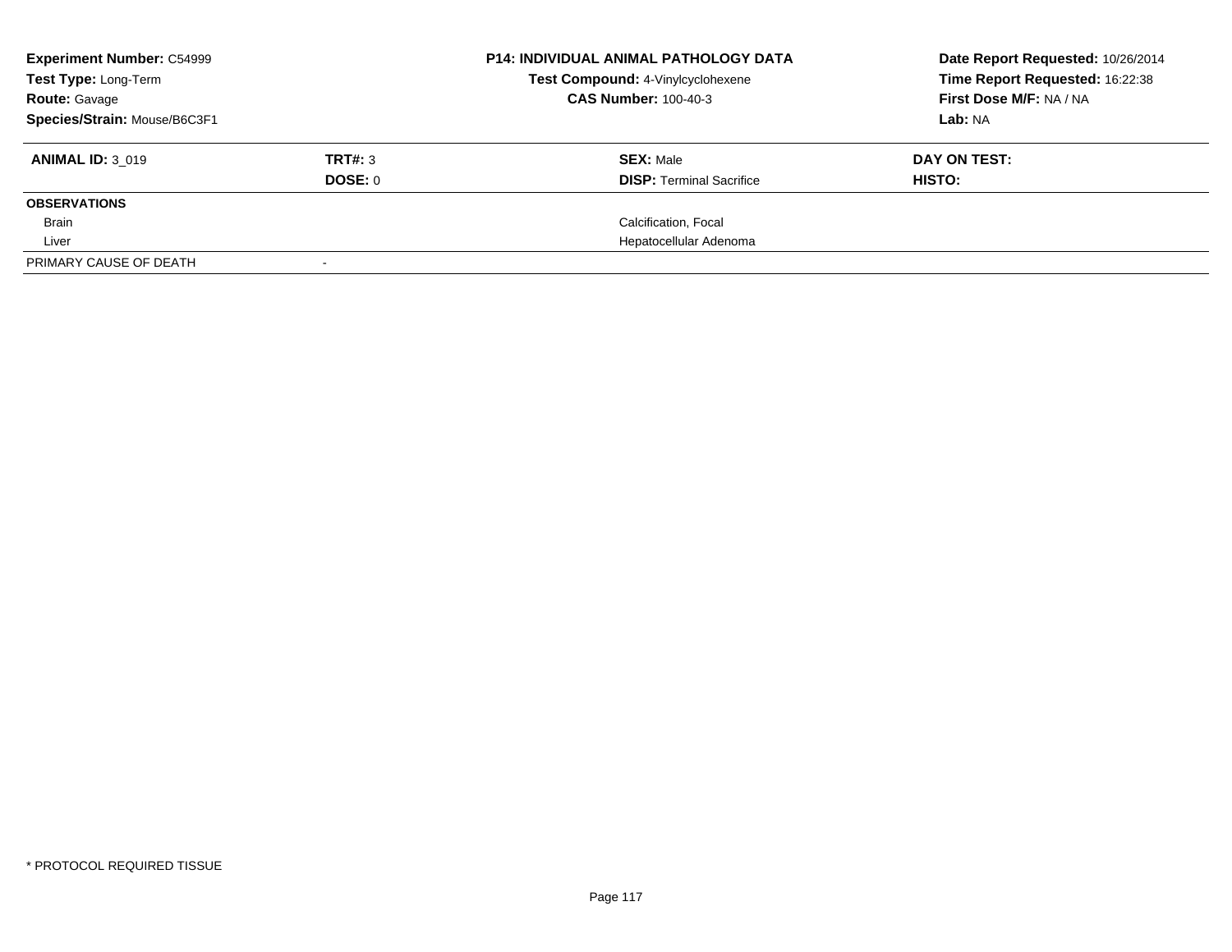**Experiment Number:** C54999
**Test Type:** Long-Term
**Route:** Gavage
**Species/Strain:** Mouse/B6C3F1

**P14: INDIVIDUAL ANIMAL PATHOLOGY DATA**
**Test Compound:** 4-Vinylcyclohexene
**CAS Number:** 100-40-3

**Date Report Requested:** 10/26/2014
**Time Report Requested:** 16:22:38
**First Dose M/F:** NA / NA
**Lab:** NA

| **ANIMAL ID:** 3_019 | **TRT#:** 3 | **SEX:** Male | **DAY ON TEST:** |
|---|---|---|---|
| | **DOSE:** 0 | **DISP:** Terminal Sacrifice | **HISTO:** |
| **OBSERVATIONS** | | | |
| Brain | | Calcification, Focal | |
| Liver | | Hepatocellular Adenoma | |
| PRIMARY CAUSE OF DEATH | - | | |

* PROTOCOL REQUIRED TISSUE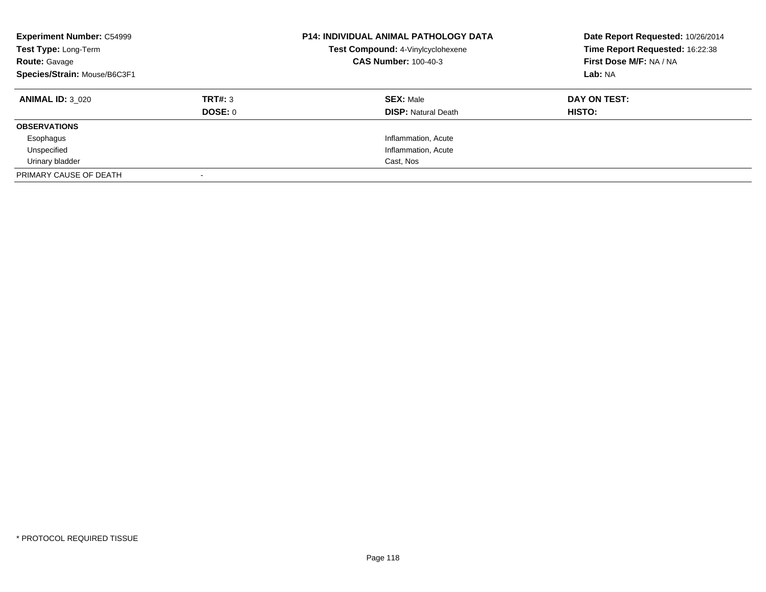**Experiment Number:** C54999
**Test Type:** Long-Term
**Route:** Gavage
**Species/Strain:** Mouse/B6C3F1

**P14: INDIVIDUAL ANIMAL PATHOLOGY DATA**
**Test Compound:** 4-Vinylcyclohexene
**CAS Number:** 100-40-3

**Date Report Requested:** 10/26/2014
**Time Report Requested:** 16:22:38
**First Dose M/F:** NA / NA
**Lab:** NA

| **ANIMAL ID:** 3_020 | **TRT#:** 3 | **SEX:** Male | **DAY ON TEST:** |
|---|---|---|---|
| | **DOSE:** 0 | **DISP:** Natural Death | **HISTO:** |
| **OBSERVATIONS** | | | |
| Esophagus | | Inflammation, Acute | |
| Unspecified | | Inflammation, Acute | |
| Urinary bladder | | Cast, Nos | |
| PRIMARY CAUSE OF DEATH | - | | |

* PROTOCOL REQUIRED TISSUE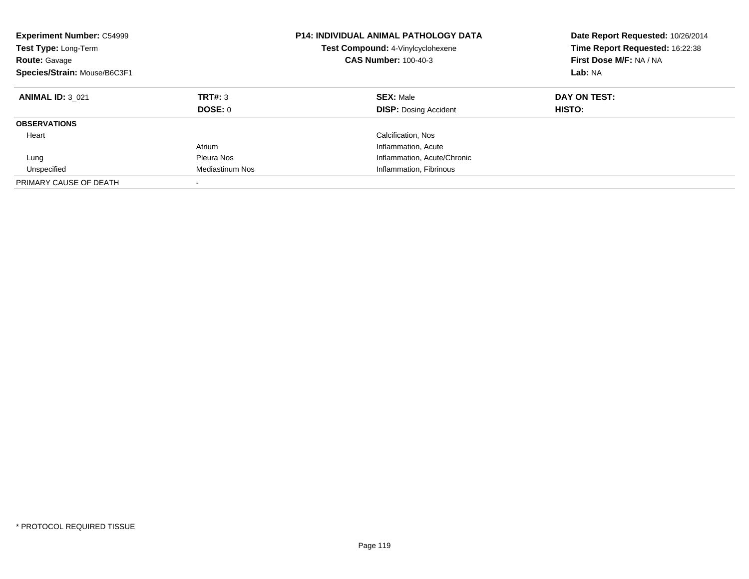**Experiment Number:** C54999
**Test Type:** Long-Term
**Route:** Gavage
**Species/Strain:** Mouse/B6C3F1

**P14: INDIVIDUAL ANIMAL PATHOLOGY DATA**
**Test Compound:** 4-Vinylcyclohexene
**CAS Number:** 100-40-3

**Date Report Requested:** 10/26/2014
**Time Report Requested:** 16:22:38
**First Dose M/F:** NA / NA
**Lab:** NA

| **ANIMAL ID:** 3_021 | **TRT#:** 3 | **SEX:** Male | **DAY ON TEST:** |
|---|---|---|---|
| | **DOSE:** 0 | **DISP:** Dosing Accident | **HISTO:** |
| **OBSERVATIONS** | | | |
| Heart | | Calcification, Nos | |
| | Atrium | Inflammation, Acute | |
| Lung | Pleura Nos | Inflammation, Acute/Chronic | |
| Unspecified | Mediastinum Nos | Inflammation, Fibrinous | |
| PRIMARY CAUSE OF DEATH | - | | |

* PROTOCOL REQUIRED TISSUE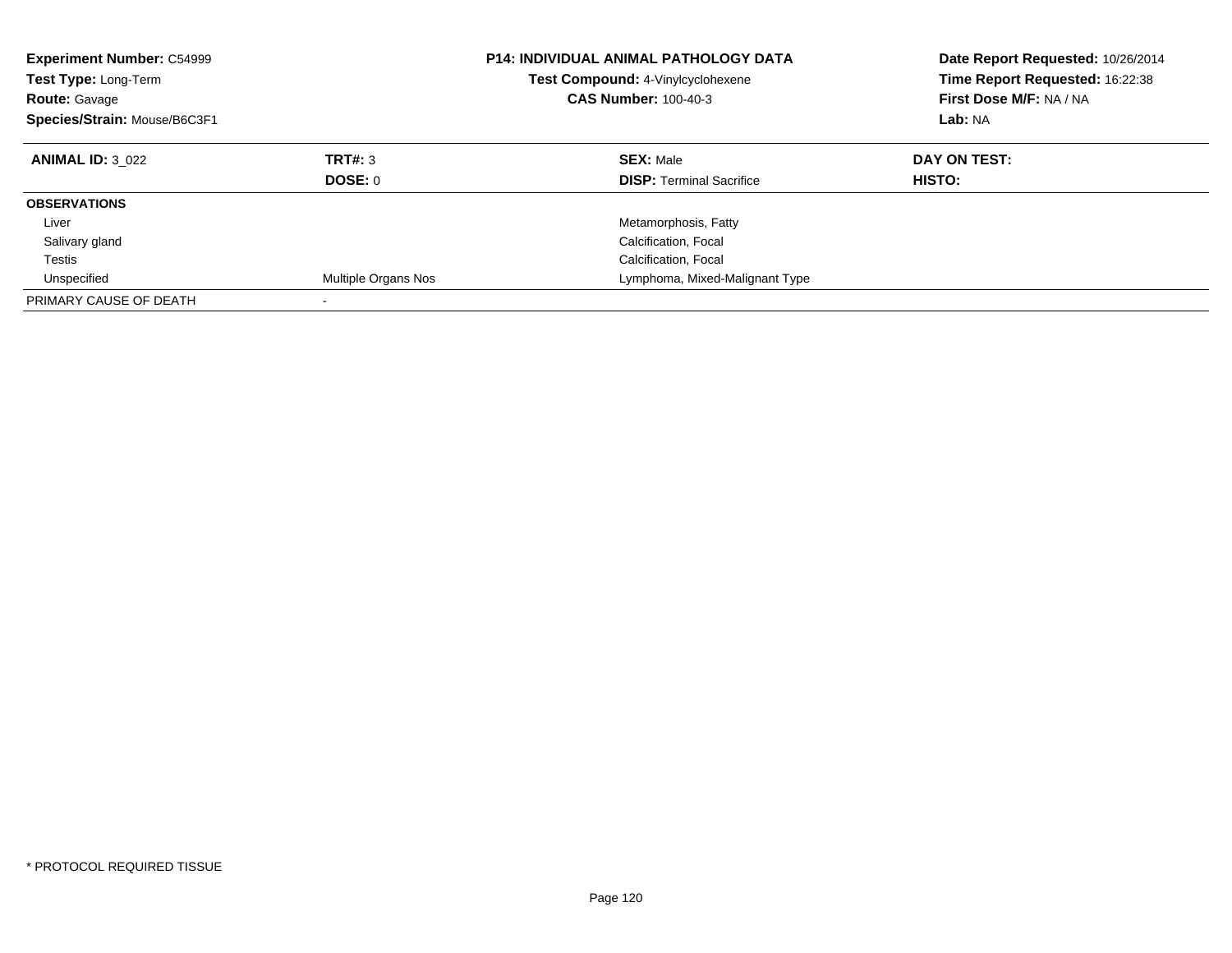**Experiment Number:** C54999
**Test Type:** Long-Term
**Route:** Gavage
**Species/Strain:** Mouse/B6C3F1

**P14: INDIVIDUAL ANIMAL PATHOLOGY DATA**
**Test Compound:** 4-Vinylcyclohexene
**CAS Number:** 100-40-3

**Date Report Requested:** 10/26/2014
**Time Report Requested:** 16:22:38
**First Dose M/F:** NA / NA
**Lab:** NA

| **ANIMAL ID:** 3_022 | **TRT#:** 3 | **SEX:** Male | **DAY ON TEST:** |
|---|---|---|---|
| | **DOSE:** 0 | **DISP:** Terminal Sacrifice | **HISTO:** |
| **OBSERVATIONS** | | | |
| Liver | | Metamorphosis, Fatty | |
| Salivary gland | | Calcification, Focal | |
| Testis | | Calcification, Focal | |
| Unspecified | Multiple Organs Nos | Lymphoma, Mixed-Malignant Type | |
| PRIMARY CAUSE OF DEATH | - | | |

* PROTOCOL REQUIRED TISSUE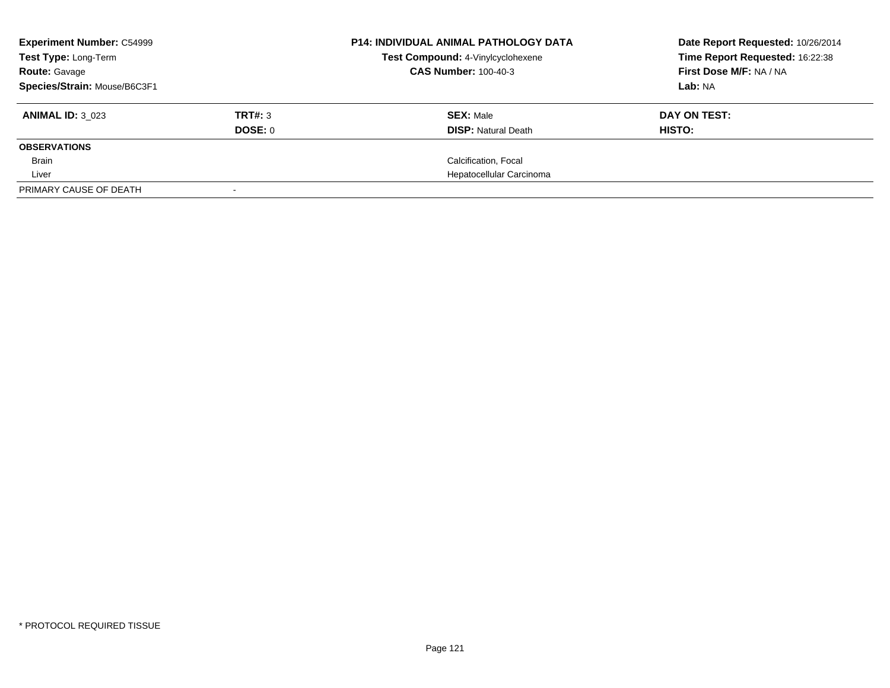**Experiment Number:** C54999
**Test Type:** Long-Term
**Route:** Gavage
**Species/Strain:** Mouse/B6C3F1

**P14: INDIVIDUAL ANIMAL PATHOLOGY DATA**
**Test Compound:** 4-Vinylcyclohexene
**CAS Number:** 100-40-3

**Date Report Requested:** 10/26/2014
**Time Report Requested:** 16:22:38
**First Dose M/F:** NA / NA
**Lab:** NA

| **ANIMAL ID:** 3_023 | **TRT#:** 3 | **SEX:** Male | **DAY ON TEST:** |
|---|---|---|---|
| | **DOSE:** 0 | **DISP:** Natural Death | **HISTO:** |
| **OBSERVATIONS** | | | |
| Brain | | Calcification, Focal | |
| Liver | | Hepatocellular Carcinoma | |
| PRIMARY CAUSE OF DEATH | - | | |

\* PROTOCOL REQUIRED TISSUE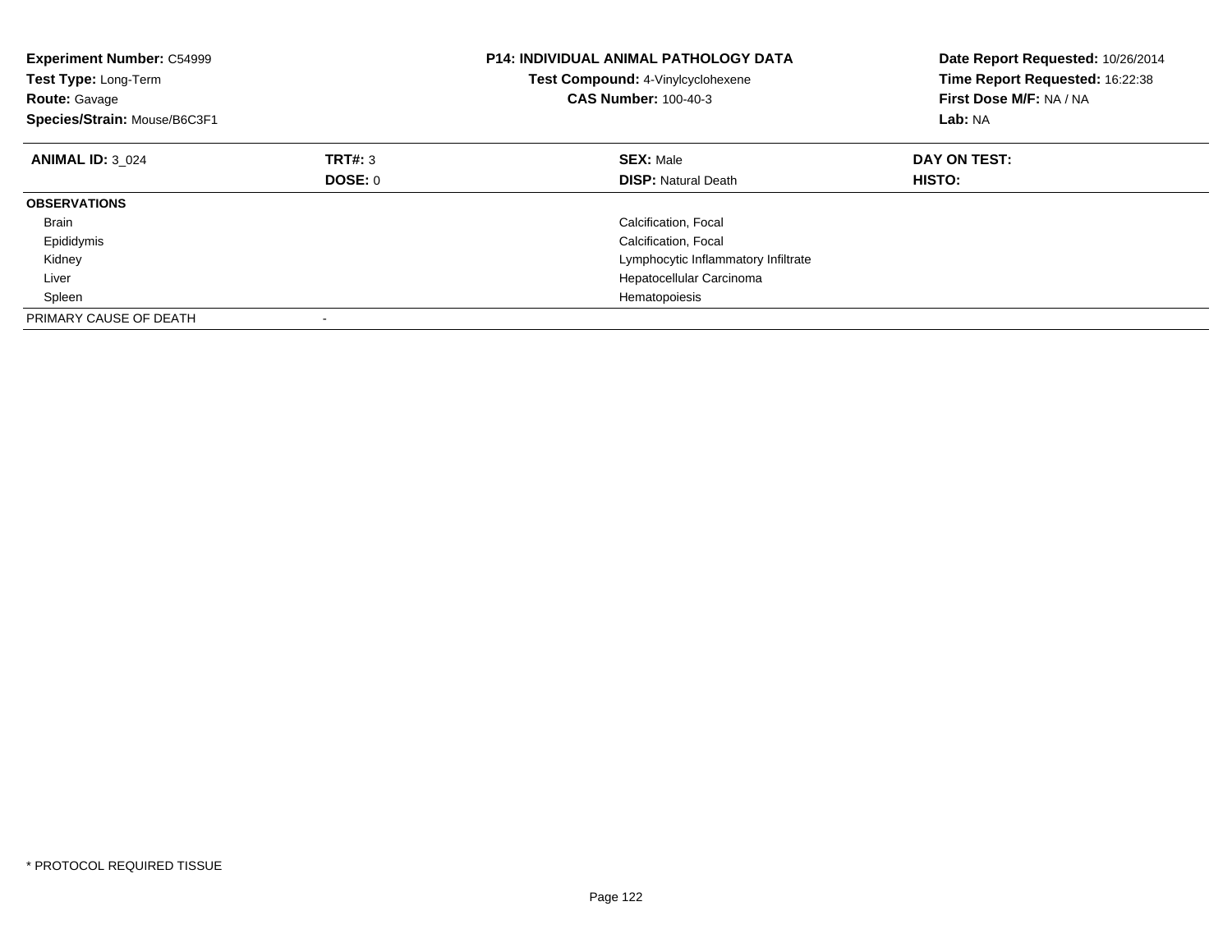**Experiment Number:** C54999
**Test Type:** Long-Term
**Route:** Gavage
**Species/Strain:** Mouse/B6C3F1

**P14: INDIVIDUAL ANIMAL PATHOLOGY DATA**
**Test Compound:** 4-Vinylcyclohexene
**CAS Number:** 100-40-3

**Date Report Requested:** 10/26/2014
**Time Report Requested:** 16:22:38
**First Dose M/F:** NA / NA
**Lab:** NA

| **ANIMAL ID:** 3_024 | **TRT#:** 3 | **SEX:** Male | **DAY ON TEST:** |
|---|---|---|---|
| | **DOSE:** 0 | **DISP:** Natural Death | **HISTO:** |
| **OBSERVATIONS** | | | |
| Brain | | Calcification, Focal | |
| Epididymis | | Calcification, Focal | |
| Kidney | | Lymphocytic Inflammatory Infiltrate | |
| Liver | | Hepatocellular Carcinoma | |
| Spleen | | Hematopoiesis | |
| PRIMARY CAUSE OF DEATH | - | | |

* PROTOCOL REQUIRED TISSUE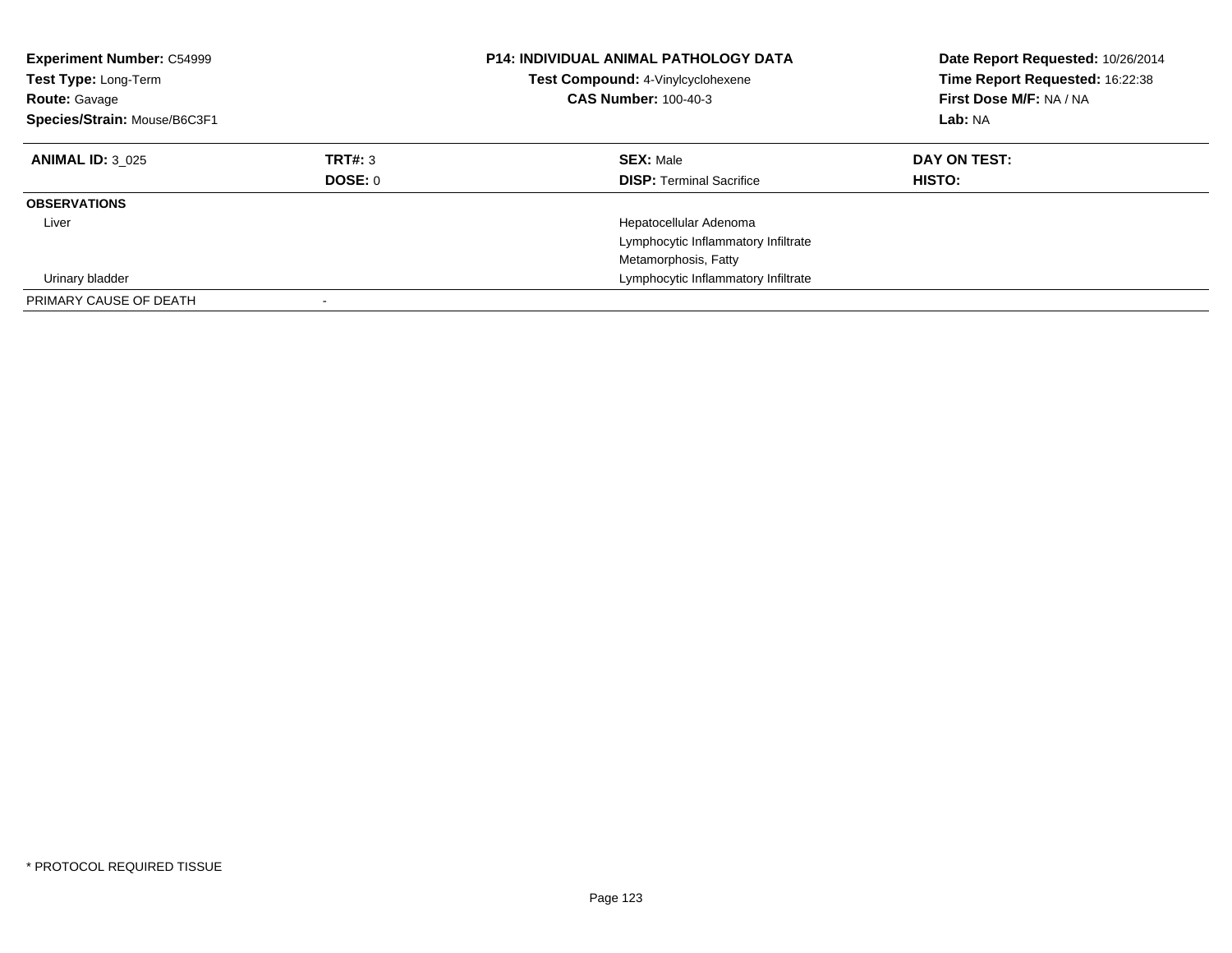**Experiment Number:** C54999
**Test Type:** Long-Term
**Route:** Gavage
**Species/Strain:** Mouse/B6C3F1

**P14: INDIVIDUAL ANIMAL PATHOLOGY DATA**
**Test Compound:** 4-Vinylcyclohexene
**CAS Number:** 100-40-3

**Date Report Requested:** 10/26/2014
**Time Report Requested:** 16:22:38
**First Dose M/F:** NA / NA
**Lab:** NA

| **ANIMAL ID:** 3_025 | **TRT#:** 3 | **SEX:** Male | **DAY ON TEST:** |
|---|---|---|---|
| | **DOSE:** 0 | **DISP:** Terminal Sacrifice | **HISTO:** |
| **OBSERVATIONS** | | | |
| Liver | | Hepatocellular Adenoma | |
| | | Lymphocytic Inflammatory Infiltrate | |
| | | Metamorphosis, Fatty | |
| Urinary bladder | | Lymphocytic Inflammatory Infiltrate | |
| PRIMARY CAUSE OF DEATH | - | | |

* PROTOCOL REQUIRED TISSUE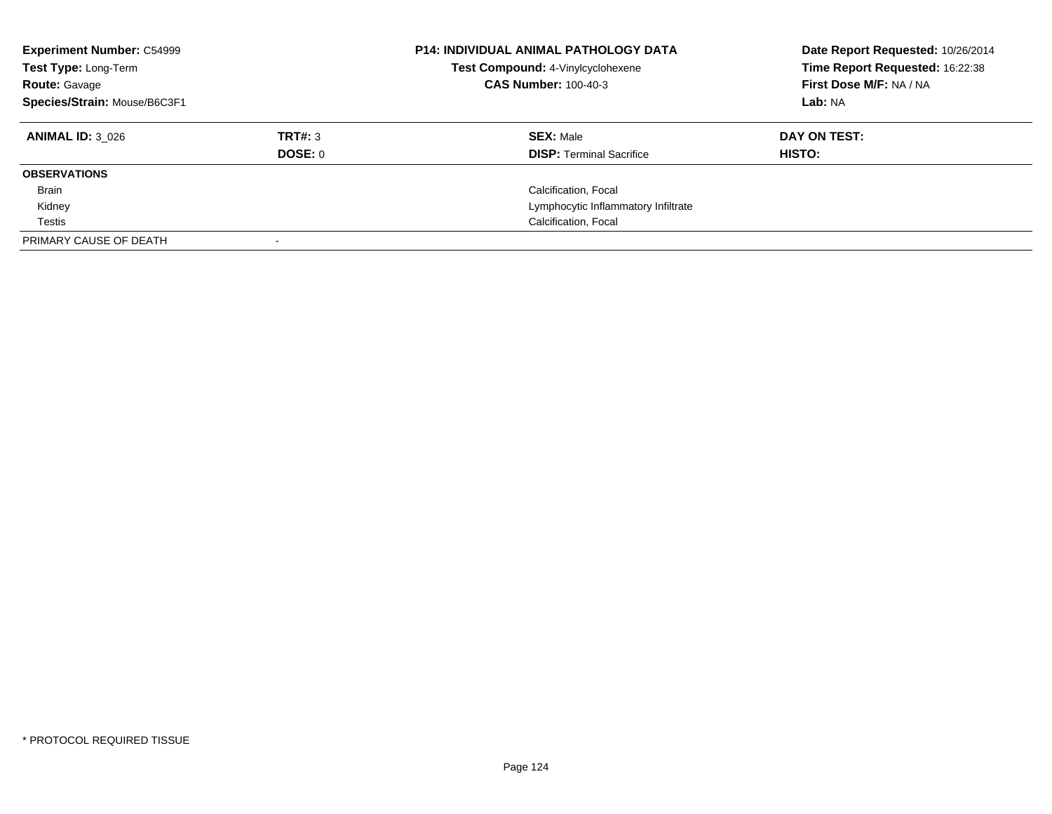**Experiment Number:** C54999
**Test Type:** Long-Term
**Route:** Gavage
**Species/Strain:** Mouse/B6C3F1

**P14: INDIVIDUAL ANIMAL PATHOLOGY DATA**
**Test Compound:** 4-Vinylcyclohexene
**CAS Number:** 100-40-3

**Date Report Requested:** 10/26/2014
**Time Report Requested:** 16:22:38
**First Dose M/F:** NA / NA
**Lab:** NA

| **ANIMAL ID:** 3_026 | **TRT#:** 3 | **SEX:** Male | **DAY ON TEST:** |
|---|---|---|---|
| | **DOSE:** 0 | **DISP:** Terminal Sacrifice | **HISTO:** |
| **OBSERVATIONS** | | | |
| Brain | | Calcification, Focal | |
| Kidney | | Lymphocytic Inflammatory Infiltrate | |
| Testis | | Calcification, Focal | |
| PRIMARY CAUSE OF DEATH | - | | |

* PROTOCOL REQUIRED TISSUE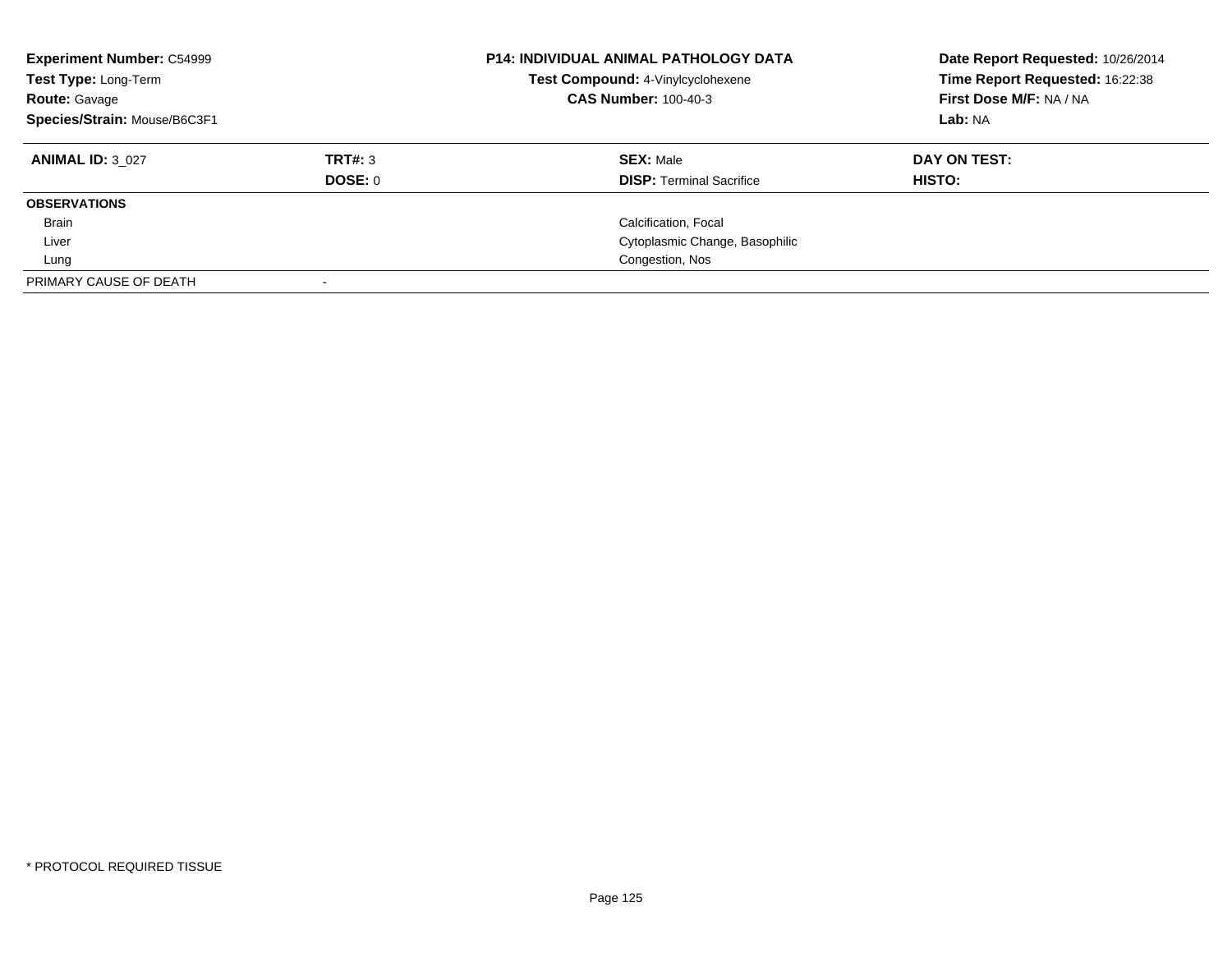**Experiment Number:** C54999
**Test Type:** Long-Term
**Route:** Gavage
**Species/Strain:** Mouse/B6C3F1

**P14: INDIVIDUAL ANIMAL PATHOLOGY DATA**
**Test Compound:** 4-Vinylcyclohexene
**CAS Number:** 100-40-3

**Date Report Requested:** 10/26/2014
**Time Report Requested:** 16:22:38
**First Dose M/F:** NA / NA
**Lab:** NA

| **ANIMAL ID:** 3_027 | **TRT#:** 3 | **SEX:** Male | **DAY ON TEST:** |
|---|---|---|---|
| | **DOSE:** 0 | **DISP:** Terminal Sacrifice | **HISTO:** |
| **OBSERVATIONS** | | | |
| Brain | | Calcification, Focal | |
| Liver | | Cytoplasmic Change, Basophilic | |
| Lung | | Congestion, Nos | |
| PRIMARY CAUSE OF DEATH | - | | |

* PROTOCOL REQUIRED TISSUE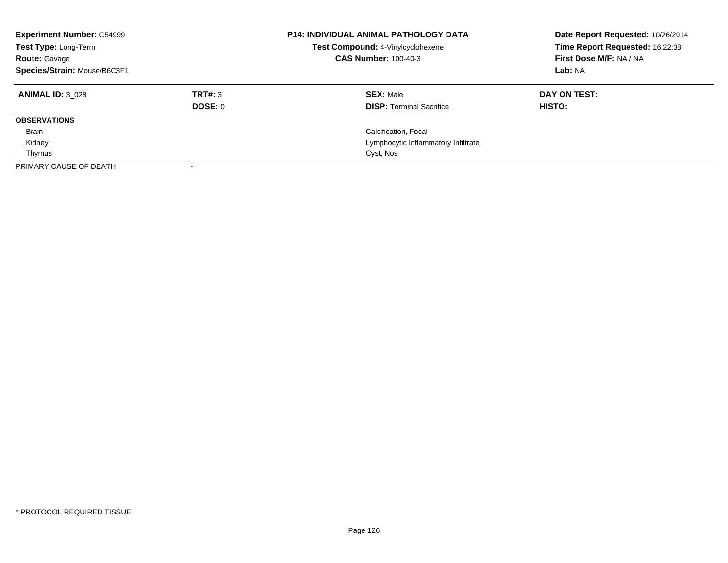**Experiment Number:** C54999
**Test Type:** Long-Term
**Route:** Gavage
**Species/Strain:** Mouse/B6C3F1

**P14: INDIVIDUAL ANIMAL PATHOLOGY DATA**
**Test Compound:** 4-Vinylcyclohexene
**CAS Number:** 100-40-3

**Date Report Requested:** 10/26/2014
**Time Report Requested:** 16:22:38
**First Dose M/F:** NA / NA
**Lab:** NA

| **ANIMAL ID:** 3_028 | **TRT#:** 3 | **SEX:** Male | **DAY ON TEST:** |
|---|---|---|---|
| | **DOSE:** 0 | **DISP:** Terminal Sacrifice | **HISTO:** |
| **OBSERVATIONS** | | | |
| Brain | | Calcification, Focal | |
| Kidney | | Lymphocytic Inflammatory Infiltrate | |
| Thymus | | Cyst, Nos | |
| PRIMARY CAUSE OF DEATH | - | | |

* PROTOCOL REQUIRED TISSUE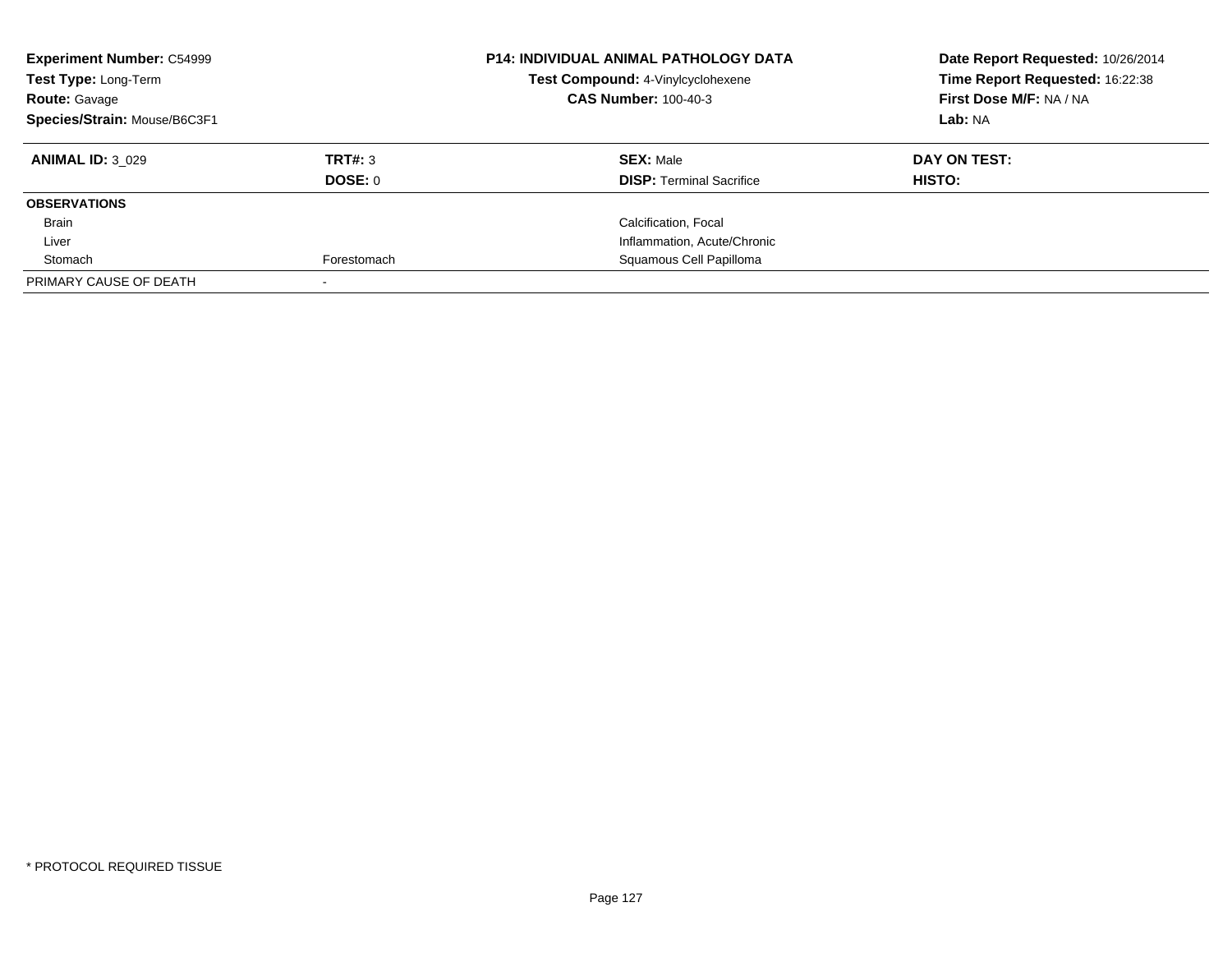**Experiment Number:** C54999
**Test Type:** Long-Term
**Route:** Gavage
**Species/Strain:** Mouse/B6C3F1

**P14: INDIVIDUAL ANIMAL PATHOLOGY DATA**
**Test Compound:** 4-Vinylcyclohexene
**CAS Number:** 100-40-3

**Date Report Requested:** 10/26/2014
**Time Report Requested:** 16:22:38
**First Dose M/F:** NA / NA
**Lab:** NA

| **ANIMAL ID:** 3_029 | **TRT#:** 3 | **SEX:** Male | **DAY ON TEST:** |
|---|---|---|---|
| | **DOSE:** 0 | **DISP:** Terminal Sacrifice | **HISTO:** |
| **OBSERVATIONS** | | | |
| Brain | | Calcification, Focal | |
| Liver | | Inflammation, Acute/Chronic | |
| Stomach | Forestomach | Squamous Cell Papilloma | |
| PRIMARY CAUSE OF DEATH | - | | |

\* PROTOCOL REQUIRED TISSUE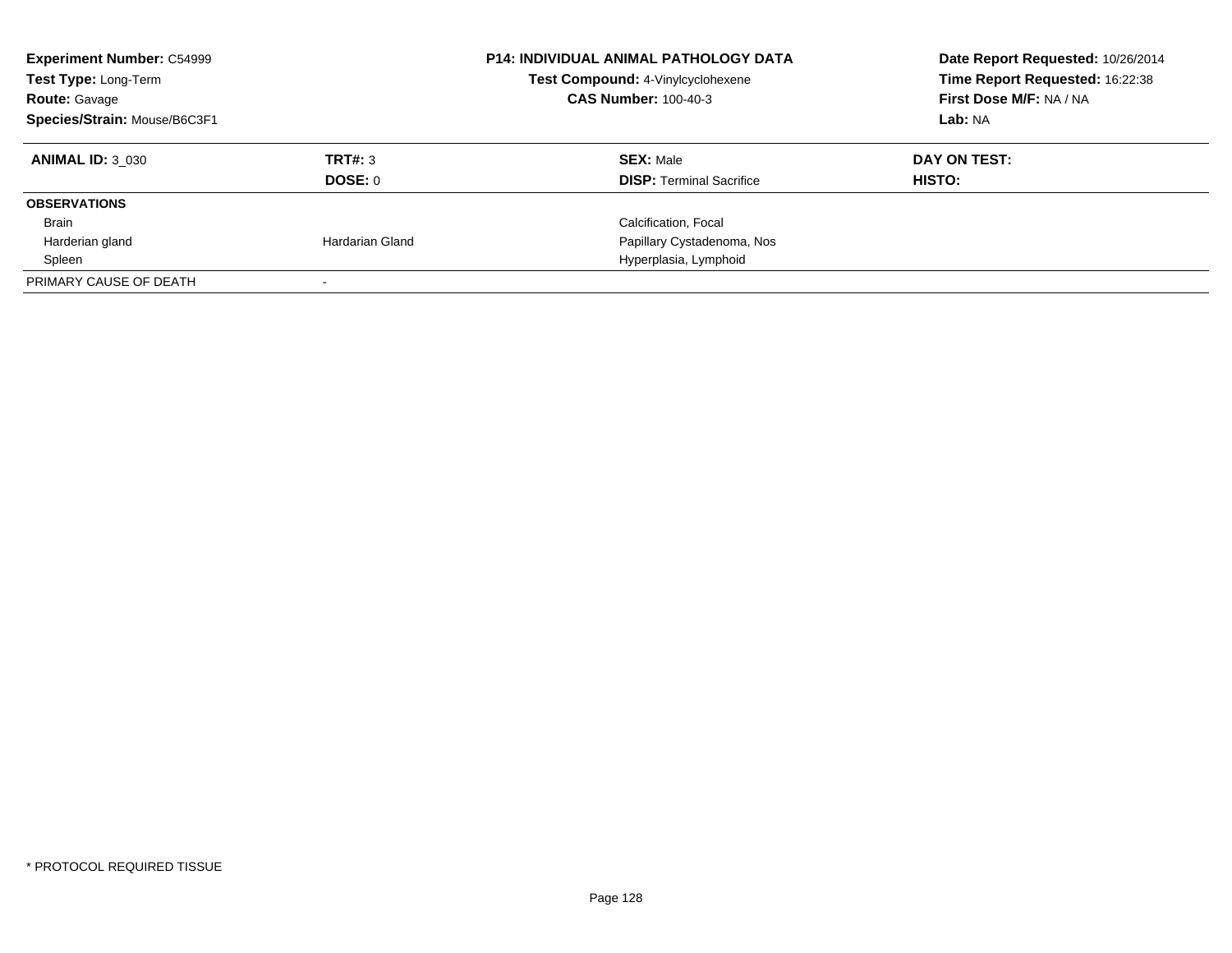| **Experiment Number:** C54999 | **P14: INDIVIDUAL ANIMAL PATHOLOGY DATA** | **Date Report Requested:** 10/26/2014 |
|---|---|---|
| **Test Type:** Long-Term | **Test Compound:** 4-Vinylcyclohexene | **Time Report Requested:** 16:22:38 |
| **Route:** Gavage | **CAS Number:** 100-40-3 | **First Dose M/F:** NA / NA |
| **Species/Strain:** Mouse/B6C3F1 | | **Lab:** NA |

| **ANIMAL ID:** 3_030 | **TRT#:** 3 | **SEX:** Male | **DAY ON TEST:** |
|---|---|---|---|
| | **DOSE:** 0 | **DISP:** Terminal Sacrifice | **HISTO:** |
| **OBSERVATIONS** | | | |
| Brain | | Calcification, Focal | |
| Harderian gland | Hardarian Gland | Papillary Cystadenoma, Nos | |
| Spleen | | Hyperplasia, Lymphoid | |
| PRIMARY CAUSE OF DEATH | - | | |

* PROTOCOL REQUIRED TISSUE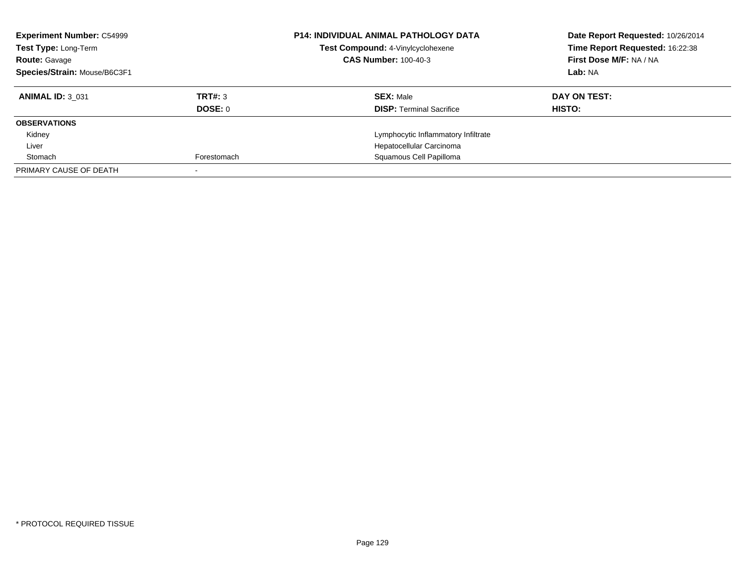**Experiment Number:** C54999
**Test Type:** Long-Term
**Route:** Gavage
**Species/Strain:** Mouse/B6C3F1

**P14: INDIVIDUAL ANIMAL PATHOLOGY DATA**
**Test Compound:** 4-Vinylcyclohexene
**CAS Number:** 100-40-3

**Date Report Requested:** 10/26/2014
**Time Report Requested:** 16:22:38
**First Dose M/F:** NA / NA
**Lab:** NA

| **ANIMAL ID:** 3_031 | **TRT#:** 3 | **SEX:** Male | **DAY ON TEST:** |
|---|---|---|---|
| | **DOSE:** 0 | **DISP:** Terminal Sacrifice | **HISTO:** |
| **OBSERVATIONS** | | | |
| Kidney | | Lymphocytic Inflammatory Infiltrate | |
| Liver | | Hepatocellular Carcinoma | |
| Stomach | Forestomach | Squamous Cell Papilloma | |
| PRIMARY CAUSE OF DEATH | - | | |

* PROTOCOL REQUIRED TISSUE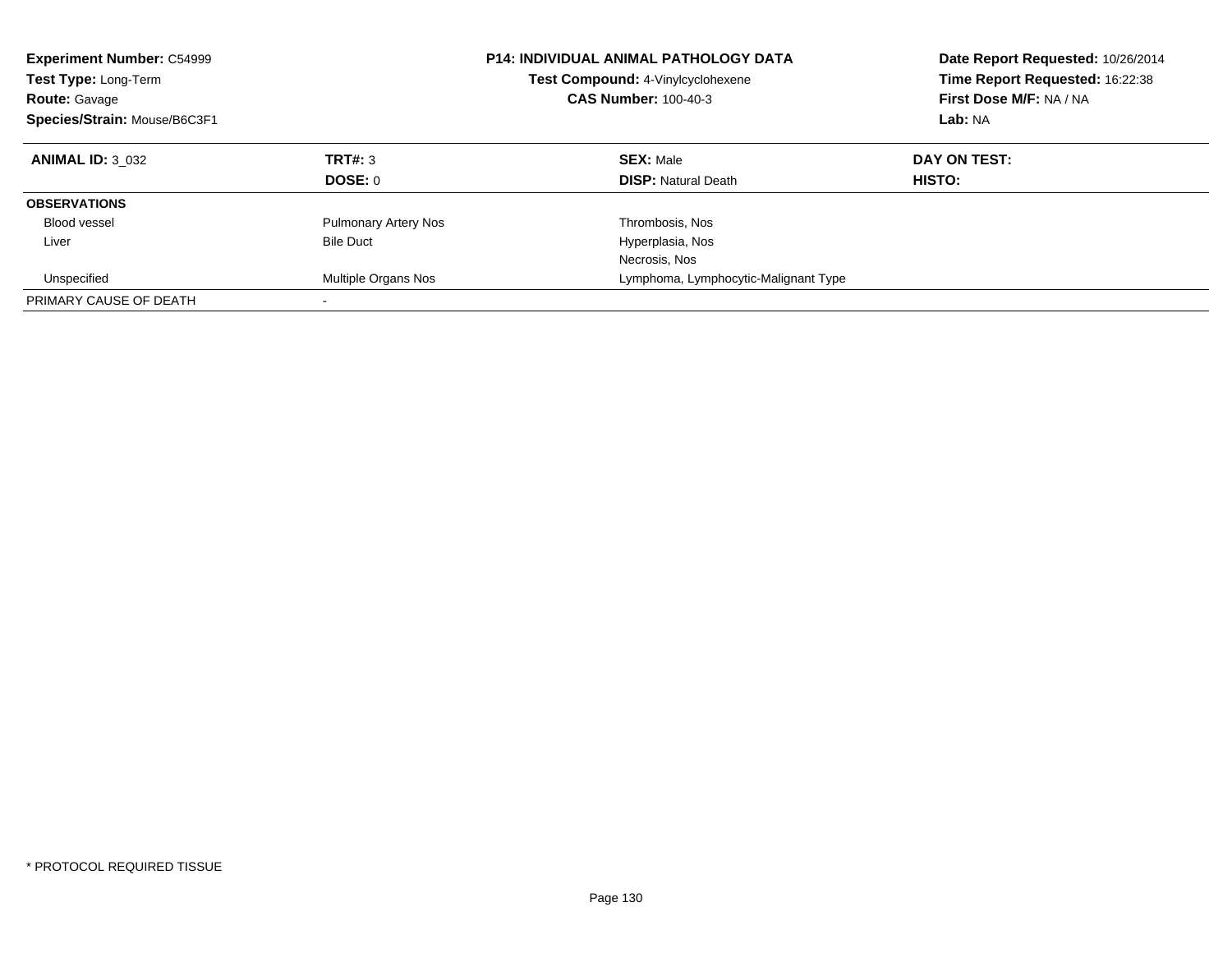| **Experiment Number:** C54999 | **P14: INDIVIDUAL ANIMAL PATHOLOGY DATA** | **Date Report Requested:** 10/26/2014 |
|---|---|---|
| **Test Type:** Long-Term | **Test Compound:** 4-Vinylcyclohexene | **Time Report Requested:** 16:22:38 |
| **Route:** Gavage | **CAS Number:** 100-40-3 | **First Dose M/F:** NA / NA |
| **Species/Strain:** Mouse/B6C3F1 | | **Lab:** NA |

| **ANIMAL ID:** 3_032 | **TRT#:** 3 | **SEX:** Male | **DAY ON TEST:** |
|---|---|---|---|
| | **DOSE:** 0 | **DISP:** Natural Death | **HISTO:** |
| **OBSERVATIONS** | | | |
| Blood vessel | Pulmonary Artery Nos | Thrombosis, Nos | |
| Liver | Bile Duct | Hyperplasia, Nos | |
| | | Necrosis, Nos | |
| Unspecified | Multiple Organs Nos | Lymphoma, Lymphocytic-Malignant Type | |
| PRIMARY CAUSE OF DEATH | - | | |

* PROTOCOL REQUIRED TISSUE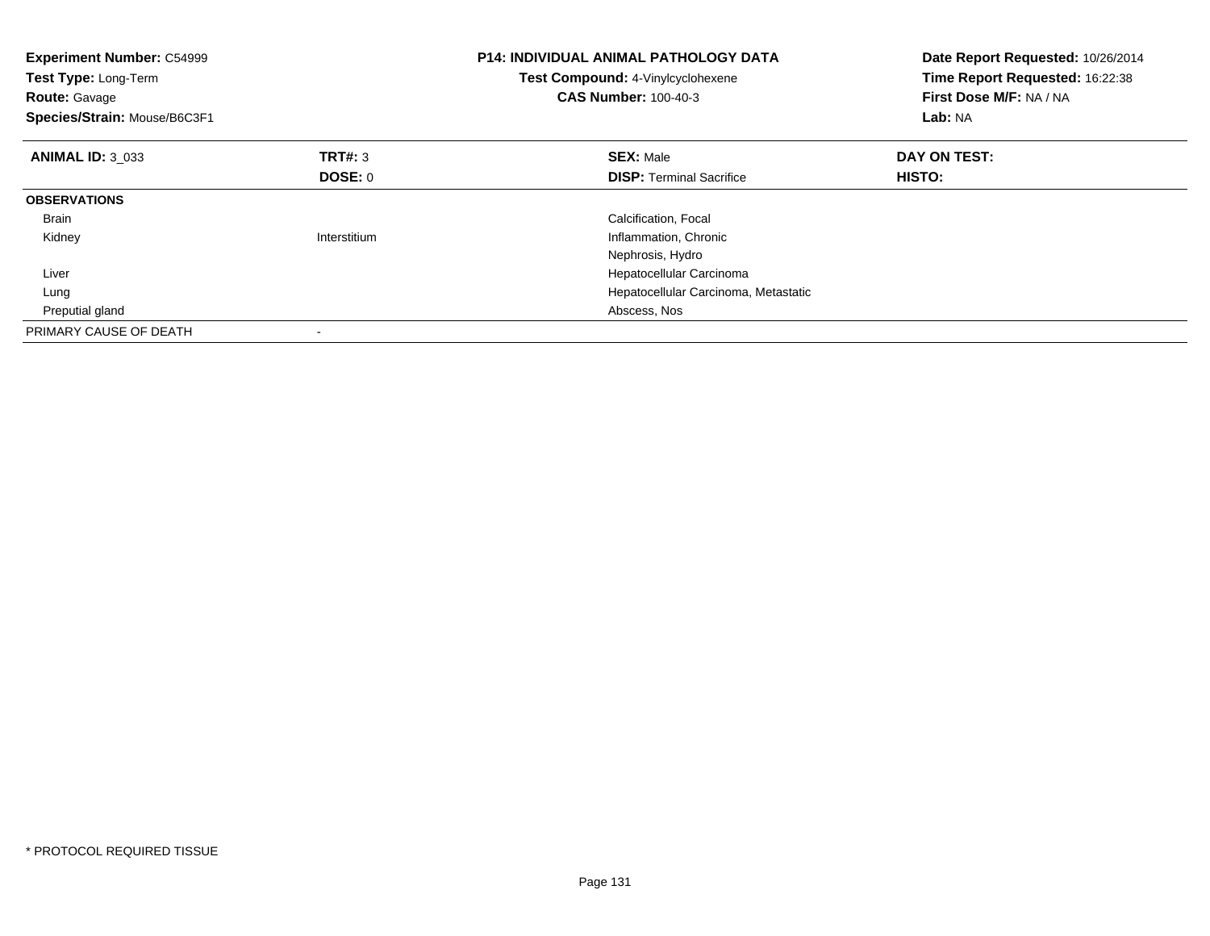**Experiment Number:** C54999
**Test Type:** Long-Term
**Route:** Gavage
**Species/Strain:** Mouse/B6C3F1

**P14: INDIVIDUAL ANIMAL PATHOLOGY DATA**
**Test Compound:** 4-Vinylcyclohexene
**CAS Number:** 100-40-3

**Date Report Requested:** 10/26/2014
**Time Report Requested:** 16:22:38
**First Dose M/F:** NA / NA
**Lab:** NA

| **ANIMAL ID:** 3_033 | **TRT#:** 3 | **SEX:** Male | **DAY ON TEST:** |
|---|---|---|---|
| | **DOSE:** 0 | **DISP:** Terminal Sacrifice | **HISTO:** |
| **OBSERVATIONS** | | | |
| Brain | | Calcification, Focal | |
| Kidney | Interstitium | Inflammation, Chronic | |
| | | Nephrosis, Hydro | |
| Liver | | Hepatocellular Carcinoma | |
| Lung | | Hepatocellular Carcinoma, Metastatic | |
| Preputial gland | | Abscess, Nos | |
| PRIMARY CAUSE OF DEATH | - | | |

* PROTOCOL REQUIRED TISSUE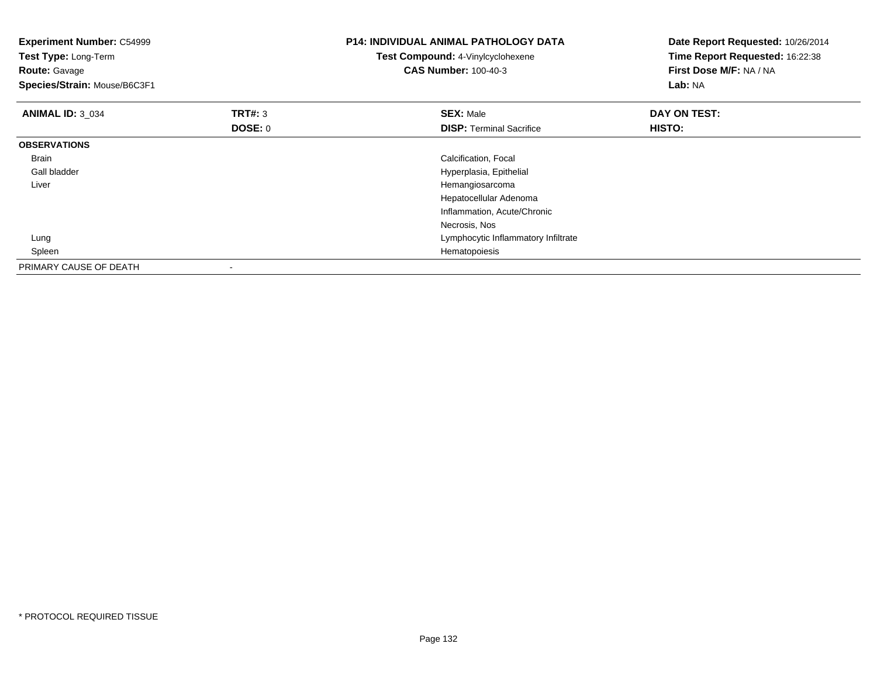**Experiment Number:** C54999
**Test Type:** Long-Term
**Route:** Gavage
**Species/Strain:** Mouse/B6C3F1

**P14: INDIVIDUAL ANIMAL PATHOLOGY DATA**
**Test Compound:** 4-Vinylcyclohexene
**CAS Number:** 100-40-3

**Date Report Requested:** 10/26/2014
**Time Report Requested:** 16:22:38
**First Dose M/F:** NA / NA
**Lab:** NA

| **ANIMAL ID:** 3_034 | **TRT#:** 3 | **SEX:** Male | **DAY ON TEST:** |
|---|---|---|---|
| | **DOSE:** 0 | **DISP:** Terminal Sacrifice | **HISTO:** |
| **OBSERVATIONS** | | | |
| Brain | | Calcification, Focal | |
| Gall bladder | | Hyperplasia, Epithelial | |
| Liver | | Hemangiosarcoma | |
| | | Hepatocellular Adenoma | |
| | | Inflammation, Acute/Chronic | |
| | | Necrosis, Nos | |
| Lung | | Lymphocytic Inflammatory Infiltrate | |
| Spleen | | Hematopoiesis | |
| PRIMARY CAUSE OF DEATH | - | | |

* PROTOCOL REQUIRED TISSUE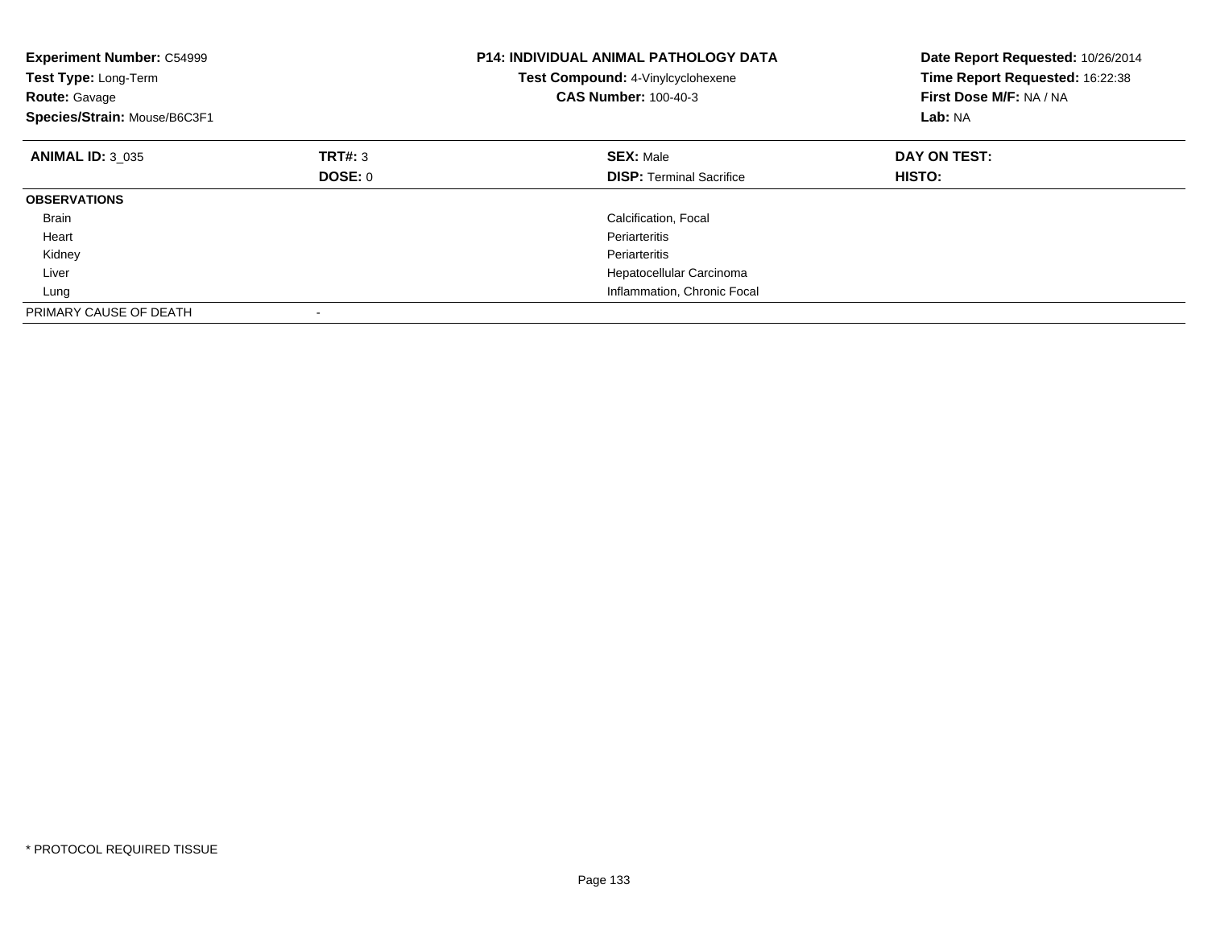**Experiment Number:** C54999
**Test Type:** Long-Term
**Route:** Gavage
**Species/Strain:** Mouse/B6C3F1

**P14: INDIVIDUAL ANIMAL PATHOLOGY DATA**
**Test Compound:** 4-Vinylcyclohexene
**CAS Number:** 100-40-3

**Date Report Requested:** 10/26/2014
**Time Report Requested:** 16:22:38
**First Dose M/F:** NA / NA
**Lab:** NA

| **ANIMAL ID:** 3_035 | **TRT#:** 3 | **SEX:** Male | **DAY ON TEST:** |
|---|---|---|---|
| | **DOSE:** 0 | **DISP:** Terminal Sacrifice | **HISTO:** |
| **OBSERVATIONS** | | | |
| Brain | | Calcification, Focal | |
| Heart | | Periarteritis | |
| Kidney | | Periarteritis | |
| Liver | | Hepatocellular Carcinoma | |
| Lung | | Inflammation, Chronic Focal | |
| PRIMARY CAUSE OF DEATH | - | | |

* PROTOCOL REQUIRED TISSUE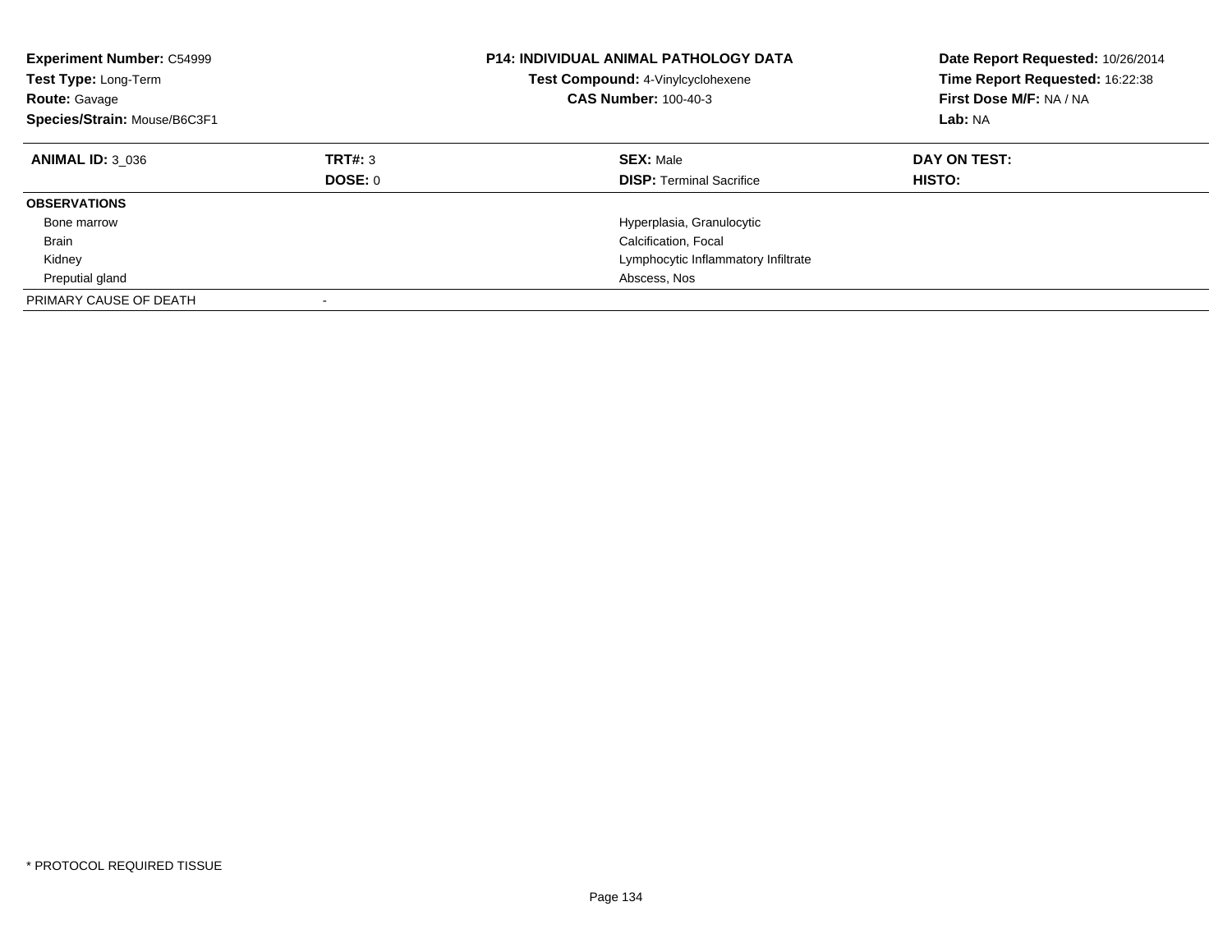**Experiment Number:** C54999
**Test Type:** Long-Term
**Route:** Gavage
**Species/Strain:** Mouse/B6C3F1

**P14: INDIVIDUAL ANIMAL PATHOLOGY DATA**
**Test Compound:** 4-Vinylcyclohexene
**CAS Number:** 100-40-3

**Date Report Requested:** 10/26/2014
**Time Report Requested:** 16:22:38
**First Dose M/F:** NA / NA
**Lab:** NA

| **ANIMAL ID:** 3_036 | **TRT#:** 3 | **SEX:** Male | **DAY ON TEST:** |
|---|---|---|---|
| | **DOSE:** 0 | **DISP:** Terminal Sacrifice | **HISTO:** |
| **OBSERVATIONS** | | | |
| Bone marrow | | Hyperplasia, Granulocytic | |
| Brain | | Calcification, Focal | |
| Kidney | | Lymphocytic Inflammatory Infiltrate | |
| Preputial gland | | Abscess, Nos | |
| PRIMARY CAUSE OF DEATH | - | | |

* PROTOCOL REQUIRED TISSUE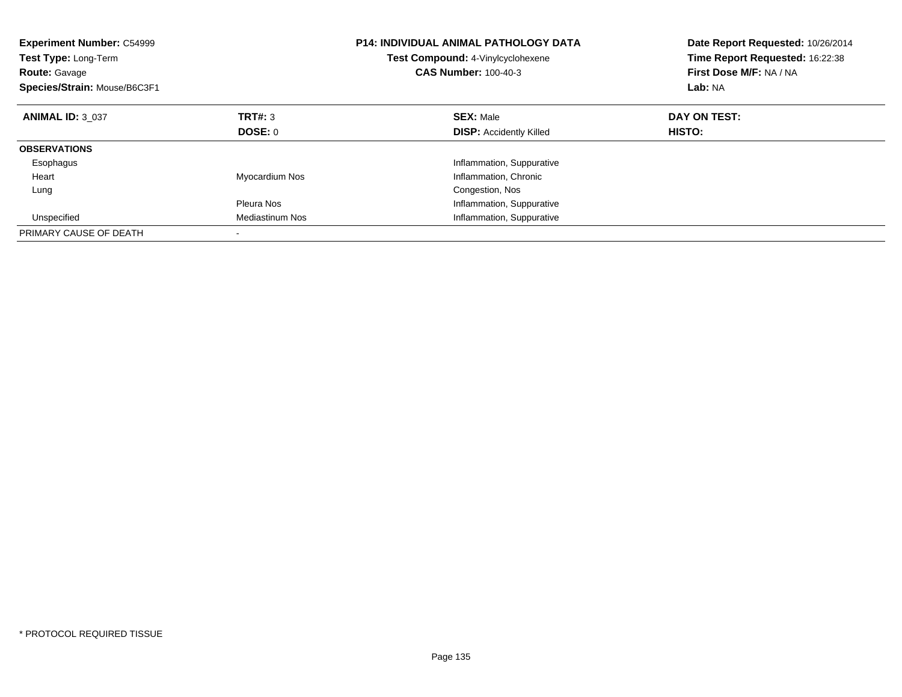**Experiment Number:** C54999
**Test Type:** Long-Term
**Route:** Gavage
**Species/Strain:** Mouse/B6C3F1

**P14: INDIVIDUAL ANIMAL PATHOLOGY DATA**
**Test Compound:** 4-Vinylcyclohexene
**CAS Number:** 100-40-3

**Date Report Requested:** 10/26/2014
**Time Report Requested:** 16:22:38
**First Dose M/F:** NA / NA
**Lab:** NA

| **ANIMAL ID:** 3_037 | **TRT#:** 3 | **SEX:** Male | **DAY ON TEST:** |
|---|---|---|---|
| | **DOSE:** 0 | **DISP:** Accidently Killed | **HISTO:** |
| **OBSERVATIONS** | | | |
| Esophagus | | Inflammation, Suppurative | |
| Heart | Myocardium Nos | Inflammation, Chronic | |
| Lung | | Congestion, Nos | |
| | Pleura Nos | Inflammation, Suppurative | |
| Unspecified | Mediastinum Nos | Inflammation, Suppurative | |
| PRIMARY CAUSE OF DEATH | - | | |

* PROTOCOL REQUIRED TISSUE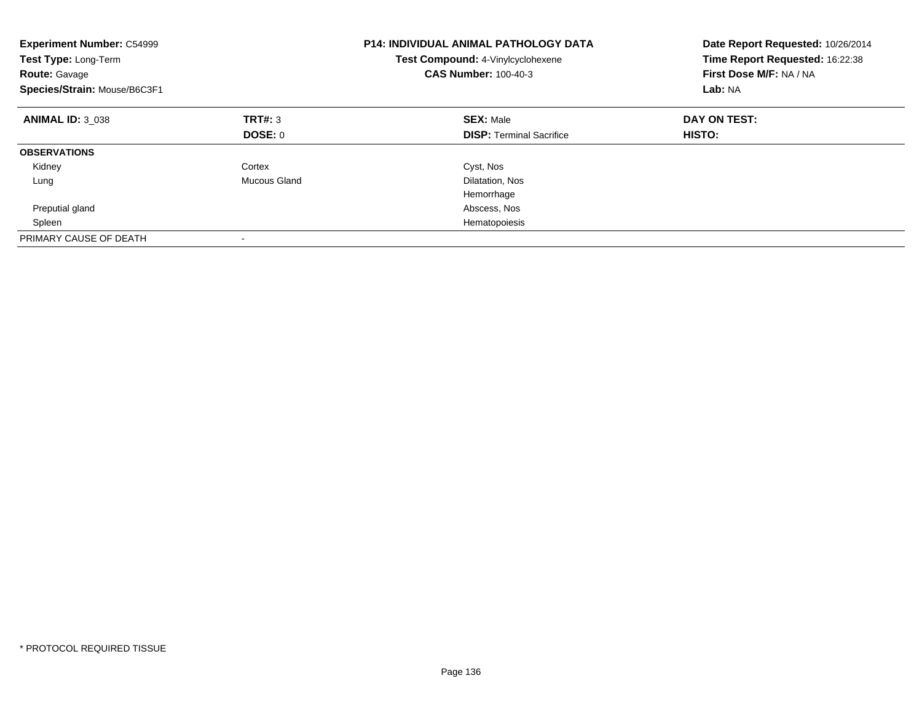**Experiment Number:** C54999
**Test Type:** Long-Term
**Route:** Gavage
**Species/Strain:** Mouse/B6C3F1

**P14: INDIVIDUAL ANIMAL PATHOLOGY DATA**
**Test Compound:** 4-Vinylcyclohexene
**CAS Number:** 100-40-3

**Date Report Requested:** 10/26/2014
**Time Report Requested:** 16:22:38
**First Dose M/F:** NA / NA
**Lab:** NA

| **ANIMAL ID:** 3_038 | **TRT#:** 3 | **SEX:** Male | **DAY ON TEST:** |
|---|---|---|---|
| | **DOSE:** 0 | **DISP:** Terminal Sacrifice | **HISTO:** |
| **OBSERVATIONS** | | | |
| Kidney | Cortex | Cyst, Nos | |
| Lung | Mucous Gland | Dilatation, Nos | |
| | | Hemorrhage | |
| Preputial gland | | Abscess, Nos | |
| Spleen | | Hematopoiesis | |
| PRIMARY CAUSE OF DEATH | - | | |

* PROTOCOL REQUIRED TISSUE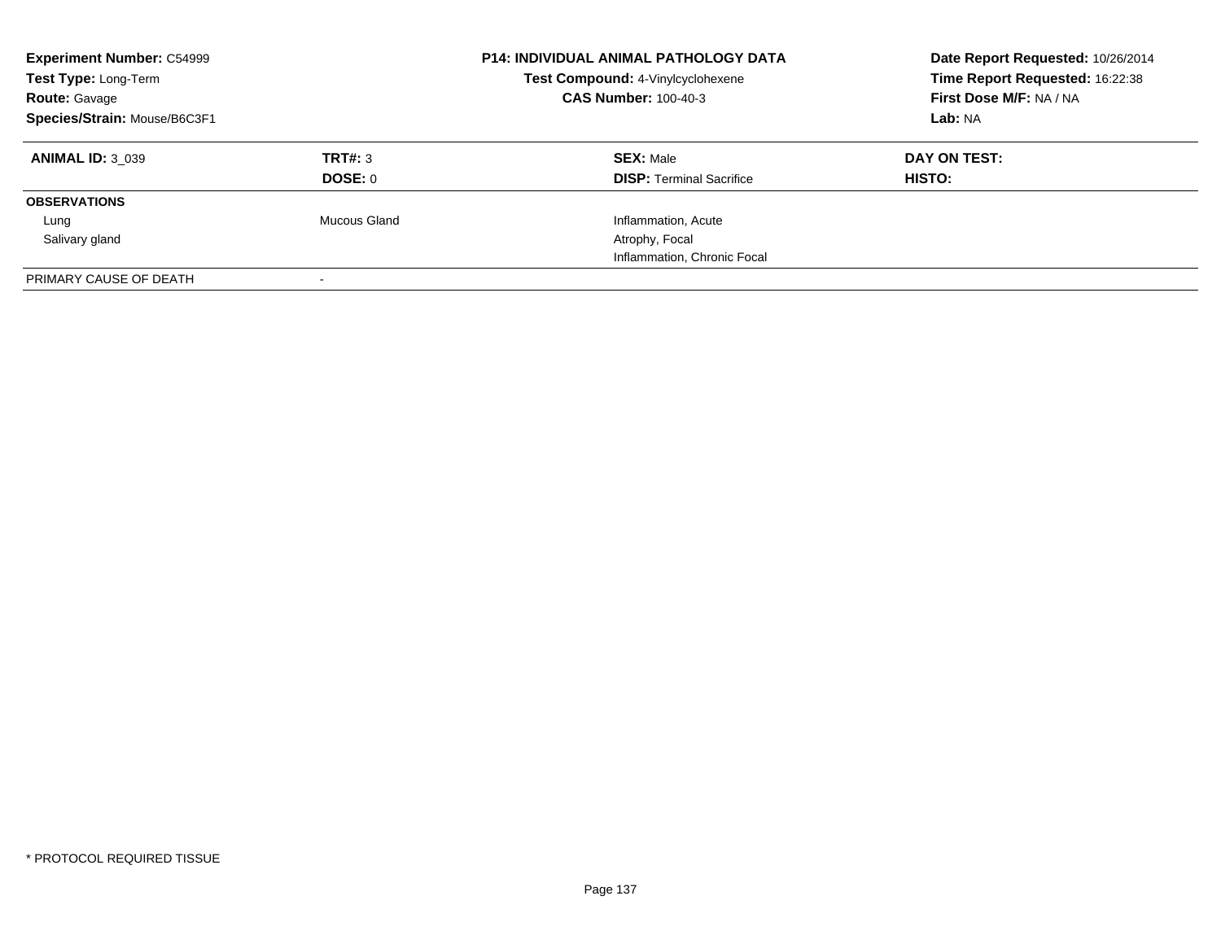**Experiment Number:** C54999
**Test Type:** Long-Term
**Route:** Gavage
**Species/Strain:** Mouse/B6C3F1

**P14: INDIVIDUAL ANIMAL PATHOLOGY DATA**
**Test Compound:** 4-Vinylcyclohexene
**CAS Number:** 100-40-3

**Date Report Requested:** 10/26/2014
**Time Report Requested:** 16:22:38
**First Dose M/F:** NA / NA
**Lab:** NA

| **ANIMAL ID:** 3_039 | **TRT#:** 3 | **SEX:** Male | **DAY ON TEST:** |
|---|---|---|---|
| | **DOSE:** 0 | **DISP:** Terminal Sacrifice | **HISTO:** |
| **OBSERVATIONS** | | | |
| Lung | Mucous Gland | Inflammation, Acute | |
| Salivary gland | | Atrophy, Focal | |
| | | Inflammation, Chronic Focal | |
| PRIMARY CAUSE OF DEATH | - | | |

\* PROTOCOL REQUIRED TISSUE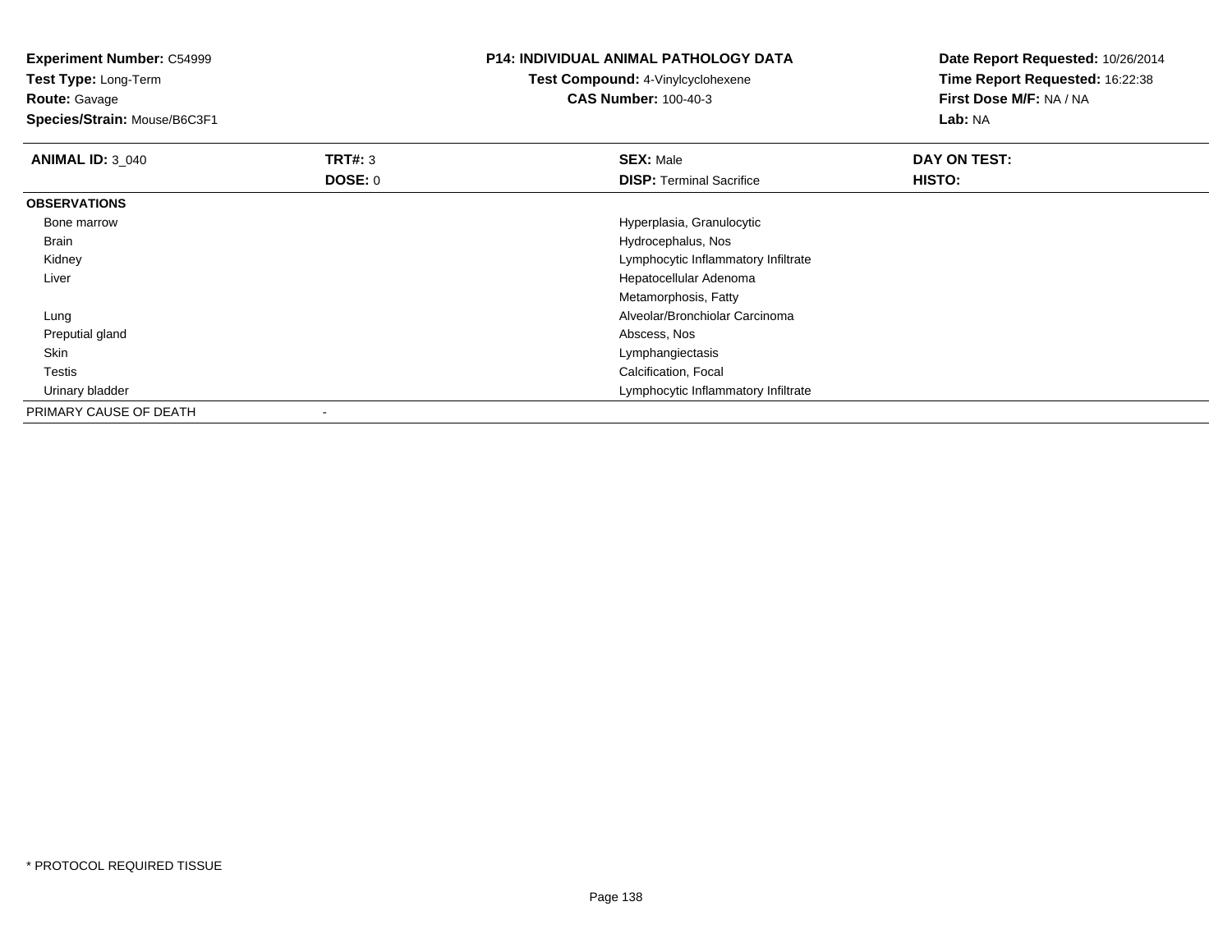**Experiment Number:** C54999
**Test Type:** Long-Term
**Route:** Gavage
**Species/Strain:** Mouse/B6C3F1

**P14: INDIVIDUAL ANIMAL PATHOLOGY DATA**
**Test Compound:** 4-Vinylcyclohexene
**CAS Number:** 100-40-3

**Date Report Requested:** 10/26/2014
**Time Report Requested:** 16:22:38
**First Dose M/F:** NA / NA
**Lab:** NA

| **ANIMAL ID:** 3_040 | **TRT#:** 3 | **SEX:** Male | **DAY ON TEST:** |
|---|---|---|---|
| | **DOSE:** 0 | **DISP:** Terminal Sacrifice | **HISTO:** |
| **OBSERVATIONS** | | | |
| Bone marrow | | Hyperplasia, Granulocytic | |
| Brain | | Hydrocephalus, Nos | |
| Kidney | | Lymphocytic Inflammatory Infiltrate | |
| Liver | | Hepatocellular Adenoma | |
| | | Metamorphosis, Fatty | |
| Lung | | Alveolar/Bronchiolar Carcinoma | |
| Preputial gland | | Abscess, Nos | |
| Skin | | Lymphangiectasis | |
| Testis | | Calcification, Focal | |
| Urinary bladder | | Lymphocytic Inflammatory Infiltrate | |
| PRIMARY CAUSE OF DEATH | - | | |

* PROTOCOL REQUIRED TISSUE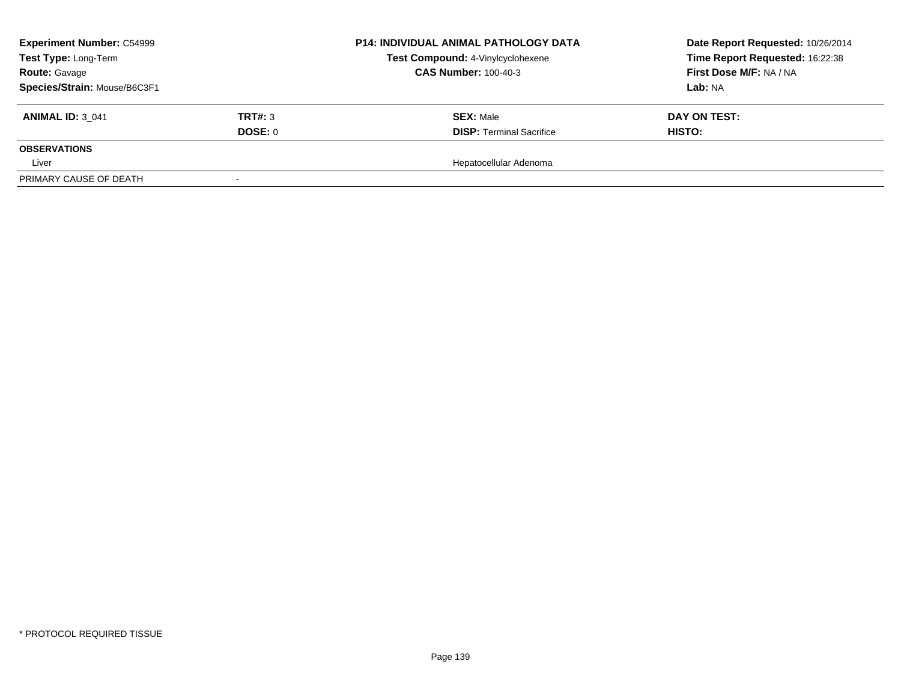| **Experiment Number:** C54999 | **P14: INDIVIDUAL ANIMAL PATHOLOGY DATA** | **Date Report Requested:** 10/26/2014 |
|---|---|---|
| **Test Type:** Long-Term | **Test Compound:** 4-Vinylcyclohexene | **Time Report Requested:** 16:22:38 |
| **Route:** Gavage | **CAS Number:** 100-40-3 | **First Dose M/F:** NA / NA |
| **Species/Strain:** Mouse/B6C3F1 | | **Lab:** NA |

| **ANIMAL ID:** 3_041 | **TRT#:** 3 | **SEX:** Male | **DAY ON TEST:** |
|---|---|---|---|
| | **DOSE:** 0 | **DISP:** Terminal Sacrifice | **HISTO:** |
| **OBSERVATIONS** | | | |
| Liver | | Hepatocellular Adenoma | |
| PRIMARY CAUSE OF DEATH | - | | |

* PROTOCOL REQUIRED TISSUE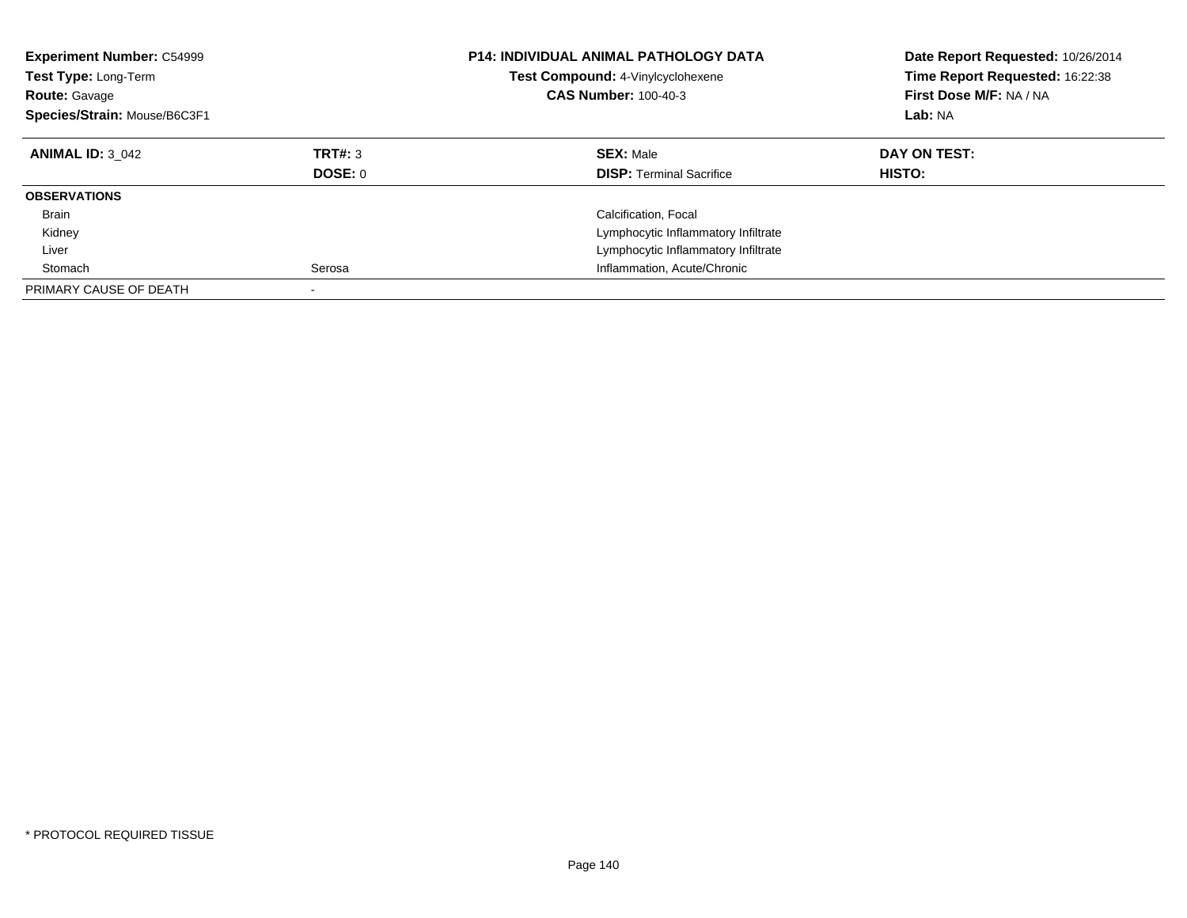**Experiment Number:** C54999
**Test Type:** Long-Term
**Route:** Gavage
**Species/Strain:** Mouse/B6C3F1

**P14: INDIVIDUAL ANIMAL PATHOLOGY DATA**
**Test Compound:** 4-Vinylcyclohexene
**CAS Number:** 100-40-3

**Date Report Requested:** 10/26/2014
**Time Report Requested:** 16:22:38
**First Dose M/F:** NA / NA
**Lab:** NA

| **ANIMAL ID:** 3_042 | **TRT#:** 3 | **SEX:** Male | **DAY ON TEST:** |
|---|---|---|---|
| | **DOSE:** 0 | **DISP:** Terminal Sacrifice | **HISTO:** |
| **OBSERVATIONS** | | | |
| Brain | | Calcification, Focal | |
| Kidney | | Lymphocytic Inflammatory Infiltrate | |
| Liver | | Lymphocytic Inflammatory Infiltrate | |
| Stomach | Serosa | Inflammation, Acute/Chronic | |
| PRIMARY CAUSE OF DEATH | - | | |

* PROTOCOL REQUIRED TISSUE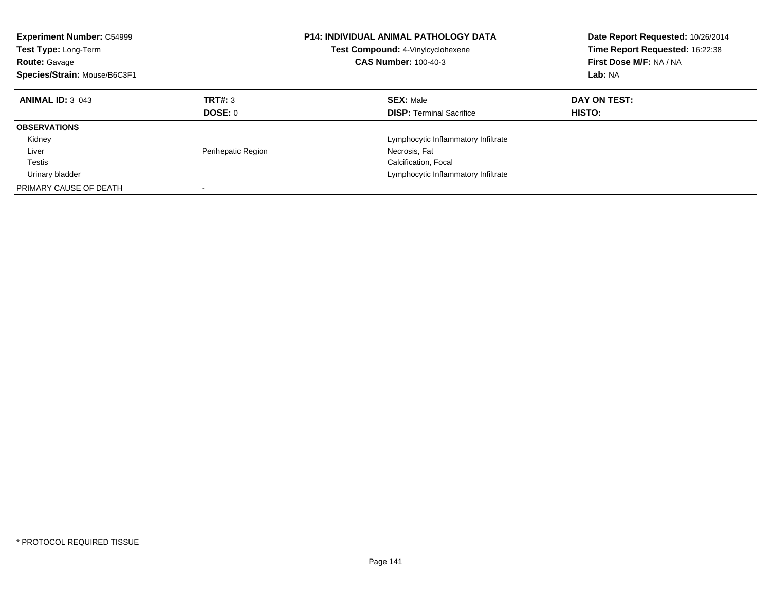**Experiment Number:** C54999
**Test Type:** Long-Term
**Route:** Gavage
**Species/Strain:** Mouse/B6C3F1

**P14: INDIVIDUAL ANIMAL PATHOLOGY DATA**
**Test Compound:** 4-Vinylcyclohexene
**CAS Number:** 100-40-3

**Date Report Requested:** 10/26/2014
**Time Report Requested:** 16:22:38
**First Dose M/F:** NA / NA
**Lab:** NA

| **ANIMAL ID:** 3_043 | **TRT#:** 3 | **SEX:** Male | **DAY ON TEST:** |
|---|---|---|---|
| | **DOSE:** 0 | **DISP:** Terminal Sacrifice | **HISTO:** |
| **OBSERVATIONS** | | | |
| Kidney | | Lymphocytic Inflammatory Infiltrate | |
| Liver | Perihepatic Region | Necrosis, Fat | |
| Testis | | Calcification, Focal | |
| Urinary bladder | | Lymphocytic Inflammatory Infiltrate | |
| PRIMARY CAUSE OF DEATH | - | | |

* PROTOCOL REQUIRED TISSUE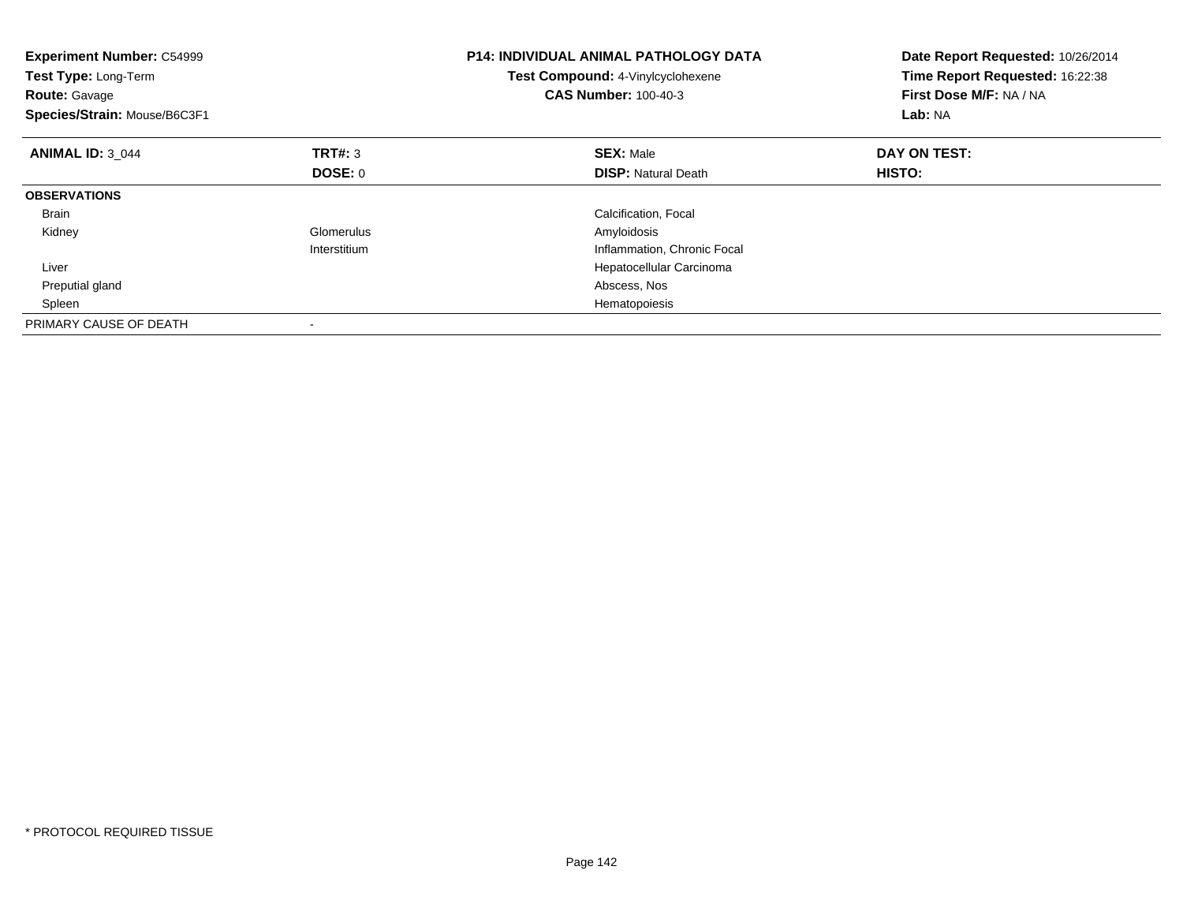**Experiment Number:** C54999
**Test Type:** Long-Term
**Route:** Gavage
**Species/Strain:** Mouse/B6C3F1

**P14: INDIVIDUAL ANIMAL PATHOLOGY DATA**
**Test Compound:** 4-Vinylcyclohexene
**CAS Number:** 100-40-3

**Date Report Requested:** 10/26/2014
**Time Report Requested:** 16:22:38
**First Dose M/F:** NA / NA
**Lab:** NA

| **ANIMAL ID:** 3_044 | **TRT#:** 3 | **SEX:** Male | **DAY ON TEST:** |
|---|---|---|---|
| | **DOSE:** 0 | **DISP:** Natural Death | **HISTO:** |
| **OBSERVATIONS** | | | |
| Brain | | Calcification, Focal | |
| Kidney | Glomerulus | Amyloidosis | |
| | Interstitium | Inflammation, Chronic Focal | |
| Liver | | Hepatocellular Carcinoma | |
| Preputial gland | | Abscess, Nos | |
| Spleen | | Hematopoiesis | |
| PRIMARY CAUSE OF DEATH | - | | |

* PROTOCOL REQUIRED TISSUE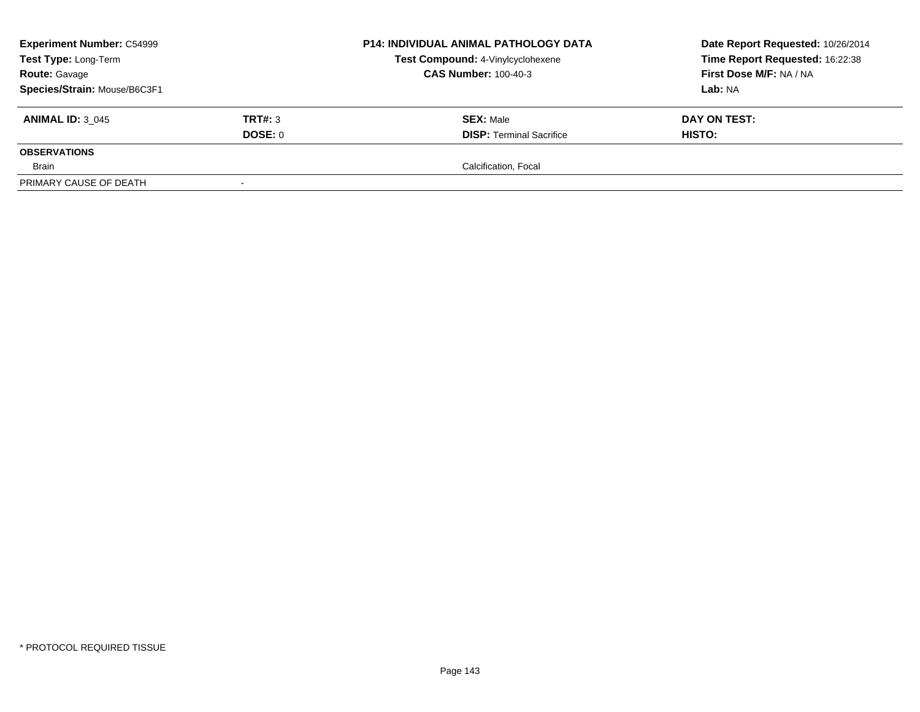| **Experiment Number:** C54999 | | **P14: INDIVIDUAL ANIMAL PATHOLOGY DATA** | **Date Report Requested:** 10/26/2014 |
|---|---|---|---|
| **Test Type:** Long-Term | | **Test Compound:** 4-Vinylcyclohexene | **Time Report Requested:** 16:22:38 |
| **Route:** Gavage | | **CAS Number:** 100-40-3 | **First Dose M/F:** NA / NA |
| **Species/Strain:** Mouse/B6C3F1 | | | **Lab:** NA |

| **ANIMAL ID:** 3_045 | **TRT#:** 3 | **SEX:** Male | **DAY ON TEST:** |
|---|---|---|---|
| | **DOSE:** 0 | **DISP:** Terminal Sacrifice | **HISTO:** |
| **OBSERVATIONS** | | | |
| Brain | | Calcification, Focal | |
| PRIMARY CAUSE OF DEATH | - | | |

\* PROTOCOL REQUIRED TISSUE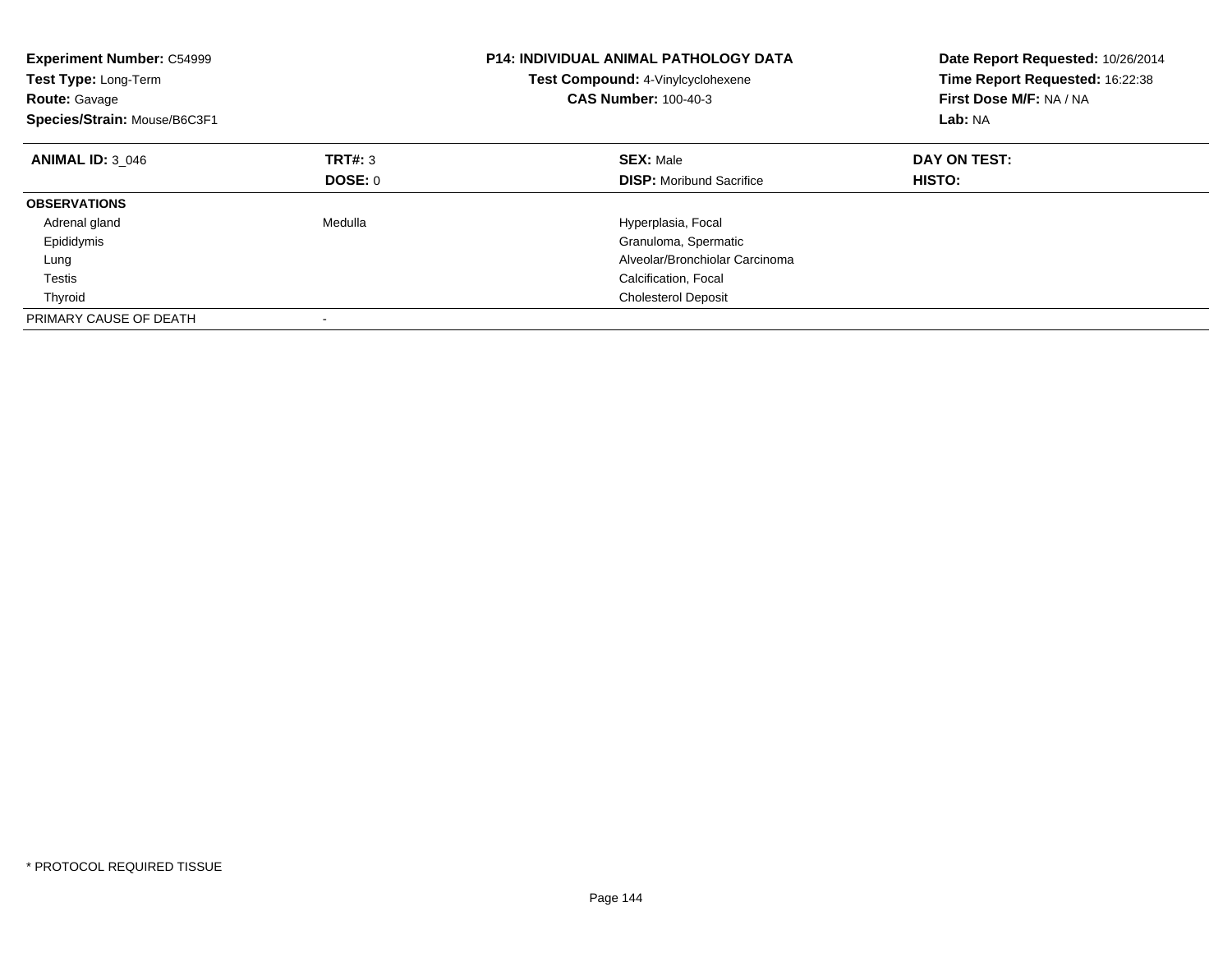**Experiment Number:** C54999
**Test Type:** Long-Term
**Route:** Gavage
**Species/Strain:** Mouse/B6C3F1

**P14: INDIVIDUAL ANIMAL PATHOLOGY DATA**
**Test Compound:** 4-Vinylcyclohexene
**CAS Number:** 100-40-3

**Date Report Requested:** 10/26/2014
**Time Report Requested:** 16:22:38
**First Dose M/F:** NA / NA
**Lab:** NA

| **ANIMAL ID:** 3_046 | **TRT#:** 3 | **SEX:** Male | **DAY ON TEST:** |
|---|---|---|---|
| | **DOSE:** 0 | **DISP:** Moribund Sacrifice | **HISTO:** |
| **OBSERVATIONS** | | | |
| Adrenal gland | Medulla | Hyperplasia, Focal | |
| Epididymis | | Granuloma, Spermatic | |
| Lung | | Alveolar/Bronchiolar Carcinoma | |
| Testis | | Calcification, Focal | |
| Thyroid | | Cholesterol Deposit | |
| PRIMARY CAUSE OF DEATH | - | | |

\* PROTOCOL REQUIRED TISSUE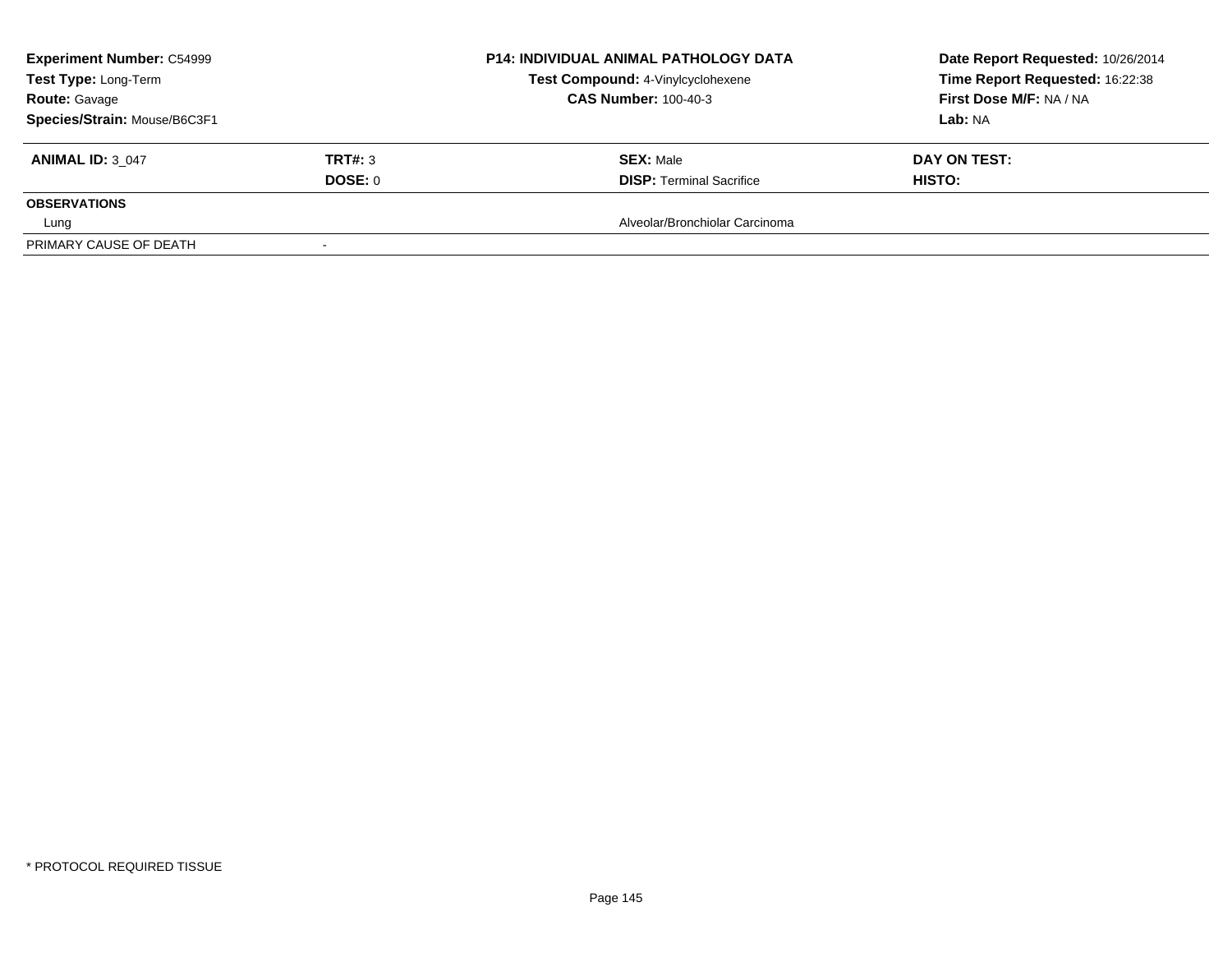| **Experiment Number:** C54999 | | **P14: INDIVIDUAL ANIMAL PATHOLOGY DATA** | **Date Report Requested:** 10/26/2014 |
|---|---|---|---|
| **Test Type:** Long-Term | | **Test Compound:** 4-Vinylcyclohexene | **Time Report Requested:** 16:22:38 |
| **Route:** Gavage | | **CAS Number:** 100-40-3 | **First Dose M/F:** NA / NA |
| **Species/Strain:** Mouse/B6C3F1 | | | **Lab:** NA |

| **ANIMAL ID:** 3_047 | **TRT#:** 3 | **SEX:** Male | **DAY ON TEST:** |
|---|---|---|---|
| | **DOSE:** 0 | **DISP:** Terminal Sacrifice | **HISTO:** |
| **OBSERVATIONS** | | | |
| Lung | | Alveolar/Bronchiolar Carcinoma | |
| PRIMARY CAUSE OF DEATH | - | | |

* PROTOCOL REQUIRED TISSUE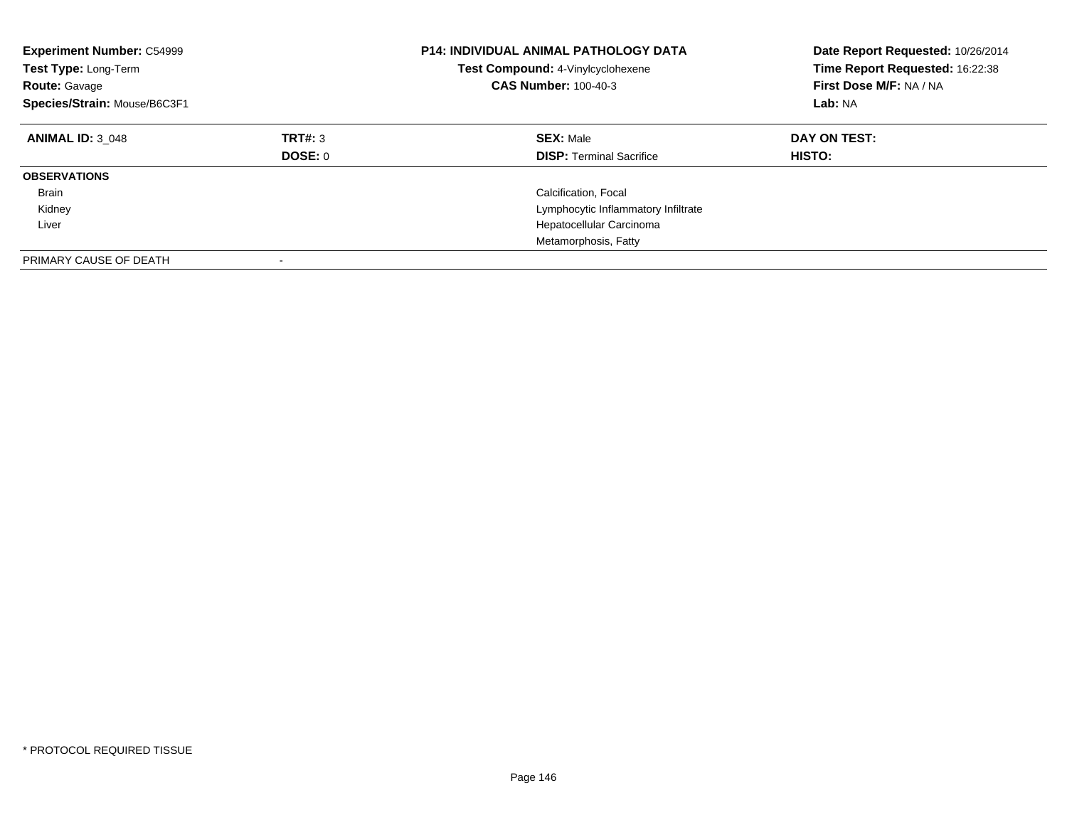**Experiment Number:** C54999
**Test Type:** Long-Term
**Route:** Gavage
**Species/Strain:** Mouse/B6C3F1

**P14: INDIVIDUAL ANIMAL PATHOLOGY DATA**
**Test Compound:** 4-Vinylcyclohexene
**CAS Number:** 100-40-3

**Date Report Requested:** 10/26/2014
**Time Report Requested:** 16:22:38
**First Dose M/F:** NA / NA
**Lab:** NA

| **ANIMAL ID:** 3_048 | **TRT#:** 3 | **SEX:** Male | **DAY ON TEST:** |
|---|---|---|---|
| | **DOSE:** 0 | **DISP:** Terminal Sacrifice | **HISTO:** |
| **OBSERVATIONS** | | | |
| Brain | | Calcification, Focal | |
| Kidney | | Lymphocytic Inflammatory Infiltrate | |
| Liver | | Hepatocellular Carcinoma | |
| | | Metamorphosis, Fatty | |
| PRIMARY CAUSE OF DEATH | - | | |

\* PROTOCOL REQUIRED TISSUE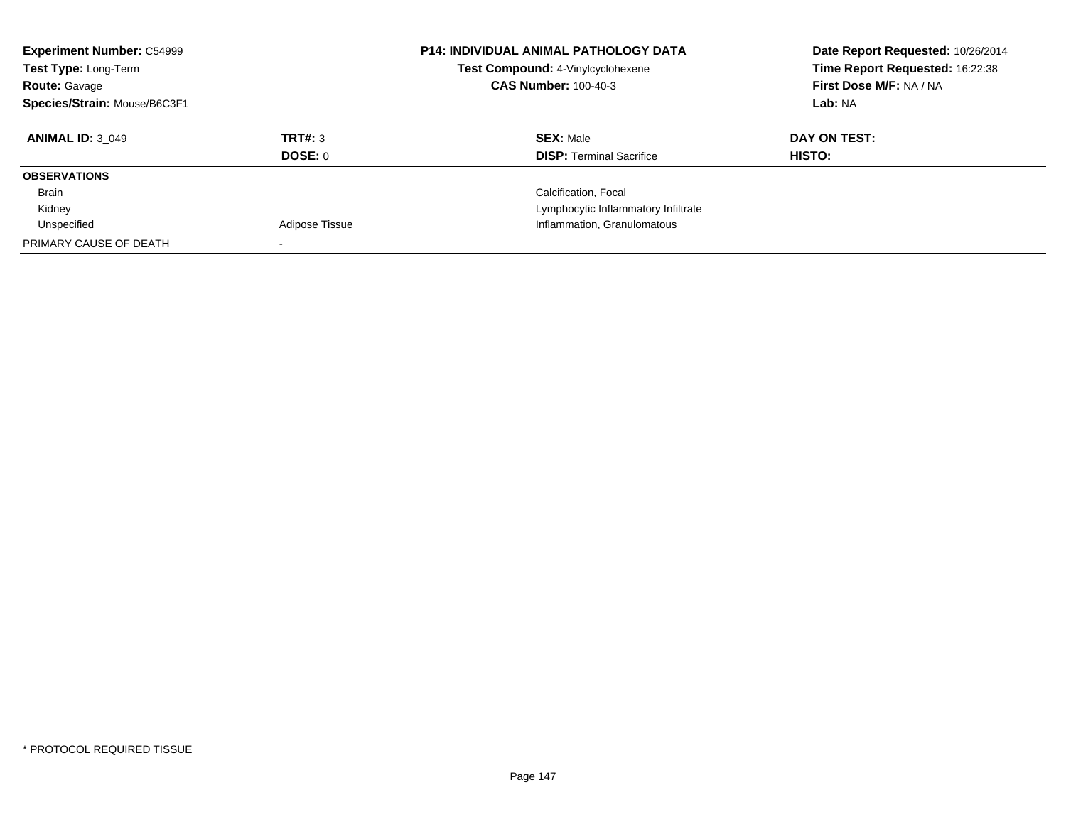**Experiment Number:** C54999
**Test Type:** Long-Term
**Route:** Gavage
**Species/Strain:** Mouse/B6C3F1

**P14: INDIVIDUAL ANIMAL PATHOLOGY DATA**
**Test Compound:** 4-Vinylcyclohexene
**CAS Number:** 100-40-3

**Date Report Requested:** 10/26/2014
**Time Report Requested:** 16:22:38
**First Dose M/F:** NA / NA
**Lab:** NA

| **ANIMAL ID:** 3_049 | **TRT#:** 3 | **SEX:** Male | **DAY ON TEST:** |
|---|---|---|---|
| | **DOSE:** 0 | **DISP:** Terminal Sacrifice | **HISTO:** |
| **OBSERVATIONS** | | | |
| Brain | | Calcification, Focal | |
| Kidney | | Lymphocytic Inflammatory Infiltrate | |
| Unspecified | Adipose Tissue | Inflammation, Granulomatous | |
| PRIMARY CAUSE OF DEATH | - | | |

* PROTOCOL REQUIRED TISSUE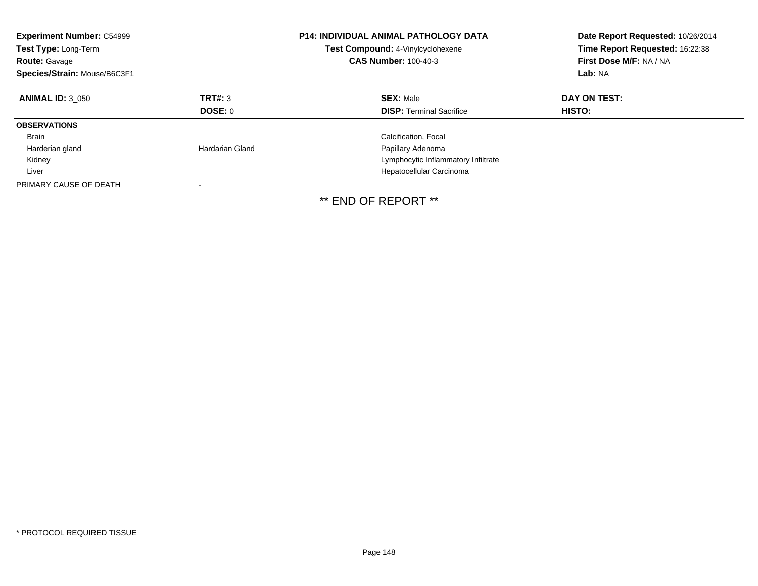**Experiment Number:** C54999
**Test Type:** Long-Term
**Route:** Gavage
**Species/Strain:** Mouse/B6C3F1

**P14: INDIVIDUAL ANIMAL PATHOLOGY DATA**
**Test Compound:** 4-Vinylcyclohexene
**CAS Number:** 100-40-3

**Date Report Requested:** 10/26/2014
**Time Report Requested:** 16:22:38
**First Dose M/F:** NA / NA
**Lab:** NA

| | | | |
|---|---|---|---|
| **ANIMAL ID:** 3_050 | **TRT#:** 3 | **SEX:** Male | **DAY ON TEST:** |
| | **DOSE:** 0 | **DISP:** Terminal Sacrifice | **HISTO:** |
| **OBSERVATIONS** | | | |
| Brain | | Calcification, Focal | |
| Harderian gland | Hardarian Gland | Papillary Adenoma | |
| Kidney | | Lymphocytic Inflammatory Infiltrate | |
| Liver | | Hepatocellular Carcinoma | |
| PRIMARY CAUSE OF DEATH | - | | |

** END OF REPORT **

* PROTOCOL REQUIRED TISSUE